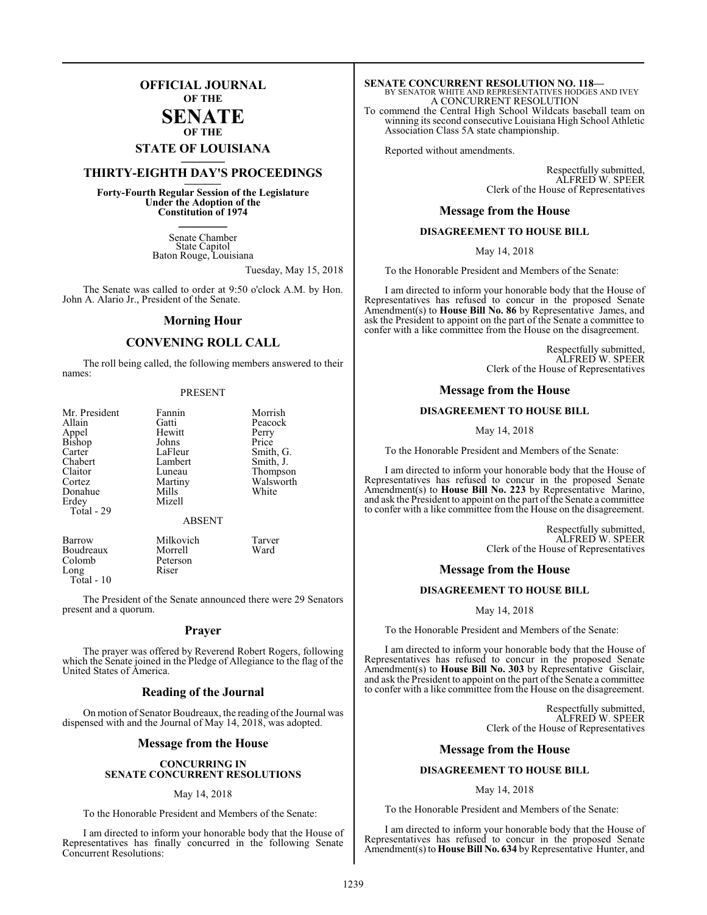# OFFICIAL JOURNAL
**OF THE**
# SENATE
**OF THE**
## STATE OF LOUISIANA

## THIRTY-EIGHTH DAY'S PROCEEDINGS

**Forty-Fourth Regular Session of the Legislature**
**Under the Adoption of the**
**Constitution of 1974**

Senate Chamber
State Capitol
Baton Rouge, Louisiana

Tuesday, May 15, 2018

The Senate was called to order at 9:50 o'clock A.M. by Hon. John A. Alario Jr., President of the Senate.

## Morning Hour

## CONVENING ROLL CALL

The roll being called, the following members answered to their names:

PRESENT

| | | |
|---|---|---|
| Mr. President | Fannin | Morrish |
| Allain | Gatti | Peacock |
| Appel | Hewitt | Perry |
| Bishop | Johns | Price |
| Carter | LaFleur | Smith, G. |
| Chabert | Lambert | Smith, J. |
| Claitor | Luneau | Thompson |
| Cortez | Martiny | Walsworth |
| Donahue | Mills | White |
| Erdey | Mizell | |
| Total - 29 | | |

ABSENT

| | | |
|---|---|---|
| Barrow | Milkovich | Tarver |
| Boudreaux | Morrell | Ward |
| Colomb | Peterson | |
| Long | Riser | |
| Total - 10 | | |

The President of the Senate announced there were 29 Senators present and a quorum.

## Prayer

The prayer was offered by Reverend Robert Rogers, following which the Senate joined in the Pledge of Allegiance to the flag of the United States of America.

## Reading of the Journal

On motion of Senator Boudreaux, the reading of the Journal was dispensed with and the Journal of May 14, 2018, was adopted.

## Message from the House

**CONCURRING IN SENATE CONCURRENT RESOLUTIONS**

May 14, 2018

To the Honorable President and Members of the Senate:

I am directed to inform your honorable body that the House of Representatives has finally concurred in the following Senate Concurrent Resolutions:

**SENATE CONCURRENT RESOLUTION NO. 118—**
BY SENATOR WHITE AND REPRESENTATIVES HODGES AND IVEY
A CONCURRENT RESOLUTION
To commend the Central High School Wildcats baseball team on winning its second consecutive Louisiana High School Athletic Association Class 5A state championship.

Reported without amendments.

Respectfully submitted,
ALFRED W. SPEER
Clerk of the House of Representatives

## Message from the House

**DISAGREEMENT TO HOUSE BILL**

May 14, 2018

To the Honorable President and Members of the Senate:

I am directed to inform your honorable body that the House of Representatives has refused to concur in the proposed Senate Amendment(s) to **House Bill No. 86** by Representative James, and ask the President to appoint on the part of the Senate a committee to confer with a like committee from the House on the disagreement.

Respectfully submitted,
ALFRED W. SPEER
Clerk of the House of Representatives

## Message from the House

**DISAGREEMENT TO HOUSE BILL**

May 14, 2018

To the Honorable President and Members of the Senate:

I am directed to inform your honorable body that the House of Representatives has refused to concur in the proposed Senate Amendment(s) to **House Bill No. 223** by Representative Marino, and ask the President to appoint on the part of the Senate a committee to confer with a like committee from the House on the disagreement.

Respectfully submitted,
ALFRED W. SPEER
Clerk of the House of Representatives

## Message from the House

**DISAGREEMENT TO HOUSE BILL**

May 14, 2018

To the Honorable President and Members of the Senate:

I am directed to inform your honorable body that the House of Representatives has refused to concur in the proposed Senate Amendment(s) to **House Bill No. 303** by Representative Gisclair, and ask the President to appoint on the part of the Senate a committee to confer with a like committee from the House on the disagreement.

Respectfully submitted,
ALFRED W. SPEER
Clerk of the House of Representatives

## Message from the House

**DISAGREEMENT TO HOUSE BILL**

May 14, 2018

To the Honorable President and Members of the Senate:

I am directed to inform your honorable body that the House of Representatives has refused to concur in the proposed Senate Amendment(s) to **House Bill No. 634** by Representative Hunter, and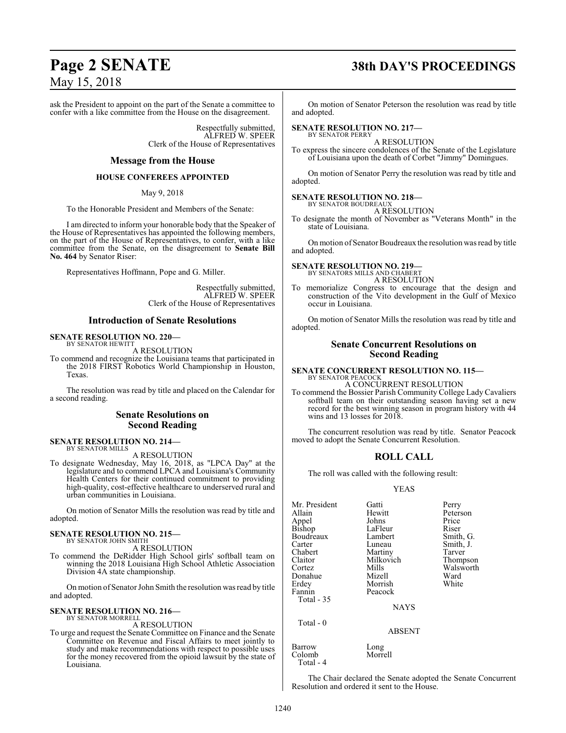ask the President to appoint on the part of the Senate a committee to confer with a like committee from the House on the disagreement.

Respectfully submitted,
ALFRED W. SPEER
Clerk of the House of Representatives

## Message from the House

### HOUSE CONFEREES APPOINTED

May 9, 2018

To the Honorable President and Members of the Senate:

I am directed to inform your honorable body that the Speaker of the House of Representatives has appointed the following members, on the part of the House of Representatives, to confer, with a like committee from the Senate, on the disagreement to **Senate Bill No. 464** by Senator Riser:

Representatives Hoffmann, Pope and G. Miller.

Respectfully submitted,
ALFRED W. SPEER
Clerk of the House of Representatives

## Introduction of Senate Resolutions

**SENATE RESOLUTION NO. 220—**
BY SENATOR HEWITT

A RESOLUTION

To commend and recognize the Louisiana teams that participated in the 2018 FIRST Robotics World Championship in Houston, Texas.

The resolution was read by title and placed on the Calendar for a second reading.

## Senate Resolutions on Second Reading

**SENATE RESOLUTION NO. 214—**
BY SENATOR MILLS

A RESOLUTION

To designate Wednesday, May 16, 2018, as "LPCA Day" at the legislature and to commend LPCA and Louisiana's Community Health Centers for their continued commitment to providing high-quality, cost-effective healthcare to underserved rural and urban communities in Louisiana.

On motion of Senator Mills the resolution was read by title and adopted.

**SENATE RESOLUTION NO. 215—**
BY SENATOR JOHN SMITH

A RESOLUTION

To commend the DeRidder High School girls' softball team on winning the 2018 Louisiana High School Athletic Association Division 4A state championship.

On motion of Senator John Smith the resolution was read by title and adopted.

**SENATE RESOLUTION NO. 216—**
BY SENATOR MORRELL

A RESOLUTION

To urge and request the Senate Committee on Finance and the Senate Committee on Revenue and Fiscal Affairs to meet jointly to study and make recommendations with respect to possible uses for the money recovered from the opioid lawsuit by the state of Louisiana.

On motion of Senator Peterson the resolution was read by title and adopted.

**SENATE RESOLUTION NO. 217—**
BY SENATOR PERRY

A RESOLUTION

To express the sincere condolences of the Senate of the Legislature of Louisiana upon the death of Corbet "Jimmy" Domingues.

On motion of Senator Perry the resolution was read by title and adopted.

**SENATE RESOLUTION NO. 218—**
BY SENATOR BOUDREAUX

A RESOLUTION

To designate the month of November as "Veterans Month" in the state of Louisiana.

On motion of Senator Boudreaux the resolution was read by title and adopted.

**SENATE RESOLUTION NO. 219—**
BY SENATORS MILLS AND CHABERT

A RESOLUTION

To memorialize Congress to encourage that the design and construction of the Vito development in the Gulf of Mexico occur in Louisiana.

On motion of Senator Mills the resolution was read by title and adopted.

## Senate Concurrent Resolutions on Second Reading

**SENATE CONCURRENT RESOLUTION NO. 115—**
BY SENATOR PEACOCK

A CONCURRENT RESOLUTION

To commend the Bossier Parish Community College Lady Cavaliers softball team on their outstanding season having set a new record for the best winning season in program history with 44 wins and 13 losses for 2018.

The concurrent resolution was read by title. Senator Peacock moved to adopt the Senate Concurrent Resolution.

## ROLL CALL

The roll was called with the following result:

YEAS

| | | |
|---|---|---|
| Mr. President | Gatti | Perry |
| Allain | Hewitt | Peterson |
| Appel | Johns | Price |
| Bishop | LaFleur | Riser |
| Boudreaux | Lambert | Smith, G. |
| Carter | Luneau | Smith, J. |
| Chabert | Martiny | Tarver |
| Claitor | Milkovich | Thompson |
| Cortez | Mills | Walsworth |
| Donahue | Mizell | Ward |
| Erdey | Morrish | White |
| Fannin | Peacock | |

Total - 35

NAYS

Total - 0

ABSENT

| | |
|---|---|
| Barrow | Long |
| Colomb | Morrell |

Total - 4

The Chair declared the Senate adopted the Senate Concurrent Resolution and ordered it sent to the House.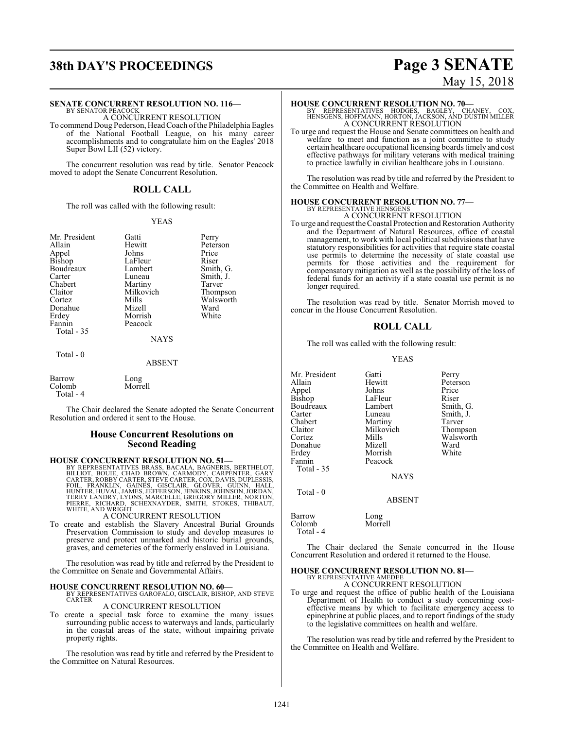**SENATE CONCURRENT RESOLUTION NO. 116—**
BY SENATOR PEACOCK
A CONCURRENT RESOLUTION

To commend Doug Pederson, Head Coach of the Philadelphia Eagles of the National Football League, on his many career accomplishments and to congratulate him on the Eagles' 2018 Super Bowl LII (52) victory.

The concurrent resolution was read by title. Senator Peacock moved to adopt the Senate Concurrent Resolution.

## ROLL CALL

The roll was called with the following result:

YEAS

| | | |
|---|---|---|
| Mr. President | Gatti | Perry |
| Allain | Hewitt | Peterson |
| Appel | Johns | Price |
| Bishop | LaFleur | Riser |
| Boudreaux | Lambert | Smith, G. |
| Carter | Luneau | Smith, J. |
| Chabert | Martiny | Tarver |
| Claitor | Milkovich | Thompson |
| Cortez | Mills | Walsworth |
| Donahue | Mizell | Ward |
| Erdey | Morrish | White |
| Fannin | Peacock | |
| Total - 35 | | |

NAYS

Total - 0

ABSENT

| | |
|---|---|
| Barrow | Long |
| Colomb | Morrell |
| Total - 4 | |

The Chair declared the Senate adopted the Senate Concurrent Resolution and ordered it sent to the House.

## House Concurrent Resolutions on Second Reading

**HOUSE CONCURRENT RESOLUTION NO. 51—**
BY REPRESENTATIVES BRASS, BACALA, BAGNERIS, BERTHELOT, BILLIOT, BOUIE, CHAD BROWN, CARMODY, CARPENTER, GARY CARTER, ROBBY CARTER, STEVE CARTER, COX, DAVIS, DUPLESSIS, FOIL, FRANKLIN, GAINES, GISCLAIR, GLOVER, GUINN, HALL, HUNTER, HUVAL, JAMES, JEFFERSON, JENKINS, JOHNSON, JORDAN, TERRY LANDRY, LYONS, MARCELLE, GREGORY MILLER, NORTON, PIERRE, RICHARD, SCHEXNAYDER, SMITH, STOKES, THIBAUT, WHITE, AND WRIGHT
A CONCURRENT RESOLUTION

To create and establish the Slavery Ancestral Burial Grounds Preservation Commission to study and develop measures to preserve and protect unmarked and historic burial grounds, graves, and cemeteries of the formerly enslaved in Louisiana.

The resolution was read by title and referred by the President to the Committee on Senate and Governmental Affairs.

**HOUSE CONCURRENT RESOLUTION NO. 60—**
BY REPRESENTATIVES GAROFALO, GISCLAIR, BISHOP, AND STEVE CARTER
A CONCURRENT RESOLUTION

To create a special task force to examine the many issues surrounding public access to waterways and lands, particularly in the coastal areas of the state, without impairing private property rights.

The resolution was read by title and referred by the President to the Committee on Natural Resources.

**HOUSE CONCURRENT RESOLUTION NO. 70—**
BY REPRESENTATIVES HODGES, BAGLEY, CHANEY, COX, HENSGENS, HOFFMANN, HORTON, JACKSON, AND DUSTIN MILLER
A CONCURRENT RESOLUTION

To urge and request the House and Senate committees on health and welfare to meet and function as a joint committee to study certain healthcare occupational licensing boards timely and cost effective pathways for military veterans with medical training to practice lawfully in civilian healthcare jobs in Louisiana.

The resolution was read by title and referred by the President to the Committee on Health and Welfare.

**HOUSE CONCURRENT RESOLUTION NO. 77—**
BY REPRESENTATIVE HENSGENS
A CONCURRENT RESOLUTION

To urge and request the Coastal Protection and Restoration Authority and the Department of Natural Resources, office of coastal management, to work with local political subdivisions that have statutory responsibilities for activities that require state coastal use permits to determine the necessity of state coastal use permits for those activities and the requirement for compensatory mitigation as well as the possibility of the loss of federal funds for an activity if a state coastal use permit is no longer required.

The resolution was read by title. Senator Morrish moved to concur in the House Concurrent Resolution.

## ROLL CALL

The roll was called with the following result:

YEAS

| | | |
|---|---|---|
| Mr. President | Gatti | Perry |
| Allain | Hewitt | Peterson |
| Appel | Johns | Price |
| Bishop | LaFleur | Riser |
| Boudreaux | Lambert | Smith, G. |
| Carter | Luneau | Smith, J. |
| Chabert | Martiny | Tarver |
| Claitor | Milkovich | Thompson |
| Cortez | Mills | Walsworth |
| Donahue | Mizell | Ward |
| Erdey | Morrish | White |
| Fannin | Peacock | |
| Total - 35 | | |

NAYS

Total - 0

ABSENT

| | |
|---|---|
| Barrow | Long |
| Colomb | Morrell |
| Total - 4 | |

The Chair declared the Senate concurred in the House Concurrent Resolution and ordered it returned to the House.

**HOUSE CONCURRENT RESOLUTION NO. 81—**
BY REPRESENTATIVE AMEDEE
A CONCURRENT RESOLUTION

To urge and request the office of public health of the Louisiana Department of Health to conduct a study concerning cost-effective means by which to facilitate emergency access to epinephrine at public places, and to report findings of the study to the legislative committees on health and welfare.

The resolution was read by title and referred by the President to the Committee on Health and Welfare.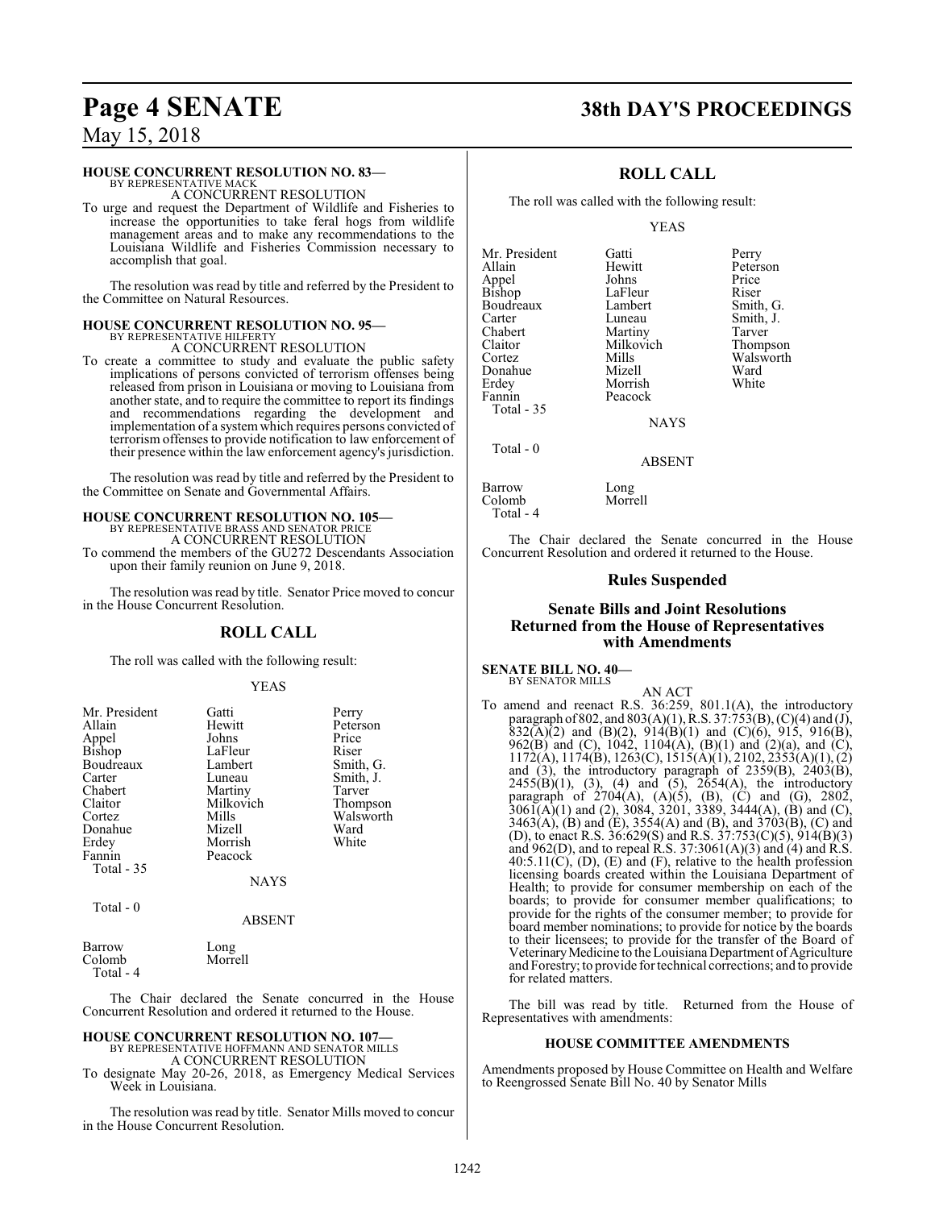**HOUSE CONCURRENT RESOLUTION NO. 83—**
BY REPRESENTATIVE MACK

A CONCURRENT RESOLUTION

To urge and request the Department of Wildlife and Fisheries to increase the opportunities to take feral hogs from wildlife management areas and to make any recommendations to the Louisiana Wildlife and Fisheries Commission necessary to accomplish that goal.

The resolution was read by title and referred by the President to the Committee on Natural Resources.

**HOUSE CONCURRENT RESOLUTION NO. 95—**
BY REPRESENTATIVE HILFERTY

A CONCURRENT RESOLUTION

To create a committee to study and evaluate the public safety implications of persons convicted of terrorism offenses being released from prison in Louisiana or moving to Louisiana from another state, and to require the committee to report its findings and recommendations regarding the development and implementation of a system which requires persons convicted of terrorism offenses to provide notification to law enforcement of their presence within the law enforcement agency's jurisdiction.

The resolution was read by title and referred by the President to the Committee on Senate and Governmental Affairs.

**HOUSE CONCURRENT RESOLUTION NO. 105—**
BY REPRESENTATIVE BRASS AND SENATOR PRICE

A CONCURRENT RESOLUTION

To commend the members of the GU272 Descendants Association upon their family reunion on June 9, 2018.

The resolution was read by title. Senator Price moved to concur in the House Concurrent Resolution.

## ROLL CALL

The roll was called with the following result:

YEAS

| | | |
|---|---|---|
| Mr. President | Gatti | Perry |
| Allain | Hewitt | Peterson |
| Appel | Johns | Price |
| Bishop | LaFleur | Riser |
| Boudreaux | Lambert | Smith, G. |
| Carter | Luneau | Smith, J. |
| Chabert | Martiny | Tarver |
| Claitor | Milkovich | Thompson |
| Cortez | Mills | Walsworth |
| Donahue | Mizell | Ward |
| Erdey | Morrish | White |
| Fannin | Peacock | |

Total - 35

NAYS

Total - 0

ABSENT

| | |
|---|---|
| Barrow | Long |
| Colomb | Morrell |

Total - 4

The Chair declared the Senate concurred in the House Concurrent Resolution and ordered it returned to the House.

**HOUSE CONCURRENT RESOLUTION NO. 107—**
BY REPRESENTATIVE HOFFMANN AND SENATOR MILLS

A CONCURRENT RESOLUTION

To designate May 20-26, 2018, as Emergency Medical Services Week in Louisiana.

The resolution was read by title. Senator Mills moved to concur in the House Concurrent Resolution.

## ROLL CALL

The roll was called with the following result:

YEAS

| | | |
|---|---|---|
| Mr. President | Gatti | Perry |
| Allain | Hewitt | Peterson |
| Appel | Johns | Price |
| Bishop | LaFleur | Riser |
| Boudreaux | Lambert | Smith, G. |
| Carter | Luneau | Smith, J. |
| Chabert | Martiny | Tarver |
| Claitor | Milkovich | Thompson |
| Cortez | Mills | Walsworth |
| Donahue | Mizell | Ward |
| Erdey | Morrish | White |
| Fannin | Peacock | |

Total - 35

NAYS

Total - 0

ABSENT

| | |
|---|---|
| Barrow | Long |
| Colomb | Morrell |

Total - 4

The Chair declared the Senate concurred in the House Concurrent Resolution and ordered it returned to the House.

## Rules Suspended

## Senate Bills and Joint Resolutions Returned from the House of Representatives with Amendments

**SENATE BILL NO. 40—**
BY SENATOR MILLS

AN ACT

To amend and reenact R.S. 36:259, 801.1(A), the introductory paragraph of 802, and 803(A)(1), R.S. 37:753(B), (C)(4) and (J), 832(A)(2) and (B)(2), 914(B)(1) and (C)(6), 915, 916(B), 962(B) and (C), 1042, 1104(A), (B)(1) and (2)(a), and (C), 1172(A), 1174(B), 1263(C), 1515(A)(1), 2102, 2353(A)(1), (2) and (3), the introductory paragraph of 2359(B), 2403(B), 2455(B)(1), (3), (4) and (5), 2654(A), the introductory paragraph of 2704(A), (A)(5), (B), (C) and (G), 2802, 3061(A)(1) and (2), 3084, 3201, 3389, 3444(A), (B) and (C), 3463(A), (B) and (E), 3554(A) and (B), and 3703(B), (C) and (D), to enact R.S. 36:629(S) and R.S. 37:753(C)(5), 914(B)(3) and 962(D), and to repeal R.S. 37:3061(A)(3) and (4) and R.S. 40:5.11(C), (D), (E) and (F), relative to the health profession licensing boards created within the Louisiana Department of Health; to provide for consumer membership on each of the boards; to provide for consumer member qualifications; to provide for the rights of the consumer member; to provide for board member nominations; to provide for notice by the boards to their licensees; to provide for the transfer of the Board of Veterinary Medicine to the Louisiana Department of Agriculture and Forestry; to provide for technical corrections; and to provide for related matters.

The bill was read by title. Returned from the House of Representatives with amendments:

### HOUSE COMMITTEE AMENDMENTS

Amendments proposed by House Committee on Health and Welfare to Reengrossed Senate Bill No. 40 by Senator Mills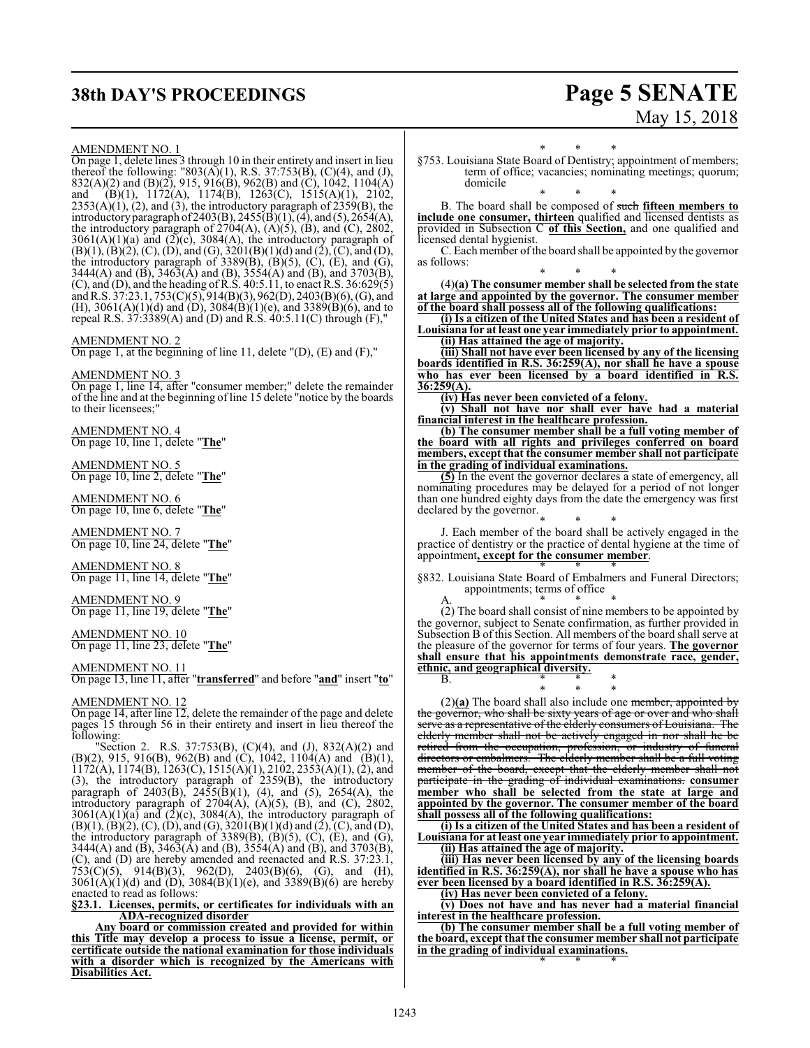AMENDMENT NO. 1

On page 1, delete lines 3 through 10 in their entirety and insert in lieu thereof the following: "803(A)(1), R.S. 37:753(B), (C)(4), and (J), 832(A)(2) and (B)(2), 915, 916(B), 962(B) and (C), 1042, 1104(A) and (B)(1), 1172(A), 1174(B), 1263(C), 1515(A)(1), 2102, 2353(A)(1), (2), and (3), the introductory paragraph of 2359(B), the introductory paragraph of 2403(B), 2455(B)(1), (4), and (5), 2654(A), the introductory paragraph of 2704(A), (A)(5), (B), and (C), 2802, 3061(A)(1)(a) and (2)(c), 3084(A), the introductory paragraph of (B)(1), (B)(2), (C), (D), and (G), 3201(B)(1)(d) and (2), (C), and (D), the introductory paragraph of 3389(B), (B)(5), (C), (E), and (G), 3444(A) and (B), 3463(A) and (B), 3554(A) and (B), and 3703(B), (C), and (D), and the heading of R.S. 40:5.11, to enact R.S. 36:629(5) and R.S. 37:23.1, 753(C)(5), 914(B)(3), 962(D), 2403(B)(6), (G), and (H), 3061(A)(1)(d) and (D), 3084(B)(1)(e), and 3389(B)(6), and to repeal R.S. 37:3389(A) and (D) and R.S. 40:5.11(C) through (F),"

AMENDMENT NO. 2

On page 1, at the beginning of line 11, delete "(D), (E) and (F),"

AMENDMENT NO. 3

On page 1, line 14, after "consumer member;" delete the remainder of the line and at the beginning of line 15 delete "notice by the boards to their licensees;"

AMENDMENT NO. 4

On page 10, line 1, delete "**The**"

AMENDMENT NO. 5

On page 10, line 2, delete "**The**"

AMENDMENT NO. 6

On page 10, line 6, delete "**The**"

AMENDMENT NO. 7

On page 10, line 24, delete "**The**"

AMENDMENT NO. 8

On page 11, line 14, delete "**The**"

AMENDMENT NO. 9

On page 11, line 19, delete "**The**"

AMENDMENT NO. 10

On page 11, line 23, delete "**The**"

AMENDMENT NO. 11

On page 13, line 11, after "**transferred**" and before "**and**" insert "**to**"

AMENDMENT NO. 12

On page 14, after line 12, delete the remainder of the page and delete pages 15 through 56 in their entirety and insert in lieu thereof the following:

"Section 2. R.S. 37:753(B), (C)(4), and (J), 832(A)(2) and (B)(2), 915, 916(B), 962(B) and (C), 1042, 1104(A) and (B)(1), 1172(A), 1174(B), 1263(C), 1515(A)(1), 2102, 2353(A)(1), (2), and (3), the introductory paragraph of 2359(B), the introductory paragraph of 2403(B), 2455(B)(1), (4), and (5), 2654(A), the introductory paragraph of 2704(A), (A)(5), (B), and (C), 2802, 3061(A)(1)(a) and (2)(c), 3084(A), the introductory paragraph of (B)(1), (B)(2), (C), (D), and (G), 3201(B)(1)(d) and (2), (C), and (D), the introductory paragraph of 3389(B), (B)(5), (C), (E), and (G), 3444(A) and (B), 3463(A) and (B), 3554(A) and (B), and 3703(B), (C), and (D) are hereby amended and reenacted and R.S. 37:23.1, 753(C)(5), 914(B)(3), 962(D), 2403(B)(6), (G), and (H), 3061(A)(1)(d) and (D), 3084(B)(1)(e), and 3389(B)(6) are hereby enacted to read as follows:

**§23.1. Licenses, permits, or certificates for individuals with an ADA-recognized disorder**

**Any board or commission created and provided for within this Title may develop a process to issue a license, permit, or certificate outside the national examination for those individuals with a disorder which is recognized by the Americans with Disabilities Act.**

\* \* \*

§753. Louisiana State Board of Dentistry; appointment of members; term of office; vacancies; nominating meetings; quorum; domicile

\* \* \*

B. The board shall be composed of ~~such~~ **fifteen members to include one consumer, thirteen** qualified and licensed dentists as provided in Subsection C **of this Section,** and one qualified and licensed dental hygienist.

C. Each member of the board shall be appointed by the governor as follows:

\* \* \*

(4)**(a) The consumer member shall be selected from the state at large and appointed by the governor. The consumer member of the board shall possess all of the following qualifications:**

**(i) Is a citizen of the United States and has been a resident of Louisiana for at least one year immediately prior to appointment.**

**(ii) Has attained the age of majority.**

**(iii) Shall not have ever been licensed by any of the licensing boards identified in R.S. 36:259(A), nor shall he have a spouse who has ever been licensed by a board identified in R.S. 36:259(A).**

**(iv) Has never been convicted of a felony.**

**(v) Shall not have nor shall ever have had a material financial interest in the healthcare profession.**

**(b) The consumer member shall be a full voting member of the board with all rights and privileges conferred on board members, except that the consumer member shall not participate in the grading of individual examinations.**

**(5)** In the event the governor declares a state of emergency, all nominating procedures may be delayed for a period of not longer than one hundred eighty days from the date the emergency was first declared by the governor.

\* \* \*

J. Each member of the board shall be actively engaged in the practice of dentistry or the practice of dental hygiene at the time of appointment**, except for the consumer member**.

\* \* \*

§832. Louisiana State Board of Embalmers and Funeral Directors; appointments; terms of office

A. \* \* \*

(2) The board shall consist of nine members to be appointed by the governor, subject to Senate confirmation, as further provided in Subsection B of this Section. All members of the board shall serve at the pleasure of the governor for terms of four years. **The governor shall ensure that his appointments demonstrate race, gender, ethnic, and geographical diversity.**

B. \* \* \*

\* \* \*

(2)**(a)** The board shall also include one ~~member, appointed by the governor, who shall be sixty years of age or over and who shall serve as a representative of the elderly consumers of Louisiana. The elderly member shall not be actively engaged in nor shall he be retired from the occupation, profession, or industry of funeral directors or embalmers. The elderly member shall be a full voting member of the board, except that the elderly member shall not participate in the grading of individual examinations.~~ **consumer member who shall be selected from the state at large and appointed by the governor. The consumer member of the board shall possess all of the following qualifications:**

**(i) Is a citizen of the United States and has been a resident of Louisiana for at least one year immediately prior to appointment.**

**(ii) Has attained the age of majority.**

**(iii) Has never been licensed by any of the licensing boards identified in R.S. 36:259(A), nor shall he have a spouse who has ever been licensed by a board identified in R.S. 36:259(A).**

**(iv) Has never been convicted of a felony.**

**(v) Does not have and has never had a material financial interest in the healthcare profession.**

**(b) The consumer member shall be a full voting member of the board, except that the consumer member shall not participate in the grading of individual examinations.**

\* \* \*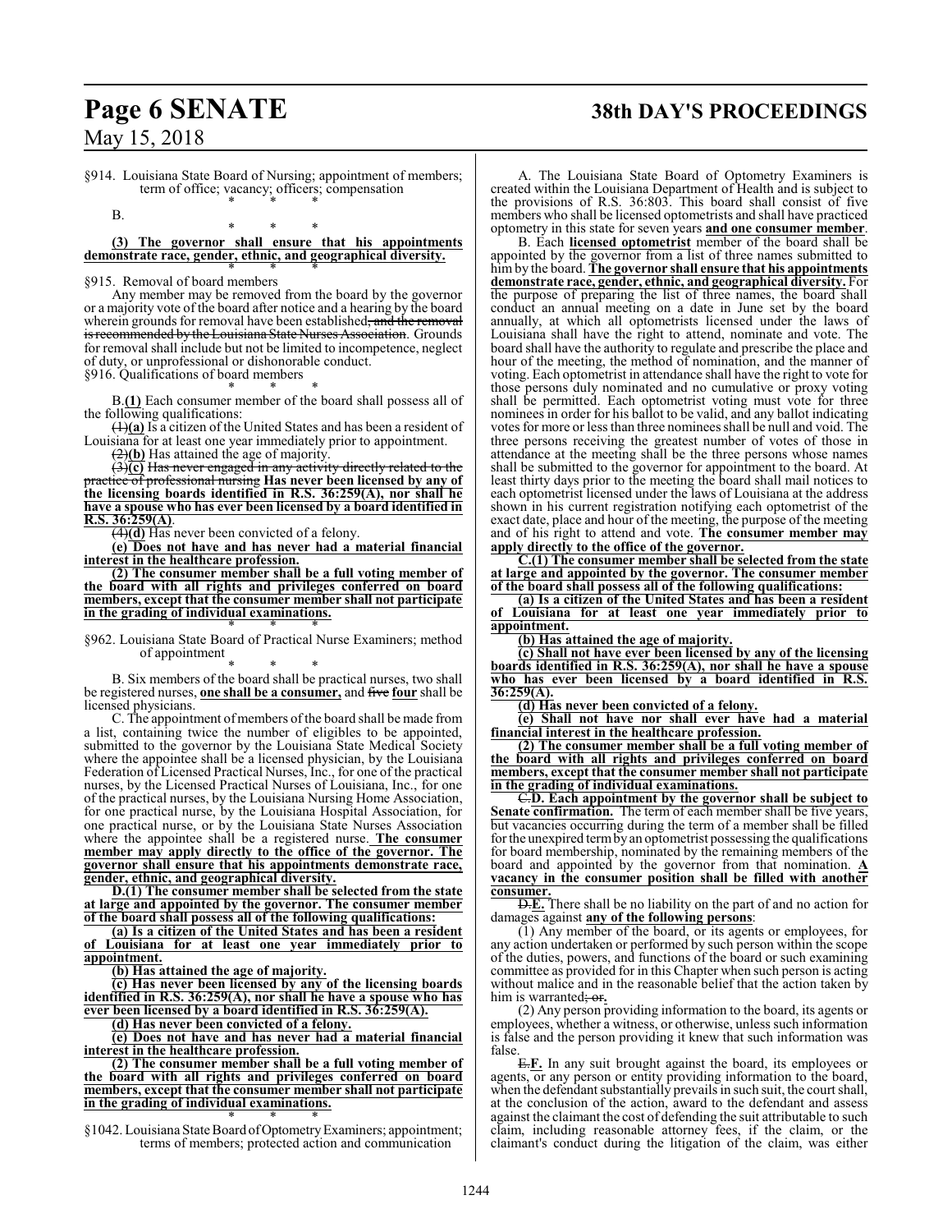§914. Louisiana State Board of Nursing; appointment of members; term of office; vacancy; officers; compensation

\* \* \*

B.

\* \* \*

**(3) The governor shall ensure that his appointments demonstrate race, gender, ethnic, and geographical diversity.**

\* \* \*

§915. Removal of board members

Any member may be removed from the board by the governor or a majority vote of the board after notice and a hearing by the board wherein grounds for removal have been established~~, and the removal is recommended by the Louisiana State Nurses Association~~. Grounds for removal shall include but not be limited to incompetence, neglect of duty, or unprofessional or dishonorable conduct.

§916. Qualifications of board members

\* \* \*

B.**(1)** Each consumer member of the board shall possess all of the following qualifications:

~~(1)~~**(a)** Is a citizen of the United States and has been a resident of Louisiana for at least one year immediately prior to appointment.

~~(2)~~**(b)** Has attained the age of majority.

~~(3)~~**(c)** ~~Has never engaged in any activity directly related to the practice of professional nursing~~ **Has never been licensed by any of the licensing boards identified in R.S. 36:259(A), nor shall he have a spouse who has ever been licensed by a board identified in R.S. 36:259(A)**.

~~(4)~~**(d)** Has never been convicted of a felony.

**(e) Does not have and has never had a material financial interest in the healthcare profession.**

**(2) The consumer member shall be a full voting member of the board with all rights and privileges conferred on board members, except that the consumer member shall not participate in the grading of individual examinations.**

\* \* \*

§962. Louisiana State Board of Practical Nurse Examiners; method of appointment

\* \* \*

B. Six members of the board shall be practical nurses, two shall be registered nurses, **one shall be a consumer,** and ~~five~~ **four** shall be licensed physicians.

C. The appointment of members of the board shall be made from a list, containing twice the number of eligibles to be appointed, submitted to the governor by the Louisiana State Medical Society where the appointee shall be a licensed physician, by the Louisiana Federation of Licensed Practical Nurses, Inc., for one of the practical nurses, by the Licensed Practical Nurses of Louisiana, Inc., for one of the practical nurses, by the Louisiana Nursing Home Association, for one practical nurse, by the Louisiana Hospital Association, for one practical nurse, or by the Louisiana State Nurses Association where the appointee shall be a registered nurse. **The consumer member may apply directly to the office of the governor. The governor shall ensure that his appointments demonstrate race, gender, ethnic, and geographical diversity.**

**D.(1) The consumer member shall be selected from the state at large and appointed by the governor. The consumer member of the board shall possess all of the following qualifications:**

**(a) Is a citizen of the United States and has been a resident of Louisiana for at least one year immediately prior to appointment.**

**(b) Has attained the age of majority.**

**(c) Has never been licensed by any of the licensing boards identified in R.S. 36:259(A), nor shall he have a spouse who has ever been licensed by a board identified in R.S. 36:259(A).**

**(d) Has never been convicted of a felony.**

**(e) Does not have and has never had a material financial interest in the healthcare profession.**

**(2) The consumer member shall be a full voting member of the board with all rights and privileges conferred on board members, except that the consumer member shall not participate in the grading of individual examinations.**

\* \* \*

§1042. Louisiana State Board of Optometry Examiners; appointment; terms of members; protected action and communication

A. The Louisiana State Board of Optometry Examiners is created within the Louisiana Department of Health and is subject to the provisions of R.S. 36:803. This board shall consist of five members who shall be licensed optometrists and shall have practiced optometry in this state for seven years **and one consumer member**.

B. Each **licensed optometrist** member of the board shall be appointed by the governor from a list of three names submitted to him by the board. **The governor shall ensure that his appointments demonstrate race, gender, ethnic, and geographical diversity.** For the purpose of preparing the list of three names, the board shall conduct an annual meeting on a date in June set by the board annually, at which all optometrists licensed under the laws of Louisiana shall have the right to attend, nominate and vote. The board shall have the authority to regulate and prescribe the place and hour of the meeting, the method of nomination, and the manner of voting. Each optometrist in attendance shall have the right to vote for those persons duly nominated and no cumulative or proxy voting shall be permitted. Each optometrist voting must vote for three nominees in order for his ballot to be valid, and any ballot indicating votes for more or less than three nominees shall be null and void. The three persons receiving the greatest number of votes of those in attendance at the meeting shall be the three persons whose names shall be submitted to the governor for appointment to the board. At least thirty days prior to the meeting the board shall mail notices to each optometrist licensed under the laws of Louisiana at the address shown in his current registration notifying each optometrist of the exact date, place and hour of the meeting, the purpose of the meeting and of his right to attend and vote. **The consumer member may apply directly to the office of the governor.**

**C.(1) The consumer member shall be selected from the state at large and appointed by the governor. The consumer member of the board shall possess all of the following qualifications:**

**(a) Is a citizen of the United States and has been a resident of Louisiana for at least one year immediately prior to appointment.**

**(b) Has attained the age of majority.**

**(c) Shall not have ever been licensed by any of the licensing boards identified in R.S. 36:259(A), nor shall he have a spouse who has ever been licensed by a board identified in R.S. 36:259(A).**

**(d) Has never been convicted of a felony.**

**(e) Shall not have nor shall ever have had a material financial interest in the healthcare profession.**

**(2) The consumer member shall be a full voting member of the board with all rights and privileges conferred on board members, except that the consumer member shall not participate in the grading of individual examinations.**

~~C.~~**D. Each appointment by the governor shall be subject to Senate confirmation.** The term of each member shall be five years, but vacancies occurring during the term of a member shall be filled for the unexpired term by an optometrist possessing the qualifications for board membership, nominated by the remaining members of the board and appointed by the governor from that nomination. **A vacancy in the consumer position shall be filled with another consumer.**

~~D.~~**E.** There shall be no liability on the part of and no action for damages against **any of the following persons**:

(1) Any member of the board, or its agents or employees, for any action undertaken or performed by such person within the scope of the duties, powers, and functions of the board or such examining committee as provided for in this Chapter when such person is acting without malice and in the reasonable belief that the action taken by him is warranted~~; or~~**.**

(2) Any person providing information to the board, its agents or employees, whether a witness, or otherwise, unless such information is false and the person providing it knew that such information was false.

~~E.~~**F.** In any suit brought against the board, its employees or agents, or any person or entity providing information to the board, when the defendant substantially prevails in such suit, the court shall, at the conclusion of the action, award to the defendant and assess against the claimant the cost of defending the suit attributable to such claim, including reasonable attorney fees, if the claim, or the claimant's conduct during the litigation of the claim, was either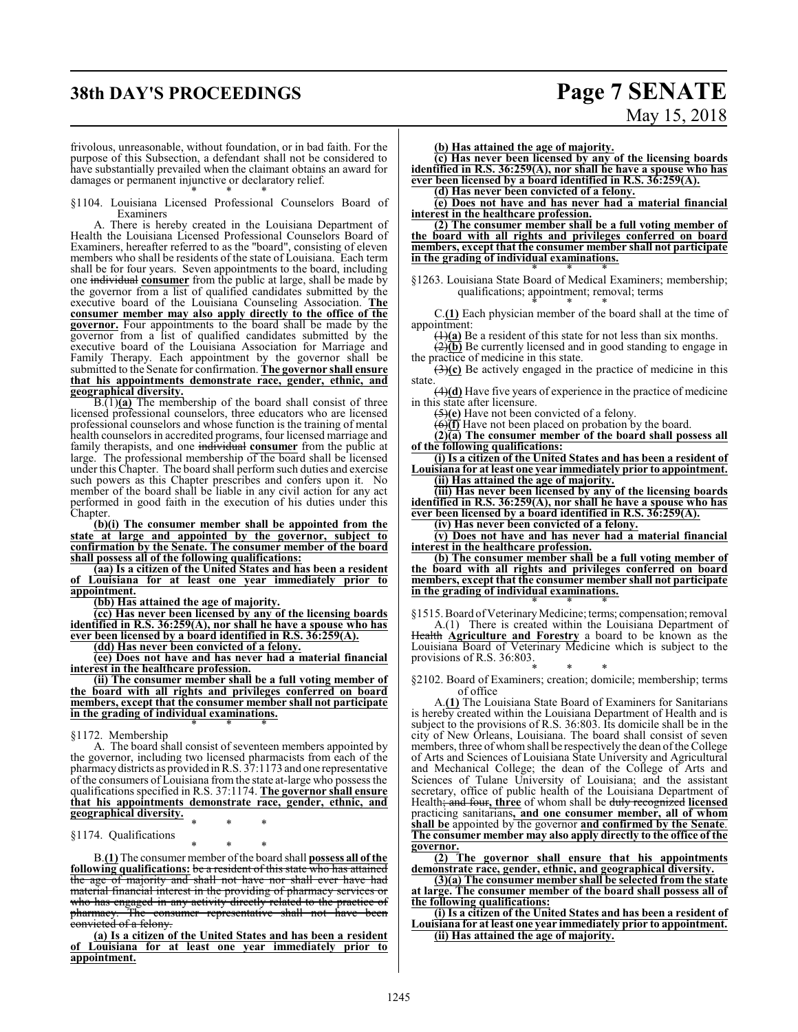frivolous, unreasonable, without foundation, or in bad faith. For the purpose of this Subsection, a defendant shall not be considered to have substantially prevailed when the claimant obtains an award for damages or permanent injunctive or declaratory relief.

\* \* \*

§1104. Louisiana Licensed Professional Counselors Board of Examiners

A. There is hereby created in the Louisiana Department of Health the Louisiana Licensed Professional Counselors Board of Examiners, hereafter referred to as the "board", consisting of eleven members who shall be residents of the state of Louisiana. Each term shall be for four years. Seven appointments to the board, including one ~~individual~~ **consumer** from the public at large, shall be made by the governor from a list of qualified candidates submitted by the executive board of the Louisiana Counseling Association. **The consumer member may also apply directly to the office of the governor.** Four appointments to the board shall be made by the governor from a list of qualified candidates submitted by the executive board of the Louisiana Association for Marriage and Family Therapy. Each appointment by the governor shall be submitted to the Senate for confirmation. **The governor shall ensure that his appointments demonstrate race, gender, ethnic, and geographical diversity.**

B.(1)**(a)** The membership of the board shall consist of three licensed professional counselors, three educators who are licensed professional counselors and whose function is the training of mental health counselors in accredited programs, four licensed marriage and family therapists, and one ~~individual~~ **consumer** from the public at large. The professional membership of the board shall be licensed under this Chapter. The board shall perform such duties and exercise such powers as this Chapter prescribes and confers upon it. No member of the board shall be liable in any civil action for any act performed in good faith in the execution of his duties under this Chapter.

**(b)(i) The consumer member shall be appointed from the state at large and appointed by the governor, subject to confirmation by the Senate. The consumer member of the board shall possess all of the following qualifications:**

**(aa) Is a citizen of the United States and has been a resident of Louisiana for at least one year immediately prior to appointment.**

**(bb) Has attained the age of majority.**

**(cc) Has never been licensed by any of the licensing boards identified in R.S. 36:259(A), nor shall he have a spouse who has ever been licensed by a board identified in R.S. 36:259(A).**

**(dd) Has never been convicted of a felony.**

**(ee) Does not have and has never had a material financial interest in the healthcare profession.**

**(ii) The consumer member shall be a full voting member of the board with all rights and privileges conferred on board members, except that the consumer member shall not participate in the grading of individual examinations.**

\* \* \*

§1172. Membership

A. The board shall consist of seventeen members appointed by the governor, including two licensed pharmacists from each of the pharmacy districts as provided in R.S. 37:1173 and one representative of the consumers of Louisiana from the state at-large who possess the qualifications specified in R.S. 37:1174. **The governor shall ensure that his appointments demonstrate race, gender, ethnic, and geographical diversity.**

\* \* \*

§1174. Qualifications

\* \* \*

B.**(1)** The consumer member of the board shall **possess all of the following qualifications:** ~~be a resident of this state who has attained the age of majority and shall not have nor shall ever have had material financial interest in the providing of pharmacy services or who has engaged in any activity directly related to the practice of pharmacy. The consumer representative shall not have been convicted of a felony.~~

**(a) Is a citizen of the United States and has been a resident of Louisiana for at least one year immediately prior to appointment.**

**(b) Has attained the age of majority.**

**(c) Has never been licensed by any of the licensing boards identified in R.S. 36:259(A), nor shall he have a spouse who has ever been licensed by a board identified in R.S. 36:259(A).**

**(d) Has never been convicted of a felony.**

**(e) Does not have and has never had a material financial interest in the healthcare profession.**

**(2) The consumer member shall be a full voting member of the board with all rights and privileges conferred on board members, except that the consumer member shall not participate in the grading of individual examinations.**

\* \* \*

§1263. Louisiana State Board of Medical Examiners; membership; qualifications; appointment; removal; terms

\* \* \*

C.**(1)** Each physician member of the board shall at the time of appointment:

~~(1)~~**(a)** Be a resident of this state for not less than six months.

~~(2)~~**(b)** Be currently licensed and in good standing to engage in the practice of medicine in this state.

~~(3)~~**(c)** Be actively engaged in the practice of medicine in this state.

~~(4)~~**(d)** Have five years of experience in the practice of medicine in this state after licensure.

~~(5)~~**(e)** Have not been convicted of a felony.

~~(6)~~**(f)** Have not been placed on probation by the board.

**(2)(a) The consumer member of the board shall possess all of the following qualifications:**

**(i) Is a citizen of the United States and has been a resident of Louisiana for at least one year immediately prior to appointment.**

**(ii) Has attained the age of majority.**

**(iii) Has never been licensed by any of the licensing boards identified in R.S. 36:259(A), nor shall he have a spouse who has ever been licensed by a board identified in R.S. 36:259(A).**

**(iv) Has never been convicted of a felony.**

**(v) Does not have and has never had a material financial interest in the healthcare profession.**

**(b) The consumer member shall be a full voting member of the board with all rights and privileges conferred on board members, except that the consumer member shall not participate in the grading of individual examinations.**

\* \* \*

§1515. Board of Veterinary Medicine; terms; compensation; removal

A.(1) There is created within the Louisiana Department of ~~Health~~ **Agriculture and Forestry** a board to be known as the Louisiana Board of Veterinary Medicine which is subject to the provisions of R.S. 36:803.

\* \* \*

§2102. Board of Examiners; creation; domicile; membership; terms of office

A.**(1)** The Louisiana State Board of Examiners for Sanitarians is hereby created within the Louisiana Department of Health and is subject to the provisions of R.S. 36:803. Its domicile shall be in the city of New Orleans, Louisiana. The board shall consist of seven members, three of whom shall be respectively the dean of the College of Arts and Sciences of Louisiana State University and Agricultural and Mechanical College; the dean of the College of Arts and Sciences of Tulane University of Louisiana; and the assistant secretary, office of public health of the Louisiana Department of Health~~; and four~~**, three** of whom shall be ~~duly recognized~~ **licensed** practicing sanitarians**, and one consumer member, all of whom shall be** appointed by the governor **and confirmed by the Senate**. **The consumer member may also apply directly to the office of the governor.**

**(2) The governor shall ensure that his appointments demonstrate race, gender, ethnic, and geographical diversity.**

**(3)(a) The consumer member shall be selected from the state at large. The consumer member of the board shall possess all of the following qualifications:**

**(i) Is a citizen of the United States and has been a resident of Louisiana for at least one year immediately prior to appointment.**

**(ii) Has attained the age of majority.**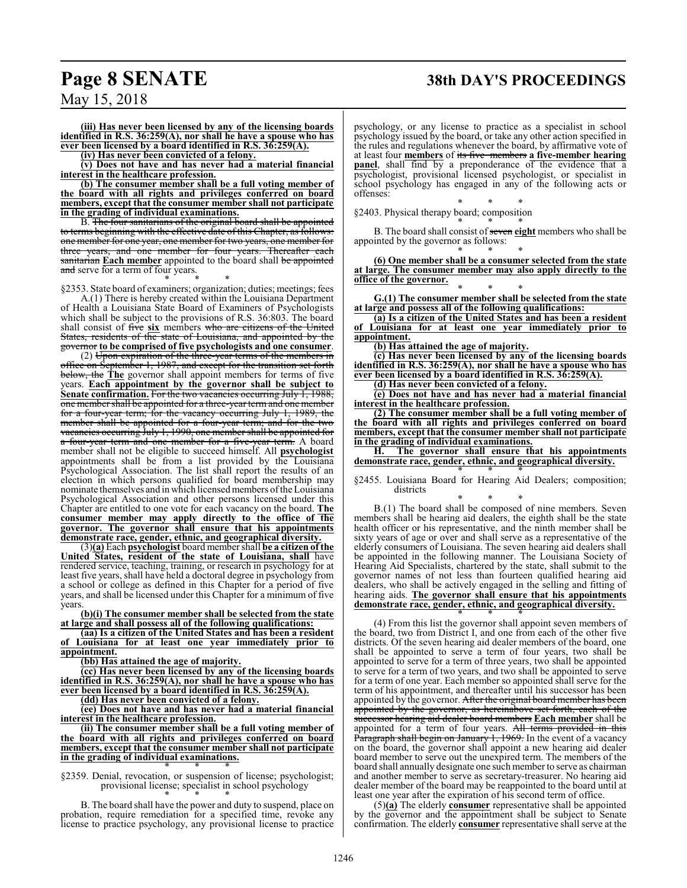**(iii) Has never been licensed by any of the licensing boards identified in R.S. 36:259(A), nor shall he have a spouse who has ever been licensed by a board identified in R.S. 36:259(A).**

**(iv) Has never been convicted of a felony.**

**(v) Does not have and has never had a material financial interest in the healthcare profession.**

**(b) The consumer member shall be a full voting member of the board with all rights and privileges conferred on board members, except that the consumer member shall not participate in the grading of individual examinations.**

B. ~~The four sanitarians of the original board shall be appointed to terms beginning with the effective date of this Chapter, as follows: one member for one year, one member for two years, one member for three years, and one member for four years. Thereafter each sanitarian~~ **Each member** appointed to the board shall ~~be appointed and~~ serve for a term of four years.

\* \* \*

§2353. State board of examiners; organization; duties; meetings; fees

A.(1) There is hereby created within the Louisiana Department of Health a Louisiana State Board of Examiners of Psychologists which shall be subject to the provisions of R.S. 36:803. The board shall consist of ~~five~~ **six** members ~~who are citizens of the United States, residents of the state of Louisiana, and appointed by the governor~~ **to be comprised of five psychologists and one consumer**.

(2) ~~Upon expiration of the three-year terms of the members in office on September 1, 1987, and except for the transition set forth below, the~~ **The** governor shall appoint members for terms of five years. **Each appointment by the governor shall be subject to Senate confirmation.** ~~For the two vacancies occurring July 1, 1988, one member shall be appointed for a three-year term and one member for a four-year term; for the vacancy occurring July 1, 1989, the member shall be appointed for a four-year term; and for the two vacancies occurring July 1, 1990, one member shall be appointed for a four-year term and one member for a five-year term.~~ A board member shall not be eligible to succeed himself. All **psychologist** appointments shall be from a list provided by the Louisiana Psychological Association. The list shall report the results of an election in which persons qualified for board membership may nominate themselves and in which licensed members of the Louisiana Psychological Association and other persons licensed under this Chapter are entitled to one vote for each vacancy on the board. **The consumer member may apply directly to the office of the governor. The governor shall ensure that his appointments demonstrate race, gender, ethnic, and geographical diversity.**

(3)**(a)** Each **psychologist** board member shall **be a citizen of the United States, resident of the state of Louisiana, shall** have rendered service, teaching, training, or research in psychology for at least five years, shall have held a doctoral degree in psychology from a school or college as defined in this Chapter for a period of five years, and shall be licensed under this Chapter for a minimum of five years.

**(b)(i) The consumer member shall be selected from the state at large and shall possess all of the following qualifications:**

**(aa) Is a citizen of the United States and has been a resident of Louisiana for at least one year immediately prior to appointment.**

**(bb) Has attained the age of majority.**

**(cc) Has never been licensed by any of the licensing boards identified in R.S. 36:259(A), nor shall he have a spouse who has ever been licensed by a board identified in R.S. 36:259(A).**

**(dd) Has never been convicted of a felony.**

**(ee) Does not have and has never had a material financial interest in the healthcare profession.**

**(ii) The consumer member shall be a full voting member of the board with all rights and privileges conferred on board members, except that the consumer member shall not participate in the grading of individual examinations.**

\* \* \*

§2359. Denial, revocation, or suspension of license; psychologist; provisional license; specialist in school psychology

\* \* \*

B. The board shall have the power and duty to suspend, place on probation, require remediation for a specified time, revoke any license to practice psychology, any provisional license to practice psychology, or any license to practice as a specialist in school psychology issued by the board, or take any other action specified in the rules and regulations whenever the board, by affirmative vote of at least four **members** of ~~its five members~~ **a five-member hearing panel**, shall find by a preponderance of the evidence that a psychologist, provisional licensed psychologist, or specialist in school psychology has engaged in any of the following acts or offenses:

\* \* \*

§2403. Physical therapy board; composition

\* \* \*

B. The board shall consist of ~~seven~~ **eight** members who shall be appointed by the governor as follows:

\* \* \*

**(6) One member shall be a consumer selected from the state at large. The consumer member may also apply directly to the office of the governor.**

\* \* \*

**G.(1) The consumer member shall be selected from the state at large and possess all of the following qualifications:**

**(a) Is a citizen of the United States and has been a resident of Louisiana for at least one year immediately prior to appointment.**

**(b) Has attained the age of majority.**

**(c) Has never been licensed by any of the licensing boards identified in R.S. 36:259(A), nor shall he have a spouse who has ever been licensed by a board identified in R.S. 36:259(A).**

**(d) Has never been convicted of a felony.**

**(e) Does not have and has never had a material financial interest in the healthcare profession.**

**(2) The consumer member shall be a full voting member of the board with all rights and privileges conferred on board members, except that the consumer member shall not participate in the grading of individual examinations.**

**H. The governor shall ensure that his appointments demonstrate race, gender, ethnic, and geographical diversity.**

\* \* \*

§2455. Louisiana Board for Hearing Aid Dealers; composition; districts

\* \* \*

B.(1) The board shall be composed of nine members. Seven members shall be hearing aid dealers, the eighth shall be the state health officer or his representative, and the ninth member shall be sixty years of age or over and shall serve as a representative of the elderly consumers of Louisiana. The seven hearing aid dealers shall be appointed in the following manner. The Louisiana Society of Hearing Aid Specialists, chartered by the state, shall submit to the governor names of not less than fourteen qualified hearing aid dealers, who shall be actively engaged in the selling and fitting of hearing aids. **The governor shall ensure that his appointments demonstrate race, gender, ethnic, and geographical diversity.**

\* \* \*

(4) From this list the governor shall appoint seven members of the board, two from District I, and one from each of the other five districts. Of the seven hearing aid dealer members of the board, one shall be appointed to serve a term of four years, two shall be appointed to serve for a term of three years, two shall be appointed to serve for a term of two years, and two shall be appointed to serve for a term of one year. Each member so appointed shall serve for the term of his appointment, and thereafter until his successor has been appointed by the governor. ~~After the original board member has been appointed by the governor, as hereinabove set forth, each of the successor hearing aid dealer board members~~ **Each member** shall be appointed for a term of four years. ~~All terms provided in this Paragraph shall begin on January 1, 1969.~~ In the event of a vacancy on the board, the governor shall appoint a new hearing aid dealer board member to serve out the unexpired term. The members of the board shall annually designate one such member to serve as chairman and another member to serve as secretary-treasurer. No hearing aid dealer member of the board may be reappointed to the board until at least one year after the expiration of his second term of office.

(5)**(a)** The elderly **consumer** representative shall be appointed by the governor and the appointment shall be subject to Senate confirmation. The elderly **consumer** representative shall serve at the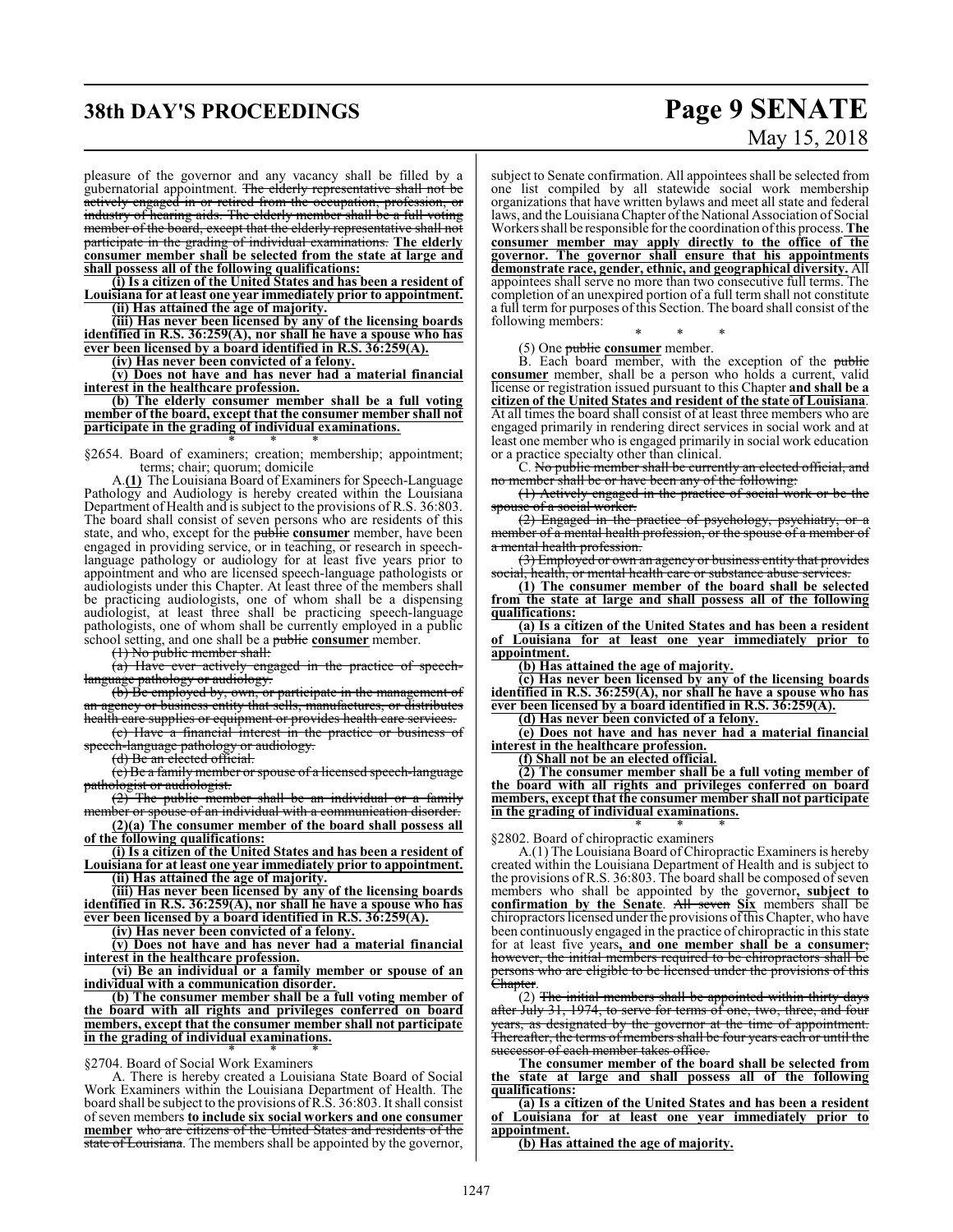pleasure of the governor and any vacancy shall be filled by a gubernatorial appointment. ~~The elderly representative shall not be actively engaged in or retired from the occupation, profession, or industry of hearing aids. The elderly member shall be a full voting member of the board, except that the elderly representative shall not participate in the grading of individual examinations.~~ **The elderly consumer member shall be selected from the state at large and shall possess all of the following qualifications:**

**(i) Is a citizen of the United States and has been a resident of Louisiana for at least one year immediately prior to appointment.**

**(ii) Has attained the age of majority.**

**(iii) Has never been licensed by any of the licensing boards identified in R.S. 36:259(A), nor shall he have a spouse who has ever been licensed by a board identified in R.S. 36:259(A).**

**(iv) Has never been convicted of a felony.**

**(v) Does not have and has never had a material financial interest in the healthcare profession.**

**(b) The elderly consumer member shall be a full voting member of the board, except that the consumer member shall not participate in the grading of individual examinations.**

\* \* \*

§2654. Board of examiners; creation; membership; appointment; terms; chair; quorum; domicile

A.**(1)** The Louisiana Board of Examiners for Speech-Language Pathology and Audiology is hereby created within the Louisiana Department of Health and is subject to the provisions of R.S. 36:803. The board shall consist of seven persons who are residents of this state, and who, except for the ~~public~~ **consumer** member, have been engaged in providing service, or in teaching, or research in speech-language pathology or audiology for at least five years prior to appointment and who are licensed speech-language pathologists or audiologists under this Chapter. At least three of the members shall be practicing audiologists, one of whom shall be a dispensing audiologist, at least three shall be practicing speech-language pathologists, one of whom shall be currently employed in a public school setting, and one shall be a ~~public~~ **consumer** member.

~~(1) No public member shall:~~

~~(a) Have ever actively engaged in the practice of speech-language pathology or audiology.~~

~~(b) Be employed by, own, or participate in the management of an agency or business entity that sells, manufactures, or distributes health care supplies or equipment or provides health care services.~~

~~(c) Have a financial interest in the practice or business of speech-language pathology or audiology.~~

~~(d) Be an elected official.~~

~~(e) Be a family member or spouse of a licensed speech-language pathologist or audiologist.~~

~~(2) The public member shall be an individual or a family member or spouse of an individual with a communication disorder.~~

**(2)(a) The consumer member of the board shall possess all of the following qualifications:**

**(i) Is a citizen of the United States and has been a resident of Louisiana for at least one year immediately prior to appointment.**

**(ii) Has attained the age of majority.**

**(iii) Has never been licensed by any of the licensing boards identified in R.S. 36:259(A), nor shall he have a spouse who has ever been licensed by a board identified in R.S. 36:259(A).**

**(iv) Has never been convicted of a felony.**

**(v) Does not have and has never had a material financial interest in the healthcare profession.**

**(vi) Be an individual or a family member or spouse of an individual with a communication disorder.**

**(b) The consumer member shall be a full voting member of the board with all rights and privileges conferred on board members, except that the consumer member shall not participate in the grading of individual examinations.**

\* \* \*

§2704. Board of Social Work Examiners

A. There is hereby created a Louisiana State Board of Social Work Examiners within the Louisiana Department of Health. The board shall be subject to the provisions of R.S. 36:803. It shall consist of seven members **to include six social workers and one consumer member** ~~who are citizens of the United States and residents of the state of Louisiana~~. The members shall be appointed by the governor, subject to Senate confirmation. All appointees shall be selected from one list compiled by all statewide social work membership organizations that have written bylaws and meet all state and federal laws, and the Louisiana Chapter of the National Association of Social Workers shall be responsible for the coordination of this process. **The consumer member may apply directly to the office of the governor. The governor shall ensure that his appointments demonstrate race, gender, ethnic, and geographical diversity.** All appointees shall serve no more than two consecutive full terms. The completion of an unexpired portion of a full term shall not constitute a full term for purposes of this Section. The board shall consist of the following members:

\* \* \*

(5) One ~~public~~ **consumer** member.

B. Each board member, with the exception of the ~~public~~ **consumer** member, shall be a person who holds a current, valid license or registration issued pursuant to this Chapter **and shall be a citizen of the United States and resident of the state of Louisiana**. At all times the board shall consist of at least three members who are engaged primarily in rendering direct services in social work and at least one member who is engaged primarily in social work education or a practice specialty other than clinical.

C. ~~No public member shall be currently an elected official, and no member shall be or have been any of the following:~~

~~(1) Actively engaged in the practice of social work or be the spouse of a social worker.~~

~~(2) Engaged in the practice of psychology, psychiatry, or a member of a mental health profession, or the spouse of a member of a mental health profession.~~

~~(3) Employed or own an agency or business entity that provides social, health, or mental health care or substance abuse services.~~

**(1) The consumer member of the board shall be selected from the state at large and shall possess all of the following qualifications:**

**(a) Is a citizen of the United States and has been a resident of Louisiana for at least one year immediately prior to appointment.**

**(b) Has attained the age of majority.**

**(c) Has never been licensed by any of the licensing boards identified in R.S. 36:259(A), nor shall he have a spouse who has ever been licensed by a board identified in R.S. 36:259(A).**

**(d) Has never been convicted of a felony.**

**(e) Does not have and has never had a material financial interest in the healthcare profession.**

**(f) Shall not be an elected official.**

**(2) The consumer member shall be a full voting member of the board with all rights and privileges conferred on board members, except that the consumer member shall not participate in the grading of individual examinations.**

\* \* \*

§2802. Board of chiropractic examiners

A.(1) The Louisiana Board of Chiropractic Examiners is hereby created within the Louisiana Department of Health and is subject to the provisions of R.S. 36:803. The board shall be composed of seven members who shall be appointed by the governor**, subject to confirmation by the Senate**. ~~All seven~~ **Six** members shall be chiropractors licensed under the provisions of this Chapter, who have been continuously engaged in the practice of chiropractic in this state for at least five years**, and one member shall be a consumer**~~; however, the initial members required to be chiropractors shall be persons who are eligible to be licensed under the provisions of this Chapter~~.

(2) ~~The initial members shall be appointed within thirty days after July 31, 1974, to serve for terms of one, two, three, and four years, as designated by the governor at the time of appointment. Thereafter, the terms of members shall be four years each or until the successor of each member takes office.~~

**The consumer member of the board shall be selected from the state at large and shall possess all of the following qualifications:**

**(a) Is a citizen of the United States and has been a resident of Louisiana for at least one year immediately prior to appointment.**

**(b) Has attained the age of majority.**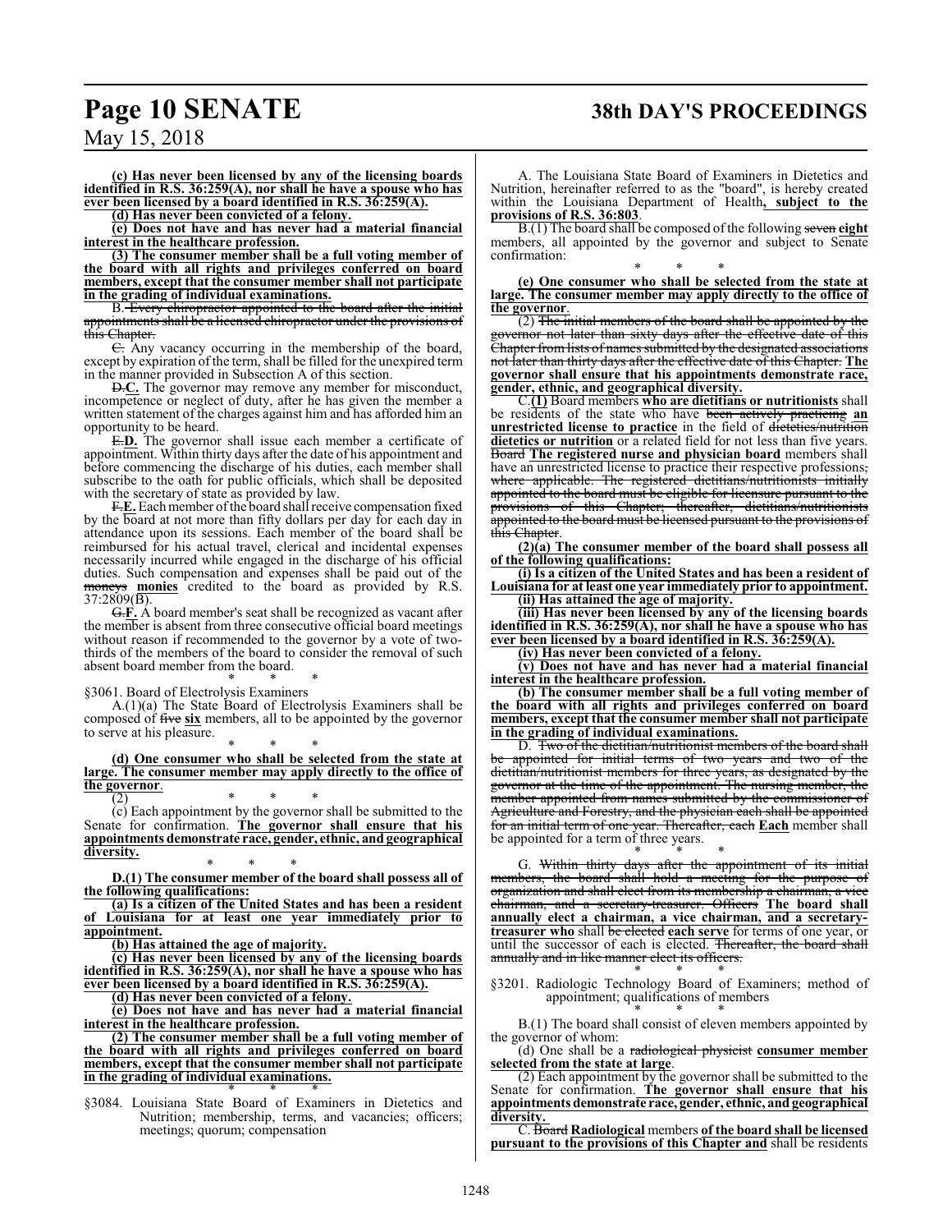**(c) Has never been licensed by any of the licensing boards identified in R.S. 36:259(A), nor shall he have a spouse who has ever been licensed by a board identified in R.S. 36:259(A).**

**(d) Has never been convicted of a felony.**

**(e) Does not have and has never had a material financial interest in the healthcare profession.**

**(3) The consumer member shall be a full voting member of the board with all rights and privileges conferred on board members, except that the consumer member shall not participate in the grading of individual examinations.**

B. ~~Every chiropractor appointed to the board after the initial appointments shall be a licensed chiropractor under the provisions of this Chapter.~~

~~C.~~ Any vacancy occurring in the membership of the board, except by expiration of the term, shall be filled for the unexpired term in the manner provided in Subsection A of this section.

~~D.~~**C.** The governor may remove any member for misconduct, incompetence or neglect of duty, after he has given the member a written statement of the charges against him and has afforded him an opportunity to be heard.

~~E.~~**D.** The governor shall issue each member a certificate of appointment. Within thirty days after the date of his appointment and before commencing the discharge of his duties, each member shall subscribe to the oath for public officials, which shall be deposited with the secretary of state as provided by law.

~~F.~~**E.** Each member of the board shall receive compensation fixed by the board at not more than fifty dollars per day for each day in attendance upon its sessions. Each member of the board shall be reimbursed for his actual travel, clerical and incidental expenses necessarily incurred while engaged in the discharge of his official duties. Such compensation and expenses shall be paid out of the ~~moneys~~ **monies** credited to the board as provided by R.S. 37:2809(B).

~~G.~~**F.** A board member's seat shall be recognized as vacant after the member is absent from three consecutive official board meetings without reason if recommended to the governor by a vote of two-thirds of the members of the board to consider the removal of such absent board member from the board.

\* \* \*

§3061. Board of Electrolysis Examiners

A.(1)(a) The State Board of Electrolysis Examiners shall be composed of ~~five~~ **six** members, all to be appointed by the governor to serve at his pleasure.

\* \* \*

**(d) One consumer who shall be selected from the state at large. The consumer member may apply directly to the office of the governor**.

(2) \* \* \*

(c) Each appointment by the governor shall be submitted to the Senate for confirmation. **The governor shall ensure that his appointments demonstrate race, gender, ethnic, and geographical diversity.**

\* \* \*

**D.(1) The consumer member of the board shall possess all of the following qualifications:**

**(a) Is a citizen of the United States and has been a resident of Louisiana for at least one year immediately prior to appointment.**

**(b) Has attained the age of majority.**

**(c) Has never been licensed by any of the licensing boards identified in R.S. 36:259(A), nor shall he have a spouse who has ever been licensed by a board identified in R.S. 36:259(A).**

**(d) Has never been convicted of a felony.**

**(e) Does not have and has never had a material financial interest in the healthcare profession.**

**(2) The consumer member shall be a full voting member of the board with all rights and privileges conferred on board members, except that the consumer member shall not participate in the grading of individual examinations.**

\* \* \*

§3084. Louisiana State Board of Examiners in Dietetics and Nutrition; membership, terms, and vacancies; officers; meetings; quorum; compensation

A. The Louisiana State Board of Examiners in Dietetics and Nutrition, hereinafter referred to as the "board", is hereby created within the Louisiana Department of Health**, subject to the provisions of R.S. 36:803**.

B.(1) The board shall be composed of the following ~~seven~~ **eight** members, all appointed by the governor and subject to Senate confirmation:

\* \* \*

**(e) One consumer who shall be selected from the state at large. The consumer member may apply directly to the office of the governor**.

(2) ~~The initial members of the board shall be appointed by the governor not later than sixty days after the effective date of this Chapter from lists of names submitted by the designated associations not later than thirty days after the effective date of this Chapter.~~ **The governor shall ensure that his appointments demonstrate race, gender, ethnic, and geographical diversity.**

C.**(1)** Board members **who are dietitians or nutritionists** shall be residents of the state who have ~~been actively practicing~~ **an unrestricted license to practice** in the field of ~~dietetics/nutrition~~ **dietetics or nutrition** or a related field for not less than five years. ~~Board~~ **The registered nurse and physician board** members shall have an unrestricted license to practice their respective professions~~, where applicable. The registered dietitians/nutritionists initially appointed to the board must be eligible for licensure pursuant to the provisions of this Chapter; thereafter, dietitians/nutritionists appointed to the board must be licensed pursuant to the provisions of this Chapter~~.

**(2)(a) The consumer member of the board shall possess all of the following qualifications:**

**(i) Is a citizen of the United States and has been a resident of Louisiana for at least one year immediately prior to appointment.**

**(ii) Has attained the age of majority.**

**(iii) Has never been licensed by any of the licensing boards identified in R.S. 36:259(A), nor shall he have a spouse who has ever been licensed by a board identified in R.S. 36:259(A).**

**(iv) Has never been convicted of a felony.**

**(v) Does not have and has never had a material financial interest in the healthcare profession.**

**(b) The consumer member shall be a full voting member of the board with all rights and privileges conferred on board members, except that the consumer member shall not participate in the grading of individual examinations.**

D. ~~Two of the dietitian/nutritionist members of the board shall be appointed for initial terms of two years and two of the dietitian/nutritionist members for three years, as designated by the governor at the time of the appointment. The nursing member, the member appointed from names submitted by the commissioner of Agriculture and Forestry, and the physician each shall be appointed for an initial term of one year. Thereafter, each~~ **Each** member shall be appointed for a term of three years.

\* \* \*

G. ~~Within thirty days after the appointment of its initial members, the board shall hold a meeting for the purpose of organization and shall elect from its membership a chairman, a vice chairman, and a secretary-treasurer. Officers~~ **The board shall annually elect a chairman, a vice chairman, and a secretary-treasurer who** shall ~~be elected~~ **each serve** for terms of one year, or until the successor of each is elected. ~~Thereafter, the board shall annually and in like manner elect its officers.~~

\* \* \*

§3201. Radiologic Technology Board of Examiners; method of appointment; qualifications of members

\* \* \*

B.(1) The board shall consist of eleven members appointed by the governor of whom:

(d) One shall be a ~~radiological physicist~~ **consumer member selected from the state at large**.

(2) Each appointment by the governor shall be submitted to the Senate for confirmation. **The governor shall ensure that his appointments demonstrate race, gender, ethnic, and geographical diversity.**

C. ~~Board~~ **Radiological** members **of the board shall be licensed pursuant to the provisions of this Chapter and** shall be residents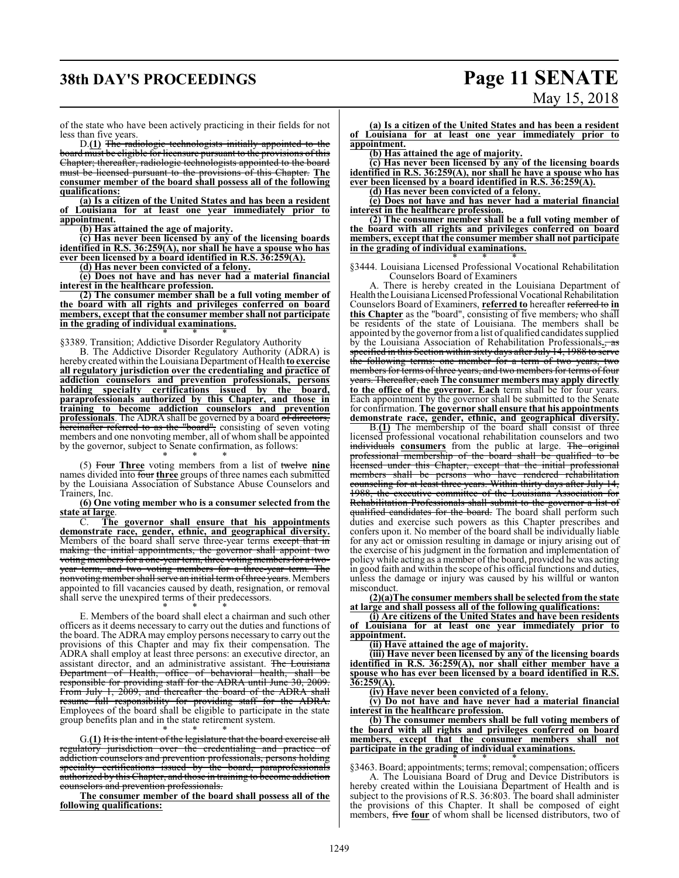of the state who have been actively practicing in their fields for not less than five years.

D.(1) The radiologic technologists initially appointed to the board must be eligible for licensure pursuant to the provisions of this Chapter; thereafter, radiologic technologists appointed to the board must be licensed pursuant to the provisions of this Chapter. **The consumer member of the board shall possess all of the following qualifications:**

**(a) Is a citizen of the United States and has been a resident of Louisiana for at least one year immediately prior to appointment.**

**(b) Has attained the age of majority.**

**(c) Has never been licensed by any of the licensing boards identified in R.S. 36:259(A), nor shall he have a spouse who has ever been licensed by a board identified in R.S. 36:259(A).**

**(d) Has never been convicted of a felony.**

**(e) Does not have and has never had a material financial interest in the healthcare profession.**

**(2) The consumer member shall be a full voting member of the board with all rights and privileges conferred on board members, except that the consumer member shall not participate in the grading of individual examinations.**

\* \* \*

§3389. Transition; Addictive Disorder Regulatory Authority

B. The Addictive Disorder Regulatory Authority (ADRA) is hereby created within the Louisiana Department of Health **to exercise all regulatory jurisdiction over the credentialing and practice of addiction counselors and prevention professionals, persons holding specialty certifications issued by the board, paraprofessionals authorized by this Chapter, and those in training to become addiction counselors and prevention professionals**. The ADRA shall be governed by a board of directors, hereinafter referred to as the "board", consisting of seven voting members and one nonvoting member, all of whom shall be appointed by the governor, subject to Senate confirmation, as follows:

\* \* \*

(5) Four **Three** voting members from a list of twelve **nine** names divided into four **three** groups of three names each submitted by the Louisiana Association of Substance Abuse Counselors and Trainers, Inc.

**(6) One voting member who is a consumer selected from the state at large**.

C. **The governor shall ensure that his appointments demonstrate race, gender, ethnic, and geographical diversity.** Members of the board shall serve three-year terms except that in making the initial appointments, the governor shall appoint two voting members for a one-year term, three voting members for a two-year term, and two voting members for a three-year term. The nonvoting member shall serve an initial term of three years. Members appointed to fill vacancies caused by death, resignation, or removal shall serve the unexpired terms of their predecessors.

\* \* \*

E. Members of the board shall elect a chairman and such other officers as it deems necessary to carry out the duties and functions of the board. The ADRA may employ persons necessary to carry out the provisions of this Chapter and may fix their compensation. The ADRA shall employ at least three persons: an executive director, an assistant director, and an administrative assistant. The Louisiana Department of Health, office of behavioral health, shall be responsible for providing staff for the ADRA until June 30, 2009. From July 1, 2009, and thereafter the board of the ADRA shall resume full responsibility for providing staff for the ADRA. Employees of the board shall be eligible to participate in the state group benefits plan and in the state retirement system.

\* \* \*

G.(1) It is the intent of the legislature that the board exercise all regulatory jurisdiction over the credentialing and practice of addiction counselors and prevention professionals, persons holding specialty certifications issued by the board, paraprofessionals authorized by this Chapter, and those in training to become addiction counselors and prevention professionals.

**The consumer member of the board shall possess all of the following qualifications:**

**(a) Is a citizen of the United States and has been a resident of Louisiana for at least one year immediately prior to appointment.**

**(b) Has attained the age of majority.**

**(c) Has never been licensed by any of the licensing boards identified in R.S. 36:259(A), nor shall he have a spouse who has ever been licensed by a board identified in R.S. 36:259(A).**

**(d) Has never been convicted of a felony.**

**(e) Does not have and has never had a material financial interest in the healthcare profession.**

**(2) The consumer member shall be a full voting member of the board with all rights and privileges conferred on board members, except that the consumer member shall not participate in the grading of individual examinations.**

\* \* \*

§3444. Louisiana Licensed Professional Vocational Rehabilitation Counselors Board of Examiners

A. There is hereby created in the Louisiana Department of Health the Louisiana Licensed Professional Vocational Rehabilitation Counselors Board of Examiners, **referred to** hereafter referred to **in this Chapter** as the "board", consisting of five members, who shall be residents of the state of Louisiana. The members shall be appointed by the governor from a list of qualified candidates supplied by the Louisiana Association of Rehabilitation Professionals**.**, as specified in this Section within sixty days after July 14, 1988 to serve the following terms: one member for a term of two years, two members for terms of three years, and two members for terms of four years. Thereafter, each **The consumer members may apply directly to the office of the governor. Each** term shall be for four years. Each appointment by the governor shall be submitted to the Senate for confirmation. **The governor shall ensure that his appointments demonstrate race, gender, ethnic, and geographical diversity.**

B.**(1)** The membership of the board shall consist of three licensed professional vocational rehabilitation counselors and two individuals **consumers** from the public at large. The original professional membership of the board shall be qualified to be licensed under this Chapter, except that the initial professional members shall be persons who have rendered rehabilitation counseling for at least three years. Within thirty days after July 14, 1988, the executive committee of the Louisiana Association for Rehabilitation Professionals shall submit to the governor a list of qualified candidates for the board. The board shall perform such duties and exercise such powers as this Chapter prescribes and confers upon it. No member of the board shall be individually liable for any act or omission resulting in damage or injury arising out of the exercise of his judgment in the formation and implementation of policy while acting as a member of the board, provided he was acting in good faith and within the scope of his official functions and duties, unless the damage or injury was caused by his willful or wanton misconduct.

**(2)(a)The consumer members shall be selected from the state at large and shall possess all of the following qualifications:**

**(i) Are citizens of the United States and have been residents of Louisiana for at least one year immediately prior to appointment.**

**(ii) Have attained the age of majority.**

**(iii) Have never been licensed by any of the licensing boards identified in R.S. 36:259(A), nor shall either member have a spouse who has ever been licensed by a board identified in R.S. 36:259(A).**

**(iv) Have never been convicted of a felony.**

**(v) Do not have and have never had a material financial interest in the healthcare profession.**

**(b) The consumer members shall be full voting members of the board with all rights and privileges conferred on board members, except that the consumer members shall not participate in the grading of individual examinations.**

\* \* \*

§3463. Board; appointments; terms; removal; compensation; officers

A. The Louisiana Board of Drug and Device Distributors is hereby created within the Louisiana Department of Health and is subject to the provisions of R.S. 36:803. The board shall administer the provisions of this Chapter. It shall be composed of eight members, five **four** of whom shall be licensed distributors, two of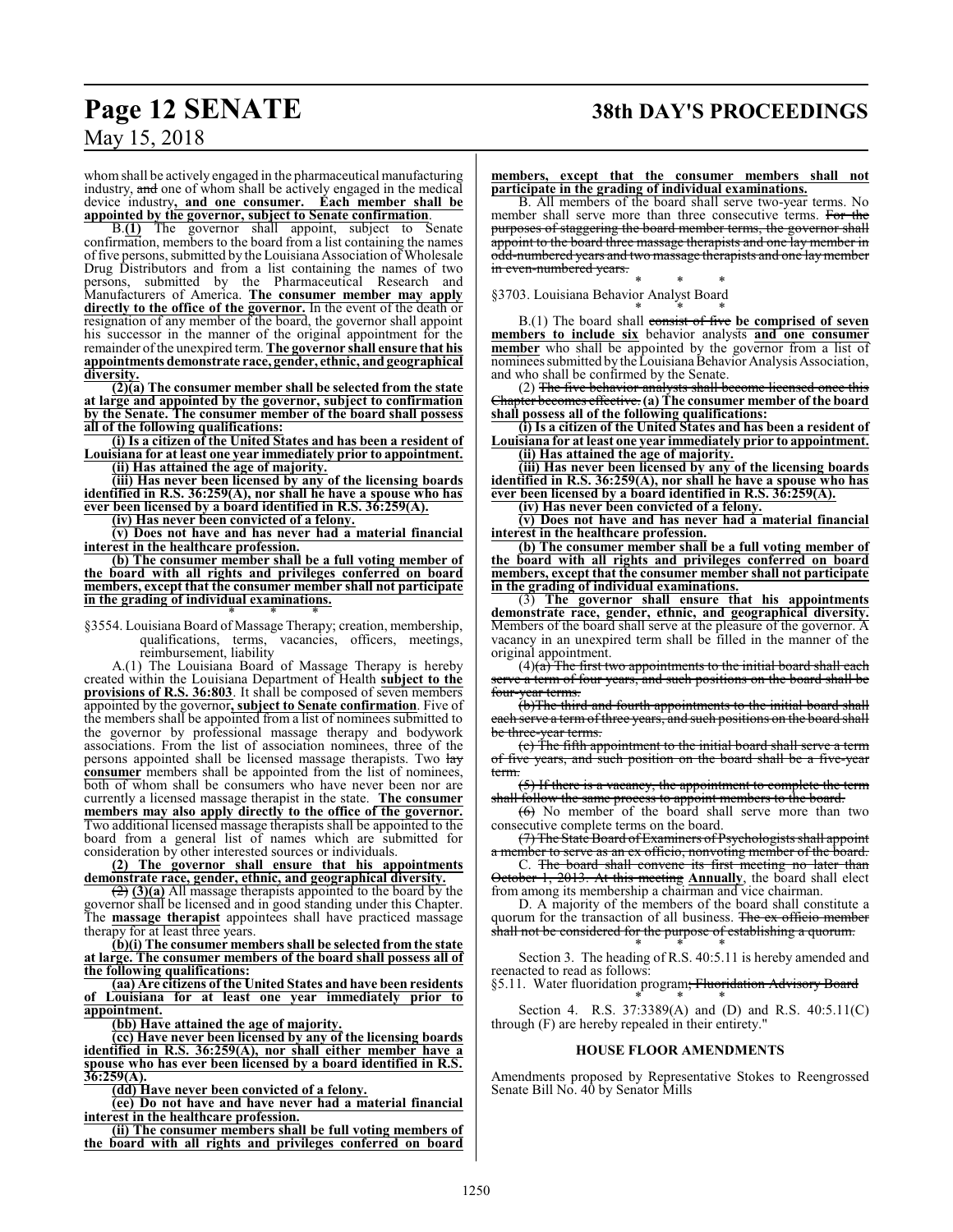whom shall be actively engaged in the pharmaceutical manufacturing industry, ~~and~~ one of whom shall be actively engaged in the medical device industry**, and one consumer. Each member shall be appointed by the governor, subject to Senate confirmation**.

B.**(1)** The governor shall appoint, subject to Senate confirmation, members to the board from a list containing the names of five persons, submitted by the Louisiana Association of Wholesale Drug Distributors and from a list containing the names of two persons, submitted by the Pharmaceutical Research and Manufacturers of America. **The consumer member may apply directly to the office of the governor.** In the event of the death or resignation of any member of the board, the governor shall appoint his successor in the manner of the original appointment for the remainder of the unexpired term. **The governor shall ensure that his appointments demonstrate race, gender, ethnic, and geographical diversity.**

**(2)(a) The consumer member shall be selected from the state at large and appointed by the governor, subject to confirmation by the Senate. The consumer member of the board shall possess all of the following qualifications:**

**(i) Is a citizen of the United States and has been a resident of Louisiana for at least one year immediately prior to appointment.**

**(ii) Has attained the age of majority.**

**(iii) Has never been licensed by any of the licensing boards identified in R.S. 36:259(A), nor shall he have a spouse who has ever been licensed by a board identified in R.S. 36:259(A).**

**(iv) Has never been convicted of a felony.**

**(v) Does not have and has never had a material financial interest in the healthcare profession.**

**(b) The consumer member shall be a full voting member of the board with all rights and privileges conferred on board members, except that the consumer member shall not participate in the grading of individual examinations.**

\* \* \*

§3554. Louisiana Board of Massage Therapy; creation, membership, qualifications, terms, vacancies, officers, meetings, reimbursement, liability

A.(1) The Louisiana Board of Massage Therapy is hereby created within the Louisiana Department of Health **subject to the provisions of R.S. 36:803**. It shall be composed of seven members appointed by the governor**, subject to Senate confirmation**. Five of the members shall be appointed from a list of nominees submitted to the governor by professional massage therapy and bodywork associations. From the list of association nominees, three of the persons appointed shall be licensed massage therapists. Two ~~lay~~ **consumer** members shall be appointed from the list of nominees, both of whom shall be consumers who have never been nor are currently a licensed massage therapist in the state. **The consumer members may also apply directly to the office of the governor.** Two additional licensed massage therapists shall be appointed to the board from a general list of names which are submitted for consideration by other interested sources or individuals.

**(2) The governor shall ensure that his appointments demonstrate race, gender, ethnic, and geographical diversity.**

~~(2)~~ **(3)(a)** All massage therapists appointed to the board by the governor shall be licensed and in good standing under this Chapter. The **massage therapist** appointees shall have practiced massage therapy for at least three years.

**(b)(i) The consumer members shall be selected from the state at large. The consumer members of the board shall possess all of the following qualifications:**

**(aa) Are citizens of the United States and have been residents of Louisiana for at least one year immediately prior to appointment.**

**(bb) Have attained the age of majority.**

**(cc) Have never been licensed by any of the licensing boards identified in R.S. 36:259(A), nor shall either member have a spouse who has ever been licensed by a board identified in R.S. 36:259(A).**

**(dd) Have never been convicted of a felony.**

**(ee) Do not have and have never had a material financial interest in the healthcare profession.**

**(ii) The consumer members shall be full voting members of the board with all rights and privileges conferred on board members, except that the consumer members shall not participate in the grading of individual examinations.**

B. All members of the board shall serve two-year terms. No member shall serve more than three consecutive terms. ~~For the purposes of staggering the board member terms, the governor shall appoint to the board three massage therapists and one lay member in odd-numbered years and two massage therapists and one lay member in even-numbered years.~~

\* \* \*

§3703. Louisiana Behavior Analyst Board

\* \* \*

B.(1) The board shall ~~consist of five~~ **be comprised of seven members to include six** behavior analysts **and one consumer member** who shall be appointed by the governor from a list of nominees submitted by the Louisiana Behavior Analysis Association, and who shall be confirmed by the Senate.

(2) ~~The five behavior analysts shall become licensed once this Chapter becomes effective.~~ **(a) The consumer member of the board shall possess all of the following qualifications:**

**(i) Is a citizen of the United States and has been a resident of Louisiana for at least one year immediately prior to appointment.**

**(ii) Has attained the age of majority.**

**(iii) Has never been licensed by any of the licensing boards identified in R.S. 36:259(A), nor shall he have a spouse who has ever been licensed by a board identified in R.S. 36:259(A).**

**(iv) Has never been convicted of a felony.**

**(v) Does not have and has never had a material financial interest in the healthcare profession.**

**(b) The consumer member shall be a full voting member of the board with all rights and privileges conferred on board members, except that the consumer member shall not participate in the grading of individual examinations.**

(3) **The governor shall ensure that his appointments demonstrate race, gender, ethnic, and geographical diversity.** Members of the board shall serve at the pleasure of the governor. A vacancy in an unexpired term shall be filled in the manner of the original appointment.

(4)~~(a) The first two appointments to the initial board shall each serve a term of four years, and such positions on the board shall be four-year terms.~~

~~(b)The third and fourth appointments to the initial board shall each serve a term of three years, and such positions on the board shall be three-year terms.~~

~~(c) The fifth appointment to the initial board shall serve a term of five years, and such position on the board shall be a five-year term.~~

~~(5) If there is a vacancy, the appointment to complete the term shall follow the same process to appoint members to the board.~~

~~(6)~~ No member of the board shall serve more than two consecutive complete terms on the board.

~~(7) The State Board of Examiners of Psychologists shall appoint a member to serve as an ex officio, nonvoting member of the board.~~

C. ~~The board shall convene its first meeting no later than October 1, 2013. At this meeting~~ **Annually**, the board shall elect from among its membership a chairman and vice chairman.

D. A majority of the members of the board shall constitute a quorum for the transaction of all business. ~~The ex officio member shall not be considered for the purpose of establishing a quorum.~~

\* \* \*

Section 3. The heading of R.S. 40:5.11 is hereby amended and reenacted to read as follows:

§5.11. Water fluoridation program~~; Fluoridation Advisory Board~~

\* \* \*

Section 4. R.S. 37:3389(A) and (D) and R.S. 40:5.11(C) through (F) are hereby repealed in their entirety."

## HOUSE FLOOR AMENDMENTS

Amendments proposed by Representative Stokes to Reengrossed Senate Bill No. 40 by Senator Mills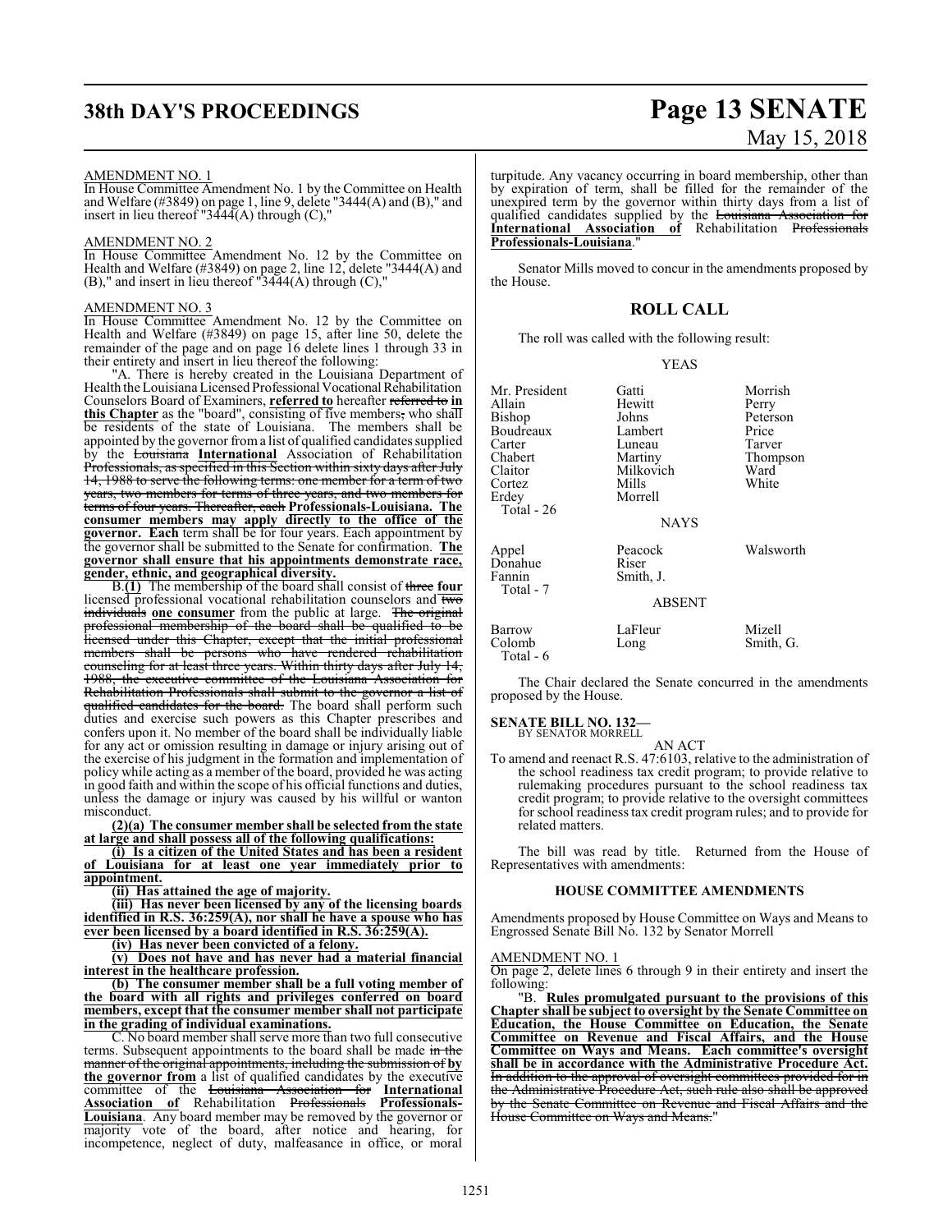AMENDMENT NO. 1

In House Committee Amendment No. 1 by the Committee on Health and Welfare (#3849) on page 1, line 9, delete "3444(A) and (B)," and insert in lieu thereof "3444(A) through (C),"

AMENDMENT NO. 2

In House Committee Amendment No. 12 by the Committee on Health and Welfare (#3849) on page 2, line 12, delete "3444(A) and (B)," and insert in lieu thereof "3444(A) through (C),"

AMENDMENT NO. 3

In House Committee Amendment No. 12 by the Committee on Health and Welfare (#3849) on page 15, after line 50, delete the remainder of the page and on page 16 delete lines 1 through 33 in their entirety and insert in lieu thereof the following:

"A. There is hereby created in the Louisiana Department of Health the Louisiana Licensed Professional Vocational Rehabilitation Counselors Board of Examiners, **referred to** hereafter ~~referred to~~ **in this Chapter** as the "board", consisting of five members~~,~~ who shall be residents of the state of Louisiana. The members shall be appointed by the governor from a list of qualified candidates supplied by the ~~Louisiana~~ **International** Association of Rehabilitation ~~Professionals, as specified in this Section within sixty days after July 14, 1988 to serve the following terms: one member for a term of two years, two members for terms of three years, and two members for terms of four years. Thereafter, each~~ **Professionals-Louisiana. The consumer members may apply directly to the office of the governor. Each** term shall be for four years. Each appointment by the governor shall be submitted to the Senate for confirmation. **The governor shall ensure that his appointments demonstrate race, gender, ethnic, and geographical diversity.**

B.**(1)** The membership of the board shall consist of ~~three~~ **four** licensed professional vocational rehabilitation counselors and ~~two individuals~~ **one consumer** from the public at large. ~~The original professional membership of the board shall be qualified to be licensed under this Chapter, except that the initial professional members shall be persons who have rendered rehabilitation counseling for at least three years. Within thirty days after July 14, 1988, the executive committee of the Louisiana Association for Rehabilitation Professionals shall submit to the governor a list of qualified candidates for the board.~~ The board shall perform such duties and exercise such powers as this Chapter prescribes and confers upon it. No member of the board shall be individually liable for any act or omission resulting in damage or injury arising out of the exercise of his judgment in the formation and implementation of policy while acting as a member of the board, provided he was acting in good faith and within the scope of his official functions and duties, unless the damage or injury was caused by his willful or wanton misconduct.

**(2)(a) The consumer member shall be selected from the state at large and shall possess all of the following qualifications:**

**(i) Is a citizen of the United States and has been a resident of Louisiana for at least one year immediately prior to appointment.**

**(ii) Has attained the age of majority.**

**(iii) Has never been licensed by any of the licensing boards identified in R.S. 36:259(A), nor shall he have a spouse who has ever been licensed by a board identified in R.S. 36:259(A).**

**(iv) Has never been convicted of a felony.**

**(v) Does not have and has never had a material financial interest in the healthcare profession.**

**(b) The consumer member shall be a full voting member of the board with all rights and privileges conferred on board members, except that the consumer member shall not participate in the grading of individual examinations.**

C. No board member shall serve more than two full consecutive terms. Subsequent appointments to the board shall be made ~~in the manner of the original appointments, including the submission of~~ **by the governor from** a list of qualified candidates by the executive committee of the ~~Louisiana Association for~~ **International Association of** Rehabilitation ~~Professionals~~ **Professionals-Louisiana**. Any board member may be removed by the governor or majority vote of the board, after notice and hearing, for incompetence, neglect of duty, malfeasance in office, or moral turpitude. Any vacancy occurring in board membership, other than by expiration of term, shall be filled for the remainder of the unexpired term by the governor within thirty days from a list of qualified candidates supplied by the ~~Louisiana Association for~~ **International Association of** Rehabilitation ~~Professionals~~ **Professionals-Louisiana**."

Senator Mills moved to concur in the amendments proposed by the House.

## ROLL CALL

The roll was called with the following result:

YEAS

| | | |
|---|---|---|
| Mr. President | Gatti | Morrish |
| Allain | Hewitt | Perry |
| Bishop | Johns | Peterson |
| Boudreaux | Lambert | Price |
| Carter | Luneau | Tarver |
| Chabert | Martiny | Thompson |
| Claitor | Milkovich | Ward |
| Cortez | Mills | White |
| Erdey | Morrell | |
| Total - 26 | | |

NAYS

| | | |
|---|---|---|
| Appel | Peacock | Walsworth |
| Donahue | Riser | |
| Fannin | Smith, J. | |
| Total - 7 | | |

ABSENT

| | | |
|---|---|---|
| Barrow | LaFleur | Mizell |
| Colomb | Long | Smith, G. |
| Total - 6 | | |

The Chair declared the Senate concurred in the amendments proposed by the House.

**SENATE BILL NO. 132—**
BY SENATOR MORRELL

AN ACT

To amend and reenact R.S. 47:6103, relative to the administration of the school readiness tax credit program; to provide relative to rulemaking procedures pursuant to the school readiness tax credit program; to provide relative to the oversight committees for school readiness tax credit program rules; and to provide for related matters.

The bill was read by title. Returned from the House of Representatives with amendments:

## HOUSE COMMITTEE AMENDMENTS

Amendments proposed by House Committee on Ways and Means to Engrossed Senate Bill No. 132 by Senator Morrell

AMENDMENT NO. 1

On page 2, delete lines 6 through 9 in their entirety and insert the following:

"B. **Rules promulgated pursuant to the provisions of this Chapter shall be subject to oversight by the Senate Committee on Education, the House Committee on Education, the Senate Committee on Revenue and Fiscal Affairs, and the House Committee on Ways and Means. Each committee's oversight shall be in accordance with the Administrative Procedure Act.** ~~In addition to the approval of oversight committees provided for in the Administrative Procedure Act, such rule also shall be approved by the Senate Committee on Revenue and Fiscal Affairs and the House Committee on Ways and Means.~~"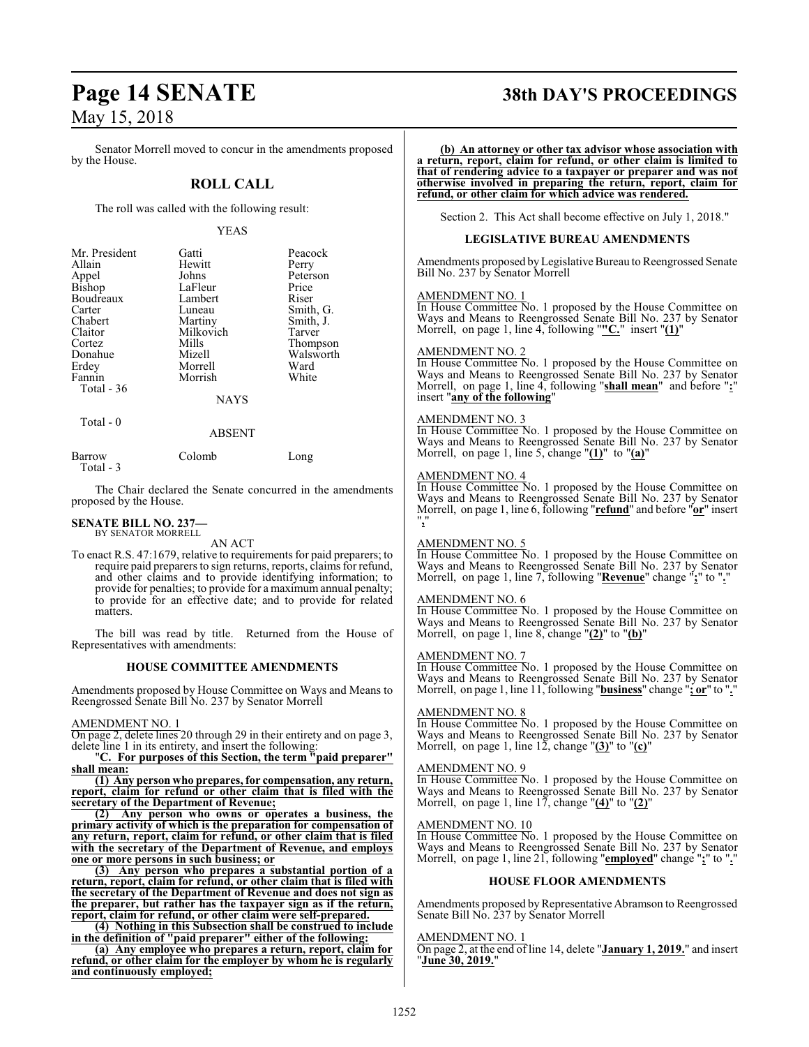Senator Morrell moved to concur in the amendments proposed by the House.

## ROLL CALL

The roll was called with the following result:

YEAS

| | | |
|---|---|---|
| Mr. President | Gatti | Peacock |
| Allain | Hewitt | Perry |
| Appel | Johns | Peterson |
| Bishop | LaFleur | Price |
| Boudreaux | Lambert | Riser |
| Carter | Luneau | Smith, G. |
| Chabert | Martiny | Smith, J. |
| Claitor | Milkovich | Tarver |
| Cortez | Mills | Thompson |
| Donahue | Mizell | Walsworth |
| Erdey | Morrell | Ward |
| Fannin | Morrish | White |

Total - 36

NAYS

Total - 0

ABSENT

| | | |
|---|---|---|
| Barrow | Colomb | Long |

Total - 3

The Chair declared the Senate concurred in the amendments proposed by the House.

**SENATE BILL NO. 237—**
BY SENATOR MORRELL

AN ACT

To enact R.S. 47:1679, relative to requirements for paid preparers; to require paid preparers to sign returns, reports, claims for refund, and other claims and to provide identifying information; to provide for penalties; to provide for a maximum annual penalty; to provide for an effective date; and to provide for related matters.

The bill was read by title. Returned from the House of Representatives with amendments:

### HOUSE COMMITTEE AMENDMENTS

Amendments proposed by House Committee on Ways and Means to Reengrossed Senate Bill No. 237 by Senator Morrell

AMENDMENT NO. 1

On page 2, delete lines 20 through 29 in their entirety and on page 3, delete line 1 in its entirety, and insert the following:

"**C. For purposes of this Section, the term "paid preparer" shall mean:**

**(1) Any person who prepares, for compensation, any return, report, claim for refund or other claim that is filed with the secretary of the Department of Revenue;**

**(2) Any person who owns or operates a business, the primary activity of which is the preparation for compensation of any return, report, claim for refund, or other claim that is filed with the secretary of the Department of Revenue, and employs one or more persons in such business; or**

**(3) Any person who prepares a substantial portion of a return, report, claim for refund, or other claim that is filed with the secretary of the Department of Revenue and does not sign as the preparer, but rather has the taxpayer sign as if the return, report, claim for refund, or other claim were self-prepared.**

**(4) Nothing in this Subsection shall be construed to include in the definition of "paid preparer" either of the following:**

**(a) Any employee who prepares a return, report, claim for refund, or other claim for the employer by whom he is regularly and continuously employed;**

**(b) An attorney or other tax advisor whose association with a return, report, claim for refund, or other claim is limited to that of rendering advice to a taxpayer or preparer and was not otherwise involved in preparing the return, report, claim for refund, or other claim for which advice was rendered.**

Section 2. This Act shall become effective on July 1, 2018."

### LEGISLATIVE BUREAU AMENDMENTS

Amendments proposed by Legislative Bureau to Reengrossed Senate Bill No. 237 by Senator Morrell

AMENDMENT NO. 1

In House Committee No. 1 proposed by the House Committee on Ways and Means to Reengrossed Senate Bill No. 237 by Senator Morrell, on page 1, line 4, following "**"C.**" insert "**(1)**"

AMENDMENT NO. 2

In House Committee No. 1 proposed by the House Committee on Ways and Means to Reengrossed Senate Bill No. 237 by Senator Morrell, on page 1, line 4, following "**shall mean**" and before "**:**" insert "**any of the following**"

AMENDMENT NO. 3

In House Committee No. 1 proposed by the House Committee on Ways and Means to Reengrossed Senate Bill No. 237 by Senator Morrell, on page 1, line 5, change "**(1)**" to "**(a)**"

AMENDMENT NO. 4

In House Committee No. 1 proposed by the House Committee on Ways and Means to Reengrossed Senate Bill No. 237 by Senator Morrell, on page 1, line 6, following "**refund**" and before "**or**" insert "**,**"

AMENDMENT NO. 5

In House Committee No. 1 proposed by the House Committee on Ways and Means to Reengrossed Senate Bill No. 237 by Senator Morrell, on page 1, line 7, following "**Revenue**" change "**;**" to "**.**"

AMENDMENT NO. 6

In House Committee No. 1 proposed by the House Committee on Ways and Means to Reengrossed Senate Bill No. 237 by Senator Morrell, on page 1, line 8, change "**(2)**" to "**(b)**"

AMENDMENT NO. 7

In House Committee No. 1 proposed by the House Committee on Ways and Means to Reengrossed Senate Bill No. 237 by Senator Morrell, on page 1, line 11, following "**business**" change "**; or**" to "**.**"

AMENDMENT NO. 8

In House Committee No. 1 proposed by the House Committee on Ways and Means to Reengrossed Senate Bill No. 237 by Senator Morrell, on page 1, line 12, change "**(3)**" to "**(c)**"

AMENDMENT NO. 9

In House Committee No. 1 proposed by the House Committee on Ways and Means to Reengrossed Senate Bill No. 237 by Senator Morrell, on page 1, line 17, change "**(4)**" to "**(2)**"

AMENDMENT NO. 10

In House Committee No. 1 proposed by the House Committee on Ways and Means to Reengrossed Senate Bill No. 237 by Senator Morrell, on page 1, line 21, following "**employed**" change "**;**" to "**.**"

### HOUSE FLOOR AMENDMENTS

Amendments proposed by Representative Abramson to Reengrossed Senate Bill No. 237 by Senator Morrell

AMENDMENT NO. 1

On page 2, at the end of line 14, delete "**January 1, 2019.**" and insert "**June 30, 2019.**"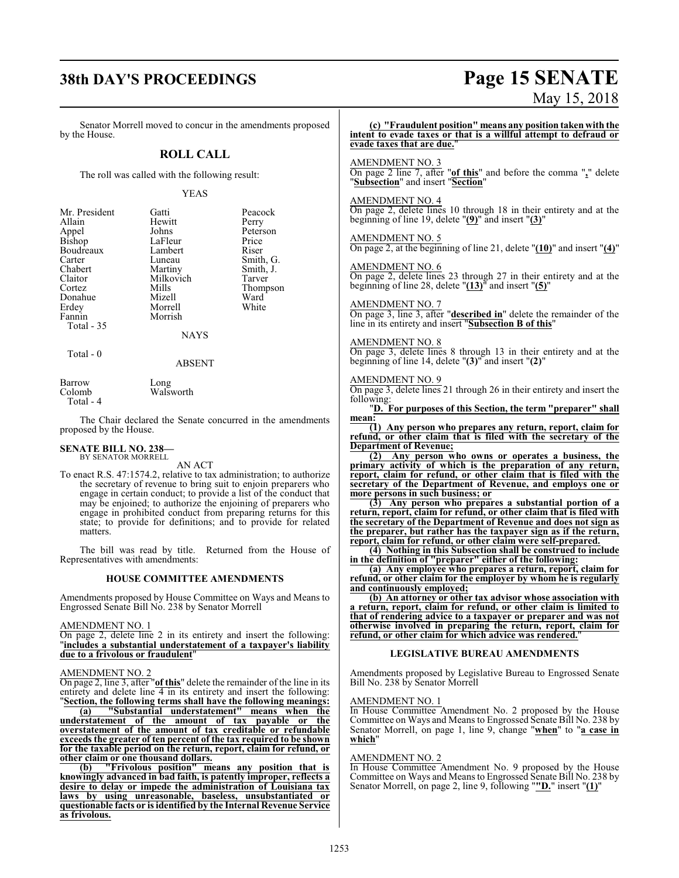Senator Morrell moved to concur in the amendments proposed by the House.

## ROLL CALL

The roll was called with the following result:

YEAS

| | | |
|---|---|---|
| Mr. President | Gatti | Peacock |
| Allain | Hewitt | Perry |
| Appel | Johns | Peterson |
| Bishop | LaFleur | Price |
| Boudreaux | Lambert | Riser |
| Carter | Luneau | Smith, G. |
| Chabert | Martiny | Smith, J. |
| Claitor | Milkovich | Tarver |
| Cortez | Mills | Thompson |
| Donahue | Mizell | Ward |
| Erdey | Morrell | White |
| Fannin | Morrish | |

Total - 35

NAYS

Total - 0

ABSENT

| | |
|---|---|
| Barrow | Long |
| Colomb | Walsworth |

Total - 4

The Chair declared the Senate concurred in the amendments proposed by the House.

**SENATE BILL NO. 238—**
BY SENATOR MORRELL

AN ACT

To enact R.S. 47:1574.2, relative to tax administration; to authorize the secretary of revenue to bring suit to enjoin preparers who engage in certain conduct; to provide a list of the conduct that may be enjoined; to authorize the enjoining of preparers who engage in prohibited conduct from preparing returns for this state; to provide for definitions; and to provide for related matters.

The bill was read by title. Returned from the House of Representatives with amendments:

### HOUSE COMMITTEE AMENDMENTS

Amendments proposed by House Committee on Ways and Means to Engrossed Senate Bill No. 238 by Senator Morrell

AMENDMENT NO. 1

On page 2, delete line 2 in its entirety and insert the following: "**includes a substantial understatement of a taxpayer's liability due to a frivolous or fraudulent**"

AMENDMENT NO. 2

On page 2, line 3, after "**of this**" delete the remainder of the line in its entirety and delete line 4 in its entirety and insert the following: "**Section, the following terms shall have the following meanings:**

**(a) "Substantial understatement" means when the understatement of the amount of tax payable or the overstatement of the amount of tax creditable or refundable exceeds the greater of ten percent of the tax required to be shown for the taxable period on the return, report, claim for refund, or other claim or one thousand dollars.**

**(b) "Frivolous position" means any position that is knowingly advanced in bad faith, is patently improper, reflects a desire to delay or impede the administration of Louisiana tax laws by using unreasonable, baseless, unsubstantiated or questionable facts or is identified by the Internal Revenue Service as frivolous.**

**(c) "Fraudulent position" means any position taken with the intent to evade taxes or that is a willful attempt to defraud or evade taxes that are due.**"

AMENDMENT NO. 3

On page 2 line 7, after "**of this**" and before the comma "**,**" delete "**Subsection**" and insert "**Section**"

AMENDMENT NO. 4

On page 2, delete lines 10 through 18 in their entirety and at the beginning of line 19, delete "**(9)**" and insert "**(3)**"

AMENDMENT NO. 5

On page 2, at the beginning of line 21, delete "**(10)**" and insert "**(4)**"

AMENDMENT NO. 6

On page 2, delete lines 23 through 27 in their entirety and at the beginning of line 28, delete "**(13)**" and insert "**(5)**"

AMENDMENT NO. 7

On page 3, line 3, after "**described in**" delete the remainder of the line in its entirety and insert "**Subsection B of this**"

AMENDMENT NO. 8

On page 3, delete lines 8 through 13 in their entirety and at the beginning of line 14, delete "**(3)**" and insert "**(2)**"

AMENDMENT NO. 9

On page 3, delete lines 21 through 26 in their entirety and insert the following:

"**D. For purposes of this Section, the term "preparer" shall mean:**

**(1) Any person who prepares any return, report, claim for refund, or other claim that is filed with the secretary of the Department of Revenue;**

**(2) Any person who owns or operates a business, the primary activity of which is the preparation of any return, report, claim for refund, or other claim that is filed with the secretary of the Department of Revenue, and employs one or more persons in such business; or**

**(3) Any person who prepares a substantial portion of a return, report, claim for refund, or other claim that is filed with the secretary of the Department of Revenue and does not sign as the preparer, but rather has the taxpayer sign as if the return, report, claim for refund, or other claim were self-prepared.**

**(4) Nothing in this Subsection shall be construed to include in the definition of "preparer" either of the following:**

**(a) Any employee who prepares a return, report, claim for refund, or other claim for the employer by whom he is regularly and continuously employed;**

**(b) An attorney or other tax advisor whose association with a return, report, claim for refund, or other claim is limited to that of rendering advice to a taxpayer or preparer and was not otherwise involved in preparing the return, report, claim for refund, or other claim for which advice was rendered.**"

### LEGISLATIVE BUREAU AMENDMENTS

Amendments proposed by Legislative Bureau to Engrossed Senate Bill No. 238 by Senator Morrell

AMENDMENT NO. 1

In House Committee Amendment No. 2 proposed by the House Committee on Ways and Means to Engrossed Senate Bill No. 238 by Senator Morrell, on page 1, line 9, change "**when**" to "**a case in which**"

AMENDMENT NO. 2

In House Committee Amendment No. 9 proposed by the House Committee on Ways and Means to Engrossed Senate Bill No. 238 by Senator Morrell, on page 2, line 9, following "**"D.**" insert "**(1)**"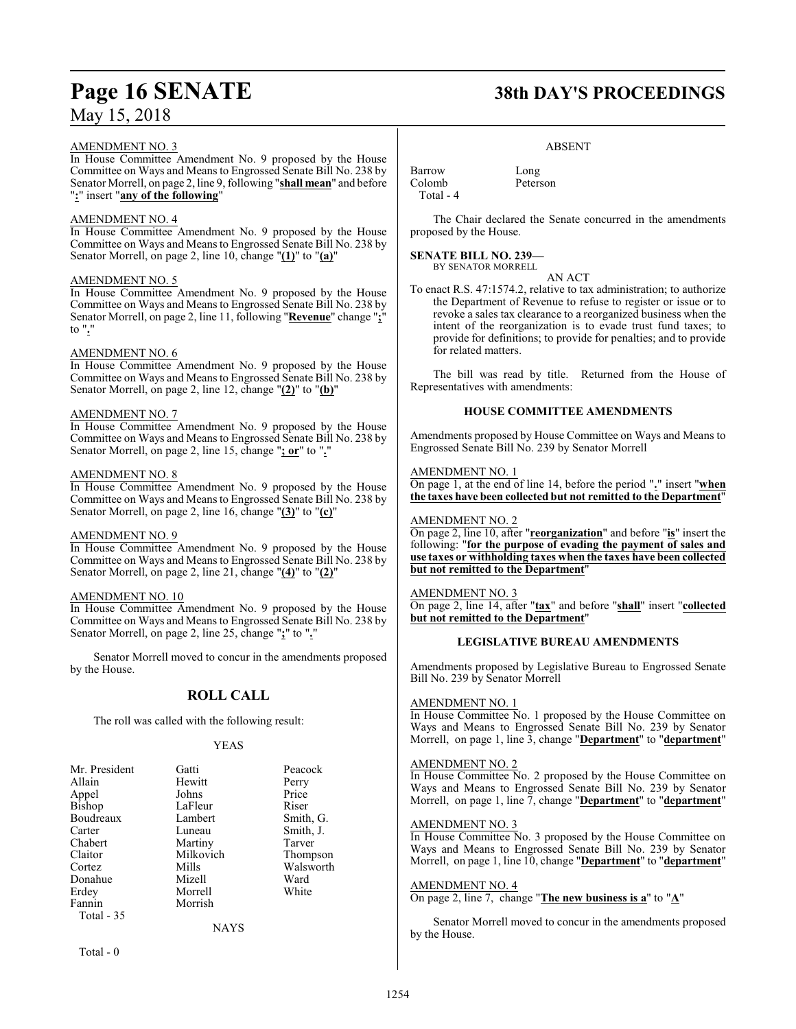#### AMENDMENT NO. 3

In House Committee Amendment No. 9 proposed by the House Committee on Ways and Means to Engrossed Senate Bill No. 238 by Senator Morrell, on page 2, line 9, following "**shall mean**" and before "**:**" insert "**any of the following**"

#### AMENDMENT NO. 4

In House Committee Amendment No. 9 proposed by the House Committee on Ways and Means to Engrossed Senate Bill No. 238 by Senator Morrell, on page 2, line 10, change "**(1)**" to "**(a)**"

#### AMENDMENT NO. 5

In House Committee Amendment No. 9 proposed by the House Committee on Ways and Means to Engrossed Senate Bill No. 238 by Senator Morrell, on page 2, line 11, following "**Revenue**" change "**;**" to "**.**"

#### AMENDMENT NO. 6

In House Committee Amendment No. 9 proposed by the House Committee on Ways and Means to Engrossed Senate Bill No. 238 by Senator Morrell, on page 2, line 12, change "**(2)**" to "**(b)**"

#### AMENDMENT NO. 7

In House Committee Amendment No. 9 proposed by the House Committee on Ways and Means to Engrossed Senate Bill No. 238 by Senator Morrell, on page 2, line 15, change "**; or**" to "**.**"

#### AMENDMENT NO. 8

In House Committee Amendment No. 9 proposed by the House Committee on Ways and Means to Engrossed Senate Bill No. 238 by Senator Morrell, on page 2, line 16, change "**(3)**" to "**(c)**"

#### AMENDMENT NO. 9

In House Committee Amendment No. 9 proposed by the House Committee on Ways and Means to Engrossed Senate Bill No. 238 by Senator Morrell, on page 2, line 21, change "**(4)**" to "**(2)**"

#### AMENDMENT NO. 10

In House Committee Amendment No. 9 proposed by the House Committee on Ways and Means to Engrossed Senate Bill No. 238 by Senator Morrell, on page 2, line 25, change "**;**" to "**.**"

Senator Morrell moved to concur in the amendments proposed by the House.

## ROLL CALL

The roll was called with the following result:

YEAS

| | | |
|---|---|---|
| Mr. President | Gatti | Peacock |
| Allain | Hewitt | Perry |
| Appel | Johns | Price |
| Bishop | LaFleur | Riser |
| Boudreaux | Lambert | Smith, G. |
| Carter | Luneau | Smith, J. |
| Chabert | Martiny | Tarver |
| Claitor | Milkovich | Thompson |
| Cortez | Mills | Walsworth |
| Donahue | Mizell | Ward |
| Erdey | Morrell | White |
| Fannin | Morrish | |

Total - 35

NAYS

Total - 0

ABSENT

| | |
|---|---|
| Barrow | Long |
| Colomb | Peterson |

Total - 4

The Chair declared the Senate concurred in the amendments proposed by the House.

**SENATE BILL NO. 239—**
BY SENATOR MORRELL

AN ACT

To enact R.S. 47:1574.2, relative to tax administration; to authorize the Department of Revenue to refuse to register or issue or to revoke a sales tax clearance to a reorganized business when the intent of the reorganization is to evade trust fund taxes; to provide for definitions; to provide for penalties; and to provide for related matters.

The bill was read by title. Returned from the House of Representatives with amendments:

### HOUSE COMMITTEE AMENDMENTS

Amendments proposed by House Committee on Ways and Means to Engrossed Senate Bill No. 239 by Senator Morrell

#### AMENDMENT NO. 1

On page 1, at the end of line 14, before the period "**.**" insert "**when the taxes have been collected but not remitted to the Department**"

#### AMENDMENT NO. 2

On page 2, line 10, after "**reorganization**" and before "**is**" insert the following: "**for the purpose of evading the payment of sales and use taxes or withholding taxes when the taxes have been collected but not remitted to the Department**"

#### AMENDMENT NO. 3

On page 2, line 14, after "**tax**" and before "**shall**" insert "**collected but not remitted to the Department**"

### LEGISLATIVE BUREAU AMENDMENTS

Amendments proposed by Legislative Bureau to Engrossed Senate Bill No. 239 by Senator Morrell

#### AMENDMENT NO. 1

In House Committee No. 1 proposed by the House Committee on Ways and Means to Engrossed Senate Bill No. 239 by Senator Morrell, on page 1, line 3, change "**Department**" to "**department**"

#### AMENDMENT NO. 2

In House Committee No. 2 proposed by the House Committee on Ways and Means to Engrossed Senate Bill No. 239 by Senator Morrell, on page 1, line 7, change "**Department**" to "**department**"

#### AMENDMENT NO. 3

In House Committee No. 3 proposed by the House Committee on Ways and Means to Engrossed Senate Bill No. 239 by Senator Morrell, on page 1, line 10, change "**Department**" to "**department**"

#### AMENDMENT NO. 4

On page 2, line 7, change "**The new business is a**" to "**A**"

Senator Morrell moved to concur in the amendments proposed by the House.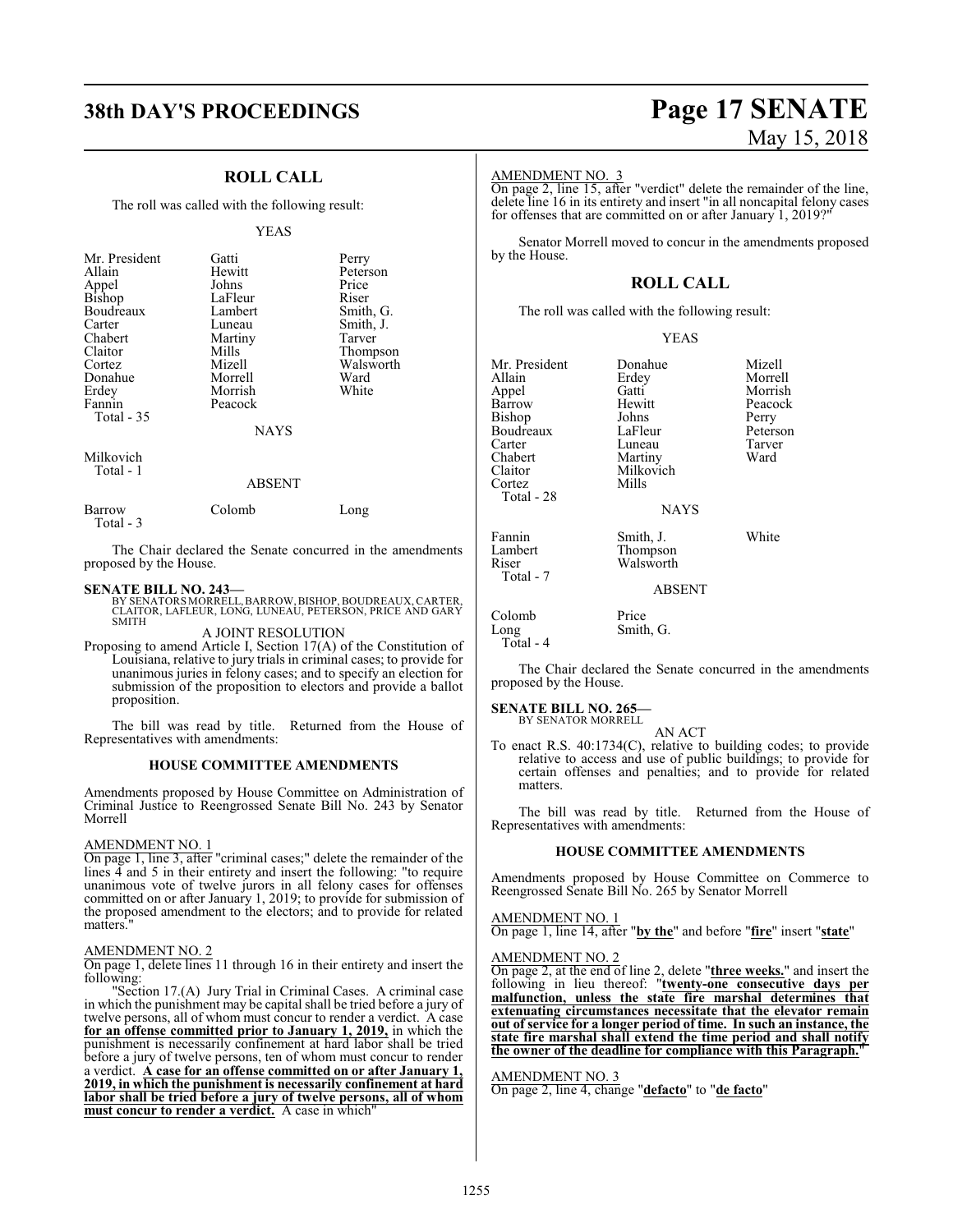## ROLL CALL

The roll was called with the following result:

YEAS

| | | |
|---|---|---|
| Mr. President | Gatti | Perry |
| Allain | Hewitt | Peterson |
| Appel | Johns | Price |
| Bishop | LaFleur | Riser |
| Boudreaux | Lambert | Smith, G. |
| Carter | Luneau | Smith, J. |
| Chabert | Martiny | Tarver |
| Claitor | Mills | Thompson |
| Cortez | Mizell | Walsworth |
| Donahue | Morrell | Ward |
| Erdey | Morrish | White |
| Fannin | Peacock | |
| Total - 35 | | |

NAYS

Milkovich
Total - 1

ABSENT

| | | |
|---|---|---|
| Barrow | Colomb | Long |
| Total - 3 | | |

The Chair declared the Senate concurred in the amendments proposed by the House.

**SENATE BILL NO. 243—**
BY SENATORS MORRELL, BARROW, BISHOP, BOUDREAUX, CARTER, CLAITOR, LAFLEUR, LONG, LUNEAU, PETERSON, PRICE AND GARY SMITH

A JOINT RESOLUTION

Proposing to amend Article I, Section 17(A) of the Constitution of Louisiana, relative to jury trials in criminal cases; to provide for unanimous juries in felony cases; and to specify an election for submission of the proposition to electors and provide a ballot proposition.

The bill was read by title. Returned from the House of Representatives with amendments:

### HOUSE COMMITTEE AMENDMENTS

Amendments proposed by House Committee on Administration of Criminal Justice to Reengrossed Senate Bill No. 243 by Senator Morrell

AMENDMENT NO. 1
On page 1, line 3, after "criminal cases;" delete the remainder of the lines 4 and 5 in their entirety and insert the following: "to require unanimous vote of twelve jurors in all felony cases for offenses committed on or after January 1, 2019; to provide for submission of the proposed amendment to the electors; and to provide for related matters."

AMENDMENT NO. 2
On page 1, delete lines 11 through 16 in their entirety and insert the following:

"Section 17.(A) Jury Trial in Criminal Cases. A criminal case in which the punishment may be capital shall be tried before a jury of twelve persons, all of whom must concur to render a verdict. A case **for an offense committed prior to January 1, 2019,** in which the punishment is necessarily confinement at hard labor shall be tried before a jury of twelve persons, ten of whom must concur to render a verdict. **A case for an offense committed on or after January 1, 2019, in which the punishment is necessarily confinement at hard labor shall be tried before a jury of twelve persons, all of whom must concur to render a verdict.** A case in which"

AMENDMENT NO. 3
On page 2, line 15, after "verdict" delete the remainder of the line, delete line 16 in its entirety and insert "in all noncapital felony cases for offenses that are committed on or after January 1, 2019?"

Senator Morrell moved to concur in the amendments proposed by the House.

## ROLL CALL

The roll was called with the following result:

YEAS

| | | |
|---|---|---|
| Mr. President | Donahue | Mizell |
| Allain | Erdey | Morrell |
| Appel | Gatti | Morrish |
| Barrow | Hewitt | Peacock |
| Bishop | Johns | Perry |
| Boudreaux | LaFleur | Peterson |
| Carter | Luneau | Tarver |
| Chabert | Martiny | Ward |
| Claitor | Milkovich | |
| Cortez | Mills | |
| Total - 28 | | |

NAYS

| | | |
|---|---|---|
| Fannin | Smith, J. | White |
| Lambert | Thompson | |
| Riser | Walsworth | |
| Total - 7 | | |

ABSENT

| | |
|---|---|
| Colomb | Price |
| Long | Smith, G. |
| Total - 4 | |

The Chair declared the Senate concurred in the amendments proposed by the House.

**SENATE BILL NO. 265—**
BY SENATOR MORRELL

AN ACT

To enact R.S. 40:1734(C), relative to building codes; to provide relative to access and use of public buildings; to provide for certain offenses and penalties; and to provide for related matters.

The bill was read by title. Returned from the House of Representatives with amendments:

### HOUSE COMMITTEE AMENDMENTS

Amendments proposed by House Committee on Commerce to Reengrossed Senate Bill No. 265 by Senator Morrell

AMENDMENT NO. 1
On page 1, line 14, after "**by the**" and before "**fire**" insert "**state**"

AMENDMENT NO. 2
On page 2, at the end of line 2, delete "**three weeks.**" and insert the following in lieu thereof: "**twenty-one consecutive days per malfunction, unless the state fire marshal determines that extenuating circumstances necessitate that the elevator remain out of service for a longer period of time. In such an instance, the state fire marshal shall extend the time period and shall notify the owner of the deadline for compliance with this Paragraph.**"

AMENDMENT NO. 3
On page 2, line 4, change "**defacto**" to "**de facto**"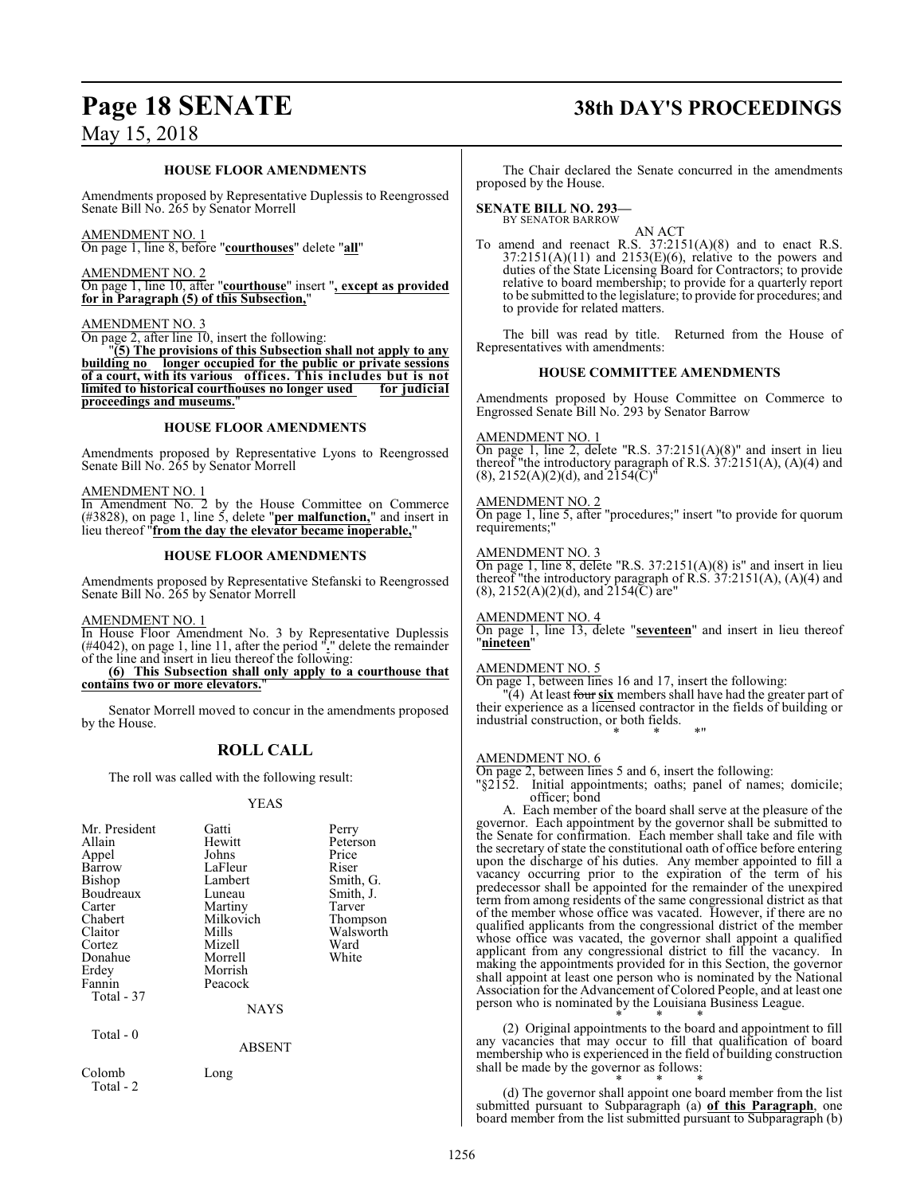### HOUSE FLOOR AMENDMENTS

Amendments proposed by Representative Duplessis to Reengrossed Senate Bill No. 265 by Senator Morrell

AMENDMENT NO. 1

On page 1, line 8, before "**courthouses**" delete "**all**"

AMENDMENT NO. 2

On page 1, line 10, after "**courthouse**" insert "**, except as provided for in Paragraph (5) of this Subsection,**"

AMENDMENT NO. 3

On page 2, after line 10, insert the following:

"**(5) The provisions of this Subsection shall not apply to any building no longer occupied for the public or private sessions of a court, with its various offices. This includes but is not limited to historical courthouses no longer used for judicial proceedings and museums.**"

### HOUSE FLOOR AMENDMENTS

Amendments proposed by Representative Lyons to Reengrossed Senate Bill No. 265 by Senator Morrell

AMENDMENT NO. 1

In Amendment No. 2 by the House Committee on Commerce (#3828), on page 1, line 5, delete "**per malfunction,**" and insert in lieu thereof "**from the day the elevator became inoperable,**"

### HOUSE FLOOR AMENDMENTS

Amendments proposed by Representative Stefanski to Reengrossed Senate Bill No. 265 by Senator Morrell

AMENDMENT NO. 1

In House Floor Amendment No. 3 by Representative Duplessis (#4042), on page 1, line 11, after the period "**.**" delete the remainder of the line and insert in lieu thereof the following:

"**(6) This Subsection shall only apply to a courthouse that contains two or more elevators.**"

Senator Morrell moved to concur in the amendments proposed by the House.

## ROLL CALL

The roll was called with the following result:

YEAS

| | | |
|---|---|---|
| Mr. President | Gatti | Perry |
| Allain | Hewitt | Peterson |
| Appel | Johns | Price |
| Barrow | LaFleur | Riser |
| Bishop | Lambert | Smith, G. |
| Boudreaux | Luneau | Smith, J. |
| Carter | Martiny | Tarver |
| Chabert | Milkovich | Thompson |
| Claitor | Mills | Walsworth |
| Cortez | Mizell | Ward |
| Donahue | Morrell | White |
| Erdey | Morrish | |
| Fannin | Peacock | |

Total - 37

NAYS

Total - 0

ABSENT

| | |
|---|---|
| Colomb | Long |

Total - 2

The Chair declared the Senate concurred in the amendments proposed by the House.

**SENATE BILL NO. 293—**
BY SENATOR BARROW

AN ACT

To amend and reenact R.S. 37:2151(A)(8) and to enact R.S. 37:2151(A)(11) and 2153(E)(6), relative to the powers and duties of the State Licensing Board for Contractors; to provide relative to board membership; to provide for a quarterly report to be submitted to the legislature; to provide for procedures; and to provide for related matters.

The bill was read by title. Returned from the House of Representatives with amendments:

### HOUSE COMMITTEE AMENDMENTS

Amendments proposed by House Committee on Commerce to Engrossed Senate Bill No. 293 by Senator Barrow

AMENDMENT NO. 1

On page 1, line 2, delete "R.S. 37:2151(A)(8)" and insert in lieu thereof "the introductory paragraph of R.S. 37:2151(A), (A)(4) and (8), 2152(A)(2)(d), and 2154(C)"

AMENDMENT NO. 2

On page 1, line 5, after "procedures;" insert "to provide for quorum requirements;"

AMENDMENT NO. 3

On page 1, line 8, delete "R.S. 37:2151(A)(8) is" and insert in lieu thereof "the introductory paragraph of R.S. 37:2151(A), (A)(4) and (8), 2152(A)(2)(d), and 2154(C) are"

AMENDMENT NO. 4

On page 1, line 13, delete "**seventeen**" and insert in lieu thereof "**nineteen**"

AMENDMENT NO. 5

On page 1, between lines 16 and 17, insert the following:

"(4) At least ~~four~~ **six** members shall have had the greater part of their experience as a licensed contractor in the fields of building or industrial construction, or both fields.

\* \* \*"

AMENDMENT NO. 6

On page 2, between lines 5 and 6, insert the following:

"§2152. Initial appointments; oaths; panel of names; domicile; officer; bond

A. Each member of the board shall serve at the pleasure of the governor. Each appointment by the governor shall be submitted to the Senate for confirmation. Each member shall take and file with the secretary of state the constitutional oath of office before entering upon the discharge of his duties. Any member appointed to fill a vacancy occurring prior to the expiration of the term of his predecessor shall be appointed for the remainder of the unexpired term from among residents of the same congressional district as that of the member whose office was vacated. However, if there are no qualified applicants from the congressional district of the member whose office was vacated, the governor shall appoint a qualified applicant from any congressional district to fill the vacancy. In making the appointments provided for in this Section, the governor shall appoint at least one person who is nominated by the National Association for the Advancement of Colored People, and at least one person who is nominated by the Louisiana Business League.

\* \* \*

(2) Original appointments to the board and appointment to fill any vacancies that may occur to fill that qualification of board membership who is experienced in the field of building construction shall be made by the governor as follows:

\* \* \*

(d) The governor shall appoint one board member from the list submitted pursuant to Subparagraph (a) **of this Paragraph**, one board member from the list submitted pursuant to Subparagraph (b)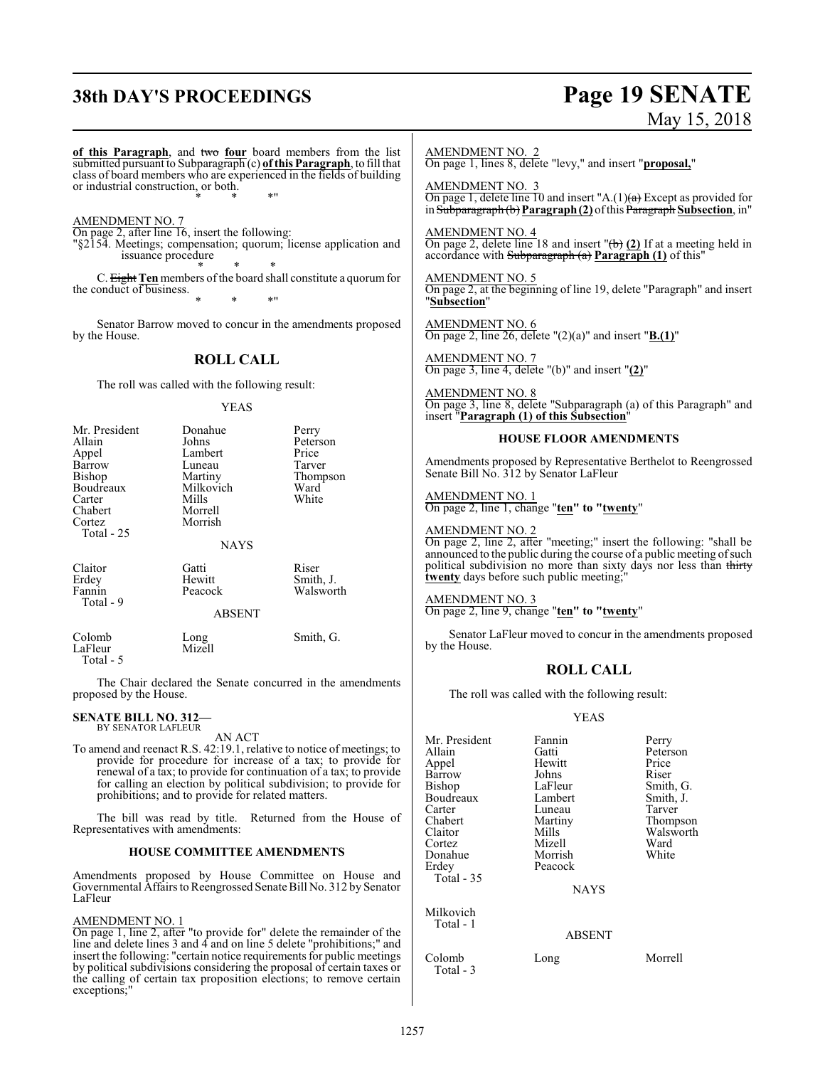**of this Paragraph**, and ~~two~~ **four** board members from the list submitted pursuant to Subparagraph (c) **of this Paragraph**, to fill that class of board members who are experienced in the fields of building or industrial construction, or both.

\* \* \*"

AMENDMENT NO. 7

On page 2, after line 16, insert the following:

"§2154. Meetings; compensation; quorum; license application and issuance procedure

\* \* \*

C. ~~Eight~~ **Ten** members of the board shall constitute a quorum for the conduct of business.

\* \* \*"

Senator Barrow moved to concur in the amendments proposed by the House.

## ROLL CALL

The roll was called with the following result:

YEAS

| | | |
|---|---|---|
| Mr. President | Donahue | Perry |
| Allain | Johns | Peterson |
| Appel | Lambert | Price |
| Barrow | Luneau | Tarver |
| Bishop | Martiny | Thompson |
| Boudreaux | Milkovich | Ward |
| Carter | Mills | White |
| Chabert | Morrell | |
| Cortez | Morrish | |
| Total - 25 | | |

NAYS

| | | |
|---|---|---|
| Claitor | Gatti | Riser |
| Erdey | Hewitt | Smith, J. |
| Fannin | Peacock | Walsworth |
| Total - 9 | | |

ABSENT

| | | |
|---|---|---|
| Colomb | Long | Smith, G. |
| LaFleur | Mizell | |
| Total - 5 | | |

The Chair declared the Senate concurred in the amendments proposed by the House.

**SENATE BILL NO. 312—**
BY SENATOR LAFLEUR

AN ACT

To amend and reenact R.S. 42:19.1, relative to notice of meetings; to provide for procedure for increase of a tax; to provide for renewal of a tax; to provide for continuation of a tax; to provide for calling an election by political subdivision; to provide for prohibitions; and to provide for related matters.

The bill was read by title. Returned from the House of Representatives with amendments:

### HOUSE COMMITTEE AMENDMENTS

Amendments proposed by House Committee on House and Governmental Affairs to Reengrossed Senate Bill No. 312 by Senator LaFleur

AMENDMENT NO. 1

On page 1, line 2, after "to provide for" delete the remainder of the line and delete lines 3 and 4 and on line 5 delete "prohibitions;" and insert the following: "certain notice requirements for public meetings by political subdivisions considering the proposal of certain taxes or the calling of certain tax proposition elections; to remove certain exceptions;"

AMENDMENT NO. 2

On page 1, lines 8, delete "levy," and insert "**proposal,**"

AMENDMENT NO. 3

On page 1, delete line 10 and insert "A.(1)~~(a)~~ Except as provided for in ~~Subparagraph (b)~~ **Paragraph (2)** of this ~~Paragraph~~ **Subsection**, in"

AMENDMENT NO. 4

On page 2, delete line 18 and insert "~~(b)~~ **(2)** If at a meeting held in accordance with ~~Subparagraph (a)~~ **Paragraph (1)** of this"

AMENDMENT NO. 5

On page 2, at the beginning of line 19, delete "Paragraph" and insert "**Subsection**"

AMENDMENT NO. 6

On page 2, line 26, delete "(2)(a)" and insert "**B.(1)**"

AMENDMENT NO. 7

On page 3, line 4, delete "(b)" and insert "**(2)**"

AMENDMENT NO. 8

On page 3, line 8, delete "Subparagraph (a) of this Paragraph" and insert "**Paragraph (1) of this Subsection**"

### HOUSE FLOOR AMENDMENTS

Amendments proposed by Representative Berthelot to Reengrossed Senate Bill No. 312 by Senator LaFleur

AMENDMENT NO. 1

On page 2, line 1, change "**ten" to "twenty**"

AMENDMENT NO. 2

On page 2, line 2, after "meeting;" insert the following: "shall be announced to the public during the course of a public meeting of such political subdivision no more than sixty days nor less than ~~thirty~~ **twenty** days before such public meeting;"

AMENDMENT NO. 3

On page 2, line 9, change "**ten" to "twenty**"

Senator LaFleur moved to concur in the amendments proposed by the House.

## ROLL CALL

The roll was called with the following result:

YEAS

| | | |
|---|---|---|
| Mr. President | Fannin | Perry |
| Allain | Gatti | Peterson |
| Appel | Hewitt | Price |
| Barrow | Johns | Riser |
| Bishop | LaFleur | Smith, G. |
| Boudreaux | Lambert | Smith, J. |
| Carter | Luneau | Tarver |
| Chabert | Martiny | Thompson |
| Claitor | Mills | Walsworth |
| Cortez | Mizell | Ward |
| Donahue | Morrish | White |
| Erdey | Peacock | |
| Total - 35 | | |

NAYS

| |
|---|
| Milkovich |
| Total - 1 |

ABSENT

| | | |
|---|---|---|
| Colomb | Long | Morrell |
| Total - 3 | | |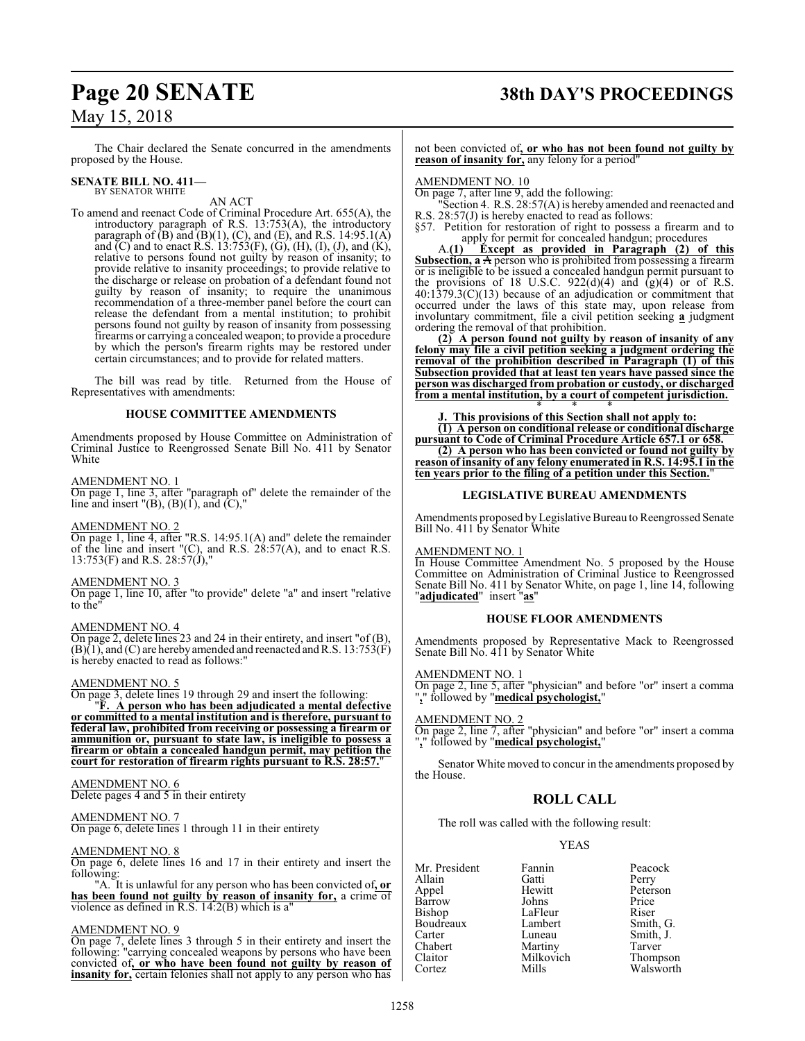The Chair declared the Senate concurred in the amendments proposed by the House.

**SENATE BILL NO. 411—**
BY SENATOR WHITE

AN ACT

To amend and reenact Code of Criminal Procedure Art. 655(A), the introductory paragraph of R.S. 13:753(A), the introductory paragraph of (B) and (B)(1), (C), and (E), and R.S. 14:95.1(A) and (C) and to enact R.S. 13:753(F), (G), (H), (I), (J), and (K), relative to persons found not guilty by reason of insanity; to provide relative to insanity proceedings; to provide relative to the discharge or release on probation of a defendant found not guilty by reason of insanity; to require the unanimous recommendation of a three-member panel before the court can release the defendant from a mental institution; to prohibit persons found not guilty by reason of insanity from possessing firearms or carrying a concealed weapon; to provide a procedure by which the person's firearm rights may be restored under certain circumstances; and to provide for related matters.

The bill was read by title. Returned from the House of Representatives with amendments:

**HOUSE COMMITTEE AMENDMENTS**

Amendments proposed by House Committee on Administration of Criminal Justice to Reengrossed Senate Bill No. 411 by Senator White

AMENDMENT NO. 1

On page 1, line 3, after "paragraph of" delete the remainder of the line and insert "(B), (B)(1), and (C),"

AMENDMENT NO. 2

On page 1, line 4, after "R.S. 14:95.1(A) and" delete the remainder of the line and insert "(C), and R.S. 28:57(A), and to enact R.S. 13:753(F) and R.S. 28:57(J),"

AMENDMENT NO. 3

On page 1, line 10, after "to provide" delete "a" and insert "relative to the"

AMENDMENT NO. 4

On page 2, delete lines 23 and 24 in their entirety, and insert "of (B), (B)(1), and (C) are hereby amended and reenacted and R.S. 13:753(F) is hereby enacted to read as follows:"

AMENDMENT NO. 5

On page 3, delete lines 19 through 29 and insert the following:

"**F. A person who has been adjudicated a mental defective or committed to a mental institution and is therefore, pursuant to federal law, prohibited from receiving or possessing a firearm or ammunition or, pursuant to state law, is ineligible to possess a firearm or obtain a concealed handgun permit, may petition the court for restoration of firearm rights pursuant to R.S. 28:57.**"

AMENDMENT NO. 6

Delete pages 4 and 5 in their entirety

AMENDMENT NO. 7

On page 6, delete lines 1 through 11 in their entirety

AMENDMENT NO. 8

On page 6, delete lines 16 and 17 in their entirety and insert the following:

"A. It is unlawful for any person who has been convicted of**, or has been found not guilty by reason of insanity for,** a crime of violence as defined in R.S. 14:2(B) which is a"

AMENDMENT NO. 9

On page 7, delete lines 3 through 5 in their entirety and insert the following: "carrying concealed weapons by persons who have been convicted of**, or who have been found not guilty by reason of insanity for,** certain felonies shall not apply to any person who has not been convicted of**, or who has not been found not guilty by reason of insanity for,** any felony for a period"

AMENDMENT NO. 10

On page 7, after line 9, add the following:

"Section 4. R.S. 28:57(A) is hereby amended and reenacted and R.S. 28:57(J) is hereby enacted to read as follows:

§57. Petition for restoration of right to possess a firearm and to apply for permit for concealed handgun; procedures

A.**(1) Except as provided in Paragraph (2) of this Subsection, a** ~~A~~ person who is prohibited from possessing a firearm or is ineligible to be issued a concealed handgun permit pursuant to the provisions of 18 U.S.C. 922(d)(4) and (g)(4) or of R.S. 40:1379.3(C)(13) because of an adjudication or commitment that occurred under the laws of this state may, upon release from involuntary commitment, file a civil petition seeking **a** judgment ordering the removal of that prohibition.

**(2) A person found not guilty by reason of insanity of any felony may file a civil petition seeking a judgment ordering the removal of the prohibition described in Paragraph (1) of this Subsection provided that at least ten years have passed since the person was discharged from probation or custody, or discharged from a mental institution, by a court of competent jurisdiction.**

\* \* \*

**J. This provisions of this Section shall not apply to:**

**(1) A person on conditional release or conditional discharge pursuant to Code of Criminal Procedure Article 657.1 or 658.**

**(2) A person who has been convicted or found not guilty by reason of insanity of any felony enumerated in R.S. 14:95.1 in the ten years prior to the filing of a petition under this Section.**"

**LEGISLATIVE BUREAU AMENDMENTS**

Amendments proposed by Legislative Bureau to Reengrossed Senate Bill No. 411 by Senator White

AMENDMENT NO. 1

In House Committee Amendment No. 5 proposed by the House Committee on Administration of Criminal Justice to Reengrossed Senate Bill No. 411 by Senator White, on page 1, line 14, following "**adjudicated**" insert "**as**"

**HOUSE FLOOR AMENDMENTS**

Amendments proposed by Representative Mack to Reengrossed Senate Bill No. 411 by Senator White

AMENDMENT NO. 1

On page 2, line 5, after "physician" and before "or" insert a comma "**,**" followed by "**medical psychologist,**"

AMENDMENT NO. 2

On page 2, line 7, after "physician" and before "or" insert a comma "**,**" followed by "**medical psychologist,**"

Senator White moved to concur in the amendments proposed by the House.

## ROLL CALL

The roll was called with the following result:

YEAS

| | | |
|---|---|---|
| Mr. President | Fannin | Peacock |
| Allain | Gatti | Perry |
| Appel | Hewitt | Peterson |
| Barrow | Johns | Price |
| Bishop | LaFleur | Riser |
| Boudreaux | Lambert | Smith, G. |
| Carter | Luneau | Smith, J. |
| Chabert | Martiny | Tarver |
| Claitor | Milkovich | Thompson |
| Cortez | Mills | Walsworth |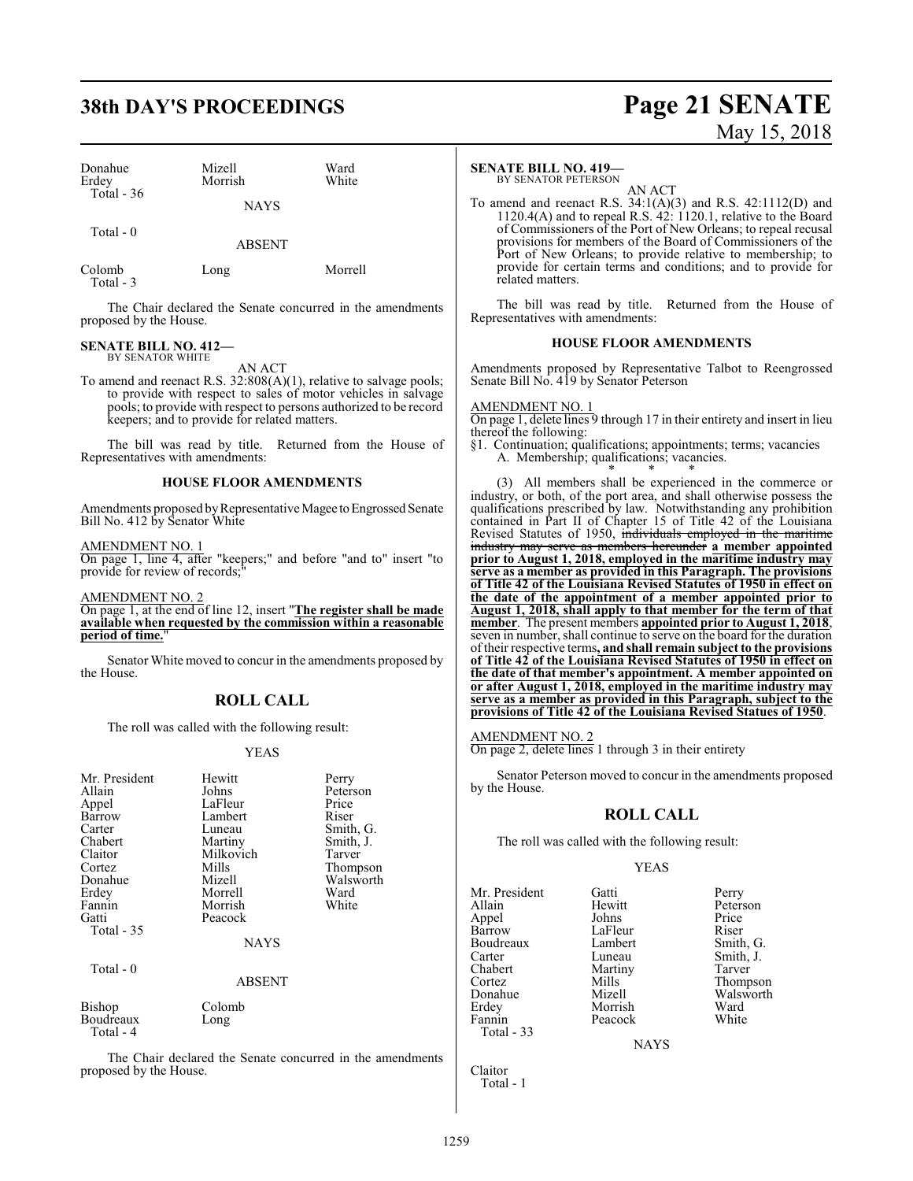| | | |
|---|---|---|
| Donahue | Mizell | Ward |
| Erdey | Morrish | White |
| Total - 36 | | |

NAYS

Total - 0

ABSENT

| | | |
|---|---|---|
| Colomb | Long | Morrell |
| Total - 3 | | |

The Chair declared the Senate concurred in the amendments proposed by the House.

**SENATE BILL NO. 412—**
BY SENATOR WHITE

AN ACT

To amend and reenact R.S. 32:808(A)(1), relative to salvage pools; to provide with respect to sales of motor vehicles in salvage pools; to provide with respect to persons authorized to be record keepers; and to provide for related matters.

The bill was read by title. Returned from the House of Representatives with amendments:

**HOUSE FLOOR AMENDMENTS**

Amendments proposed by Representative Magee to Engrossed Senate Bill No. 412 by Senator White

AMENDMENT NO. 1

On page 1, line 4, after "keepers;" and before "and to" insert "to provide for review of records;"

AMENDMENT NO. 2

On page 1, at the end of line 12, insert "**The register shall be made available when requested by the commission within a reasonable period of time.**"

Senator White moved to concur in the amendments proposed by the House.

## ROLL CALL

The roll was called with the following result:

YEAS

| | | |
|---|---|---|
| Mr. President | Hewitt | Perry |
| Allain | Johns | Peterson |
| Appel | LaFleur | Price |
| Barrow | Lambert | Riser |
| Carter | Luneau | Smith, G. |
| Chabert | Martiny | Smith, J. |
| Claitor | Milkovich | Tarver |
| Cortez | Mills | Thompson |
| Donahue | Mizell | Walsworth |
| Erdey | Morrell | Ward |
| Fannin | Morrish | White |
| Gatti | Peacock | |
| Total - 35 | | |

NAYS

Total - 0

ABSENT

| | |
|---|---|
| Bishop | Colomb |
| Boudreaux | Long |
| Total - 4 | |

The Chair declared the Senate concurred in the amendments proposed by the House.

**SENATE BILL NO. 419—**
BY SENATOR PETERSON

AN ACT

To amend and reenact R.S. 34:1(A)(3) and R.S. 42:1112(D) and 1120.4(A) and to repeal R.S. 42: 1120.1, relative to the Board of Commissioners of the Port of New Orleans; to repeal recusal provisions for members of the Board of Commissioners of the Port of New Orleans; to provide relative to membership; to provide for certain terms and conditions; and to provide for related matters.

The bill was read by title. Returned from the House of Representatives with amendments:

**HOUSE FLOOR AMENDMENTS**

Amendments proposed by Representative Talbot to Reengrossed Senate Bill No. 419 by Senator Peterson

AMENDMENT NO. 1

On page 1, delete lines 9 through 17 in their entirety and insert in lieu thereof the following:

"§1. Continuation; qualifications; appointments; terms; vacancies

A. Membership; qualifications; vacancies.

\* \* \*

(3) All members shall be experienced in the commerce or industry, or both, of the port area, and shall otherwise possess the qualifications prescribed by law. Notwithstanding any prohibition contained in Part II of Chapter 15 of Title 42 of the Louisiana Revised Statutes of 1950, ~~individuals employed in the maritime industry may serve as members hereunder~~ **a member appointed prior to August 1, 2018, employed in the maritime industry may serve as a member as provided in this Paragraph. The provisions of Title 42 of the Louisiana Revised Statutes of 1950 in effect on the date of the appointment of a member appointed prior to August 1, 2018, shall apply to that member for the term of that member**. The present members **appointed prior to August 1, 2018**, seven in number, shall continue to serve on the board for the duration of their respective terms**, and shall remain subject to the provisions of Title 42 of the Louisiana Revised Statutes of 1950 in effect on the date of that member's appointment. A member appointed on or after August 1, 2018, employed in the maritime industry may serve as a member as provided in this Paragraph, subject to the provisions of Title 42 of the Louisiana Revised Statues of 1950**.

AMENDMENT NO. 2

On page 2, delete lines 1 through 3 in their entirety

Senator Peterson moved to concur in the amendments proposed by the House.

## ROLL CALL

The roll was called with the following result:

YEAS

| | | |
|---|---|---|
| Mr. President | Gatti | Perry |
| Allain | Hewitt | Peterson |
| Appel | Johns | Price |
| Barrow | LaFleur | Riser |
| Boudreaux | Lambert | Smith, G. |
| Carter | Luneau | Smith, J. |
| Chabert | Martiny | Tarver |
| Cortez | Mills | Thompson |
| Donahue | Mizell | Walsworth |
| Erdey | Morrish | Ward |
| Fannin | Peacock | White |
| Total - 33 | | |

NAYS

Claitor
Total - 1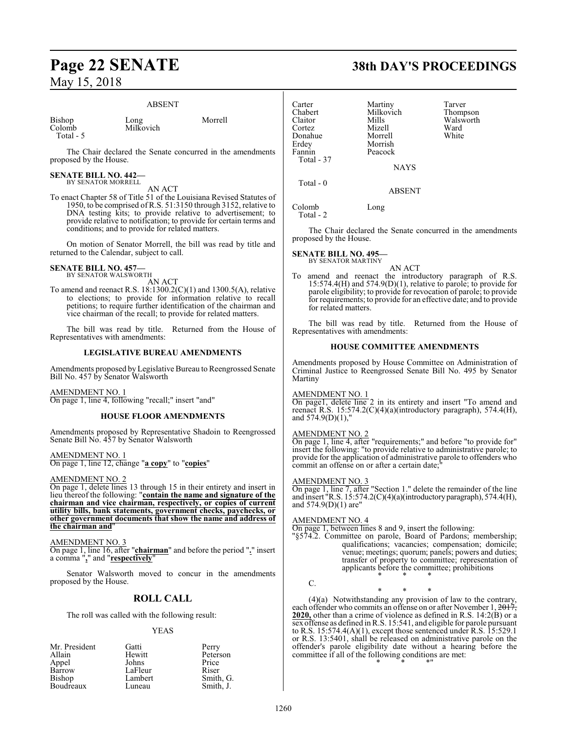### ABSENT

| | | |
|---|---|---|
| Bishop | Long | Morrell |
| Colomb | Milkovich | |
| Total - 5 | | |

The Chair declared the Senate concurred in the amendments proposed by the House.

**SENATE BILL NO. 442—**
BY SENATOR MORRELL

AN ACT

To enact Chapter 58 of Title 51 of the Louisiana Revised Statutes of 1950, to be comprised of R.S. 51:3150 through 3152, relative to DNA testing kits; to provide relative to advertisement; to provide relative to notification; to provide for certain terms and conditions; and to provide for related matters.

On motion of Senator Morrell, the bill was read by title and returned to the Calendar, subject to call.

**SENATE BILL NO. 457—**
BY SENATOR WALSWORTH

AN ACT

To amend and reenact R.S. 18:1300.2(C)(1) and 1300.5(A), relative to elections; to provide for information relative to recall petitions; to require further identification of the chairman and vice chairman of the recall; to provide for related matters.

The bill was read by title. Returned from the House of Representatives with amendments:

#### LEGISLATIVE BUREAU AMENDMENTS

Amendments proposed by Legislative Bureau to Reengrossed Senate Bill No. 457 by Senator Walsworth

AMENDMENT NO. 1
On page 1, line 4, following "recall;" insert "and"

#### HOUSE FLOOR AMENDMENTS

Amendments proposed by Representative Shadoin to Reengrossed Senate Bill No. 457 by Senator Walsworth

AMENDMENT NO. 1
On page 1, line 12, change "**a copy**" to "**copies**"

AMENDMENT NO. 2
On page 1, delete lines 13 through 15 in their entirety and insert in lieu thereof the following: "**contain the name and signature of the chairman and vice chairman, respectively, or copies of current utility bills, bank statements, government checks, paychecks, or other government documents that show the name and address of the chairman and**"

AMENDMENT NO. 3
On page 1, line 16, after "**chairman**" and before the period "**.**" insert a comma "**,**" and "**respectively**"

Senator Walsworth moved to concur in the amendments proposed by the House.

## ROLL CALL

The roll was called with the following result:

### YEAS

| | | |
|---|---|---|
| Mr. President | Gatti | Perry |
| Allain | Hewitt | Peterson |
| Appel | Johns | Price |
| Barrow | LaFleur | Riser |
| Bishop | Lambert | Smith, G. |
| Boudreaux | Luneau | Smith, J. |
| Carter | Martiny | Tarver |
| Chabert | Milkovich | Thompson |
| Claitor | Mills | Walsworth |
| Cortez | Mizell | Ward |
| Donahue | Morrell | White |
| Erdey | Morrish | |
| Fannin | Peacock | |
| Total - 37 | | |

### NAYS

Total - 0

### ABSENT

| | |
|---|---|
| Colomb | Long |
| Total - 2 | |

The Chair declared the Senate concurred in the amendments proposed by the House.

**SENATE BILL NO. 495—**
BY SENATOR MARTINY

AN ACT

To amend and reenact the introductory paragraph of R.S. 15:574.4(H) and 574.9(D)(1), relative to parole; to provide for parole eligibility; to provide for revocation of parole; to provide for requirements; to provide for an effective date; and to provide for related matters.

The bill was read by title. Returned from the House of Representatives with amendments:

#### HOUSE COMMITTEE AMENDMENTS

Amendments proposed by House Committee on Administration of Criminal Justice to Reengrossed Senate Bill No. 495 by Senator Martiny

AMENDMENT NO. 1
On page1, delete line 2 in its entirety and insert "To amend and reenact R.S. 15:574.2(C)(4)(a)(introductory paragraph), 574.4(H), and 574.9(D)(1),"

AMENDMENT NO. 2
On page 1, line 4, after "requirements;" and before "to provide for" insert the following: "to provide relative to administrative parole; to provide for the application of administrative parole to offenders who commit an offense on or after a certain date;"

AMENDMENT NO. 3
On page 1, line 7, after "Section 1." delete the remainder of the line and insert "R.S. 15:574.2(C)(4)(a)(introductory paragraph), 574.4(H), and 574.9(D)(1) are"

AMENDMENT NO. 4
On page 1, between lines 8 and 9, insert the following:

"§574.2. Committee on parole, Board of Pardons; membership; qualifications; vacancies; compensation; domicile; venue; meetings; quorum; panels; powers and duties; transfer of property to committee; representation of applicants before the committee; prohibitions

\* \* \*

C.

\* \* \*

(4)(a) Notwithstanding any provision of law to the contrary, each offender who commits an offense on or after November 1, ~~2017,~~ **2020,** other than a crime of violence as defined in R.S. 14:2(B) or a sex offense as defined in R.S. 15:541, and eligible for parole pursuant to R.S. 15:574.4(A)(1), except those sentenced under R.S. 15:529.1 or R.S. 13:5401, shall be released on administrative parole on the offender's parole eligibility date without a hearing before the committee if all of the following conditions are met:

\* \* \*"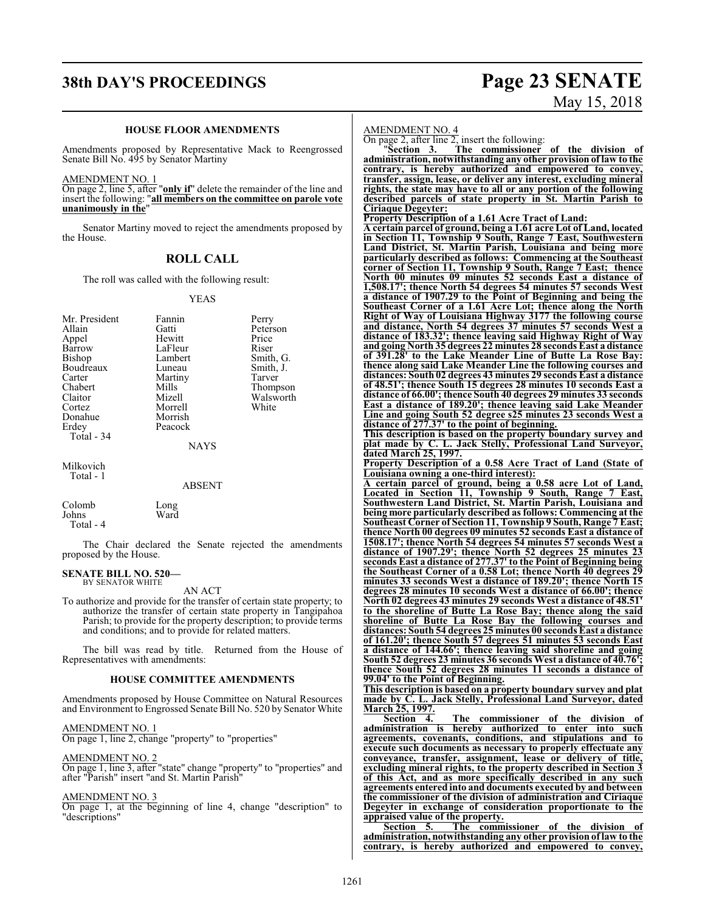### HOUSE FLOOR AMENDMENTS

Amendments proposed by Representative Mack to Reengrossed Senate Bill No. 495 by Senator Martiny

AMENDMENT NO. 1

On page 2, line 5, after "**only if**" delete the remainder of the line and insert the following: "**all members on the committee on parole vote unanimously in the**"

Senator Martiny moved to reject the amendments proposed by the House.

## ROLL CALL

The roll was called with the following result:

YEAS

| | | |
|---|---|---|
| Mr. President | Fannin | Perry |
| Allain | Gatti | Peterson |
| Appel | Hewitt | Price |
| Barrow | LaFleur | Riser |
| Bishop | Lambert | Smith, G. |
| Boudreaux | Luneau | Smith, J. |
| Carter | Martiny | Tarver |
| Chabert | Mills | Thompson |
| Claitor | Mizell | Walsworth |
| Cortez | Morrell | White |
| Donahue | Morrish | |
| Erdey | Peacock | |

Total - 34

NAYS

Milkovich

Total - 1

ABSENT

| | |
|---|---|
| Colomb | Long |
| Johns | Ward |

Total - 4

The Chair declared the Senate rejected the amendments proposed by the House.

**SENATE BILL NO. 520—**
BY SENATOR WHITE

AN ACT

To authorize and provide for the transfer of certain state property; to authorize the transfer of certain state property in Tangipahoa Parish; to provide for the property description; to provide terms and conditions; and to provide for related matters.

The bill was read by title. Returned from the House of Representatives with amendments:

### HOUSE COMMITTEE AMENDMENTS

Amendments proposed by House Committee on Natural Resources and Environment to Engrossed Senate Bill No. 520 by Senator White

AMENDMENT NO. 1

On page 1, line 2, change "property" to "properties"

AMENDMENT NO. 2

On page 1, line 3, after "state" change "property" to "properties" and after "Parish" insert "and St. Martin Parish"

AMENDMENT NO. 3

On page 1, at the beginning of line 4, change "description" to "descriptions"

AMENDMENT NO. 4

On page 2, after line 2, insert the following:

"**Section 3. The commissioner of the division of administration, notwithstanding any other provision of law to the contrary, is hereby authorized and empowered to convey, transfer, assign, lease, or deliver any interest, excluding mineral rights, the state may have to all or any portion of the following described parcels of state property in St. Martin Parish to Ciriaque Degeyter:**

**Property Description of a 1.61 Acre Tract of Land:**

**A certain parcel of ground, being a 1.61 acre Lot of Land, located in Section 11, Township 9 South, Range 7 East, Southwestern Land District, St. Martin Parish, Louisiana and being more particularly described as follows: Commencing at the Southeast corner of Section 11, Township 9 South, Range 7 East; thence North 00 minutes 09 minutes 52 seconds East a distance of 1,508.17'; thence North 54 degrees 54 minutes 57 seconds West a distance of 1907.29 to the Point of Beginning and being the Southeast Corner of a 1.61 Acre Lot; thence along the North Right of Way of Louisiana Highway 3177 the following course and distance, North 54 degrees 37 minutes 57 seconds West a distance of 183.32'; thence leaving said Highway Right of Way and going North 35 degrees 22 minutes 28 seconds East a distance of 391.28' to the Lake Meander Line of Butte La Rose Bay: thence along said Lake Meander Line the following courses and distances: South 02 degrees 43 minutes 29 seconds East a distance of 48.51'; thence South 15 degrees 28 minutes 10 seconds East a distance of 66.00'; thence South 40 degrees 29 minutes 33 seconds East a distance of 189.20'; thence leaving said Lake Meander Line and going South 52 degree s25 minutes 23 seconds West a distance of 277.37' to the point of beginning.**

**This description is based on the property boundary survey and plat made by C. L. Jack Stelly, Professional Land Surveyor, dated March 25, 1997.**

**Property Description of a 0.58 Acre Tract of Land (State of Louisiana owning a one-third interest):**

**A certain parcel of ground, being a 0.58 acre Lot of Land, Located in Section 11, Township 9 South, Range 7 East, Southwestern Land District, St. Martin Parish, Louisiana and being more particularly described as follows: Commencing at the Southeast Corner of Section 11, Township 9 South, Range 7 East; thence North 00 degrees 09 minutes 52 seconds East a distance of 1508.17'; thence North 54 degrees 54 minutes 57 seconds West a distance of 1907.29'; thence North 52 degrees 25 minutes 23 seconds East a distance of 277.37' to the Point of Beginning being the Southeast Corner of a 0.58 Lot; thence North 40 degrees 29 minutes 33 seconds West a distance of 189.20'; thence North 15 degrees 28 minutes 10 seconds West a distance of 66.00'; thence North 02 degrees 43 minutes 29 seconds West a distance of 48.51' to the shoreline of Butte La Rose Bay; thence along the said shoreline of Butte La Rose Bay the following courses and distances: South 54 degrees 25 minutes 00 seconds East a distance of 161.20'; thence South 57 degrees 51 minutes 53 seconds East a distance of 144.66'; thence leaving said shoreline and going South 52 degrees 23 minutes 36 seconds West a distance of 40.76'; thence South 52 degrees 28 minutes 11 seconds a distance of 99.04' to the Point of Beginning.**

**This description is based on a property boundary survey and plat made by C. L. Jack Stelly, Professional Land Surveyor, dated March 25, 1997.**

**Section 4. The commissioner of the division of administration is hereby authorized to enter into such agreements, covenants, conditions, and stipulations and to execute such documents as necessary to properly effectuate any conveyance, transfer, assignment, lease or delivery of title, excluding mineral rights, to the property described in Section 3 of this Act, and as more specifically described in any such agreements entered into and documents executed by and between the commissioner of the division of administration and Ciriaque Degeyter in exchange of consideration proportionate to the appraised value of the property.**

**Section 5. The commissioner of the division of administration, notwithstanding any other provision of law to the contrary, is hereby authorized and empowered to convey,**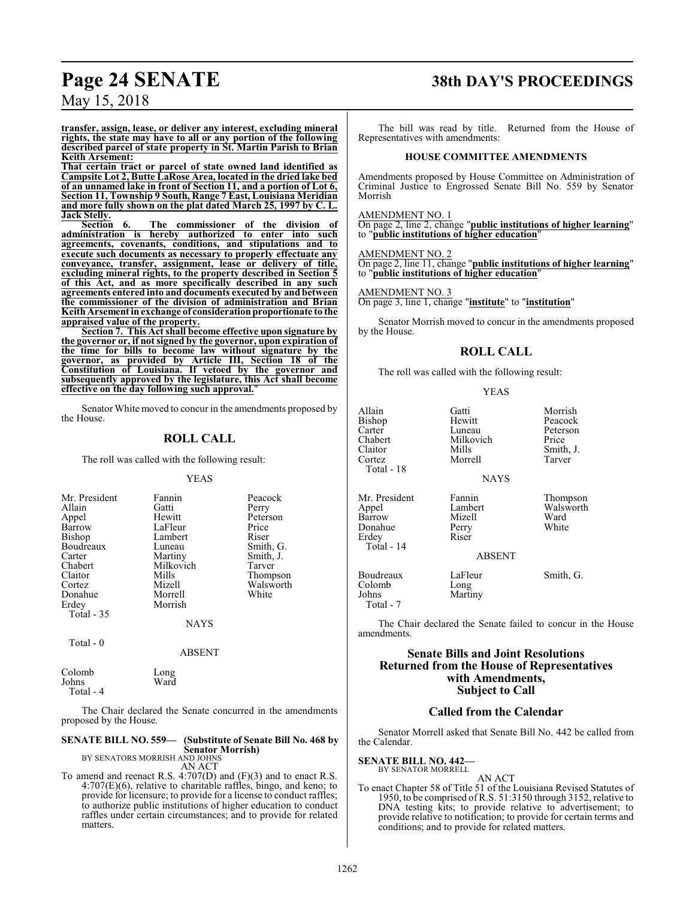**transfer, assign, lease, or deliver any interest, excluding mineral rights, the state may have to all or any portion of the following described parcel of state property in St. Martin Parish to Brian Keith Arsement:**

**That certain tract or parcel of state owned land identified as Campsite Lot 2, Butte LaRose Area, located in the dried lake bed of an unnamed lake in front of Section 11, and a portion of Lot 6, Section 11, Township 9 South, Range 7 East, Louisiana Meridian and more fully shown on the plat dated March 25, 1997 by C. L. Jack Stelly.**

**Section 6. The commissioner of the division of administration is hereby authorized to enter into such agreements, covenants, conditions, and stipulations and to execute such documents as necessary to properly effectuate any conveyance, transfer, assignment, lease or delivery of title, excluding mineral rights, to the property described in Section 5 of this Act, and as more specifically described in any such agreements entered into and documents executed by and between the commissioner of the division of administration and Brian Keith Arsement in exchange of consideration proportionate to the appraised value of the property.**

**Section 7. This Act shall become effective upon signature by the governor or, if not signed by the governor, upon expiration of the time for bills to become law without signature by the governor, as provided by Article III, Section 18 of the Constitution of Louisiana. If vetoed by the governor and subsequently approved by the legislature, this Act shall become effective on the day following such approval.**"

Senator White moved to concur in the amendments proposed by the House.

## ROLL CALL

The roll was called with the following result:

YEAS

| | | |
|---|---|---|
| Mr. President | Fannin | Peacock |
| Allain | Gatti | Perry |
| Appel | Hewitt | Peterson |
| Barrow | LaFleur | Price |
| Bishop | Lambert | Riser |
| Boudreaux | Luneau | Smith, G. |
| Carter | Martiny | Smith, J. |
| Chabert | Milkovich | Tarver |
| Claitor | Mills | Thompson |
| Cortez | Mizell | Walsworth |
| Donahue | Morrell | White |
| Erdey | Morrish | |

Total - 35

NAYS

Total - 0

ABSENT

| | |
|---|---|
| Colomb | Long |
| Johns | Ward |

Total - 4

The Chair declared the Senate concurred in the amendments proposed by the House.

**SENATE BILL NO. 559— (Substitute of Senate Bill No. 468 by Senator Morrish)**
BY SENATORS MORRISH AND JOHNS

AN ACT

To amend and reenact R.S. 4:707(D) and (F)(3) and to enact R.S. 4:707(E)(6), relative to charitable raffles, bingo, and keno; to provide for licensure; to provide for a license to conduct raffles; to authorize public institutions of higher education to conduct raffles under certain circumstances; and to provide for related matters.

The bill was read by title. Returned from the House of Representatives with amendments:

### HOUSE COMMITTEE AMENDMENTS

Amendments proposed by House Committee on Administration of Criminal Justice to Engrossed Senate Bill No. 559 by Senator Morrish

AMENDMENT NO. 1
On page 2, line 2, change "**public institutions of higher learning**" to "**public institutions of higher education**"

AMENDMENT NO. 2
On page 2, line 11, change "**public institutions of higher learning**" to "**public institutions of higher education**"

AMENDMENT NO. 3
On page 3, line 1, change "**institute**" to "**institution**"

Senator Morrish moved to concur in the amendments proposed by the House.

## ROLL CALL

The roll was called with the following result:

YEAS

| | | |
|---|---|---|
| Allain | Gatti | Morrish |
| Bishop | Hewitt | Peacock |
| Carter | Luneau | Peterson |
| Chabert | Milkovich | Price |
| Claitor | Mills | Smith, J. |
| Cortez | Morrell | Tarver |

Total - 18

NAYS

| | | |
|---|---|---|
| Mr. President | Fannin | Thompson |
| Appel | Lambert | Walsworth |
| Barrow | Mizell | Ward |
| Donahue | Perry | White |
| Erdey | Riser | |

Total - 14

ABSENT

| | | |
|---|---|---|
| Boudreaux | LaFleur | Smith, G. |
| Colomb | Long | |
| Johns | Martiny | |

Total - 7

The Chair declared the Senate failed to concur in the House amendments.

## Senate Bills and Joint Resolutions Returned from the House of Representatives with Amendments, Subject to Call

## Called from the Calendar

Senator Morrell asked that Senate Bill No. 442 be called from the Calendar.

**SENATE BILL NO. 442—**
BY SENATOR MORRELL

AN ACT

To enact Chapter 58 of Title 51 of the Louisiana Revised Statutes of 1950, to be comprised of R.S. 51:3150 through 3152, relative to DNA testing kits; to provide relative to advertisement; to provide relative to notification; to provide for certain terms and conditions; and to provide for related matters.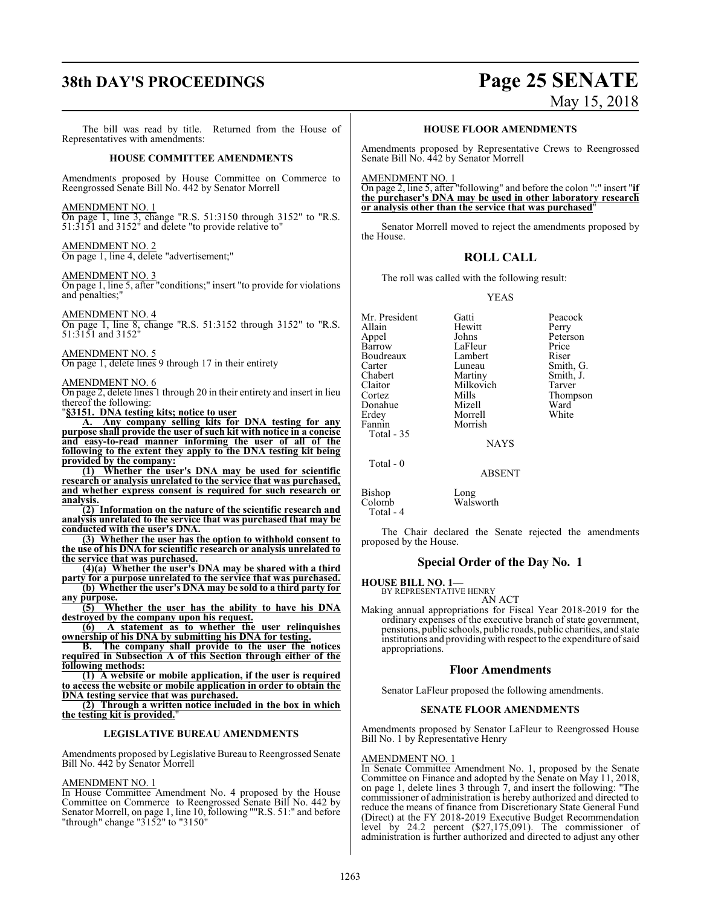The bill was read by title. Returned from the House of Representatives with amendments:

### HOUSE COMMITTEE AMENDMENTS

Amendments proposed by House Committee on Commerce to Reengrossed Senate Bill No. 442 by Senator Morrell

AMENDMENT NO. 1
On page 1, line 3, change "R.S. 51:3150 through 3152" to "R.S. 51:3151 and 3152" and delete "to provide relative to"

AMENDMENT NO. 2
On page 1, line 4, delete "advertisement;"

AMENDMENT NO. 3
On page 1, line 5, after "conditions;" insert "to provide for violations and penalties;"

AMENDMENT NO. 4
On page 1, line 8, change "R.S. 51:3152 through 3152" to "R.S. 51:3151 and 3152"

AMENDMENT NO. 5
On page 1, delete lines 9 through 17 in their entirety

AMENDMENT NO. 6
On page 2, delete lines 1 through 20 in their entirety and insert in lieu thereof the following:

"**§3151. DNA testing kits; notice to user**

**A. Any company selling kits for DNA testing for any purpose shall provide the user of such kit with notice in a concise and easy-to-read manner informing the user of all of the following to the extent they apply to the DNA testing kit being provided by the company:**

**(1) Whether the user's DNA may be used for scientific research or analysis unrelated to the service that was purchased, and whether express consent is required for such research or analysis.**

**(2) Information on the nature of the scientific research and analysis unrelated to the service that was purchased that may be conducted with the user's DNA.**

**(3) Whether the user has the option to withhold consent to the use of his DNA for scientific research or analysis unrelated to the service that was purchased.**

**(4)(a) Whether the user's DNA may be shared with a third party for a purpose unrelated to the service that was purchased.**

**(b) Whether the user's DNA may be sold to a third party for any purpose.**

**(5) Whether the user has the ability to have his DNA destroyed by the company upon his request.**

**(6) A statement as to whether the user relinquishes ownership of his DNA by submitting his DNA for testing.**

**B. The company shall provide to the user the notices required in Subsection A of this Section through either of the following methods:**

**(1) A website or mobile application, if the user is required to access the website or mobile application in order to obtain the DNA testing service that was purchased.**

**(2) Through a written notice included in the box in which the testing kit is provided.**"

### LEGISLATIVE BUREAU AMENDMENTS

Amendments proposed by Legislative Bureau to Reengrossed Senate Bill No. 442 by Senator Morrell

AMENDMENT NO. 1
In House Committee Amendment No. 4 proposed by the House Committee on Commerce to Reengrossed Senate Bill No. 442 by Senator Morrell, on page 1, line 10, following ""R.S. 51:" and before "through" change "3152" to "3150"

### HOUSE FLOOR AMENDMENTS

Amendments proposed by Representative Crews to Reengrossed Senate Bill No. 442 by Senator Morrell

AMENDMENT NO. 1
On page 2, line 5, after "following" and before the colon ":" insert "**if the purchaser's DNA may be used in other laboratory research or analysis other than the service that was purchased**"

Senator Morrell moved to reject the amendments proposed by the House.

## ROLL CALL

The roll was called with the following result:

YEAS

| | | |
|---|---|---|
| Mr. President | Gatti | Peacock |
| Allain | Hewitt | Perry |
| Appel | Johns | Peterson |
| Barrow | LaFleur | Price |
| Boudreaux | Lambert | Riser |
| Carter | Luneau | Smith, G. |
| Chabert | Martiny | Smith, J. |
| Claitor | Milkovich | Tarver |
| Cortez | Mills | Thompson |
| Donahue | Mizell | Ward |
| Erdey | Morrell | White |
| Fannin | Morrish | |

Total - 35

NAYS

Total - 0

ABSENT

| | |
|---|---|
| Bishop | Long |
| Colomb | Walsworth |

Total - 4

The Chair declared the Senate rejected the amendments proposed by the House.

## Special Order of the Day No. 1

**HOUSE BILL NO. 1—**
BY REPRESENTATIVE HENRY
AN ACT

Making annual appropriations for Fiscal Year 2018-2019 for the ordinary expenses of the executive branch of state government, pensions, public schools, public roads, public charities, and state institutions and providing with respect to the expenditure of said appropriations.

## Floor Amendments

Senator LaFleur proposed the following amendments.

### SENATE FLOOR AMENDMENTS

Amendments proposed by Senator LaFleur to Reengrossed House Bill No. 1 by Representative Henry

AMENDMENT NO. 1
In Senate Committee Amendment No. 1, proposed by the Senate Committee on Finance and adopted by the Senate on May 11, 2018, on page 1, delete lines 3 through 7, and insert the following: "The commissioner of administration is hereby authorized and directed to reduce the means of finance from Discretionary State General Fund (Direct) at the FY 2018-2019 Executive Budget Recommendation level by 24.2 percent ($27,175,091). The commissioner of administration is further authorized and directed to adjust any other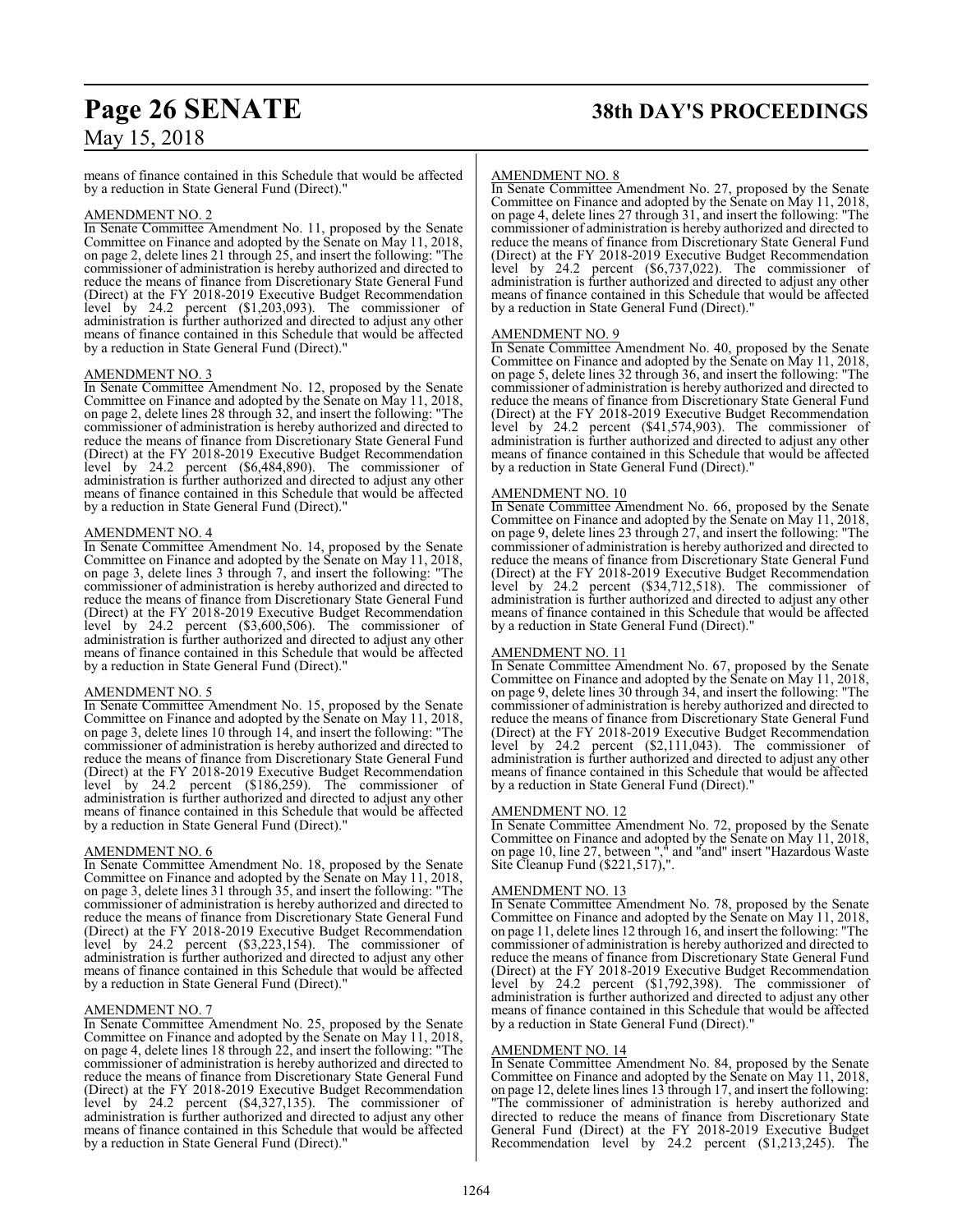means of finance contained in this Schedule that would be affected by a reduction in State General Fund (Direct)."

AMENDMENT NO. 2

In Senate Committee Amendment No. 11, proposed by the Senate Committee on Finance and adopted by the Senate on May 11, 2018, on page 2, delete lines 21 through 25, and insert the following: "The commissioner of administration is hereby authorized and directed to reduce the means of finance from Discretionary State General Fund (Direct) at the FY 2018-2019 Executive Budget Recommendation level by 24.2 percent ($1,203,093). The commissioner of administration is further authorized and directed to adjust any other means of finance contained in this Schedule that would be affected by a reduction in State General Fund (Direct)."

AMENDMENT NO. 3

In Senate Committee Amendment No. 12, proposed by the Senate Committee on Finance and adopted by the Senate on May 11, 2018, on page 2, delete lines 28 through 32, and insert the following: "The commissioner of administration is hereby authorized and directed to reduce the means of finance from Discretionary State General Fund (Direct) at the FY 2018-2019 Executive Budget Recommendation level by 24.2 percent ($6,484,890). The commissioner of administration is further authorized and directed to adjust any other means of finance contained in this Schedule that would be affected by a reduction in State General Fund (Direct)."

AMENDMENT NO. 4

In Senate Committee Amendment No. 14, proposed by the Senate Committee on Finance and adopted by the Senate on May 11, 2018, on page 3, delete lines 3 through 7, and insert the following: "The commissioner of administration is hereby authorized and directed to reduce the means of finance from Discretionary State General Fund (Direct) at the FY 2018-2019 Executive Budget Recommendation level by 24.2 percent ($3,600,506). The commissioner of administration is further authorized and directed to adjust any other means of finance contained in this Schedule that would be affected by a reduction in State General Fund (Direct)."

AMENDMENT NO. 5

In Senate Committee Amendment No. 15, proposed by the Senate Committee on Finance and adopted by the Senate on May 11, 2018, on page 3, delete lines 10 through 14, and insert the following: "The commissioner of administration is hereby authorized and directed to reduce the means of finance from Discretionary State General Fund (Direct) at the FY 2018-2019 Executive Budget Recommendation level by 24.2 percent ($186,259). The commissioner of administration is further authorized and directed to adjust any other means of finance contained in this Schedule that would be affected by a reduction in State General Fund (Direct)."

AMENDMENT NO. 6

In Senate Committee Amendment No. 18, proposed by the Senate Committee on Finance and adopted by the Senate on May 11, 2018, on page 3, delete lines 31 through 35, and insert the following: "The commissioner of administration is hereby authorized and directed to reduce the means of finance from Discretionary State General Fund (Direct) at the FY 2018-2019 Executive Budget Recommendation level by 24.2 percent ($3,223,154). The commissioner of administration is further authorized and directed to adjust any other means of finance contained in this Schedule that would be affected by a reduction in State General Fund (Direct)."

AMENDMENT NO. 7

In Senate Committee Amendment No. 25, proposed by the Senate Committee on Finance and adopted by the Senate on May 11, 2018, on page 4, delete lines 18 through 22, and insert the following: "The commissioner of administration is hereby authorized and directed to reduce the means of finance from Discretionary State General Fund (Direct) at the FY 2018-2019 Executive Budget Recommendation level by 24.2 percent ($4,327,135). The commissioner of administration is further authorized and directed to adjust any other means of finance contained in this Schedule that would be affected by a reduction in State General Fund (Direct)."

AMENDMENT NO. 8

In Senate Committee Amendment No. 27, proposed by the Senate Committee on Finance and adopted by the Senate on May 11, 2018, on page 4, delete lines 27 through 31, and insert the following: "The commissioner of administration is hereby authorized and directed to reduce the means of finance from Discretionary State General Fund (Direct) at the FY 2018-2019 Executive Budget Recommendation level by 24.2 percent ($6,737,022). The commissioner of administration is further authorized and directed to adjust any other means of finance contained in this Schedule that would be affected by a reduction in State General Fund (Direct)."

AMENDMENT NO. 9

In Senate Committee Amendment No. 40, proposed by the Senate Committee on Finance and adopted by the Senate on May 11, 2018, on page 5, delete lines 32 through 36, and insert the following: "The commissioner of administration is hereby authorized and directed to reduce the means of finance from Discretionary State General Fund (Direct) at the FY 2018-2019 Executive Budget Recommendation level by 24.2 percent ($41,574,903). The commissioner of administration is further authorized and directed to adjust any other means of finance contained in this Schedule that would be affected by a reduction in State General Fund (Direct)."

AMENDMENT NO. 10

In Senate Committee Amendment No. 66, proposed by the Senate Committee on Finance and adopted by the Senate on May 11, 2018, on page 9, delete lines 23 through 27, and insert the following: "The commissioner of administration is hereby authorized and directed to reduce the means of finance from Discretionary State General Fund (Direct) at the FY 2018-2019 Executive Budget Recommendation level by 24.2 percent ($34,712,518). The commissioner of administration is further authorized and directed to adjust any other means of finance contained in this Schedule that would be affected by a reduction in State General Fund (Direct)."

AMENDMENT NO. 11

In Senate Committee Amendment No. 67, proposed by the Senate Committee on Finance and adopted by the Senate on May 11, 2018, on page 9, delete lines 30 through 34, and insert the following: "The commissioner of administration is hereby authorized and directed to reduce the means of finance from Discretionary State General Fund (Direct) at the FY 2018-2019 Executive Budget Recommendation level by 24.2 percent ($2,111,043). The commissioner of administration is further authorized and directed to adjust any other means of finance contained in this Schedule that would be affected by a reduction in State General Fund (Direct)."

AMENDMENT NO. 12

In Senate Committee Amendment No. 72, proposed by the Senate Committee on Finance and adopted by the Senate on May 11, 2018, on page 10, line 27, between "," and "and" insert "Hazardous Waste Site Cleanup Fund ($221,517),".

AMENDMENT NO. 13

In Senate Committee Amendment No. 78, proposed by the Senate Committee on Finance and adopted by the Senate on May 11, 2018, on page 11, delete lines 12 through 16, and insert the following: "The commissioner of administration is hereby authorized and directed to reduce the means of finance from Discretionary State General Fund (Direct) at the FY 2018-2019 Executive Budget Recommendation level by 24.2 percent ($1,792,398). The commissioner of administration is further authorized and directed to adjust any other means of finance contained in this Schedule that would be affected by a reduction in State General Fund (Direct)."

AMENDMENT NO. 14

In Senate Committee Amendment No. 84, proposed by the Senate Committee on Finance and adopted by the Senate on May 11, 2018, on page 12, delete lines lines 13 through 17, and insert the following: "The commissioner of administration is hereby authorized and directed to reduce the means of finance from Discretionary State General Fund (Direct) at the FY 2018-2019 Executive Budget Recommendation level by 24.2 percent ($1,213,245). The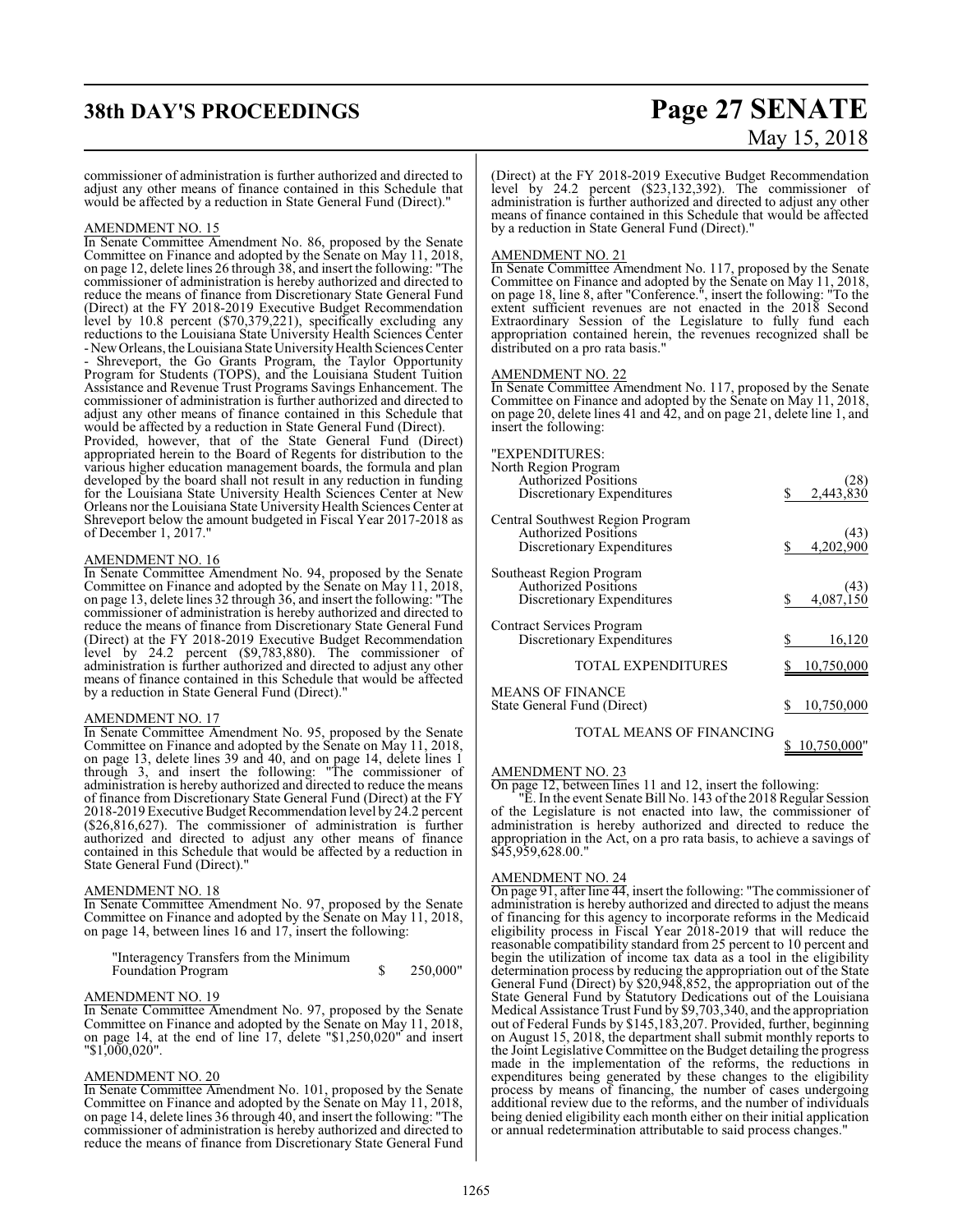commissioner of administration is further authorized and directed to adjust any other means of finance contained in this Schedule that would be affected by a reduction in State General Fund (Direct)."

AMENDMENT NO. 15

In Senate Committee Amendment No. 86, proposed by the Senate Committee on Finance and adopted by the Senate on May 11, 2018, on page 12, delete lines 26 through 38, and insert the following: "The commissioner of administration is hereby authorized and directed to reduce the means of finance from Discretionary State General Fund (Direct) at the FY 2018-2019 Executive Budget Recommendation level by 10.8 percent ($70,379,221), specifically excluding any reductions to the Louisiana State University Health Sciences Center - New Orleans, the Louisiana State University Health Sciences Center - Shreveport, the Go Grants Program, the Taylor Opportunity Program for Students (TOPS), and the Louisiana Student Tuition Assistance and Revenue Trust Programs Savings Enhancement. The commissioner of administration is further authorized and directed to adjust any other means of finance contained in this Schedule that would be affected by a reduction in State General Fund (Direct).

Provided, however, that of the State General Fund (Direct) appropriated herein to the Board of Regents for distribution to the various higher education management boards, the formula and plan developed by the board shall not result in any reduction in funding for the Louisiana State University Health Sciences Center at New Orleans nor the Louisiana State University Health Sciences Center at Shreveport below the amount budgeted in Fiscal Year 2017-2018 as of December 1, 2017."

AMENDMENT NO. 16

In Senate Committee Amendment No. 94, proposed by the Senate Committee on Finance and adopted by the Senate on May 11, 2018, on page 13, delete lines 32 through 36, and insert the following: "The commissioner of administration is hereby authorized and directed to reduce the means of finance from Discretionary State General Fund (Direct) at the FY 2018-2019 Executive Budget Recommendation level by 24.2 percent ($9,783,880). The commissioner of administration is further authorized and directed to adjust any other means of finance contained in this Schedule that would be affected by a reduction in State General Fund (Direct)."

AMENDMENT NO. 17

In Senate Committee Amendment No. 95, proposed by the Senate Committee on Finance and adopted by the Senate on May 11, 2018, on page 13, delete lines 39 and 40, and on page 14, delete lines 1 through 3, and insert the following: "The commissioner of administration is hereby authorized and directed to reduce the means of finance from Discretionary State General Fund (Direct) at the FY 2018-2019 Executive Budget Recommendation level by 24.2 percent ($26,816,627). The commissioner of administration is further authorized and directed to adjust any other means of finance contained in this Schedule that would be affected by a reduction in State General Fund (Direct)."

AMENDMENT NO. 18

In Senate Committee Amendment No. 97, proposed by the Senate Committee on Finance and adopted by the Senate on May 11, 2018, on page 14, between lines 16 and 17, insert the following:

| | |
|---|---|
| "Interagency Transfers from the Minimum Foundation Program | $ 250,000" |

AMENDMENT NO. 19

In Senate Committee Amendment No. 97, proposed by the Senate Committee on Finance and adopted by the Senate on May 11, 2018, on page 14, at the end of line 17, delete "$1,250,020" and insert "$1,000,020".

AMENDMENT NO. 20

In Senate Committee Amendment No. 101, proposed by the Senate Committee on Finance and adopted by the Senate on May 11, 2018, on page 14, delete lines 36 through 40, and insert the following: "The commissioner of administration is hereby authorized and directed to reduce the means of finance from Discretionary State General Fund (Direct) at the FY 2018-2019 Executive Budget Recommendation level by 24.2 percent ($23,132,392). The commissioner of administration is further authorized and directed to adjust any other means of finance contained in this Schedule that would be affected by a reduction in State General Fund (Direct)."

AMENDMENT NO. 21

In Senate Committee Amendment No. 117, proposed by the Senate Committee on Finance and adopted by the Senate on May 11, 2018, on page 18, line 8, after "Conference.", insert the following: "To the extent sufficient revenues are not enacted in the 2018 Second Extraordinary Session of the Legislature to fully fund each appropriation contained herein, the revenues recognized shall be distributed on a pro rata basis."

AMENDMENT NO. 22

In Senate Committee Amendment No. 117, proposed by the Senate Committee on Finance and adopted by the Senate on May 11, 2018, on page 20, delete lines 41 and 42, and on page 21, delete line 1, and insert the following:

"EXPENDITURES:

| | |
|---|---|
| North Region Program | |
| Authorized Positions | (28) |
| Discretionary Expenditures | $ 2,443,830 |
| Central Southwest Region Program | |
| Authorized Positions | (43) |
| Discretionary Expenditures | $ 4,202,900 |
| Southeast Region Program | |
| Authorized Positions | (43) |
| Discretionary Expenditures | $ 4,087,150 |
| Contract Services Program | |
| Discretionary Expenditures | $ 16,120 |
| TOTAL EXPENDITURES | $ 10,750,000 |
| MEANS OF FINANCE | |
| State General Fund (Direct) | $ 10,750,000 |
| TOTAL MEANS OF FINANCING | $ 10,750,000" |

AMENDMENT NO. 23

On page 12, between lines 11 and 12, insert the following:

"E. In the event Senate Bill No. 143 of the 2018 Regular Session of the Legislature is not enacted into law, the commissioner of administration is hereby authorized and directed to reduce the appropriation in the Act, on a pro rata basis, to achieve a savings of $45,959,628.00."

AMENDMENT NO. 24

On page 91, after line 44, insert the following: "The commissioner of administration is hereby authorized and directed to adjust the means of financing for this agency to incorporate reforms in the Medicaid eligibility process in Fiscal Year 2018-2019 that will reduce the reasonable compatibility standard from 25 percent to 10 percent and begin the utilization of income tax data as a tool in the eligibility determination process by reducing the appropriation out of the State General Fund (Direct) by $20,948,852, the appropriation out of the State General Fund by Statutory Dedications out of the Louisiana Medical Assistance Trust Fund by $9,703,340, and the appropriation out of Federal Funds by $145,183,207. Provided, further, beginning on August 15, 2018, the department shall submit monthly reports to the Joint Legislative Committee on the Budget detailing the progress made in the implementation of the reforms, the reductions in expenditures being generated by these changes to the eligibility process by means of financing, the number of cases undergoing additional review due to the reforms, and the number of individuals being denied eligibility each month either on their initial application or annual redetermination attributable to said process changes."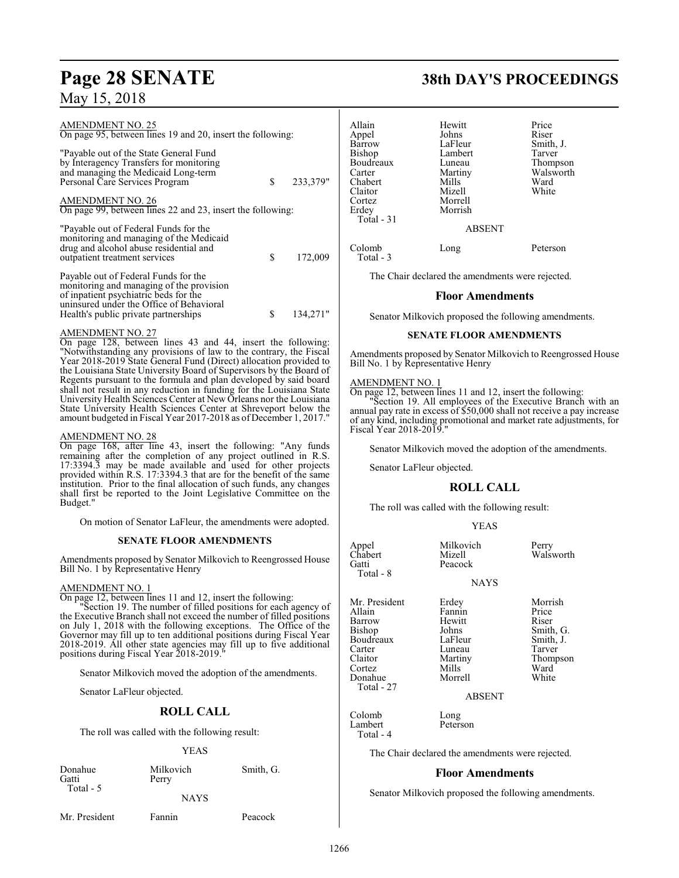AMENDMENT NO. 25
On page 95, between lines 19 and 20, insert the following:

"Payable out of the State General Fund by Interagency Transfers for monitoring and managing the Medicaid Long-term Personal Care Services Program $ 233,379"

AMENDMENT NO. 26
On page 99, between lines 22 and 23, insert the following:

"Payable out of Federal Funds for the monitoring and managing of the Medicaid drug and alcohol abuse residential and outpatient treatment services $ 172,009

Payable out of Federal Funds for the monitoring and managing of the provision of inpatient psychiatric beds for the uninsured under the Office of Behavioral Health's public private partnerships $ 134,271"

AMENDMENT NO. 27
On page 128, between lines 43 and 44, insert the following: "Notwithstanding any provisions of law to the contrary, the Fiscal Year 2018-2019 State General Fund (Direct) allocation provided to the Louisiana State University Board of Supervisors by the Board of Regents pursuant to the formula and plan developed by said board shall not result in any reduction in funding for the Louisiana State University Health Sciences Center at New Orleans nor the Louisiana State University Health Sciences Center at Shreveport below the amount budgeted in Fiscal Year 2017-2018 as of December 1, 2017."

AMENDMENT NO. 28
On page 168, after line 43, insert the following: "Any funds remaining after the completion of any project outlined in R.S. 17:3394.3 may be made available and used for other projects provided within R.S. 17:3394.3 that are for the benefit of the same institution. Prior to the final allocation of such funds, any changes shall first be reported to the Joint Legislative Committee on the Budget."

On motion of Senator LaFleur, the amendments were adopted.

### SENATE FLOOR AMENDMENTS

Amendments proposed by Senator Milkovich to Reengrossed House Bill No. 1 by Representative Henry

AMENDMENT NO. 1
On page 12, between lines 11 and 12, insert the following:
"Section 19. The number of filled positions for each agency of the Executive Branch shall not exceed the number of filled positions on July 1, 2018 with the following exceptions. The Office of the Governor may fill up to ten additional positions during Fiscal Year 2018-2019. All other state agencies may fill up to five additional positions during Fiscal Year 2018-2019."

Senator Milkovich moved the adoption of the amendments.

Senator LaFleur objected.

## ROLL CALL

The roll was called with the following result:

YEAS

| | | |
|---|---|---|
| Donahue | Milkovich | Smith, G. |
| Gatti | Perry | |
| Total - 5 | | |

NAYS

| | | |
|---|---|---|
| Mr. President | Fannin | Peacock |
| Allain | Hewitt | Price |
| Appel | Johns | Riser |
| Barrow | LaFleur | Smith, J. |
| Bishop | Lambert | Tarver |
| Boudreaux | Luneau | Thompson |
| Carter | Martiny | Walsworth |
| Chabert | Mills | Ward |
| Claitor | Mizell | White |
| Cortez | Morrell | |
| Erdey | Morrish | |
| Total - 31 | | |

ABSENT

| | | |
|---|---|---|
| Colomb | Long | Peterson |
| Total - 3 | | |

The Chair declared the amendments were rejected.

## Floor Amendments

Senator Milkovich proposed the following amendments.

### SENATE FLOOR AMENDMENTS

Amendments proposed by Senator Milkovich to Reengrossed House Bill No. 1 by Representative Henry

AMENDMENT NO. 1
On page 12, between lines 11 and 12, insert the following:
"Section 19. All employees of the Executive Branch with an annual pay rate in excess of $50,000 shall not receive a pay increase of any kind, including promotional and market rate adjustments, for Fiscal Year 2018-2019."

Senator Milkovich moved the adoption of the amendments.

Senator LaFleur objected.

## ROLL CALL

The roll was called with the following result:

YEAS

| | | |
|---|---|---|
| Appel | Milkovich | Perry |
| Chabert | Mizell | Walsworth |
| Gatti | Peacock | |
| Total - 8 | | |

NAYS

| | | |
|---|---|---|
| Mr. President | Erdey | Morrish |
| Allain | Fannin | Price |
| Barrow | Hewitt | Riser |
| Bishop | Johns | Smith, G. |
| Boudreaux | LaFleur | Smith, J. |
| Carter | Luneau | Tarver |
| Claitor | Martiny | Thompson |
| Cortez | Mills | Ward |
| Donahue | Morrell | White |
| Total - 27 | | |

ABSENT

| | |
|---|---|
| Colomb | Long |
| Lambert | Peterson |
| Total - 4 | |

The Chair declared the amendments were rejected.

## Floor Amendments

Senator Milkovich proposed the following amendments.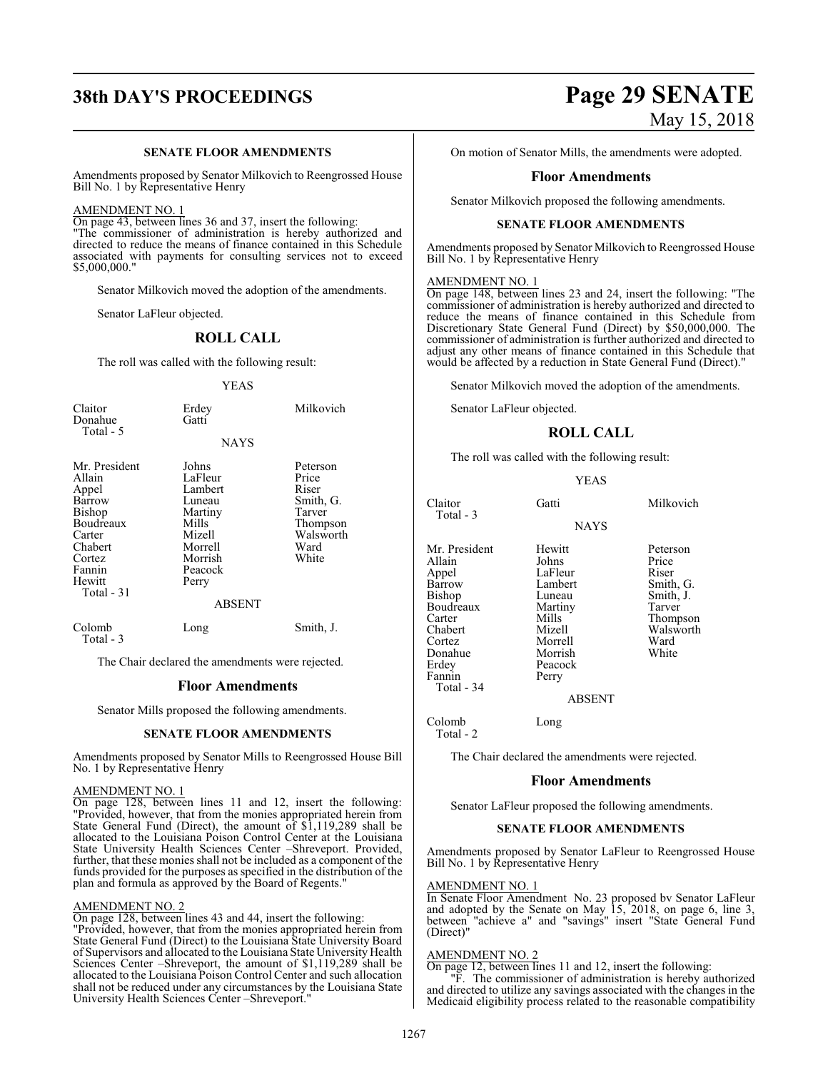**SENATE FLOOR AMENDMENTS**

Amendments proposed by Senator Milkovich to Reengrossed House Bill No. 1 by Representative Henry

AMENDMENT NO. 1

On page 43, between lines 36 and 37, insert the following:
"The commissioner of administration is hereby authorized and directed to reduce the means of finance contained in this Schedule associated with payments for consulting services not to exceed $5,000,000."

Senator Milkovich moved the adoption of the amendments.

Senator LaFleur objected.

## ROLL CALL

The roll was called with the following result:

YEAS

| | | |
|---|---|---|
| Claitor | Erdey | Milkovich |
| Donahue | Gatti | |
| Total - 5 | | |

NAYS

| | | |
|---|---|---|
| Mr. President | Johns | Peterson |
| Allain | LaFleur | Price |
| Appel | Lambert | Riser |
| Barrow | Luneau | Smith, G. |
| Bishop | Martiny | Tarver |
| Boudreaux | Mills | Thompson |
| Carter | Mizell | Walsworth |
| Chabert | Morrell | Ward |
| Cortez | Morrish | White |
| Fannin | Peacock | |
| Hewitt | Perry | |
| Total - 31 | | |

ABSENT

| | | |
|---|---|---|
| Colomb | Long | Smith, J. |
| Total - 3 | | |

The Chair declared the amendments were rejected.

## Floor Amendments

Senator Mills proposed the following amendments.

**SENATE FLOOR AMENDMENTS**

Amendments proposed by Senator Mills to Reengrossed House Bill No. 1 by Representative Henry

AMENDMENT NO. 1

On page 128, between lines 11 and 12, insert the following: "Provided, however, that from the monies appropriated herein from State General Fund (Direct), the amount of $1,119,289 shall be allocated to the Louisiana Poison Control Center at the Louisiana State University Health Sciences Center –Shreveport. Provided, further, that these monies shall not be included as a component of the funds provided for the purposes as specified in the distribution of the plan and formula as approved by the Board of Regents."

AMENDMENT NO. 2

On page 128, between lines 43 and 44, insert the following:
"Provided, however, that from the monies appropriated herein from State General Fund (Direct) to the Louisiana State University Board of Supervisors and allocated to the Louisiana State University Health Sciences Center –Shreveport, the amount of $1,119,289 shall be allocated to the Louisiana Poison Control Center and such allocation shall not be reduced under any circumstances by the Louisiana State University Health Sciences Center –Shreveport."

On motion of Senator Mills, the amendments were adopted.

## Floor Amendments

Senator Milkovich proposed the following amendments.

**SENATE FLOOR AMENDMENTS**

Amendments proposed by Senator Milkovich to Reengrossed House Bill No. 1 by Representative Henry

AMENDMENT NO. 1

On page 148, between lines 23 and 24, insert the following: "The commissioner of administration is hereby authorized and directed to reduce the means of finance contained in this Schedule from Discretionary State General Fund (Direct) by $50,000,000. The commissioner of administration is further authorized and directed to adjust any other means of finance contained in this Schedule that would be affected by a reduction in State General Fund (Direct)."

Senator Milkovich moved the adoption of the amendments.

Senator LaFleur objected.

## ROLL CALL

The roll was called with the following result:

YEAS

| | | |
|---|---|---|
| Claitor | Gatti | Milkovich |
| Total - 3 | | |

NAYS

| | | |
|---|---|---|
| Mr. President | Hewitt | Peterson |
| Allain | Johns | Price |
| Appel | LaFleur | Riser |
| Barrow | Lambert | Smith, G. |
| Bishop | Luneau | Smith, J. |
| Boudreaux | Martiny | Tarver |
| Carter | Mills | Thompson |
| Chabert | Mizell | Walsworth |
| Cortez | Morrell | Ward |
| Donahue | Morrish | White |
| Erdey | Peacock | |
| Fannin | Perry | |
| Total - 34 | | |

ABSENT

| | |
|---|---|
| Colomb | Long |
| Total - 2 | |

The Chair declared the amendments were rejected.

## Floor Amendments

Senator LaFleur proposed the following amendments.

**SENATE FLOOR AMENDMENTS**

Amendments proposed by Senator LaFleur to Reengrossed House Bill No. 1 by Representative Henry

AMENDMENT NO. 1

In Senate Floor Amendment No. 23 proposed by Senator LaFleur and adopted by the Senate on May 15, 2018, on page 6, line 3, between "achieve a" and "savings" insert "State General Fund (Direct)"

AMENDMENT NO. 2

On page 12, between lines 11 and 12, insert the following:

"F. The commissioner of administration is hereby authorized and directed to utilize any savings associated with the changes in the Medicaid eligibility process related to the reasonable compatibility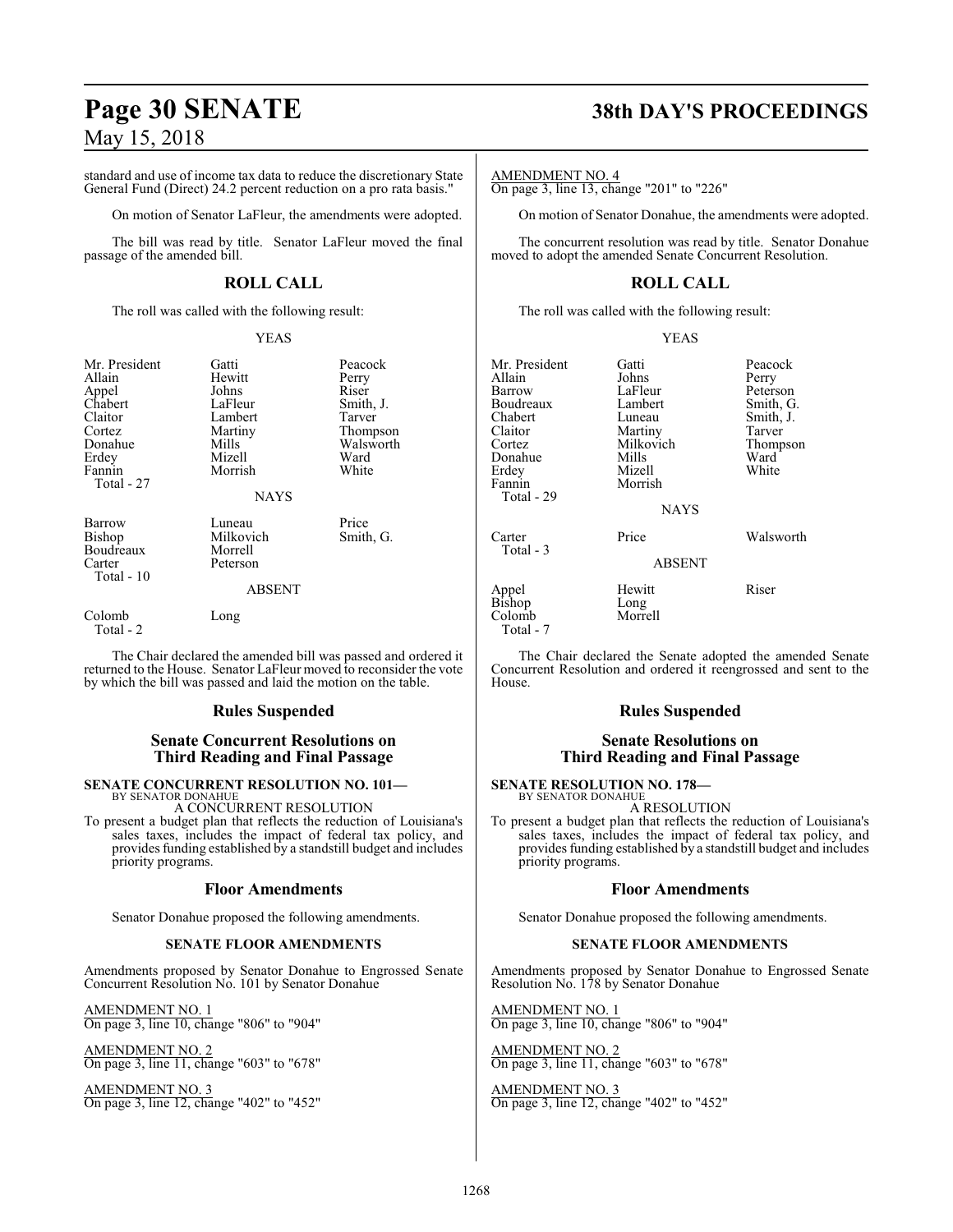standard and use of income tax data to reduce the discretionary State General Fund (Direct) 24.2 percent reduction on a pro rata basis."

On motion of Senator LaFleur, the amendments were adopted.

The bill was read by title. Senator LaFleur moved the final passage of the amended bill.

## ROLL CALL

The roll was called with the following result:

YEAS

| | | |
|---|---|---|
| Mr. President | Gatti | Peacock |
| Allain | Hewitt | Perry |
| Appel | Johns | Riser |
| Chabert | LaFleur | Smith, J. |
| Claitor | Lambert | Tarver |
| Cortez | Martiny | Thompson |
| Donahue | Mills | Walsworth |
| Erdey | Mizell | Ward |
| Fannin | Morrish | White |
| Total - 27 | | |

NAYS

| | | |
|---|---|---|
| Barrow | Luneau | Price |
| Bishop | Milkovich | Smith, G. |
| Boudreaux | Morrell | |
| Carter | Peterson | |
| Total - 10 | | |

ABSENT

| | |
|---|---|
| Colomb | Long |
| Total - 2 | |

The Chair declared the amended bill was passed and ordered it returned to the House. Senator LaFleur moved to reconsider the vote by which the bill was passed and laid the motion on the table.

## Rules Suspended

## Senate Concurrent Resolutions on Third Reading and Final Passage

**SENATE CONCURRENT RESOLUTION NO. 101—**
BY SENATOR DONAHUE

A CONCURRENT RESOLUTION

To present a budget plan that reflects the reduction of Louisiana's sales taxes, includes the impact of federal tax policy, and provides funding established by a standstill budget and includes priority programs.

## Floor Amendments

Senator Donahue proposed the following amendments.

**SENATE FLOOR AMENDMENTS**

Amendments proposed by Senator Donahue to Engrossed Senate Concurrent Resolution No. 101 by Senator Donahue

AMENDMENT NO. 1
On page 3, line 10, change "806" to "904"

AMENDMENT NO. 2
On page 3, line 11, change "603" to "678"

AMENDMENT NO. 3
On page 3, line 12, change "402" to "452"

AMENDMENT NO. 4
On page 3, line 13, change "201" to "226"

On motion of Senator Donahue, the amendments were adopted.

The concurrent resolution was read by title. Senator Donahue moved to adopt the amended Senate Concurrent Resolution.

## ROLL CALL

The roll was called with the following result:

YEAS

| | | |
|---|---|---|
| Mr. President | Gatti | Peacock |
| Allain | Johns | Perry |
| Barrow | LaFleur | Peterson |
| Boudreaux | Lambert | Smith, G. |
| Chabert | Luneau | Smith, J. |
| Claitor | Martiny | Tarver |
| Cortez | Milkovich | Thompson |
| Donahue | Mills | Ward |
| Erdey | Mizell | White |
| Fannin | Morrish | |
| Total - 29 | | |

NAYS

| | | |
|---|---|---|
| Carter | Price | Walsworth |
| Total - 3 | | |

ABSENT

| | | |
|---|---|---|
| Appel | Hewitt | Riser |
| Bishop | Long | |
| Colomb | Morrell | |
| Total - 7 | | |

The Chair declared the Senate adopted the amended Senate Concurrent Resolution and ordered it reengrossed and sent to the House.

## Rules Suspended

## Senate Resolutions on Third Reading and Final Passage

**SENATE RESOLUTION NO. 178—**
BY SENATOR DONAHUE

A RESOLUTION

To present a budget plan that reflects the reduction of Louisiana's sales taxes, includes the impact of federal tax policy, and provides funding established by a standstill budget and includes priority programs.

## Floor Amendments

Senator Donahue proposed the following amendments.

**SENATE FLOOR AMENDMENTS**

Amendments proposed by Senator Donahue to Engrossed Senate Resolution No. 178 by Senator Donahue

AMENDMENT NO. 1
On page 3, line 10, change "806" to "904"

AMENDMENT NO. 2
On page 3, line 11, change "603" to "678"

AMENDMENT NO. 3
On page 3, line 12, change "402" to "452"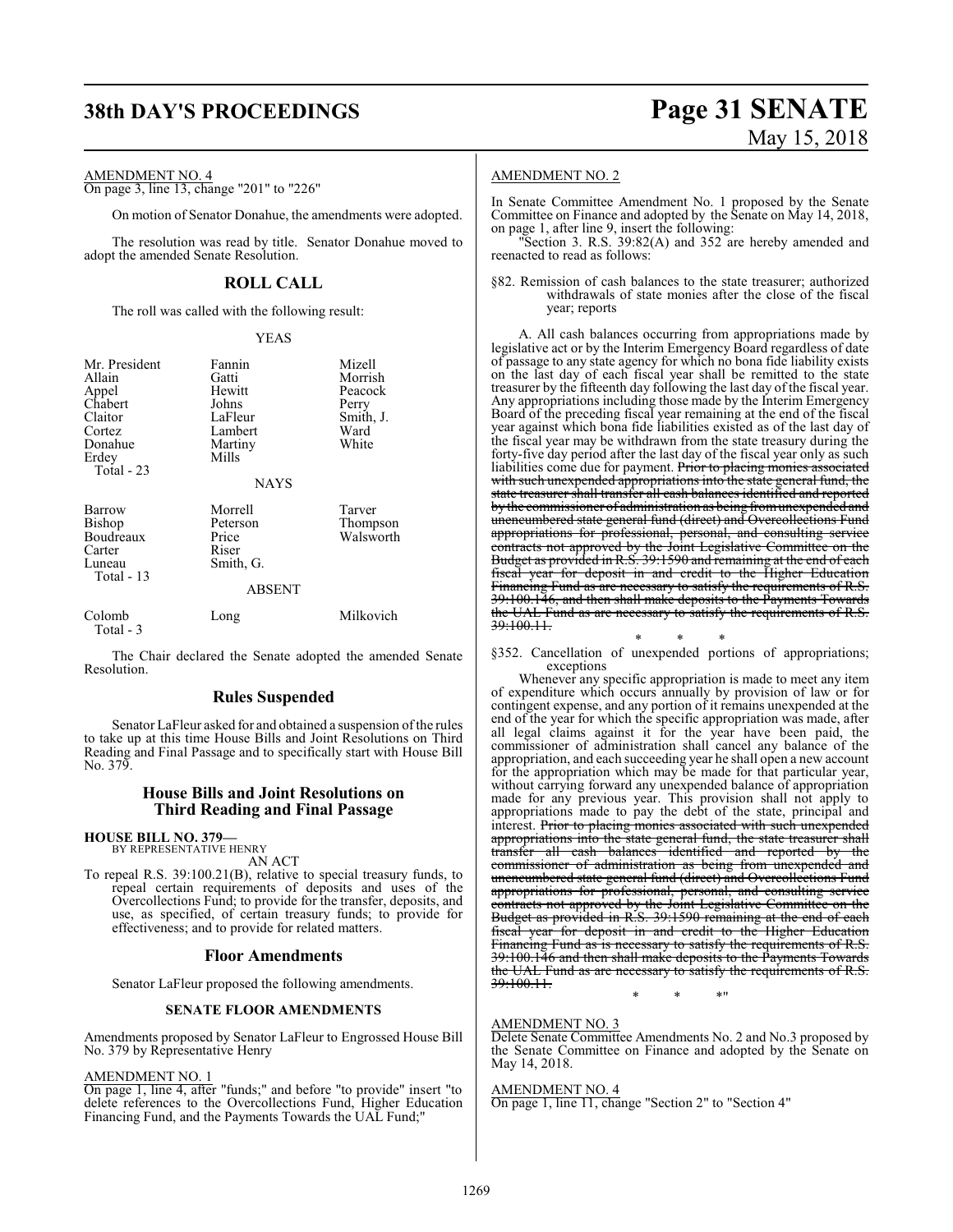AMENDMENT NO. 4
On page 3, line 13, change "201" to "226"

On motion of Senator Donahue, the amendments were adopted.

The resolution was read by title. Senator Donahue moved to adopt the amended Senate Resolution.

## ROLL CALL

The roll was called with the following result:

YEAS

| | | |
|---|---|---|
| Mr. President | Fannin | Mizell |
| Allain | Gatti | Morrish |
| Appel | Hewitt | Peacock |
| Chabert | Johns | Perry |
| Claitor | LaFleur | Smith, J. |
| Cortez | Lambert | Ward |
| Donahue | Martiny | White |
| Erdey | Mills | |
| Total - 23 | | |

NAYS

| | | |
|---|---|---|
| Barrow | Morrell | Tarver |
| Bishop | Peterson | Thompson |
| Boudreaux | Price | Walsworth |
| Carter | Riser | |
| Luneau | Smith, G. | |
| Total - 13 | | |

ABSENT

| | | |
|---|---|---|
| Colomb | Long | Milkovich |
| Total - 3 | | |

The Chair declared the Senate adopted the amended Senate Resolution.

## Rules Suspended

Senator LaFleur asked for and obtained a suspension of the rules to take up at this time House Bills and Joint Resolutions on Third Reading and Final Passage and to specifically start with House Bill No. 379.

## House Bills and Joint Resolutions on Third Reading and Final Passage

**HOUSE BILL NO. 379—**
BY REPRESENTATIVE HENRY
AN ACT

To repeal R.S. 39:100.21(B), relative to special treasury funds, to repeal certain requirements of deposits and uses of the Overcollections Fund; to provide for the transfer, deposits, and use, as specified, of certain treasury funds; to provide for effectiveness; and to provide for related matters.

## Floor Amendments

Senator LaFleur proposed the following amendments.

### SENATE FLOOR AMENDMENTS

Amendments proposed by Senator LaFleur to Engrossed House Bill No. 379 by Representative Henry

AMENDMENT NO. 1
On page 1, line 4, after "funds;" and before "to provide" insert "to delete references to the Overcollections Fund, Higher Education Financing Fund, and the Payments Towards the UAL Fund;"

AMENDMENT NO. 2

In Senate Committee Amendment No. 1 proposed by the Senate Committee on Finance and adopted by the Senate on May 14, 2018, on page 1, after line 9, insert the following:

"Section 3. R.S. 39:82(A) and 352 are hereby amended and reenacted to read as follows:

§82. Remission of cash balances to the state treasurer; authorized withdrawals of state monies after the close of the fiscal year; reports

A. All cash balances occurring from appropriations made by legislative act or by the Interim Emergency Board regardless of date of passage to any state agency for which no bona fide liability exists on the last day of each fiscal year shall be remitted to the state treasurer by the fifteenth day following the last day of the fiscal year. Any appropriations including those made by the Interim Emergency Board of the preceding fiscal year remaining at the end of the fiscal year against which bona fide liabilities existed as of the last day of the fiscal year may be withdrawn from the state treasury during the forty-five day period after the last day of the fiscal year only as such liabilities come due for payment. ~~Prior to placing monies associated with such unexpended appropriations into the state general fund, the state treasurer shall transfer all cash balances identified and reported by the commissioner of administration as being from unexpended and unencumbered state general fund (direct) and Overcollections Fund appropriations for professional, personal, and consulting service contracts not approved by the Joint Legislative Committee on the Budget as provided in R.S. 39:1590 and remaining at the end of each fiscal year for deposit in and credit to the Higher Education Financing Fund as are necessary to satisfy the requirements of R.S. 39:100.146, and then shall make deposits to the Payments Towards the UAL Fund as are necessary to satisfy the requirements of R.S. 39:100.11.~~

\* \* \*

§352. Cancellation of unexpended portions of appropriations; exceptions

Whenever any specific appropriation is made to meet any item of expenditure which occurs annually by provision of law or for contingent expense, and any portion of it remains unexpended at the end of the year for which the specific appropriation was made, after all legal claims against it for the year have been paid, the commissioner of administration shall cancel any balance of the appropriation, and each succeeding year he shall open a new account for the appropriation which may be made for that particular year, without carrying forward any unexpended balance of appropriation made for any previous year. This provision shall not apply to appropriations made to pay the debt of the state, principal and interest. ~~Prior to placing monies associated with such unexpended appropriations into the state general fund, the state treasurer shall transfer all cash balances identified and reported by the commissioner of administration as being from unexpended and unencumbered state general fund (direct) and Overcollections Fund appropriations for professional, personal, and consulting service contracts not approved by the Joint Legislative Committee on the Budget as provided in R.S. 39:1590 remaining at the end of each fiscal year for deposit in and credit to the Higher Education Financing Fund as is necessary to satisfy the requirements of R.S. 39:100.146 and then shall make deposits to the Payments Towards the UAL Fund as are necessary to satisfy the requirements of R.S. 39:100.11.~~

\* \* \*"

AMENDMENT NO. 3
Delete Senate Committee Amendments No. 2 and No.3 proposed by the Senate Committee on Finance and adopted by the Senate on May 14, 2018.

AMENDMENT NO. 4
On page 1, line 11, change "Section 2" to "Section 4"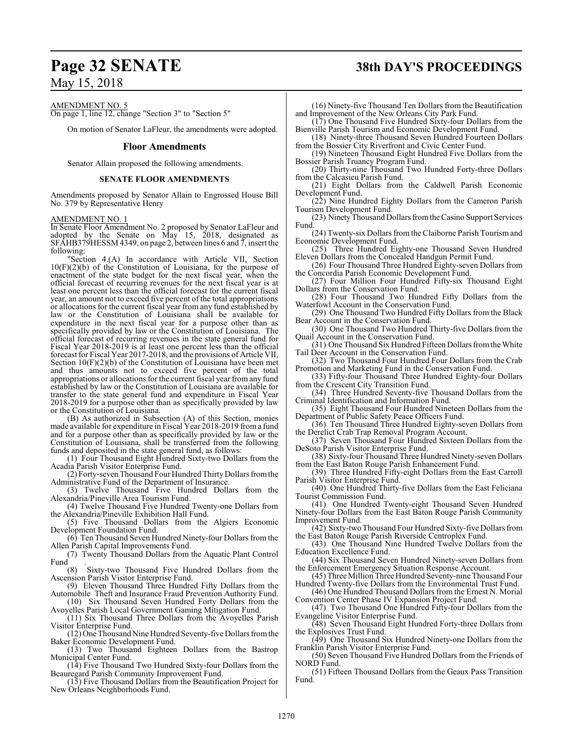AMENDMENT NO. 5

On page 1, line 12, change "Section 3" to "Section 5"

On motion of Senator LaFleur, the amendments were adopted.

## Floor Amendments

Senator Allain proposed the following amendments.

### SENATE FLOOR AMENDMENTS

Amendments proposed by Senator Allain to Engrossed House Bill No. 379 by Representative Henry

AMENDMENT NO. 1

In Senate Floor Amendment No. 2 proposed by Senator LaFleur and adopted by the Senate on May 15, 2018, designated as SFAHB379HESSM 4349, on page 2, between lines 6 and 7, insert the following:

"Section 4.(A) In accordance with Article VII, Section 10(F)(2)(b) of the Constitution of Louisiana, for the purpose of enactment of the state budget for the next fiscal year, when the official forecast of recurring revenues for the next fiscal year is at least one percent less than the official forecast for the current fiscal year, an amount not to exceed five percent of the total appropriations or allocations for the current fiscal year from any fund established by law or the Constitution of Louisiana shall be available for expenditure in the next fiscal year for a purpose other than as specifically provided by law or the Constitution of Louisiana. The official forecast of recurring revenues in the state general fund for Fiscal Year 2018-2019 is at least one percent less than the official forecast for Fiscal Year 2017-2018, and the provisions of Article VII, Section 10(F)(2)(b) of the Constitution of Louisiana have been met and thus amounts not to exceed five percent of the total appropriations or allocations for the current fiscal year from any fund established by law or the Constitution of Louisiana are available for transfer to the state general fund and expenditure in Fiscal Year 2018-2019 for a purpose other than as specifically provided by law or the Constitution of Louisiana.

(B) As authorized in Subsection (A) of this Section, monies made available for expenditure in Fiscal Year 2018-2019 from a fund and for a purpose other than as specifically provided by law or the Constitution of Louisiana, shall be transferred from the following funds and deposited in the state general fund, as follows:

(1) Four Thousand Eight Hundred Sixty-two Dollars from the Acadia Parish Visitor Enterprise Fund.

(2) Forty-seven Thousand Four Hundred Thirty Dollars from the Administrative Fund of the Department of Insurance.

(3) Twelve Thousand Five Hundred Dollars from the Alexandria/Pineville Area Tourism Fund.

(4) Twelve Thousand Five Hundred Twenty-one Dollars from the Alexandria/Pineville Exhibition Hall Fund.

(5) Five Thousand Dollars from the Algiers Economic Development Foundation Fund.

(6) Ten Thousand Seven Hundred Ninety-four Dollars from the Allen Parish Capital Improvements Fund.

(7) Twenty Thousand Dollars from the Aquatic Plant Control Fund .

(8) Sixty-two Thousand Five Hundred Dollars from the Ascension Parish Visitor Enterprise Fund.

(9) Eleven Thousand Three Hundred Fifty Dollars from the Automobile Theft and Insurance Fraud Prevention Authority Fund.

(10) Six Thousand Seven Hundred Forty Dollars from the Avoyelles Parish Local Government Gaming Mitigation Fund.

(11) Six Thousand Three Dollars from the Avoyelles Parish Visitor Enterprise Fund.

(12) One Thousand Nine Hundred Seventy-five Dollars from the Baker Economic Development Fund.

(13) Two Thousand Eighteen Dollars from the Bastrop Municipal Center Fund.

(14) Five Thousand Two Hundred Sixty-four Dollars from the Beauregard Parish Community Improvement Fund.

(15) Five Thousand Dollars from the Beautification Project for New Orleans Neighborhoods Fund.

(16) Ninety-five Thousand Ten Dollars from the Beautification and Improvement of the New Orleans City Park Fund.

(17) One Thousand Five Hundred Sixty-four Dollars from the Bienville Parish Tourism and Economic Development Fund.

(18) Ninety-three Thousand Seven Hundred Fourteen Dollars from the Bossier City Riverfront and Civic Center Fund.

(19) Nineteen Thousand Eight Hundred Five Dollars from the Bossier Parish Truancy Program Fund.

(20) Thirty-nine Thousand Two Hundred Forty-three Dollars from the Calcasieu Parish Fund.

(21) Eight Dollars from the Caldwell Parish Economic Development Fund.

(22) Nine Hundred Eighty Dollars from the Cameron Parish Tourism Development Fund.

(23) Ninety Thousand Dollars from the Casino Support Services Fund.

(24) Twenty-six Dollars from the Claiborne Parish Tourism and Economic Development Fund.

(25) Three Hundred Eighty-one Thousand Seven Hundred Eleven Dollars from the Concealed Handgun Permit Fund.

(26) Four Thousand Three Hundred Eighty-seven Dollars from the Concordia Parish Economic Development Fund.

(27) Four Million Four Hundred Fifty-six Thousand Eight Dollars from the Conservation Fund.

(28) Four Thousand Two Hundred Fifty Dollars from the Waterfowl Account in the Conservation Fund.

(29) One Thousand Two Hundred Fifty Dollars from the Black Bear Account in the Conservation Fund.

(30) One Thousand Two Hundred Thirty-five Dollars from the Quail Account in the Conservation Fund.

(31) One Thousand Six Hundred Fifteen Dollars from the White Tail Deer Account in the Conservation Fund.

(32) Two Thousand Four Hundred Four Dollars from the Crab Promotion and Marketing Fund in the Conservation Fund.

(33) Fifty-four Thousand Three Hundred Eighty-four Dollars from the Crescent City Transition Fund.

(34) Three Hundred Seventy-five Thousand Dollars from the Criminal Identification and Information Fund.

(35) Eight Thousand Four Hundred Nineteen Dollars from the Department of Public Safety Peace Officers Fund.

(36) Ten Thousand Three Hundred Eighty-seven Dollars from the Derelict Crab Trap Removal Program Account.

(37) Seven Thousand Four Hundred Sixteen Dollars from the DeSoto Parish Visitor Enterprise Fund.

(38) Sixty-four Thousand Three Hundred Ninety-seven Dollars from the East Baton Rouge Parish Enhancement Fund.

(39) Three Hundred Fifty-eight Dollars from the East Carroll Parish Visitor Enterprise Fund.

(40) One Hundred Thirty-five Dollars from the East Feliciana Tourist Commission Fund.

(41) One Hundred Twenty-eight Thousand Seven Hundred Ninety-four Dollars from the East Baton Rouge Parish Community Improvement Fund.

(42) Sixty-two Thousand Four Hundred Sixty-five Dollars from the East Baton Rouge Parish Riverside Centroplex Fund.

(43) One Thousand Nine Hundred Twelve Dollars from the Education Excellence Fund.

(44) Six Thousand Seven Hundred Ninety-seven Dollars from the Enforcement Emergency Situation Response Account.

(45) Three Million Three Hundred Seventy-nine Thousand Four Hundred Twenty-five Dollars from the Environmental Trust Fund.

(46) One Hundred Thousand Dollars from the Ernest N. Morial Convention Center Phase IV Expansion Project Fund.

(47) Two Thousand One Hundred Fifty-four Dollars from the Evangeline Visitor Enterprise Fund.

(48) Seven Thousand Eight Hundred Forty-three Dollars from the Explosives Trust Fund.

(49) One Thousand Six Hundred Ninety-one Dollars from the Franklin Parish Visitor Enterprise Fund.

(50) Seven Thousand Five Hundred Dollars from the Friends of NORD Fund.

(51) Fifteen Thousand Dollars from the Geaux Pass Transition Fund.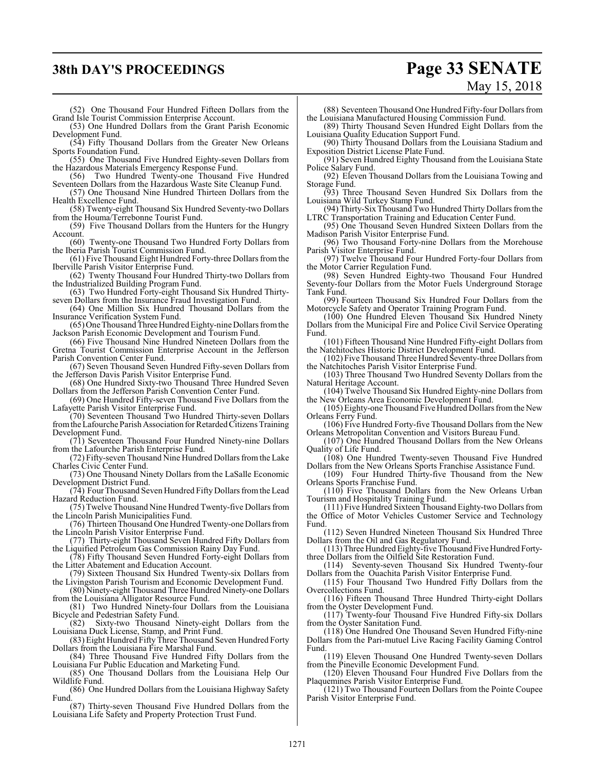(52) One Thousand Four Hundred Fifteen Dollars from the Grand Isle Tourist Commission Enterprise Account.

(53) One Hundred Dollars from the Grant Parish Economic Development Fund.

(54) Fifty Thousand Dollars from the Greater New Orleans Sports Foundation Fund.

(55) One Thousand Five Hundred Eighty-seven Dollars from the Hazardous Materials Emergency Response Fund.

(56) Two Hundred Twenty-one Thousand Five Hundred Seventeen Dollars from the Hazardous Waste Site Cleanup Fund.

(57) One Thousand Nine Hundred Thirteen Dollars from the Health Excellence Fund.

(58) Twenty-eight Thousand Six Hundred Seventy-two Dollars from the Houma/Terrebonne Tourist Fund.

(59) Five Thousand Dollars from the Hunters for the Hungry Account.

(60) Twenty-one Thousand Two Hundred Forty Dollars from the Iberia Parish Tourist Commission Fund.

(61) Five Thousand Eight Hundred Forty-three Dollars from the Iberville Parish Visitor Enterprise Fund.

(62) Twenty Thousand Four Hundred Thirty-two Dollars from the Industrialized Building Program Fund.

(63) Two Hundred Forty-eight Thousand Six Hundred Thirty-seven Dollars from the Insurance Fraud Investigation Fund.

(64) One Million Six Hundred Thousand Dollars from the Insurance Verification System Fund.

(65) One Thousand Three Hundred Eighty-nine Dollars from the Jackson Parish Economic Development and Tourism Fund.

(66) Five Thousand Nine Hundred Nineteen Dollars from the Gretna Tourist Commission Enterprise Account in the Jefferson Parish Convention Center Fund.

(67) Seven Thousand Seven Hundred Fifty-seven Dollars from the Jefferson Davis Parish Visitor Enterprise Fund.

(68) One Hundred Sixty-two Thousand Three Hundred Seven Dollars from the Jefferson Parish Convention Center Fund.

(69) One Hundred Fifty-seven Thousand Five Dollars from the Lafayette Parish Visitor Enterprise Fund.

(70) Seventeen Thousand Two Hundred Thirty-seven Dollars from the Lafourche Parish Association for Retarded Citizens Training Development Fund.

(71) Seventeen Thousand Four Hundred Ninety-nine Dollars from the Lafourche Parish Enterprise Fund.

(72) Fifty-seven Thousand Nine Hundred Dollars from the Lake Charles Civic Center Fund.

(73) One Thousand Ninety Dollars from the LaSalle Economic Development District Fund.

(74) Four Thousand Seven Hundred Fifty Dollars from the Lead Hazard Reduction Fund.

(75) Twelve Thousand Nine Hundred Twenty-five Dollars from the Lincoln Parish Municipalities Fund.

(76) Thirteen Thousand One Hundred Twenty-one Dollars from the Lincoln Parish Visitor Enterprise Fund.

(77) Thirty-eight Thousand Seven Hundred Fifty Dollars from the Liquified Petroleum Gas Commission Rainy Day Fund.

(78) Fifty Thousand Seven Hundred Forty-eight Dollars from the Litter Abatement and Education Account.

(79) Sixteen Thousand Six Hundred Twenty-six Dollars from the Livingston Parish Tourism and Economic Development Fund.

(80) Ninety-eight Thousand Three Hundred Ninety-one Dollars from the Louisiana Alligator Resource Fund.

(81) Two Hundred Ninety-four Dollars from the Louisiana Bicycle and Pedestrian Safety Fund.

(82) Sixty-two Thousand Ninety-eight Dollars from the Louisiana Duck License, Stamp, and Print Fund.

(83) Eight Hundred Fifty Three Thousand Seven Hundred Forty Dollars from the Louisiana Fire Marshal Fund.

(84) Three Thousand Five Hundred Fifty Dollars from the Louisiana Fur Public Education and Marketing Fund.

(85) One Thousand Dollars from the Louisiana Help Our Wildlife Fund.

(86) One Hundred Dollars from the Louisiana Highway Safety Fund.

(87) Thirty-seven Thousand Five Hundred Dollars from the Louisiana Life Safety and Property Protection Trust Fund.

(88) Seventeen Thousand One Hundred Fifty-four Dollars from the Louisiana Manufactured Housing Commission Fund.

(89) Thirty Thousand Seven Hundred Eight Dollars from the Louisiana Quality Education Support Fund.

(90) Thirty Thousand Dollars from the Louisiana Stadium and Exposition District License Plate Fund.

(91) Seven Hundred Eighty Thousand from the Louisiana State Police Salary Fund.

(92) Eleven Thousand Dollars from the Louisiana Towing and Storage Fund.

(93) Three Thousand Seven Hundred Six Dollars from the Louisiana Wild Turkey Stamp Fund.

(94) Thirty-Six Thousand Two Hundred Thirty Dollars from the LTRC Transportation Training and Education Center Fund.

(95) One Thousand Seven Hundred Sixteen Dollars from the Madison Parish Visitor Enterprise Fund.

(96) Two Thousand Forty-nine Dollars from the Morehouse Parish Visitor Enterprise Fund.

(97) Twelve Thousand Four Hundred Forty-four Dollars from the Motor Carrier Regulation Fund.

(98) Seven Hundred Eighty-two Thousand Four Hundred Seventy-four Dollars from the Motor Fuels Underground Storage Tank Fund.

(99) Fourteen Thousand Six Hundred Four Dollars from the Motorcycle Safety and Operator Training Program Fund.

(100) One Hundred Eleven Thousand Six Hundred Ninety Dollars from the Municipal Fire and Police Civil Service Operating Fund.

(101) Fifteen Thousand Nine Hundred Fifty-eight Dollars from the Natchitoches Historic District Development Fund.

(102) Five Thousand Three Hundred Seventy-three Dollars from the Natchitoches Parish Visitor Enterprise Fund.

(103) Three Thousand Two Hundred Seventy Dollars from the Natural Heritage Account.

(104) Twelve Thousand Six Hundred Eighty-nine Dollars from the New Orleans Area Economic Development Fund.

(105) Eighty-one Thousand Five Hundred Dollars from the New Orleans Ferry Fund.

(106) Five Hundred Forty-five Thousand Dollars from the New Orleans Metropolitan Convention and Visitors Bureau Fund.

(107) One Hundred Thousand Dollars from the New Orleans Quality of Life Fund.

(108) One Hundred Twenty-seven Thousand Five Hundred Dollars from the New Orleans Sports Franchise Assistance Fund.

(109) Four Hundred Thirty-five Thousand from the New Orleans Sports Franchise Fund.

(110) Five Thousand Dollars from the New Orleans Urban Tourism and Hospitality Training Fund.

(111) Five Hundred Sixteen Thousand Eighty-two Dollars from the Office of Motor Vehicles Customer Service and Technology Fund.

(112) Seven Hundred Nineteen Thousand Six Hundred Three Dollars from the Oil and Gas Regulatory Fund.

(113) Three Hundred Eighty-five Thousand Five Hundred Forty-three Dollars from the Oilfield Site Restoration Fund.

(114) Seventy-seven Thousand Six Hundred Twenty-four Dollars from the Ouachita Parish Visitor Enterprise Fund.

(115) Four Thousand Two Hundred Fifty Dollars from the Overcollections Fund.

(116) Fifteen Thousand Three Hundred Thirty-eight Dollars from the Oyster Development Fund.

(117) Twenty-four Thousand Five Hundred Fifty-six Dollars from the Oyster Sanitation Fund.

(118) One Hundred One Thousand Seven Hundred Fifty-nine Dollars from the Pari-mutuel Live Racing Facility Gaming Control Fund.

(119) Eleven Thousand One Hundred Twenty-seven Dollars from the Pineville Economic Development Fund.

(120) Eleven Thousand Four Hundred Five Dollars from the Plaquemines Parish Visitor Enterprise Fund.

(121) Two Thousand Fourteen Dollars from the Pointe Coupee Parish Visitor Enterprise Fund.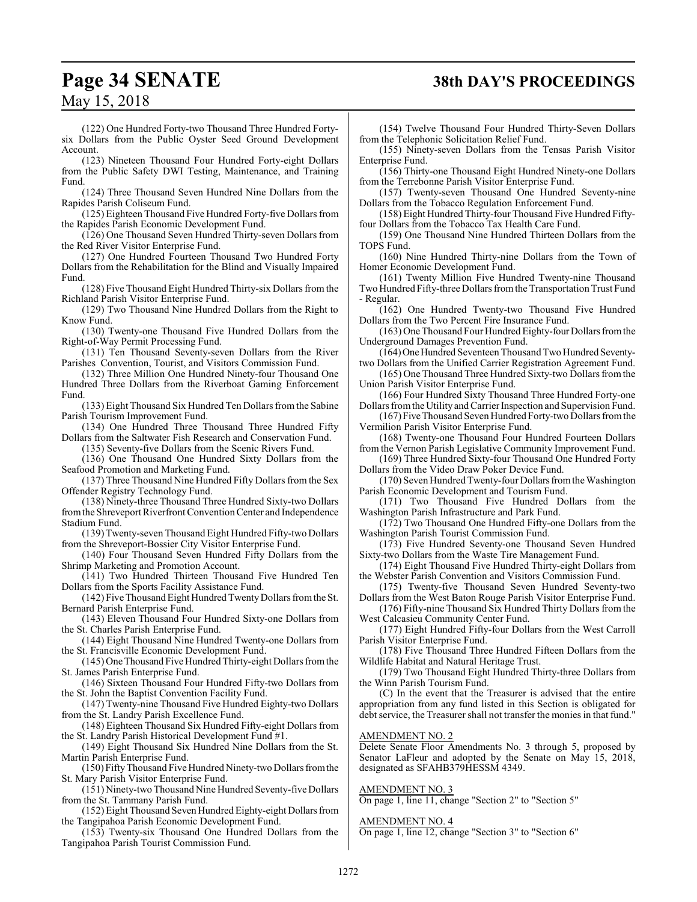(122) One Hundred Forty-two Thousand Three Hundred Forty-six Dollars from the Public Oyster Seed Ground Development Account.

(123) Nineteen Thousand Four Hundred Forty-eight Dollars from the Public Safety DWI Testing, Maintenance, and Training Fund.

(124) Three Thousand Seven Hundred Nine Dollars from the Rapides Parish Coliseum Fund.

(125) Eighteen Thousand Five Hundred Forty-five Dollars from the Rapides Parish Economic Development Fund.

(126) One Thousand Seven Hundred Thirty-seven Dollars from the Red River Visitor Enterprise Fund.

(127) One Hundred Fourteen Thousand Two Hundred Forty Dollars from the Rehabilitation for the Blind and Visually Impaired Fund.

(128) Five Thousand Eight Hundred Thirty-six Dollars from the Richland Parish Visitor Enterprise Fund.

(129) Two Thousand Nine Hundred Dollars from the Right to Know Fund.

(130) Twenty-one Thousand Five Hundred Dollars from the Right-of-Way Permit Processing Fund.

(131) Ten Thousand Seventy-seven Dollars from the River Parishes Convention, Tourist, and Visitors Commission Fund.

(132) Three Million One Hundred Ninety-four Thousand One Hundred Three Dollars from the Riverboat Gaming Enforcement Fund.

(133) Eight Thousand Six Hundred Ten Dollars from the Sabine Parish Tourism Improvement Fund.

(134) One Hundred Three Thousand Three Hundred Fifty Dollars from the Saltwater Fish Research and Conservation Fund.

(135) Seventy-five Dollars from the Scenic Rivers Fund.

(136) One Thousand One Hundred Sixty Dollars from the Seafood Promotion and Marketing Fund.

(137) Three Thousand Nine Hundred Fifty Dollars from the Sex Offender Registry Technology Fund.

(138) Ninety-three Thousand Three Hundred Sixty-two Dollars from the Shreveport Riverfront Convention Center and Independence Stadium Fund.

(139) Twenty-seven Thousand Eight Hundred Fifty-two Dollars from the Shreveport-Bossier City Visitor Enterprise Fund.

(140) Four Thousand Seven Hundred Fifty Dollars from the Shrimp Marketing and Promotion Account.

(141) Two Hundred Thirteen Thousand Five Hundred Ten Dollars from the Sports Facility Assistance Fund.

(142) Five Thousand Eight Hundred Twenty Dollars from the St. Bernard Parish Enterprise Fund.

(143) Eleven Thousand Four Hundred Sixty-one Dollars from the St. Charles Parish Enterprise Fund.

(144) Eight Thousand Nine Hundred Twenty-one Dollars from the St. Francisville Economic Development Fund.

(145) One Thousand Five Hundred Thirty-eight Dollars from the St. James Parish Enterprise Fund.

(146) Sixteen Thousand Four Hundred Fifty-two Dollars from the St. John the Baptist Convention Facility Fund.

(147) Twenty-nine Thousand Five Hundred Eighty-two Dollars from the St. Landry Parish Excellence Fund.

(148) Eighteen Thousand Six Hundred Fifty-eight Dollars from the St. Landry Parish Historical Development Fund #1.

(149) Eight Thousand Six Hundred Nine Dollars from the St. Martin Parish Enterprise Fund.

(150) Fifty Thousand Five Hundred Ninety-two Dollars from the St. Mary Parish Visitor Enterprise Fund.

(151) Ninety-two Thousand Nine Hundred Seventy-five Dollars from the St. Tammany Parish Fund.

(152) Eight Thousand Seven Hundred Eighty-eight Dollars from the Tangipahoa Parish Economic Development Fund.

(153) Twenty-six Thousand One Hundred Dollars from the Tangipahoa Parish Tourist Commission Fund.

(154) Twelve Thousand Four Hundred Thirty-Seven Dollars from the Telephonic Solicitation Relief Fund.

(155) Ninety-seven Dollars from the Tensas Parish Visitor Enterprise Fund.

(156) Thirty-one Thousand Eight Hundred Ninety-one Dollars from the Terrebonne Parish Visitor Enterprise Fund.

(157) Twenty-seven Thousand One Hundred Seventy-nine Dollars from the Tobacco Regulation Enforcement Fund.

(158) Eight Hundred Thirty-four Thousand Five Hundred Fifty-four Dollars from the Tobacco Tax Health Care Fund.

(159) One Thousand Nine Hundred Thirteen Dollars from the TOPS Fund.

(160) Nine Hundred Thirty-nine Dollars from the Town of Homer Economic Development Fund.

(161) Twenty Million Five Hundred Twenty-nine Thousand Two Hundred Fifty-three Dollars from the Transportation Trust Fund - Regular.

(162) One Hundred Twenty-two Thousand Five Hundred Dollars from the Two Percent Fire Insurance Fund.

(163) One Thousand Four Hundred Eighty-four Dollars from the Underground Damages Prevention Fund.

(164) One Hundred Seventeen Thousand Two Hundred Seventy-two Dollars from the Unified Carrier Registration Agreement Fund.

(165) One Thousand Three Hundred Sixty-two Dollars from the Union Parish Visitor Enterprise Fund.

(166) Four Hundred Sixty Thousand Three Hundred Forty-one Dollars from the Utility and Carrier Inspection and Supervision Fund.

(167) Five Thousand Seven Hundred Forty-two Dollars from the Vermilion Parish Visitor Enterprise Fund.

(168) Twenty-one Thousand Four Hundred Fourteen Dollars from the Vernon Parish Legislative Community Improvement Fund.

(169) Three Hundred Sixty-four Thousand One Hundred Forty Dollars from the Video Draw Poker Device Fund.

(170) Seven Hundred Twenty-four Dollars from the Washington Parish Economic Development and Tourism Fund.

(171) Two Thousand Five Hundred Dollars from the Washington Parish Infrastructure and Park Fund.

(172) Two Thousand One Hundred Fifty-one Dollars from the Washington Parish Tourist Commission Fund.

(173) Five Hundred Seventy-one Thousand Seven Hundred Sixty-two Dollars from the Waste Tire Management Fund.

(174) Eight Thousand Five Hundred Thirty-eight Dollars from the Webster Parish Convention and Visitors Commission Fund.

(175) Twenty-five Thousand Seven Hundred Seventy-two Dollars from the West Baton Rouge Parish Visitor Enterprise Fund.

(176) Fifty-nine Thousand Six Hundred Thirty Dollars from the West Calcasieu Community Center Fund.

(177) Eight Hundred Fifty-four Dollars from the West Carroll Parish Visitor Enterprise Fund.

(178) Five Thousand Three Hundred Fifteen Dollars from the Wildlife Habitat and Natural Heritage Trust.

(179) Two Thousand Eight Hundred Thirty-three Dollars from the Winn Parish Tourism Fund.

(C) In the event that the Treasurer is advised that the entire appropriation from any fund listed in this Section is obligated for debt service, the Treasurer shall not transfer the monies in that fund."

AMENDMENT NO. 2

Delete Senate Floor Amendments No. 3 through 5, proposed by Senator LaFleur and adopted by the Senate on May 15, 2018, designated as SFAHB379HESSM 4349.

AMENDMENT NO. 3

On page 1, line 11, change "Section 2" to "Section 5"

AMENDMENT NO. 4

On page 1, line 12, change "Section 3" to "Section 6"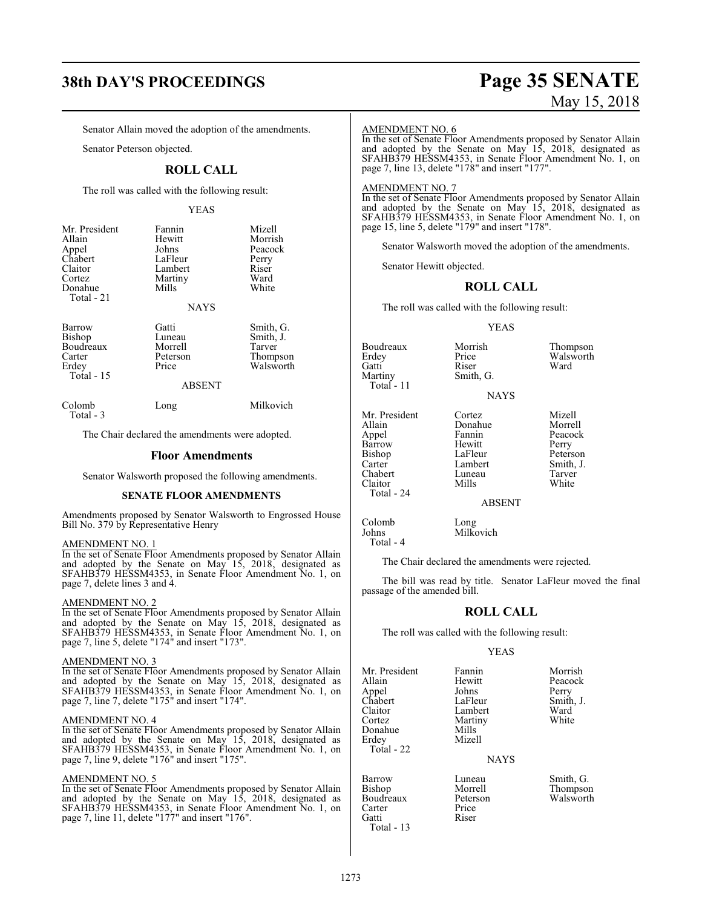Senator Allain moved the adoption of the amendments.

Senator Peterson objected.

## ROLL CALL

The roll was called with the following result:

YEAS

| | | |
|---|---|---|
| Mr. President | Fannin | Mizell |
| Allain | Hewitt | Morrish |
| Appel | Johns | Peacock |
| Chabert | LaFleur | Perry |
| Claitor | Lambert | Riser |
| Cortez | Martiny | Ward |
| Donahue | Mills | White |
| Total - 21 | | |

NAYS

| | | |
|---|---|---|
| Barrow | Gatti | Smith, G. |
| Bishop | Luneau | Smith, J. |
| Boudreaux | Morrell | Tarver |
| Carter | Peterson | Thompson |
| Erdey | Price | Walsworth |
| Total - 15 | | |

ABSENT

| | | |
|---|---|---|
| Colomb | Long | Milkovich |
| Total - 3 | | |

The Chair declared the amendments were adopted.

### Floor Amendments

Senator Walsworth proposed the following amendments.

#### SENATE FLOOR AMENDMENTS

Amendments proposed by Senator Walsworth to Engrossed House Bill No. 379 by Representative Henry

AMENDMENT NO. 1
In the set of Senate Floor Amendments proposed by Senator Allain and adopted by the Senate on May 15, 2018, designated as SFAHB379 HESSM4353, in Senate Floor Amendment No. 1, on page 7, delete lines 3 and 4.

AMENDMENT NO. 2
In the set of Senate Floor Amendments proposed by Senator Allain and adopted by the Senate on May 15, 2018, designated as SFAHB379 HESSM4353, in Senate Floor Amendment No. 1, on page 7, line 5, delete "174" and insert "173".

AMENDMENT NO. 3
In the set of Senate Floor Amendments proposed by Senator Allain and adopted by the Senate on May 15, 2018, designated as SFAHB379 HESSM4353, in Senate Floor Amendment No. 1, on page 7, line 7, delete "175" and insert "174".

AMENDMENT NO. 4
In the set of Senate Floor Amendments proposed by Senator Allain and adopted by the Senate on May 15, 2018, designated as SFAHB379 HESSM4353, in Senate Floor Amendment No. 1, on page 7, line 9, delete "176" and insert "175".

AMENDMENT NO. 5
In the set of Senate Floor Amendments proposed by Senator Allain and adopted by the Senate on May 15, 2018, designated as SFAHB379 HESSM4353, in Senate Floor Amendment No. 1, on page 7, line 11, delete "177" and insert "176".

AMENDMENT NO. 6
In the set of Senate Floor Amendments proposed by Senator Allain and adopted by the Senate on May 15, 2018, designated as SFAHB379 HESSM4353, in Senate Floor Amendment No. 1, on page 7, line 13, delete "178" and insert "177".

AMENDMENT NO. 7
In the set of Senate Floor Amendments proposed by Senator Allain and adopted by the Senate on May 15, 2018, designated as SFAHB379 HESSM4353, in Senate Floor Amendment No. 1, on page 15, line 5, delete "179" and insert "178".

Senator Walsworth moved the adoption of the amendments.

Senator Hewitt objected.

## ROLL CALL

The roll was called with the following result:

YEAS

| | | |
|---|---|---|
| Boudreaux | Morrish | Thompson |
| Erdey | Price | Walsworth |
| Gatti | Riser | Ward |
| Martiny | Smith, G. | |
| Total - 11 | | |

NAYS

| | | |
|---|---|---|
| Mr. President | Cortez | Mizell |
| Allain | Donahue | Morrell |
| Appel | Fannin | Peacock |
| Barrow | Hewitt | Perry |
| Bishop | LaFleur | Peterson |
| Carter | Lambert | Smith, J. |
| Chabert | Luneau | Tarver |
| Claitor | Mills | White |
| Total - 24 | | |

ABSENT

| | |
|---|---|
| Colomb | Long |
| Johns | Milkovich |
| Total - 4 | |

The Chair declared the amendments were rejected.

The bill was read by title. Senator LaFleur moved the final passage of the amended bill.

## ROLL CALL

The roll was called with the following result:

YEAS

| | | |
|---|---|---|
| Mr. President | Fannin | Morrish |
| Allain | Hewitt | Peacock |
| Appel | Johns | Perry |
| Chabert | LaFleur | Smith, J. |
| Claitor | Lambert | Ward |
| Cortez | Martiny | White |
| Donahue | Mills | |
| Erdey | Mizell | |
| Total - 22 | | |

NAYS

| | | |
|---|---|---|
| Barrow | Luneau | Smith, G. |
| Bishop | Morrell | Thompson |
| Boudreaux | Peterson | Walsworth |
| Carter | Price | |
| Gatti | Riser | |
| Total - 13 | | |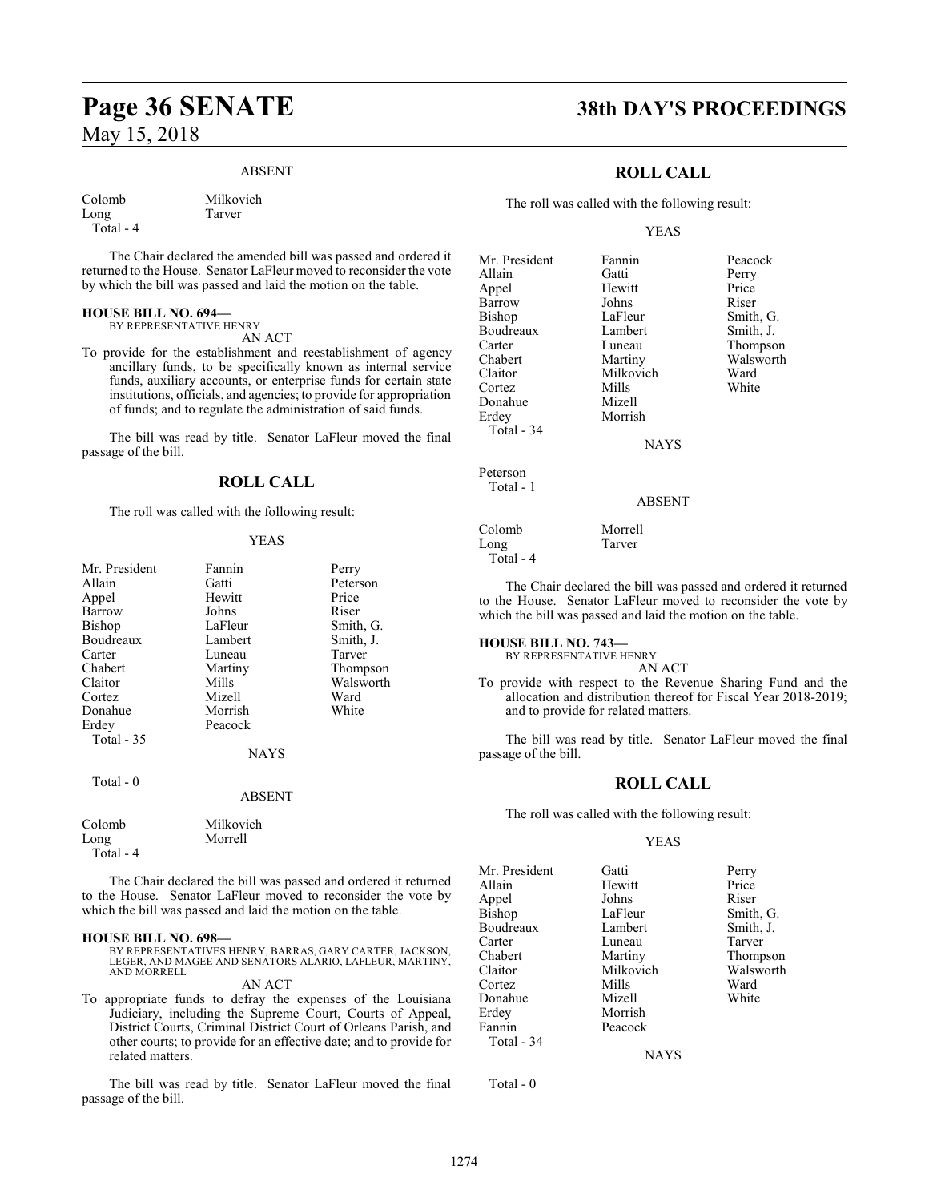ABSENT

| | |
|---|---|
| Colomb | Milkovich |
| Long | Tarver |
| Total - 4 | |

The Chair declared the amended bill was passed and ordered it returned to the House. Senator LaFleur moved to reconsider the vote by which the bill was passed and laid the motion on the table.

**HOUSE BILL NO. 694—**
BY REPRESENTATIVE HENRY
AN ACT

To provide for the establishment and reestablishment of agency ancillary funds, to be specifically known as internal service funds, auxiliary accounts, or enterprise funds for certain state institutions, officials, and agencies; to provide for appropriation of funds; and to regulate the administration of said funds.

The bill was read by title. Senator LaFleur moved the final passage of the bill.

## ROLL CALL

The roll was called with the following result:

YEAS

| | | |
|---|---|---|
| Mr. President | Fannin | Perry |
| Allain | Gatti | Peterson |
| Appel | Hewitt | Price |
| Barrow | Johns | Riser |
| Bishop | LaFleur | Smith, G. |
| Boudreaux | Lambert | Smith, J. |
| Carter | Luneau | Tarver |
| Chabert | Martiny | Thompson |
| Claitor | Mills | Walsworth |
| Cortez | Mizell | Ward |
| Donahue | Morrish | White |
| Erdey | Peacock | |
| Total - 35 | | |

NAYS

Total - 0

ABSENT

| | |
|---|---|
| Colomb | Milkovich |
| Long | Morrell |
| Total - 4 | |

The Chair declared the bill was passed and ordered it returned to the House. Senator LaFleur moved to reconsider the vote by which the bill was passed and laid the motion on the table.

**HOUSE BILL NO. 698—**
BY REPRESENTATIVES HENRY, BARRAS, GARY CARTER, JACKSON, LEGER, AND MAGEE AND SENATORS ALARIO, LAFLEUR, MARTINY, AND MORRELL
AN ACT

To appropriate funds to defray the expenses of the Louisiana Judiciary, including the Supreme Court, Courts of Appeal, District Courts, Criminal District Court of Orleans Parish, and other courts; to provide for an effective date; and to provide for related matters.

The bill was read by title. Senator LaFleur moved the final passage of the bill.

## ROLL CALL

The roll was called with the following result:

YEAS

| | | |
|---|---|---|
| Mr. President | Fannin | Peacock |
| Allain | Gatti | Perry |
| Appel | Hewitt | Price |
| Barrow | Johns | Riser |
| Bishop | LaFleur | Smith, G. |
| Boudreaux | Lambert | Smith, J. |
| Carter | Luneau | Thompson |
| Chabert | Martiny | Walsworth |
| Claitor | Milkovich | Ward |
| Cortez | Mills | White |
| Donahue | Mizell | |
| Erdey | Morrish | |
| Total - 34 | | |

NAYS

Peterson
Total - 1

ABSENT

| | |
|---|---|
| Colomb | Morrell |
| Long | Tarver |
| Total - 4 | |

The Chair declared the bill was passed and ordered it returned to the House. Senator LaFleur moved to reconsider the vote by which the bill was passed and laid the motion on the table.

**HOUSE BILL NO. 743—**
BY REPRESENTATIVE HENRY
AN ACT

To provide with respect to the Revenue Sharing Fund and the allocation and distribution thereof for Fiscal Year 2018-2019; and to provide for related matters.

The bill was read by title. Senator LaFleur moved the final passage of the bill.

## ROLL CALL

The roll was called with the following result:

YEAS

| | | |
|---|---|---|
| Mr. President | Gatti | Perry |
| Allain | Hewitt | Price |
| Appel | Johns | Riser |
| Bishop | LaFleur | Smith, G. |
| Boudreaux | Lambert | Smith, J. |
| Carter | Luneau | Tarver |
| Chabert | Martiny | Thompson |
| Claitor | Milkovich | Walsworth |
| Cortez | Mills | Ward |
| Donahue | Mizell | White |
| Erdey | Morrish | |
| Fannin | Peacock | |
| Total - 34 | | |

NAYS

Total - 0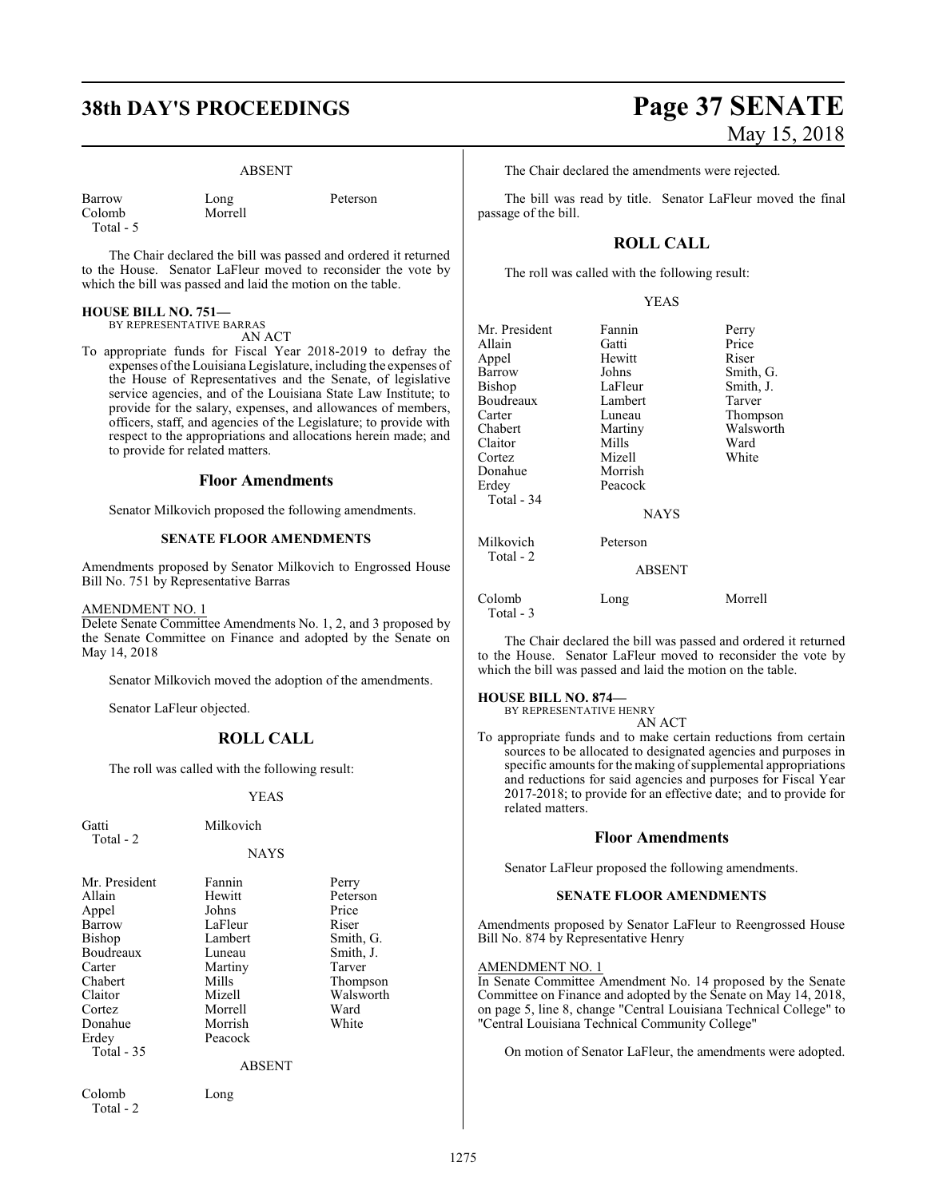ABSENT

| | | |
|---|---|---|
| Barrow | Long | Peterson |
| Colomb | Morrell | |
| Total - 5 | | |

The Chair declared the bill was passed and ordered it returned to the House. Senator LaFleur moved to reconsider the vote by which the bill was passed and laid the motion on the table.

**HOUSE BILL NO. 751—**
BY REPRESENTATIVE BARRAS
AN ACT

To appropriate funds for Fiscal Year 2018-2019 to defray the expenses of the Louisiana Legislature, including the expenses of the House of Representatives and the Senate, of legislative service agencies, and of the Louisiana State Law Institute; to provide for the salary, expenses, and allowances of members, officers, staff, and agencies of the Legislature; to provide with respect to the appropriations and allocations herein made; and to provide for related matters.

## Floor Amendments

Senator Milkovich proposed the following amendments.

### SENATE FLOOR AMENDMENTS

Amendments proposed by Senator Milkovich to Engrossed House Bill No. 751 by Representative Barras

AMENDMENT NO. 1
Delete Senate Committee Amendments No. 1, 2, and 3 proposed by the Senate Committee on Finance and adopted by the Senate on May 14, 2018

Senator Milkovich moved the adoption of the amendments.

Senator LaFleur objected.

## ROLL CALL

The roll was called with the following result:

YEAS

| | |
|---|---|
| Gatti | Milkovich |
| Total - 2 | |

NAYS

| | | |
|---|---|---|
| Mr. President | Fannin | Perry |
| Allain | Hewitt | Peterson |
| Appel | Johns | Price |
| Barrow | LaFleur | Riser |
| Bishop | Lambert | Smith, G. |
| Boudreaux | Luneau | Smith, J. |
| Carter | Martiny | Tarver |
| Chabert | Mills | Thompson |
| Claitor | Mizell | Walsworth |
| Cortez | Morrell | Ward |
| Donahue | Morrish | White |
| Erdey | Peacock | |
| Total - 35 | | |

ABSENT

| | |
|---|---|
| Colomb | Long |
| Total - 2 | |

The Chair declared the amendments were rejected.

The bill was read by title. Senator LaFleur moved the final passage of the bill.

## ROLL CALL

The roll was called with the following result:

YEAS

| | | |
|---|---|---|
| Mr. President | Fannin | Perry |
| Allain | Gatti | Price |
| Appel | Hewitt | Riser |
| Barrow | Johns | Smith, G. |
| Bishop | LaFleur | Smith, J. |
| Boudreaux | Lambert | Tarver |
| Carter | Luneau | Thompson |
| Chabert | Martiny | Walsworth |
| Claitor | Mills | Ward |
| Cortez | Mizell | White |
| Donahue | Morrish | |
| Erdey | Peacock | |
| Total - 34 | | |

NAYS

| | |
|---|---|
| Milkovich | Peterson |
| Total - 2 | |

ABSENT

| | | |
|---|---|---|
| Colomb | Long | Morrell |
| Total - 3 | | |

The Chair declared the bill was passed and ordered it returned to the House. Senator LaFleur moved to reconsider the vote by which the bill was passed and laid the motion on the table.

**HOUSE BILL NO. 874—**
BY REPRESENTATIVE HENRY
AN ACT

To appropriate funds and to make certain reductions from certain sources to be allocated to designated agencies and purposes in specific amounts for the making of supplemental appropriations and reductions for said agencies and purposes for Fiscal Year 2017-2018; to provide for an effective date; and to provide for related matters.

## Floor Amendments

Senator LaFleur proposed the following amendments.

### SENATE FLOOR AMENDMENTS

Amendments proposed by Senator LaFleur to Reengrossed House Bill No. 874 by Representative Henry

AMENDMENT NO. 1
In Senate Committee Amendment No. 14 proposed by the Senate Committee on Finance and adopted by the Senate on May 14, 2018, on page 5, line 8, change "Central Louisiana Technical College" to "Central Louisiana Technical Community College"

On motion of Senator LaFleur, the amendments were adopted.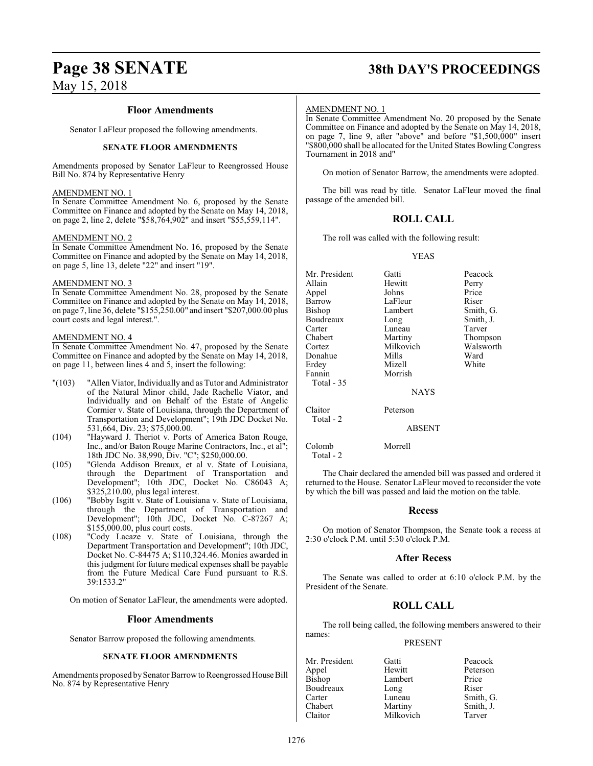## Floor Amendments

Senator LaFleur proposed the following amendments.

**SENATE FLOOR AMENDMENTS**

Amendments proposed by Senator LaFleur to Reengrossed House Bill No. 874 by Representative Henry

AMENDMENT NO. 1
In Senate Committee Amendment No. 6, proposed by the Senate Committee on Finance and adopted by the Senate on May 14, 2018, on page 2, line 2, delete "$58,764,902" and insert "$55,559,114".

AMENDMENT NO. 2
In Senate Committee Amendment No. 16, proposed by the Senate Committee on Finance and adopted by the Senate on May 14, 2018, on page 5, line 13, delete "22" and insert "19".

AMENDMENT NO. 3
In Senate Committee Amendment No. 28, proposed by the Senate Committee on Finance and adopted by the Senate on May 14, 2018, on page 7, line 36, delete "$155,250.00" and insert "$207,000.00 plus court costs and legal interest.".

AMENDMENT NO. 4
In Senate Committee Amendment No. 47, proposed by the Senate Committee on Finance and adopted by the Senate on May 14, 2018, on page 11, between lines 4 and 5, insert the following:

"(103) "Allen Viator, Individually and as Tutor and Administrator of the Natural Minor child, Jade Rachelle Viator, and Individually and on Behalf of the Estate of Angelic Cormier v. State of Louisiana, through the Department of Transportation and Development"; 19th JDC Docket No. 531,664, Div. 23; $75,000.00.

(104) "Hayward J. Theriot v. Ports of America Baton Rouge, Inc., and/or Baton Rouge Marine Contractors, Inc., et al"; 18th JDC No. 38,990, Div. "C"; $250,000.00.

(105) "Glenda Addison Breaux, et al v. State of Louisiana, through the Department of Transportation and Development"; 10th JDC, Docket No. C86043 A; $325,210.00, plus legal interest.

(106) "Bobby Isgitt v. State of Louisiana v. State of Louisiana, through the Department of Transportation and Development"; 10th JDC, Docket No. C-87267 A; $155,000.00, plus court costs.

(108) "Cody Lacaze v. State of Louisiana, through the Department Transportation and Development"; 10th JDC, Docket No. C-84475 A; $110,324.46. Monies awarded in this judgment for future medical expenses shall be payable from the Future Medical Care Fund pursuant to R.S. 39:1533.2"

On motion of Senator LaFleur, the amendments were adopted.

## Floor Amendments

Senator Barrow proposed the following amendments.

**SENATE FLOOR AMENDMENTS**

Amendments proposed by Senator Barrow to Reengrossed House Bill No. 874 by Representative Henry

AMENDMENT NO. 1
In Senate Committee Amendment No. 20 proposed by the Senate Committee on Finance and adopted by the Senate on May 14, 2018, on page 7, line 9, after "above" and before "$1,500,000" insert "$800,000 shall be allocated for the United States Bowling Congress Tournament in 2018 and"

On motion of Senator Barrow, the amendments were adopted.

The bill was read by title. Senator LaFleur moved the final passage of the amended bill.

## ROLL CALL

The roll was called with the following result:

YEAS

| | | |
|---|---|---|
| Mr. President | Gatti | Peacock |
| Allain | Hewitt | Perry |
| Appel | Johns | Price |
| Barrow | LaFleur | Riser |
| Bishop | Lambert | Smith, G. |
| Boudreaux | Long | Smith, J. |
| Carter | Luneau | Tarver |
| Chabert | Martiny | Thompson |
| Cortez | Milkovich | Walsworth |
| Donahue | Mills | Ward |
| Erdey | Mizell | White |
| Fannin | Morrish | |

Total - 35

NAYS

| | |
|---|---|
| Claitor | Peterson |

Total - 2

ABSENT

| | |
|---|---|
| Colomb | Morrell |

Total - 2

The Chair declared the amended bill was passed and ordered it returned to the House. Senator LaFleur moved to reconsider the vote by which the bill was passed and laid the motion on the table.

## Recess

On motion of Senator Thompson, the Senate took a recess at 2:30 o'clock P.M. until 5:30 o'clock P.M.

## After Recess

The Senate was called to order at 6:10 o'clock P.M. by the President of the Senate.

## ROLL CALL

The roll being called, the following members answered to their names:

PRESENT

| | | |
|---|---|---|
| Mr. President | Gatti | Peacock |
| Appel | Hewitt | Peterson |
| Bishop | Lambert | Price |
| Boudreaux | Long | Riser |
| Carter | Luneau | Smith, G. |
| Chabert | Martiny | Smith, J. |
| Claitor | Milkovich | Tarver |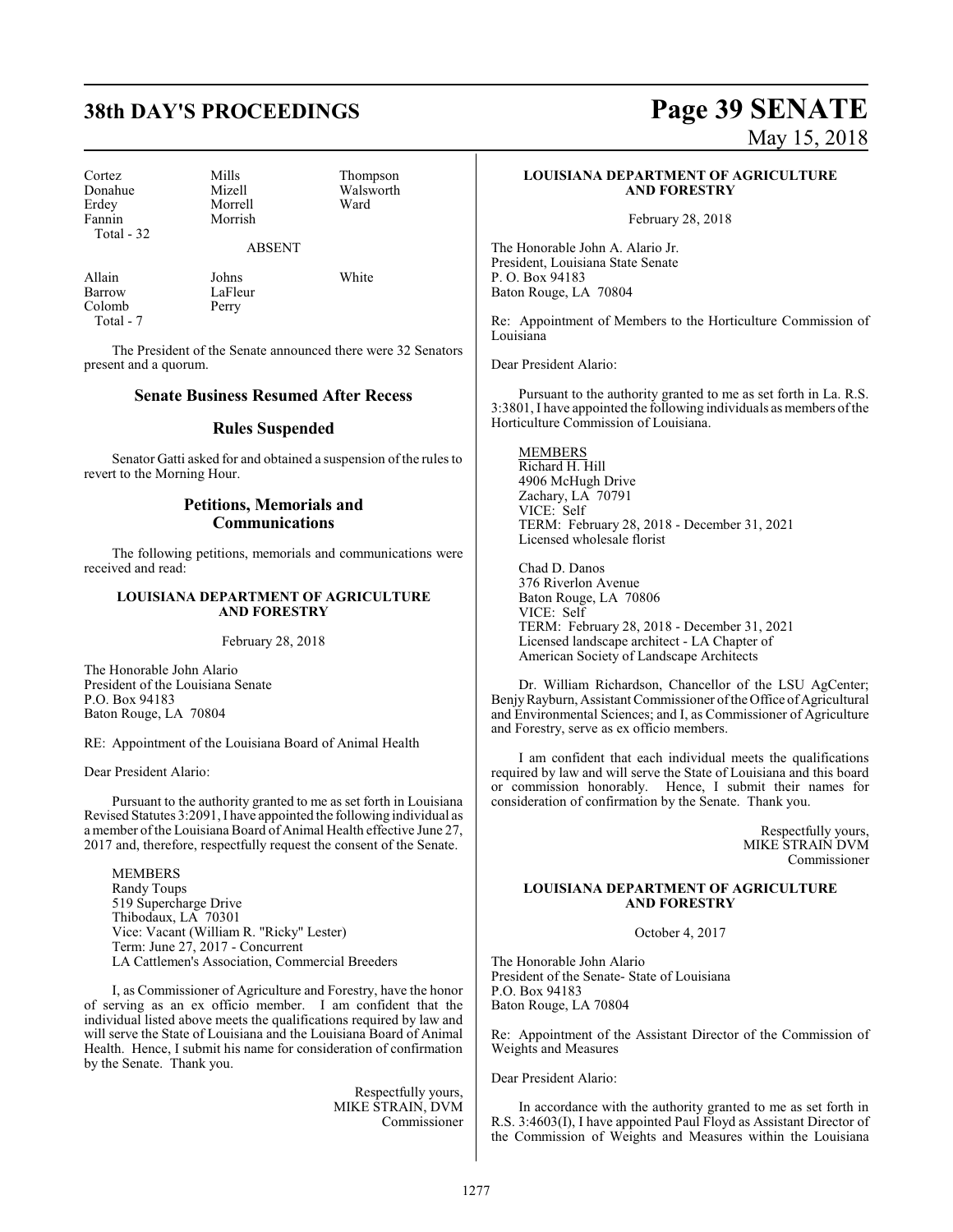| | | |
|---|---|---|
| Cortez | Mills | Thompson |
| Donahue | Mizell | Walsworth |
| Erdey | Morrell | Ward |
| Fannin | Morrish | |
| Total - 32 | | |

ABSENT

| | | |
|---|---|---|
| Allain | Johns | White |
| Barrow | LaFleur | |
| Colomb | Perry | |
| Total - 7 | | |

The President of the Senate announced there were 32 Senators present and a quorum.

## Senate Business Resumed After Recess

## Rules Suspended

Senator Gatti asked for and obtained a suspension of the rules to revert to the Morning Hour.

## Petitions, Memorials and Communications

The following petitions, memorials and communications were received and read:

### LOUISIANA DEPARTMENT OF AGRICULTURE AND FORESTRY

February 28, 2018

The Honorable John Alario
President of the Louisiana Senate
P.O. Box 94183
Baton Rouge, LA 70804

RE: Appointment of the Louisiana Board of Animal Health

Dear President Alario:

Pursuant to the authority granted to me as set forth in Louisiana Revised Statutes 3:2091, I have appointed the following individual as a member of the Louisiana Board of Animal Health effective June 27, 2017 and, therefore, respectfully request the consent of the Senate.

MEMBERS
Randy Toups
519 Supercharge Drive
Thibodaux, LA 70301
Vice: Vacant (William R. "Ricky" Lester)
Term: June 27, 2017 - Concurrent
LA Cattlemen's Association, Commercial Breeders

I, as Commissioner of Agriculture and Forestry, have the honor of serving as an ex officio member. I am confident that the individual listed above meets the qualifications required by law and will serve the State of Louisiana and the Louisiana Board of Animal Health. Hence, I submit his name for consideration of confirmation by the Senate. Thank you.

Respectfully yours,
MIKE STRAIN, DVM
Commissioner

### LOUISIANA DEPARTMENT OF AGRICULTURE AND FORESTRY

February 28, 2018

The Honorable John A. Alario Jr.
President, Louisiana State Senate
P. O. Box 94183
Baton Rouge, LA 70804

Re: Appointment of Members to the Horticulture Commission of Louisiana

Dear President Alario:

Pursuant to the authority granted to me as set forth in La. R.S. 3:3801, I have appointed the following individuals as members of the Horticulture Commission of Louisiana.

MEMBERS
Richard H. Hill
4906 McHugh Drive
Zachary, LA 70791
VICE: Self
TERM: February 28, 2018 - December 31, 2021
Licensed wholesale florist

Chad D. Danos
376 Riverlon Avenue
Baton Rouge, LA 70806
VICE: Self
TERM: February 28, 2018 - December 31, 2021
Licensed landscape architect - LA Chapter of American Society of Landscape Architects

Dr. William Richardson, Chancellor of the LSU AgCenter; Benjy Rayburn, Assistant Commissioner of the Office of Agricultural and Environmental Sciences; and I, as Commissioner of Agriculture and Forestry, serve as ex officio members.

I am confident that each individual meets the qualifications required by law and will serve the State of Louisiana and this board or commission honorably. Hence, I submit their names for consideration of confirmation by the Senate. Thank you.

Respectfully yours,
MIKE STRAIN DVM
Commissioner

### LOUISIANA DEPARTMENT OF AGRICULTURE AND FORESTRY

October 4, 2017

The Honorable John Alario
President of the Senate- State of Louisiana
P.O. Box 94183
Baton Rouge, LA 70804

Re: Appointment of the Assistant Director of the Commission of Weights and Measures

Dear President Alario:

In accordance with the authority granted to me as set forth in R.S. 3:4603(I), I have appointed Paul Floyd as Assistant Director of the Commission of Weights and Measures within the Louisiana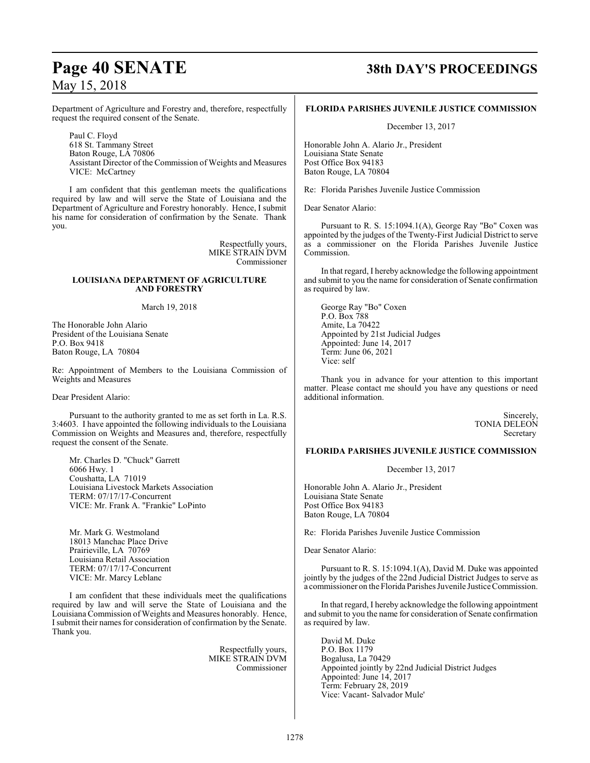Department of Agriculture and Forestry and, therefore, respectfully request the required consent of the Senate.

Paul C. Floyd
618 St. Tammany Street
Baton Rouge, LA 70806
Assistant Director of the Commission of Weights and Measures
VICE: McCartney

I am confident that this gentleman meets the qualifications required by law and will serve the State of Louisiana and the Department of Agriculture and Forestry honorably. Hence, I submit his name for consideration of confirmation by the Senate. Thank you.

Respectfully yours,
MIKE STRAIN DVM
Commissioner

**LOUISIANA DEPARTMENT OF AGRICULTURE AND FORESTRY**

March 19, 2018

The Honorable John Alario
President of the Louisiana Senate
P.O. Box 9418
Baton Rouge, LA 70804

Re: Appointment of Members to the Louisiana Commission of Weights and Measures

Dear President Alario:

Pursuant to the authority granted to me as set forth in La. R.S. 3:4603. I have appointed the following individuals to the Louisiana Commission on Weights and Measures and, therefore, respectfully request the consent of the Senate.

Mr. Charles D. "Chuck" Garrett
6066 Hwy. 1
Coushatta, LA 71019
Louisiana Livestock Markets Association
TERM: 07/17/17-Concurrent
VICE: Mr. Frank A. "Frankie" LoPinto

Mr. Mark G. Westmoland
18013 Manchac Place Drive
Prairieville, LA 70769
Louisiana Retail Association
TERM: 07/17/17-Concurrent
VICE: Mr. Marcy Leblanc

I am confident that these individuals meet the qualifications required by law and will serve the State of Louisiana and the Louisiana Commission of Weights and Measures honorably. Hence, I submit their names for consideration of confirmation by the Senate. Thank you.

Respectfully yours,
MIKE STRAIN DVM
Commissioner

**FLORIDA PARISHES JUVENILE JUSTICE COMMISSION**

December 13, 2017

Honorable John A. Alario Jr., President
Louisiana State Senate
Post Office Box 94183
Baton Rouge, LA 70804

Re: Florida Parishes Juvenile Justice Commission

Dear Senator Alario:

Pursuant to R. S. 15:1094.1(A), George Ray "Bo" Coxen was appointed by the judges of the Twenty-First Judicial District to serve as a commissioner on the Florida Parishes Juvenile Justice Commission.

In that regard, I hereby acknowledge the following appointment and submit to you the name for consideration of Senate confirmation as required by law.

George Ray "Bo" Coxen
P.O. Box 788
Amite, La 70422
Appointed by 21st Judicial Judges
Appointed: June 14, 2017
Term: June 06, 2021
Vice: self

Thank you in advance for your attention to this important matter. Please contact me should you have any questions or need additional information.

Sincerely,
TONIA DELEON
Secretary

**FLORIDA PARISHES JUVENILE JUSTICE COMMISSION**

December 13, 2017

Honorable John A. Alario Jr., President
Louisiana State Senate
Post Office Box 94183
Baton Rouge, LA 70804

Re: Florida Parishes Juvenile Justice Commission

Dear Senator Alario:

Pursuant to R. S. 15:1094.1(A), David M. Duke was appointed jointly by the judges of the 22nd Judicial District Judges to serve as a commissioner on the Florida Parishes Juvenile Justice Commission.

In that regard, I hereby acknowledge the following appointment and submit to you the name for consideration of Senate confirmation as required by law.

David M. Duke
P.O. Box 1179
Bogalusa, La 70429
Appointed jointly by 22nd Judicial District Judges
Appointed: June 14, 2017
Term: February 28, 2019
Vice: Vacant- Salvador Mule'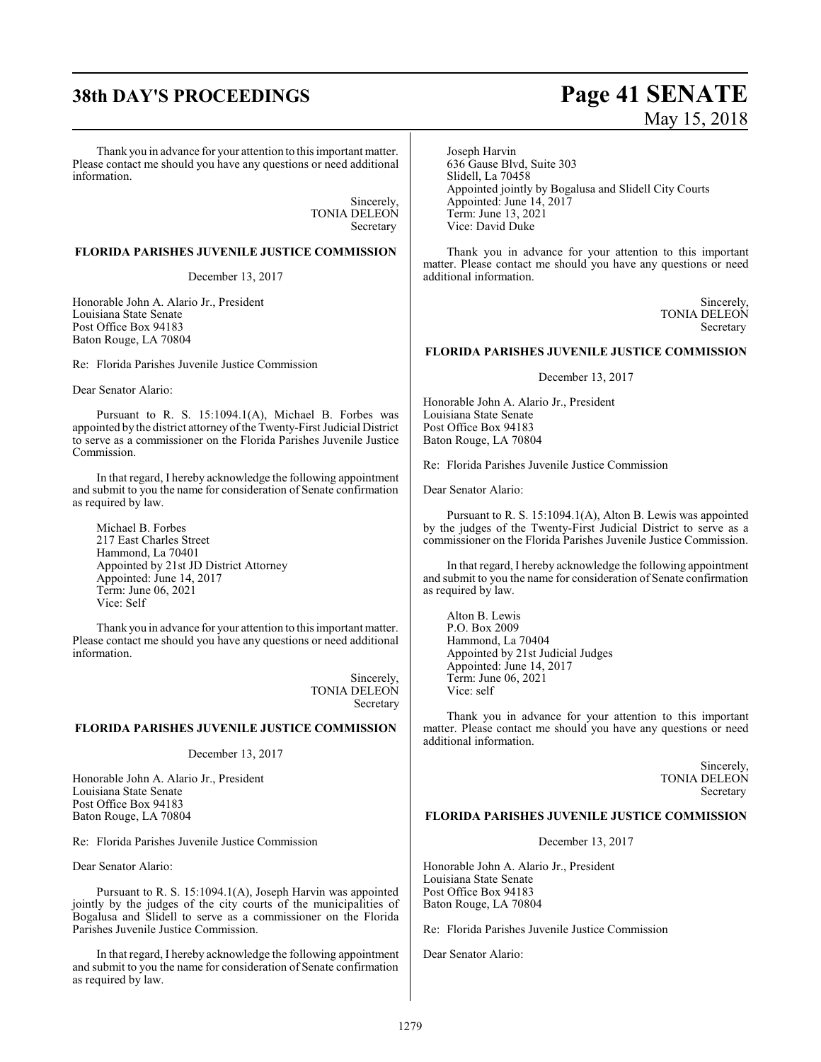Thank you in advance for your attention to this important matter. Please contact me should you have any questions or need additional information.

Sincerely,
TONIA DELEON
Secretary

**FLORIDA PARISHES JUVENILE JUSTICE COMMISSION**

December 13, 2017

Honorable John A. Alario Jr., President
Louisiana State Senate
Post Office Box 94183
Baton Rouge, LA 70804

Re: Florida Parishes Juvenile Justice Commission

Dear Senator Alario:

Pursuant to R. S. 15:1094.1(A), Michael B. Forbes was appointed by the district attorney of the Twenty-First Judicial District to serve as a commissioner on the Florida Parishes Juvenile Justice Commission.

In that regard, I hereby acknowledge the following appointment and submit to you the name for consideration of Senate confirmation as required by law.

Michael B. Forbes
217 East Charles Street
Hammond, La 70401
Appointed by 21st JD District Attorney
Appointed: June 14, 2017
Term: June 06, 2021
Vice: Self

Thank you in advance for your attention to this important matter. Please contact me should you have any questions or need additional information.

Sincerely,
TONIA DELEON
Secretary

**FLORIDA PARISHES JUVENILE JUSTICE COMMISSION**

December 13, 2017

Honorable John A. Alario Jr., President
Louisiana State Senate
Post Office Box 94183
Baton Rouge, LA 70804

Re: Florida Parishes Juvenile Justice Commission

Dear Senator Alario:

Pursuant to R. S. 15:1094.1(A), Joseph Harvin was appointed jointly by the judges of the city courts of the municipalities of Bogalusa and Slidell to serve as a commissioner on the Florida Parishes Juvenile Justice Commission.

In that regard, I hereby acknowledge the following appointment and submit to you the name for consideration of Senate confirmation as required by law.

Joseph Harvin
636 Gause Blvd, Suite 303
Slidell, La 70458
Appointed jointly by Bogalusa and Slidell City Courts
Appointed: June 14, 2017
Term: June 13, 2021
Vice: David Duke

Thank you in advance for your attention to this important matter. Please contact me should you have any questions or need additional information.

Sincerely,
TONIA DELEON
Secretary

**FLORIDA PARISHES JUVENILE JUSTICE COMMISSION**

December 13, 2017

Honorable John A. Alario Jr., President
Louisiana State Senate
Post Office Box 94183
Baton Rouge, LA 70804

Re: Florida Parishes Juvenile Justice Commission

Dear Senator Alario:

Pursuant to R. S. 15:1094.1(A), Alton B. Lewis was appointed by the judges of the Twenty-First Judicial District to serve as a commissioner on the Florida Parishes Juvenile Justice Commission.

In that regard, I hereby acknowledge the following appointment and submit to you the name for consideration of Senate confirmation as required by law.

Alton B. Lewis
P.O. Box 2009
Hammond, La 70404
Appointed by 21st Judicial Judges
Appointed: June 14, 2017
Term: June 06, 2021
Vice: self

Thank you in advance for your attention to this important matter. Please contact me should you have any questions or need additional information.

Sincerely,
TONIA DELEON
Secretary

**FLORIDA PARISHES JUVENILE JUSTICE COMMISSION**

December 13, 2017

Honorable John A. Alario Jr., President
Louisiana State Senate
Post Office Box 94183
Baton Rouge, LA 70804

Re: Florida Parishes Juvenile Justice Commission

Dear Senator Alario: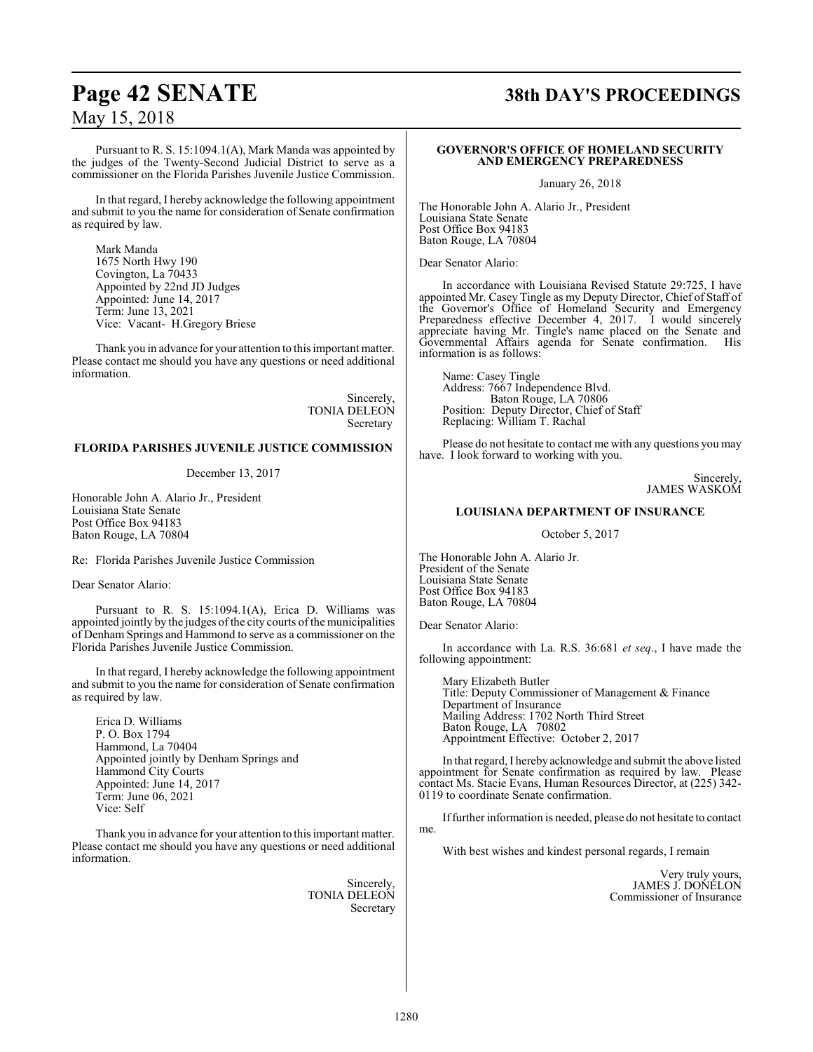Pursuant to R. S. 15:1094.1(A), Mark Manda was appointed by the judges of the Twenty-Second Judicial District to serve as a commissioner on the Florida Parishes Juvenile Justice Commission.

In that regard, I hereby acknowledge the following appointment and submit to you the name for consideration of Senate confirmation as required by law.

Mark Manda
1675 North Hwy 190
Covington, La 70433
Appointed by 22nd JD Judges
Appointed: June 14, 2017
Term: June 13, 2021
Vice: Vacant- H.Gregory Briese

Thank you in advance for your attention to this important matter. Please contact me should you have any questions or need additional information.

Sincerely,
TONIA DELEON
Secretary

## FLORIDA PARISHES JUVENILE JUSTICE COMMISSION

December 13, 2017

Honorable John A. Alario Jr., President
Louisiana State Senate
Post Office Box 94183
Baton Rouge, LA 70804

Re: Florida Parishes Juvenile Justice Commission

Dear Senator Alario:

Pursuant to R. S. 15:1094.1(A), Erica D. Williams was appointed jointly by the judges of the city courts of the municipalities of Denham Springs and Hammond to serve as a commissioner on the Florida Parishes Juvenile Justice Commission.

In that regard, I hereby acknowledge the following appointment and submit to you the name for consideration of Senate confirmation as required by law.

Erica D. Williams
P. O. Box 1794
Hammond, La 70404
Appointed jointly by Denham Springs and Hammond City Courts
Appointed: June 14, 2017
Term: June 06, 2021
Vice: Self

Thank you in advance for your attention to this important matter. Please contact me should you have any questions or need additional information.

Sincerely,
TONIA DELEON
Secretary

## GOVERNOR'S OFFICE OF HOMELAND SECURITY AND EMERGENCY PREPAREDNESS

January 26, 2018

The Honorable John A. Alario Jr., President
Louisiana State Senate
Post Office Box 94183
Baton Rouge, LA 70804

Dear Senator Alario:

In accordance with Louisiana Revised Statute 29:725, I have appointed Mr. Casey Tingle as my Deputy Director, Chief of Staff of the Governor's Office of Homeland Security and Emergency Preparedness effective December 4, 2017. I would sincerely appreciate having Mr. Tingle's name placed on the Senate and Governmental Affairs agenda for Senate confirmation. His information is as follows:

Name: Casey Tingle
Address: 7667 Independence Blvd.
Baton Rouge, LA 70806
Position: Deputy Director, Chief of Staff
Replacing: William T. Rachal

Please do not hesitate to contact me with any questions you may have. I look forward to working with you.

Sincerely,
JAMES WASKOM

## LOUISIANA DEPARTMENT OF INSURANCE

October 5, 2017

The Honorable John A. Alario Jr.
President of the Senate
Louisiana State Senate
Post Office Box 94183
Baton Rouge, LA 70804

Dear Senator Alario:

In accordance with La. R.S. 36:681 *et seq*., I have made the following appointment:

Mary Elizabeth Butler
Title: Deputy Commissioner of Management & Finance
Department of Insurance
Mailing Address: 1702 North Third Street
Baton Rouge, LA 70802
Appointment Effective: October 2, 2017

In that regard, I hereby acknowledge and submit the above listed appointment for Senate confirmation as required by law. Please contact Ms. Stacie Evans, Human Resources Director, at (225) 342-0119 to coordinate Senate confirmation.

If further information is needed, please do not hesitate to contact me.

With best wishes and kindest personal regards, I remain

Very truly yours,
JAMES J. DONELON
Commissioner of Insurance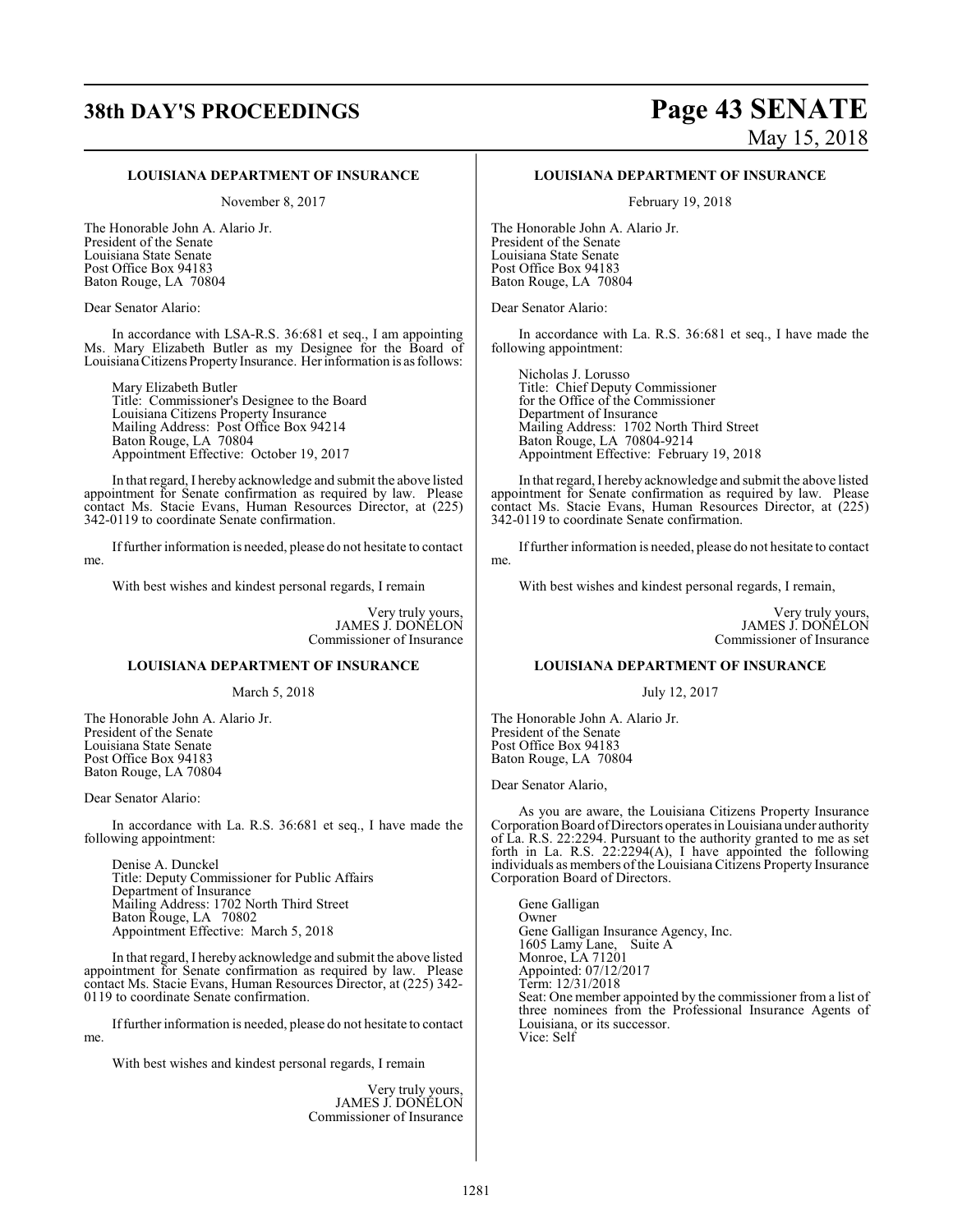### LOUISIANA DEPARTMENT OF INSURANCE

November 8, 2017

The Honorable John A. Alario Jr.
President of the Senate
Louisiana State Senate
Post Office Box 94183
Baton Rouge, LA 70804

Dear Senator Alario:

In accordance with LSA-R.S. 36:681 et seq., I am appointing Ms. Mary Elizabeth Butler as my Designee for the Board of Louisiana Citizens Property Insurance. Her information is as follows:

Mary Elizabeth Butler
Title: Commissioner's Designee to the Board
Louisiana Citizens Property Insurance
Mailing Address: Post Office Box 94214
Baton Rouge, LA 70804
Appointment Effective: October 19, 2017

In that regard, I hereby acknowledge and submit the above listed appointment for Senate confirmation as required by law. Please contact Ms. Stacie Evans, Human Resources Director, at (225) 342-0119 to coordinate Senate confirmation.

If further information is needed, please do not hesitate to contact me.

With best wishes and kindest personal regards, I remain

Very truly yours,
JAMES J. DONELON
Commissioner of Insurance

### LOUISIANA DEPARTMENT OF INSURANCE

March 5, 2018

The Honorable John A. Alario Jr.
President of the Senate
Louisiana State Senate
Post Office Box 94183
Baton Rouge, LA 70804

Dear Senator Alario:

In accordance with La. R.S. 36:681 et seq., I have made the following appointment:

Denise A. Dunckel
Title: Deputy Commissioner for Public Affairs
Department of Insurance
Mailing Address: 1702 North Third Street
Baton Rouge, LA 70802
Appointment Effective: March 5, 2018

In that regard, I hereby acknowledge and submit the above listed appointment for Senate confirmation as required by law. Please contact Ms. Stacie Evans, Human Resources Director, at (225) 342-0119 to coordinate Senate confirmation.

If further information is needed, please do not hesitate to contact me.

With best wishes and kindest personal regards, I remain

Very truly yours,
JAMES J. DONELON
Commissioner of Insurance

### LOUISIANA DEPARTMENT OF INSURANCE

February 19, 2018

The Honorable John A. Alario Jr.
President of the Senate
Louisiana State Senate
Post Office Box 94183
Baton Rouge, LA 70804

Dear Senator Alario:

In accordance with La. R.S. 36:681 et seq., I have made the following appointment:

Nicholas J. Lorusso
Title: Chief Deputy Commissioner
for the Office of the Commissioner
Department of Insurance
Mailing Address: 1702 North Third Street
Baton Rouge, LA 70804-9214
Appointment Effective: February 19, 2018

In that regard, I hereby acknowledge and submit the above listed appointment for Senate confirmation as required by law. Please contact Ms. Stacie Evans, Human Resources Director, at (225) 342-0119 to coordinate Senate confirmation.

If further information is needed, please do not hesitate to contact me.

With best wishes and kindest personal regards, I remain,

Very truly yours,
JAMES J. DONELON
Commissioner of Insurance

### LOUISIANA DEPARTMENT OF INSURANCE

July 12, 2017

The Honorable John A. Alario Jr.
President of the Senate
Post Office Box 94183
Baton Rouge, LA 70804

Dear Senator Alario,

As you are aware, the Louisiana Citizens Property Insurance Corporation Board of Directors operates in Louisiana under authority of La. R.S. 22:2294. Pursuant to the authority granted to me as set forth in La. R.S. 22:2294(A), I have appointed the following individuals as members of the Louisiana Citizens Property Insurance Corporation Board of Directors.

Gene Galligan
Owner
Gene Galligan Insurance Agency, Inc.
1605 Lamy Lane, Suite A
Monroe, LA 71201
Appointed: 07/12/2017
Term: 12/31/2018
Seat: One member appointed by the commissioner from a list of three nominees from the Professional Insurance Agents of Louisiana, or its successor.
Vice: Self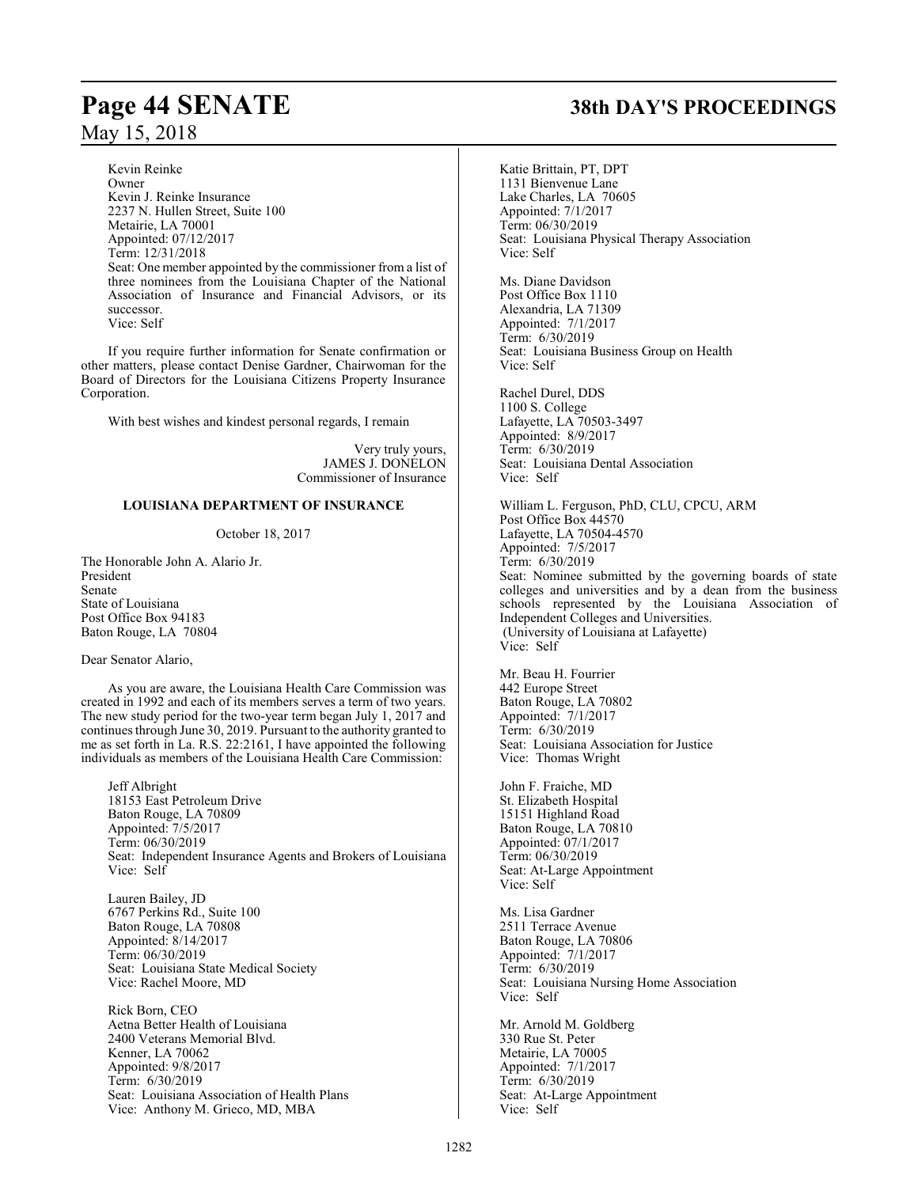Kevin Reinke
Owner
Kevin J. Reinke Insurance
2237 N. Hullen Street, Suite 100
Metairie, LA 70001
Appointed: 07/12/2017
Term: 12/31/2018
Seat: One member appointed by the commissioner from a list of three nominees from the Louisiana Chapter of the National Association of Insurance and Financial Advisors, or its successor.
Vice: Self

If you require further information for Senate confirmation or other matters, please contact Denise Gardner, Chairwoman for the Board of Directors for the Louisiana Citizens Property Insurance Corporation.

With best wishes and kindest personal regards, I remain

Very truly yours,
JAMES J. DONELON
Commissioner of Insurance

**LOUISIANA DEPARTMENT OF INSURANCE**

October 18, 2017

The Honorable John A. Alario Jr.
President
Senate
State of Louisiana
Post Office Box 94183
Baton Rouge, LA 70804

Dear Senator Alario,

As you are aware, the Louisiana Health Care Commission was created in 1992 and each of its members serves a term of two years. The new study period for the two-year term began July 1, 2017 and continues through June 30, 2019. Pursuant to the authority granted to me as set forth in La. R.S. 22:2161, I have appointed the following individuals as members of the Louisiana Health Care Commission:

Jeff Albright
18153 East Petroleum Drive
Baton Rouge, LA 70809
Appointed: 7/5/2017
Term: 06/30/2019
Seat: Independent Insurance Agents and Brokers of Louisiana
Vice: Self

Lauren Bailey, JD
6767 Perkins Rd., Suite 100
Baton Rouge, LA 70808
Appointed: 8/14/2017
Term: 06/30/2019
Seat: Louisiana State Medical Society
Vice: Rachel Moore, MD

Rick Born, CEO
Aetna Better Health of Louisiana
2400 Veterans Memorial Blvd.
Kenner, LA 70062
Appointed: 9/8/2017
Term: 6/30/2019
Seat: Louisiana Association of Health Plans
Vice: Anthony M. Grieco, MD, MBA

Katie Brittain, PT, DPT
1131 Bienvenue Lane
Lake Charles, LA 70605
Appointed: 7/1/2017
Term: 06/30/2019
Seat: Louisiana Physical Therapy Association
Vice: Self

Ms. Diane Davidson
Post Office Box 1110
Alexandria, LA 71309
Appointed: 7/1/2017
Term: 6/30/2019
Seat: Louisiana Business Group on Health
Vice: Self

Rachel Durel, DDS
1100 S. College
Lafayette, LA 70503-3497
Appointed: 8/9/2017
Term: 6/30/2019
Seat: Louisiana Dental Association
Vice: Self

William L. Ferguson, PhD, CLU, CPCU, ARM
Post Office Box 44570
Lafayette, LA 70504-4570
Appointed: 7/5/2017
Term: 6/30/2019
Seat: Nominee submitted by the governing boards of state colleges and universities and by a dean from the business schools represented by the Louisiana Association of Independent Colleges and Universities.
(University of Louisiana at Lafayette)
Vice: Self

Mr. Beau H. Fourrier
442 Europe Street
Baton Rouge, LA 70802
Appointed: 7/1/2017
Term: 6/30/2019
Seat: Louisiana Association for Justice
Vice: Thomas Wright

John F. Fraiche, MD
St. Elizabeth Hospital
15151 Highland Road
Baton Rouge, LA 70810
Appointed: 07/1/2017
Term: 06/30/2019
Seat: At-Large Appointment
Vice: Self

Ms. Lisa Gardner
2511 Terrace Avenue
Baton Rouge, LA 70806
Appointed: 7/1/2017
Term: 6/30/2019
Seat: Louisiana Nursing Home Association
Vice: Self

Mr. Arnold M. Goldberg
330 Rue St. Peter
Metairie, LA 70005
Appointed: 7/1/2017
Term: 6/30/2019
Seat: At-Large Appointment
Vice: Self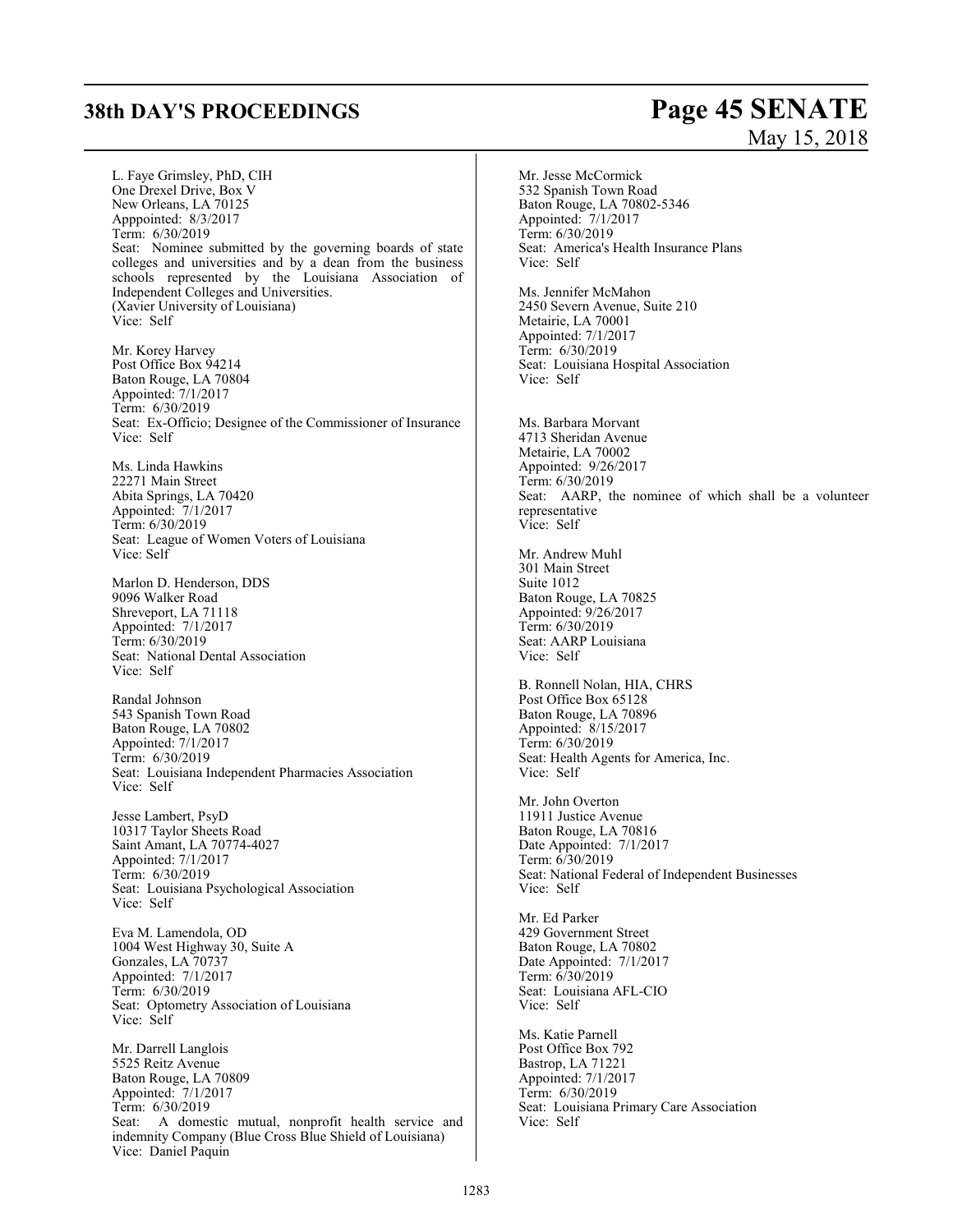L. Faye Grimsley, PhD, CIH
One Drexel Drive, Box V
New Orleans, LA 70125
Apppointed: 8/3/2017
Term: 6/30/2019
Seat: Nominee submitted by the governing boards of state colleges and universities and by a dean from the business schools represented by the Louisiana Association of Independent Colleges and Universities.
(Xavier University of Louisiana)
Vice: Self

Mr. Korey Harvey
Post Office Box 94214
Baton Rouge, LA 70804
Appointed: 7/1/2017
Term: 6/30/2019
Seat: Ex-Officio; Designee of the Commissioner of Insurance
Vice: Self

Ms. Linda Hawkins
22271 Main Street
Abita Springs, LA 70420
Appointed: 7/1/2017
Term: 6/30/2019
Seat: League of Women Voters of Louisiana
Vice: Self

Marlon D. Henderson, DDS
9096 Walker Road
Shreveport, LA 71118
Appointed: 7/1/2017
Term: 6/30/2019
Seat: National Dental Association
Vice: Self

Randal Johnson
543 Spanish Town Road
Baton Rouge, LA 70802
Appointed: 7/1/2017
Term: 6/30/2019
Seat: Louisiana Independent Pharmacies Association
Vice: Self

Jesse Lambert, PsyD
10317 Taylor Sheets Road
Saint Amant, LA 70774-4027
Appointed: 7/1/2017
Term: 6/30/2019
Seat: Louisiana Psychological Association
Vice: Self

Eva M. Lamendola, OD
1004 West Highway 30, Suite A
Gonzales, LA 70737
Appointed: 7/1/2017
Term: 6/30/2019
Seat: Optometry Association of Louisiana
Vice: Self

Mr. Darrell Langlois
5525 Reitz Avenue
Baton Rouge, LA 70809
Appointed: 7/1/2017
Term: 6/30/2019
Seat: A domestic mutual, nonprofit health service and indemnity Company (Blue Cross Blue Shield of Louisiana)
Vice: Daniel Paquin

Mr. Jesse McCormick
532 Spanish Town Road
Baton Rouge, LA 70802-5346
Appointed: 7/1/2017
Term: 6/30/2019
Seat: America's Health Insurance Plans
Vice: Self

Ms. Jennifer McMahon
2450 Severn Avenue, Suite 210
Metairie, LA 70001
Appointed: 7/1/2017
Term: 6/30/2019
Seat: Louisiana Hospital Association
Vice: Self

Ms. Barbara Morvant
4713 Sheridan Avenue
Metairie, LA 70002
Appointed: 9/26/2017
Term: 6/30/2019
Seat: AARP, the nominee of which shall be a volunteer representative
Vice: Self

Mr. Andrew Muhl
301 Main Street
Suite 1012
Baton Rouge, LA 70825
Appointed: 9/26/2017
Term: 6/30/2019
Seat: AARP Louisiana
Vice: Self

B. Ronnell Nolan, HIA, CHRS
Post Office Box 65128
Baton Rouge, LA 70896
Appointed: 8/15/2017
Term: 6/30/2019
Seat: Health Agents for America, Inc.
Vice: Self

Mr. John Overton
11911 Justice Avenue
Baton Rouge, LA 70816
Date Appointed: 7/1/2017
Term: 6/30/2019
Seat: National Federal of Independent Businesses
Vice: Self

Mr. Ed Parker
429 Government Street
Baton Rouge, LA 70802
Date Appointed: 7/1/2017
Term: 6/30/2019
Seat: Louisiana AFL-CIO
Vice: Self

Ms. Katie Parnell
Post Office Box 792
Bastrop, LA 71221
Appointed: 7/1/2017
Term: 6/30/2019
Seat: Louisiana Primary Care Association
Vice: Self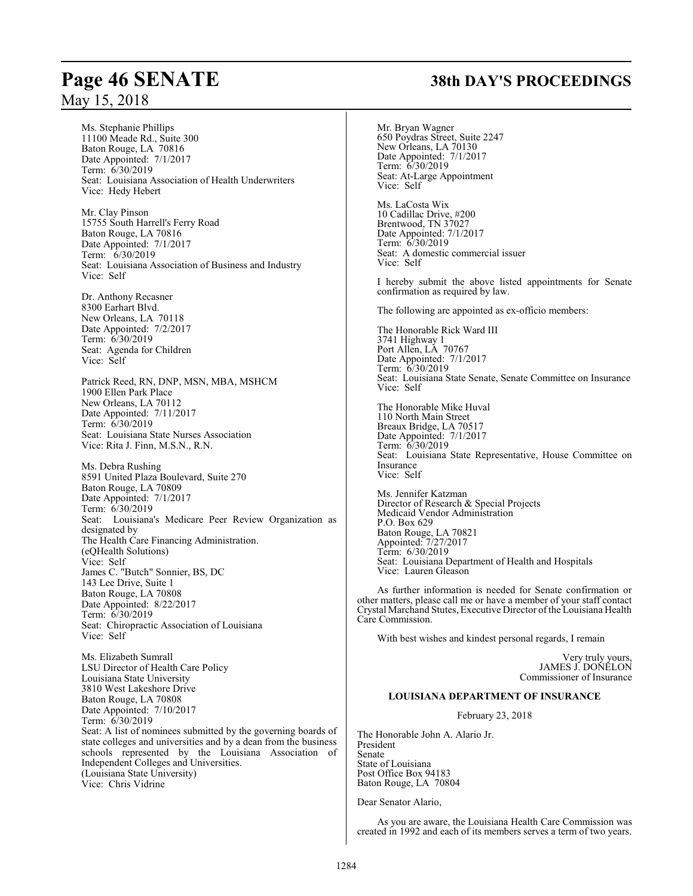Ms. Stephanie Phillips
11100 Meade Rd., Suite 300
Baton Rouge, LA 70816
Date Appointed: 7/1/2017
Term: 6/30/2019
Seat: Louisiana Association of Health Underwriters
Vice: Hedy Hebert

Mr. Clay Pinson
15755 South Harrell's Ferry Road
Baton Rouge, LA 70816
Date Appointed: 7/1/2017
Term: 6/30/2019
Seat: Louisiana Association of Business and Industry
Vice: Self

Dr. Anthony Recasner
8300 Earhart Blvd.
New Orleans, LA 70118
Date Appointed: 7/2/2017
Term: 6/30/2019
Seat: Agenda for Children
Vice: Self

Patrick Reed, RN, DNP, MSN, MBA, MSHCM
1900 Ellen Park Place
New Orleans, LA 70112
Date Appointed: 7/11/2017
Term: 6/30/2019
Seat: Louisiana State Nurses Association
Vice: Rita J. Finn, M.S.N., R.N.

Ms. Debra Rushing
8591 United Plaza Boulevard, Suite 270
Baton Rouge, LA 70809
Date Appointed: 7/1/2017
Term: 6/30/2019
Seat: Louisiana's Medicare Peer Review Organization as designated by
The Health Care Financing Administration.
(eQHealth Solutions)
Vice: Self

James C. "Butch" Sonnier, BS, DC
143 Lee Drive, Suite 1
Baton Rouge, LA 70808
Date Appointed: 8/22/2017
Term: 6/30/2019
Seat: Chiropractic Association of Louisiana
Vice: Self

Ms. Elizabeth Sumrall
LSU Director of Health Care Policy
Louisiana State University
3810 West Lakeshore Drive
Baton Rouge, LA 70808
Date Appointed: 7/10/2017
Term: 6/30/2019
Seat: A list of nominees submitted by the governing boards of state colleges and universities and by a dean from the business schools represented by the Louisiana Association of Independent Colleges and Universities.
(Louisiana State University)
Vice: Chris Vidrine

Mr. Bryan Wagner
650 Poydras Street, Suite 2247
New Orleans, LA 70130
Date Appointed: 7/1/2017
Term: 6/30/2019
Seat: At-Large Appointment
Vice: Self

Ms. LaCosta Wix
10 Cadillac Drive, #200
Brentwood, TN 37027
Date Appointed: 7/1/2017
Term: 6/30/2019
Seat: A domestic commercial issuer
Vice: Self

I hereby submit the above listed appointments for Senate confirmation as required by law.

The following are appointed as ex-officio members:

The Honorable Rick Ward III
3741 Highway 1
Port Allen, LA 70767
Date Appointed: 7/1/2017
Term: 6/30/2019
Seat: Louisiana State Senate, Senate Committee on Insurance
Vice: Self

The Honorable Mike Huval
110 North Main Street
Breaux Bridge, LA 70517
Date Appointed: 7/1/2017
Term: 6/30/2019
Seat: Louisiana State Representative, House Committee on Insurance
Vice: Self

Ms. Jennifer Katzman
Director of Research & Special Projects
Medicaid Vendor Administration
P.O. Box 629
Baton Rouge, LA 70821
Appointed: 7/27/2017
Term: 6/30/2019
Seat: Louisiana Department of Health and Hospitals
Vice: Lauren Gleason

As further information is needed for Senate confirmation or other matters, please call me or have a member of your staff contact Crystal Marchand Stutes, Executive Director of the Louisiana Health Care Commission.

With best wishes and kindest personal regards, I remain

Very truly yours,
JAMES J. DONELON
Commissioner of Insurance

**LOUISIANA DEPARTMENT OF INSURANCE**

February 23, 2018

The Honorable John A. Alario Jr.
President
Senate
State of Louisiana
Post Office Box 94183
Baton Rouge, LA 70804

Dear Senator Alario,

As you are aware, the Louisiana Health Care Commission was created in 1992 and each of its members serves a term of two years.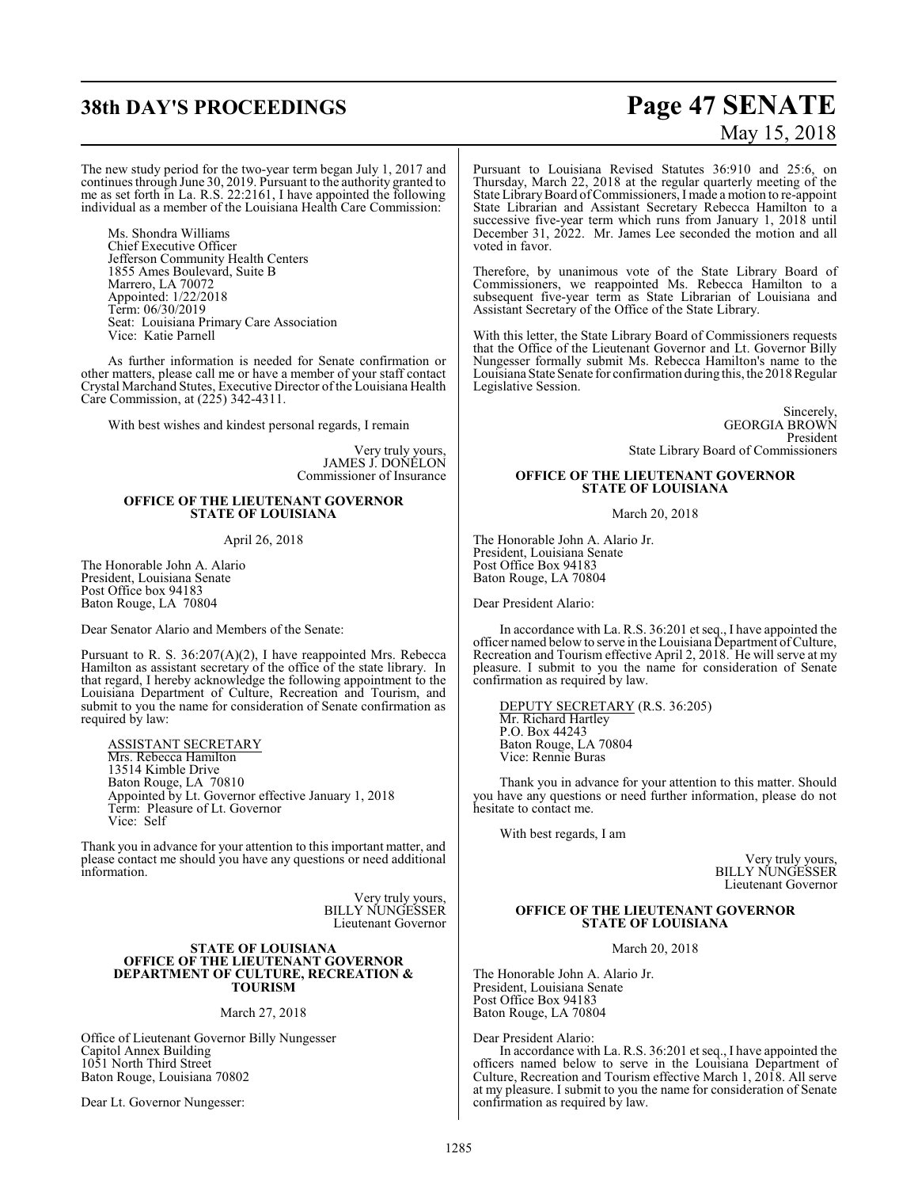The new study period for the two-year term began July 1, 2017 and continues through June 30, 2019. Pursuant to the authority granted to me as set forth in La. R.S. 22:2161, I have appointed the following individual as a member of the Louisiana Health Care Commission:

Ms. Shondra Williams
Chief Executive Officer
Jefferson Community Health Centers
1855 Ames Boulevard, Suite B
Marrero, LA 70072
Appointed: 1/22/2018
Term: 06/30/2019
Seat: Louisiana Primary Care Association
Vice: Katie Parnell

As further information is needed for Senate confirmation or other matters, please call me or have a member of your staff contact Crystal Marchand Stutes, Executive Director of the Louisiana Health Care Commission, at (225) 342-4311.

With best wishes and kindest personal regards, I remain

Very truly yours,
JAMES J. DONELON
Commissioner of Insurance

**OFFICE OF THE LIEUTENANT GOVERNOR**
**STATE OF LOUISIANA**

April 26, 2018

The Honorable John A. Alario
President, Louisiana Senate
Post Office box 94183
Baton Rouge, LA 70804

Dear Senator Alario and Members of the Senate:

Pursuant to R. S. 36:207(A)(2), I have reappointed Mrs. Rebecca Hamilton as assistant secretary of the office of the state library. In that regard, I hereby acknowledge the following appointment to the Louisiana Department of Culture, Recreation and Tourism, and submit to you the name for consideration of Senate confirmation as required by law:

ASSISTANT SECRETARY
Mrs. Rebecca Hamilton
13514 Kimble Drive
Baton Rouge, LA 70810
Appointed by Lt. Governor effective January 1, 2018
Term: Pleasure of Lt. Governor
Vice: Self

Thank you in advance for your attention to this important matter, and please contact me should you have any questions or need additional information.

Very truly yours,
BILLY NUNGESSER
Lieutenant Governor

**STATE OF LOUISIANA**
**OFFICE OF THE LIEUTENANT GOVERNOR**
**DEPARTMENT OF CULTURE, RECREATION & TOURISM**

March 27, 2018

Office of Lieutenant Governor Billy Nungesser
Capitol Annex Building
1051 North Third Street
Baton Rouge, Louisiana 70802

Dear Lt. Governor Nungesser:

Pursuant to Louisiana Revised Statutes 36:910 and 25:6, on Thursday, March 22, 2018 at the regular quarterly meeting of the State Library Board of Commissioners, I made a motion to re-appoint State Librarian and Assistant Secretary Rebecca Hamilton to a successive five-year term which runs from January 1, 2018 until December 31, 2022. Mr. James Lee seconded the motion and all voted in favor.

Therefore, by unanimous vote of the State Library Board of Commissioners, we reappointed Ms. Rebecca Hamilton to a subsequent five-year term as State Librarian of Louisiana and Assistant Secretary of the Office of the State Library.

With this letter, the State Library Board of Commissioners requests that the Office of the Lieutenant Governor and Lt. Governor Billy Nungesser formally submit Ms. Rebecca Hamilton's name to the Louisiana State Senate for confirmation during this, the 2018 Regular Legislative Session.

Sincerely,
GEORGIA BROWN
President
State Library Board of Commissioners

**OFFICE OF THE LIEUTENANT GOVERNOR**
**STATE OF LOUISIANA**

March 20, 2018

The Honorable John A. Alario Jr.
President, Louisiana Senate
Post Office Box 94183
Baton Rouge, LA 70804

Dear President Alario:

In accordance with La. R.S. 36:201 et seq., I have appointed the officer named below to serve in the Louisiana Department of Culture, Recreation and Tourism effective April 2, 2018. He will serve at my pleasure. I submit to you the name for consideration of Senate confirmation as required by law.

DEPUTY SECRETARY (R.S. 36:205)
Mr. Richard Hartley
P.O. Box 44243
Baton Rouge, LA 70804
Vice: Rennie Buras

Thank you in advance for your attention to this matter. Should you have any questions or need further information, please do not hesitate to contact me.

With best regards, I am

Very truly yours,
BILLY NUNGESSER
Lieutenant Governor

**OFFICE OF THE LIEUTENANT GOVERNOR**
**STATE OF LOUISIANA**

March 20, 2018

The Honorable John A. Alario Jr.
President, Louisiana Senate
Post Office Box 94183
Baton Rouge, LA 70804

Dear President Alario:

In accordance with La. R.S. 36:201 et seq., I have appointed the officers named below to serve in the Louisiana Department of Culture, Recreation and Tourism effective March 1, 2018. All serve at my pleasure. I submit to you the name for consideration of Senate confirmation as required by law.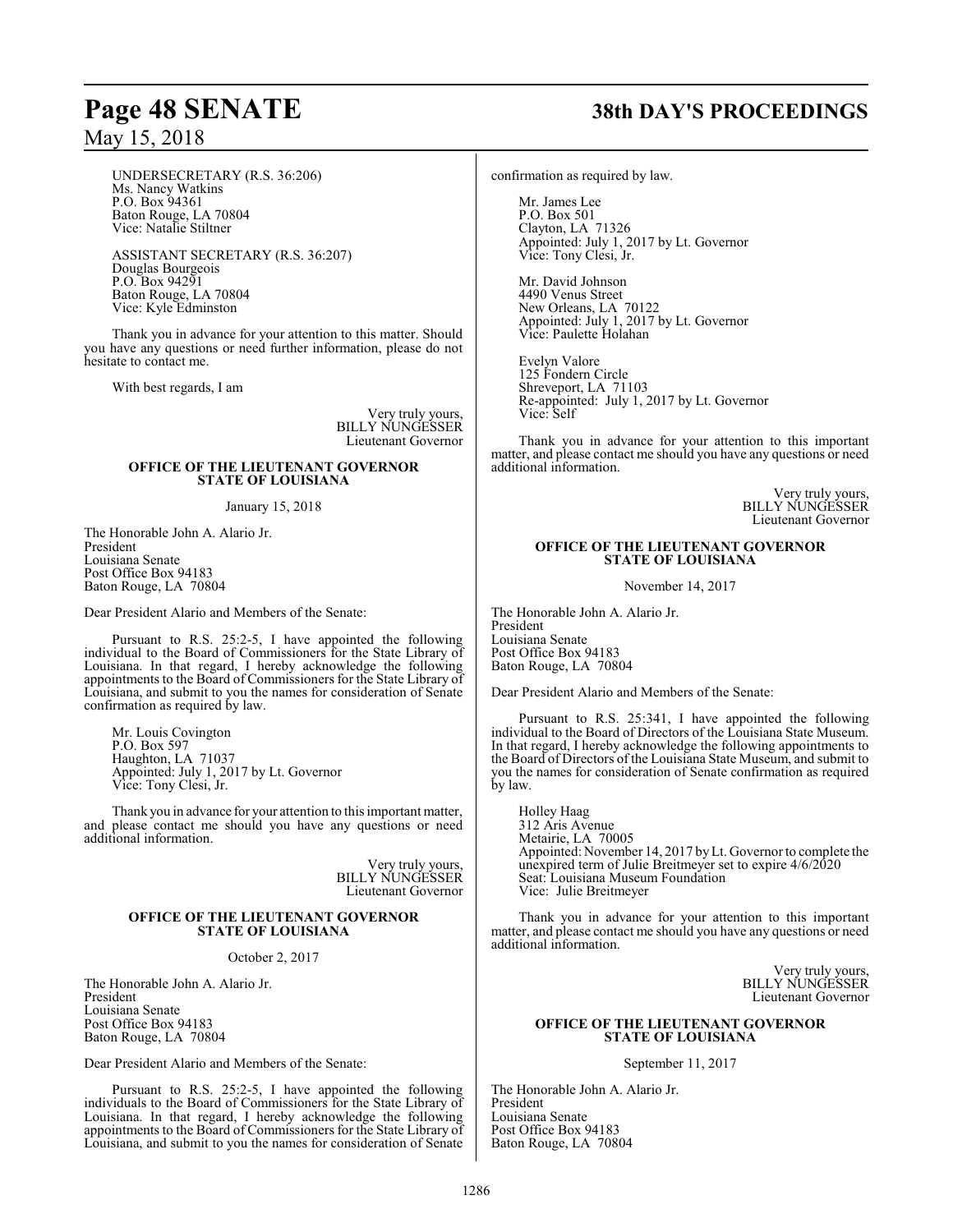UNDERSECRETARY (R.S. 36:206)
Ms. Nancy Watkins
P.O. Box 94361
Baton Rouge, LA 70804
Vice: Natalie Stiltner

ASSISTANT SECRETARY (R.S. 36:207)
Douglas Bourgeois
P.O. Box 94291
Baton Rouge, LA 70804
Vice: Kyle Edminston

Thank you in advance for your attention to this matter. Should you have any questions or need further information, please do not hesitate to contact me.

With best regards, I am

Very truly yours,
BILLY NUNGESSER
Lieutenant Governor

**OFFICE OF THE LIEUTENANT GOVERNOR**
**STATE OF LOUISIANA**

January 15, 2018

The Honorable John A. Alario Jr.
President
Louisiana Senate
Post Office Box 94183
Baton Rouge, LA 70804

Dear President Alario and Members of the Senate:

Pursuant to R.S. 25:2-5, I have appointed the following individual to the Board of Commissioners for the State Library of Louisiana. In that regard, I hereby acknowledge the following appointments to the Board of Commissioners for the State Library of Louisiana, and submit to you the names for consideration of Senate confirmation as required by law.

Mr. Louis Covington
P.O. Box 597
Haughton, LA 71037
Appointed: July 1, 2017 by Lt. Governor
Vice: Tony Clesi, Jr.

Thank you in advance for your attention to this important matter, and please contact me should you have any questions or need additional information.

Very truly yours,
BILLY NUNGESSER
Lieutenant Governor

**OFFICE OF THE LIEUTENANT GOVERNOR**
**STATE OF LOUISIANA**

October 2, 2017

The Honorable John A. Alario Jr.
President
Louisiana Senate
Post Office Box 94183
Baton Rouge, LA 70804

Dear President Alario and Members of the Senate:

Pursuant to R.S. 25:2-5, I have appointed the following individuals to the Board of Commissioners for the State Library of Louisiana. In that regard, I hereby acknowledge the following appointments to the Board of Commissioners for the State Library of Louisiana, and submit to you the names for consideration of Senate confirmation as required by law.

Mr. James Lee
P.O. Box 501
Clayton, LA 71326
Appointed: July 1, 2017 by Lt. Governor
Vice: Tony Clesi, Jr.

Mr. David Johnson
4490 Venus Street
New Orleans, LA 70122
Appointed: July 1, 2017 by Lt. Governor
Vice: Paulette Holahan

Evelyn Valore
125 Fondern Circle
Shreveport, LA 71103
Re-appointed: July 1, 2017 by Lt. Governor
Vice: Self

Thank you in advance for your attention to this important matter, and please contact me should you have any questions or need additional information.

Very truly yours,
BILLY NUNGESSER
Lieutenant Governor

**OFFICE OF THE LIEUTENANT GOVERNOR**
**STATE OF LOUISIANA**

November 14, 2017

The Honorable John A. Alario Jr.
President
Louisiana Senate
Post Office Box 94183
Baton Rouge, LA 70804

Dear President Alario and Members of the Senate:

Pursuant to R.S. 25:341, I have appointed the following individual to the Board of Directors of the Louisiana State Museum. In that regard, I hereby acknowledge the following appointments to the Board of Directors of the Louisiana State Museum, and submit to you the names for consideration of Senate confirmation as required by law.

Holley Haag
312 Aris Avenue
Metairie, LA 70005
Appointed: November 14, 2017 by Lt. Governor to complete the unexpired term of Julie Breitmeyer set to expire 4/6/2020
Seat: Louisiana Museum Foundation
Vice: Julie Breitmeyer

Thank you in advance for your attention to this important matter, and please contact me should you have any questions or need additional information.

Very truly yours,
BILLY NUNGESSER
Lieutenant Governor

**OFFICE OF THE LIEUTENANT GOVERNOR**
**STATE OF LOUISIANA**

September 11, 2017

The Honorable John A. Alario Jr.
President
Louisiana Senate
Post Office Box 94183
Baton Rouge, LA 70804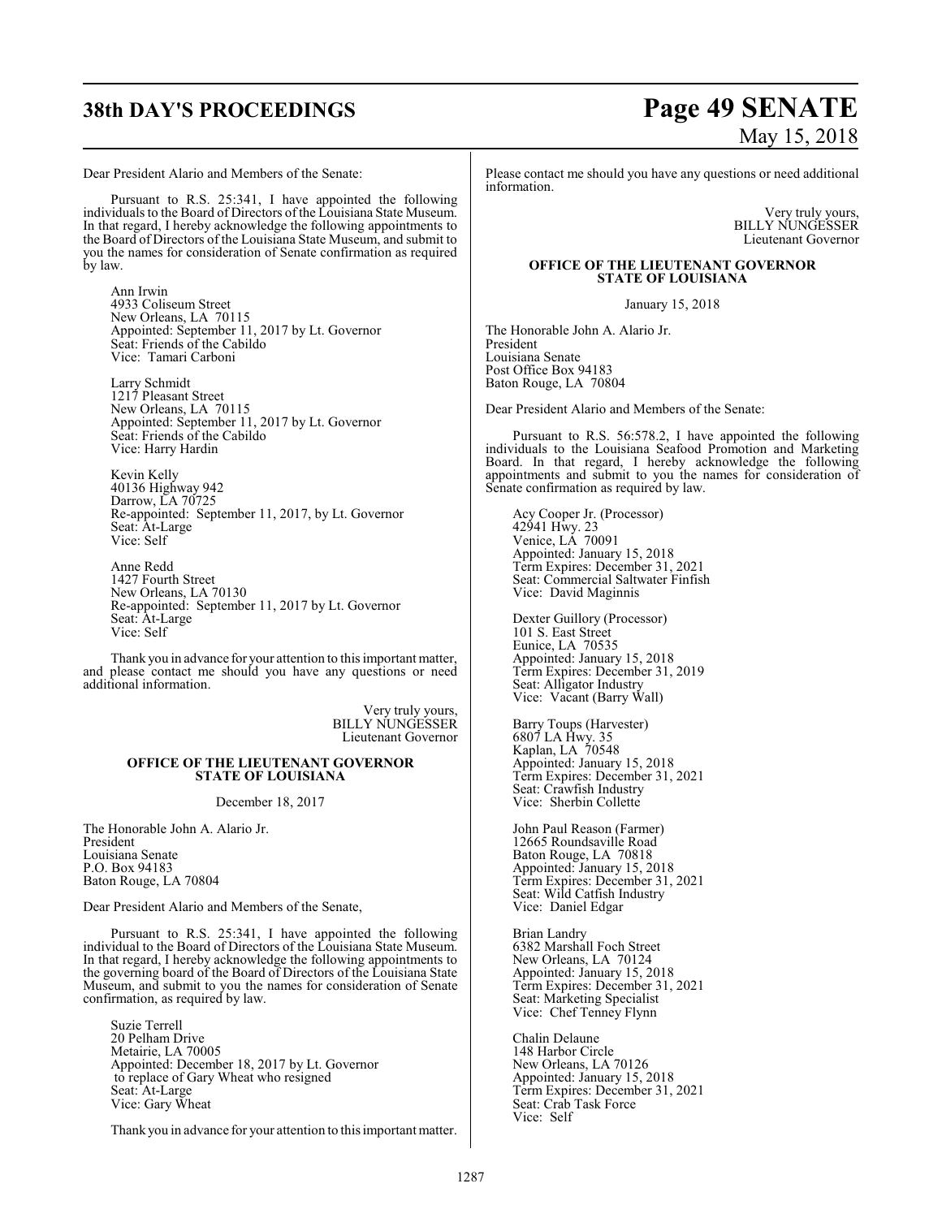Dear President Alario and Members of the Senate:

Pursuant to R.S. 25:341, I have appointed the following individuals to the Board of Directors of the Louisiana State Museum. In that regard, I hereby acknowledge the following appointments to the Board of Directors of the Louisiana State Museum, and submit to you the names for consideration of Senate confirmation as required by law.

Ann Irwin
4933 Coliseum Street
New Orleans, LA 70115
Appointed: September 11, 2017 by Lt. Governor
Seat: Friends of the Cabildo
Vice: Tamari Carboni

Larry Schmidt
1217 Pleasant Street
New Orleans, LA 70115
Appointed: September 11, 2017 by Lt. Governor
Seat: Friends of the Cabildo
Vice: Harry Hardin

Kevin Kelly
40136 Highway 942
Darrow, LA 70725
Re-appointed: September 11, 2017, by Lt. Governor
Seat: At-Large
Vice: Self

Anne Redd
1427 Fourth Street
New Orleans, LA 70130
Re-appointed: September 11, 2017 by Lt. Governor
Seat: At-Large
Vice: Self

Thank you in advance for your attention to this important matter, and please contact me should you have any questions or need additional information.

Very truly yours,
BILLY NUNGESSER
Lieutenant Governor

**OFFICE OF THE LIEUTENANT GOVERNOR**
**STATE OF LOUISIANA**

December 18, 2017

The Honorable John A. Alario Jr.
President
Louisiana Senate
P.O. Box 94183
Baton Rouge, LA 70804

Dear President Alario and Members of the Senate,

Pursuant to R.S. 25:341, I have appointed the following individual to the Board of Directors of the Louisiana State Museum. In that regard, I hereby acknowledge the following appointments to the governing board of the Board of Directors of the Louisiana State Museum, and submit to you the names for consideration of Senate confirmation, as required by law.

Suzie Terrell
20 Pelham Drive
Metairie, LA 70005
Appointed: December 18, 2017 by Lt. Governor
to replace of Gary Wheat who resigned
Seat: At-Large
Vice: Gary Wheat

Thank you in advance for your attention to this important matter. Please contact me should you have any questions or need additional information.

Very truly yours,
BILLY NUNGESSER
Lieutenant Governor

**OFFICE OF THE LIEUTENANT GOVERNOR**
**STATE OF LOUISIANA**

January 15, 2018

The Honorable John A. Alario Jr.
President
Louisiana Senate
Post Office Box 94183
Baton Rouge, LA 70804

Dear President Alario and Members of the Senate:

Pursuant to R.S. 56:578.2, I have appointed the following individuals to the Louisiana Seafood Promotion and Marketing Board. In that regard, I hereby acknowledge the following appointments and submit to you the names for consideration of Senate confirmation as required by law.

Acy Cooper Jr. (Processor)
42941 Hwy. 23
Venice, LA 70091
Appointed: January 15, 2018
Term Expires: December 31, 2021
Seat: Commercial Saltwater Finfish
Vice: David Maginnis

Dexter Guillory (Processor)
101 S. East Street
Eunice, LA 70535
Appointed: January 15, 2018
Term Expires: December 31, 2019
Seat: Alligator Industry
Vice: Vacant (Barry Wall)

Barry Toups (Harvester)
6807 LA Hwy. 35
Kaplan, LA 70548
Appointed: January 15, 2018
Term Expires: December 31, 2021
Seat: Crawfish Industry
Vice: Sherbin Collette

John Paul Reason (Farmer)
12665 Roundsaville Road
Baton Rouge, LA 70818
Appointed: January 15, 2018
Term Expires: December 31, 2021
Seat: Wild Catfish Industry
Vice: Daniel Edgar

Brian Landry
6382 Marshall Foch Street
New Orleans, LA 70124
Appointed: January 15, 2018
Term Expires: December 31, 2021
Seat: Marketing Specialist
Vice: Chef Tenney Flynn

Chalin Delaune
148 Harbor Circle
New Orleans, LA 70126
Appointed: January 15, 2018
Term Expires: December 31, 2021
Seat: Crab Task Force
Vice: Self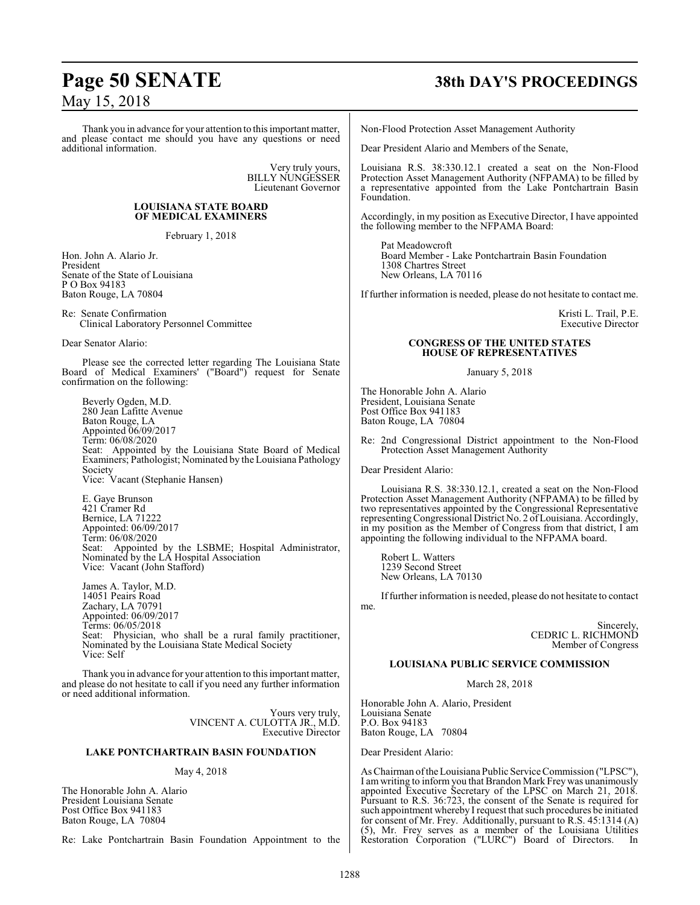Thank you in advance for your attention to this important matter, and please contact me should you have any questions or need additional information.

Very truly yours,
BILLY NUNGESSER
Lieutenant Governor

**LOUISIANA STATE BOARD OF MEDICAL EXAMINERS**

February 1, 2018

Hon. John A. Alario Jr.
President
Senate of the State of Louisiana
P O Box 94183
Baton Rouge, LA 70804

Re: Senate Confirmation
Clinical Laboratory Personnel Committee

Dear Senator Alario:

Please see the corrected letter regarding The Louisiana State Board of Medical Examiners' ("Board") request for Senate confirmation on the following:

Beverly Ogden, M.D.
280 Jean Lafitte Avenue
Baton Rouge, LA
Appointed 06/09/2017
Term: 06/08/2020
Seat: Appointed by the Louisiana State Board of Medical Examiners; Pathologist; Nominated by the Louisiana Pathology Society
Vice: Vacant (Stephanie Hansen)

E. Gaye Brunson
421 Cramer Rd
Bernice, LA 71222
Appointed: 06/09/2017
Term: 06/08/2020
Seat: Appointed by the LSBME; Hospital Administrator, Nominated by the LA Hospital Association
Vice: Vacant (John Stafford)

James A. Taylor, M.D.
14051 Peairs Road
Zachary, LA 70791
Appointed: 06/09/2017
Terms: 06/05/2018
Seat: Physician, who shall be a rural family practitioner, Nominated by the Louisiana State Medical Society
Vice: Self

Thank you in advance for your attention to this important matter, and please do not hesitate to call if you need any further information or need additional information.

Yours very truly,
VINCENT A. CULOTTA JR., M.D.
Executive Director

**LAKE PONTCHARTRAIN BASIN FOUNDATION**

May 4, 2018

The Honorable John A. Alario
President Louisiana Senate
Post Office Box 941183
Baton Rouge, LA 70804

Re: Lake Pontchartrain Basin Foundation Appointment to the Non-Flood Protection Asset Management Authority

Dear President Alario and Members of the Senate,

Louisiana R.S. 38:330.12.1 created a seat on the Non-Flood Protection Asset Management Authority (NFPAMA) to be filled by a representative appointed from the Lake Pontchartrain Basin Foundation.

Accordingly, in my position as Executive Director, I have appointed the following member to the NFPAMA Board:

Pat Meadowcroft
Board Member - Lake Pontchartrain Basin Foundation
1308 Chartres Street
New Orleans, LA 70116

If further information is needed, please do not hesitate to contact me.

Kristi L. Trail, P.E.
Executive Director

**CONGRESS OF THE UNITED STATES HOUSE OF REPRESENTATIVES**

January 5, 2018

The Honorable John A. Alario
President, Louisiana Senate
Post Office Box 941183
Baton Rouge, LA 70804

Re: 2nd Congressional District appointment to the Non-Flood Protection Asset Management Authority

Dear President Alario:

Louisiana R.S. 38:330.12.1, created a seat on the Non-Flood Protection Asset Management Authority (NFPAMA) to be filled by two representatives appointed by the Congressional Representative representing Congressional District No. 2 of Louisiana. Accordingly, in my position as the Member of Congress from that district, I am appointing the following individual to the NFPAMA board.

Robert L. Watters
1239 Second Street
New Orleans, LA 70130

If further information is needed, please do not hesitate to contact me.

Sincerely,
CEDRIC L. RICHMOND
Member of Congress

**LOUISIANA PUBLIC SERVICE COMMISSION**

March 28, 2018

Honorable John A. Alario, President
Louisiana Senate
P.O. Box 94183
Baton Rouge, LA 70804

Dear President Alario:

As Chairman of the Louisiana Public Service Commission ("LPSC"), I am writing to inform you that Brandon Mark Frey was unanimously appointed Executive Secretary of the LPSC on March 21, 2018. Pursuant to R.S. 36:723, the consent of the Senate is required for such appointment whereby I request that such procedures be initiated for consent of Mr. Frey. Additionally, pursuant to R.S. 45:1314 (A) (5), Mr. Frey serves as a member of the Louisiana Utilities Restoration Corporation ("LURC") Board of Directors. In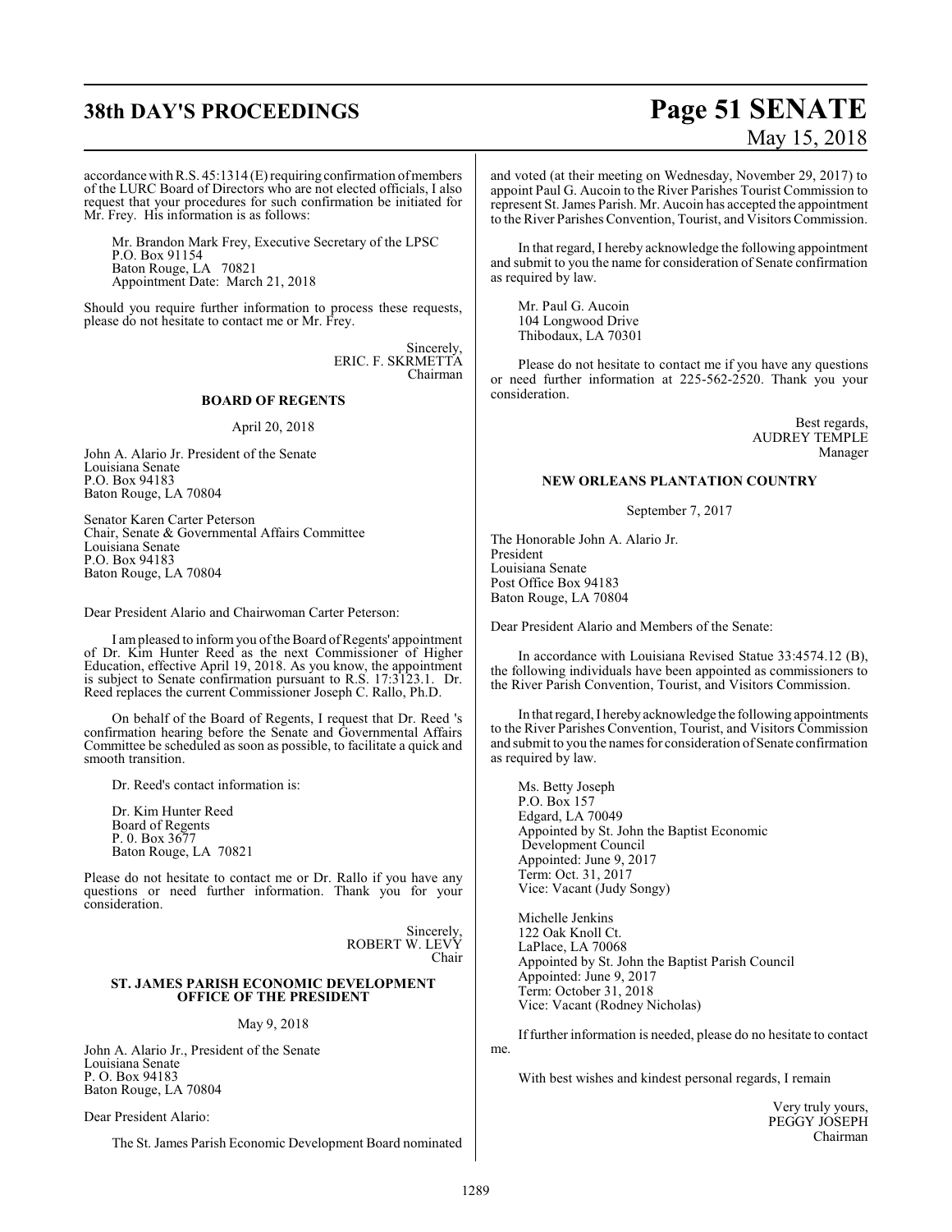accordance with R.S. 45:1314 (E) requiring confirmation of members of the LURC Board of Directors who are not elected officials, I also request that your procedures for such confirmation be initiated for Mr. Frey. His information is as follows:

Mr. Brandon Mark Frey, Executive Secretary of the LPSC
P.O. Box 91154
Baton Rouge, LA 70821
Appointment Date: March 21, 2018

Should you require further information to process these requests, please do not hesitate to contact me or Mr. Frey.

Sincerely,
ERIC. F. SKRMETTA
Chairman

**BOARD OF REGENTS**

April 20, 2018

John A. Alario Jr. President of the Senate
Louisiana Senate
P.O. Box 94183
Baton Rouge, LA 70804

Senator Karen Carter Peterson
Chair, Senate & Governmental Affairs Committee
Louisiana Senate
P.O. Box 94183
Baton Rouge, LA 70804

Dear President Alario and Chairwoman Carter Peterson:

I am pleased to inform you of the Board of Regents' appointment of Dr. Kim Hunter Reed as the next Commissioner of Higher Education, effective April 19, 2018. As you know, the appointment is subject to Senate confirmation pursuant to R.S. 17:3123.1. Dr. Reed replaces the current Commissioner Joseph C. Rallo, Ph.D.

On behalf of the Board of Regents, I request that Dr. Reed 's confirmation hearing before the Senate and Governmental Affairs Committee be scheduled as soon as possible, to facilitate a quick and smooth transition.

Dr. Reed's contact information is:

Dr. Kim Hunter Reed
Board of Regents
P. 0. Box 3677
Baton Rouge, LA 70821

Please do not hesitate to contact me or Dr. Rallo if you have any questions or need further information. Thank you for your consideration.

Sincerely,
ROBERT W. LEVY
Chair

**ST. JAMES PARISH ECONOMIC DEVELOPMENT OFFICE OF THE PRESIDENT**

May 9, 2018

John A. Alario Jr., President of the Senate
Louisiana Senate
P. O. Box 94183
Baton Rouge, LA 70804

Dear President Alario:

The St. James Parish Economic Development Board nominated and voted (at their meeting on Wednesday, November 29, 2017) to appoint Paul G. Aucoin to the River Parishes Tourist Commission to represent St. James Parish. Mr. Aucoin has accepted the appointment to the River Parishes Convention, Tourist, and Visitors Commission.

In that regard, I hereby acknowledge the following appointment and submit to you the name for consideration of Senate confirmation as required by law.

Mr. Paul G. Aucoin
104 Longwood Drive
Thibodaux, LA 70301

Please do not hesitate to contact me if you have any questions or need further information at 225-562-2520. Thank you your consideration.

Best regards,
AUDREY TEMPLE
Manager

**NEW ORLEANS PLANTATION COUNTRY**

September 7, 2017

The Honorable John A. Alario Jr.
President
Louisiana Senate
Post Office Box 94183
Baton Rouge, LA 70804

Dear President Alario and Members of the Senate:

In accordance with Louisiana Revised Statue 33:4574.12 (B), the following individuals have been appointed as commissioners to the River Parish Convention, Tourist, and Visitors Commission.

In that regard, I hereby acknowledge the following appointments to the River Parishes Convention, Tourist, and Visitors Commission and submit to you the names for consideration of Senate confirmation as required by law.

Ms. Betty Joseph
P.O. Box 157
Edgard, LA 70049
Appointed by St. John the Baptist Economic Development Council
Appointed: June 9, 2017
Term: Oct. 31, 2017
Vice: Vacant (Judy Songy)

Michelle Jenkins
122 Oak Knoll Ct.
LaPlace, LA 70068
Appointed by St. John the Baptist Parish Council
Appointed: June 9, 2017
Term: October 31, 2018
Vice: Vacant (Rodney Nicholas)

If further information is needed, please do no hesitate to contact me.

With best wishes and kindest personal regards, I remain

Very truly yours,
PEGGY JOSEPH
Chairman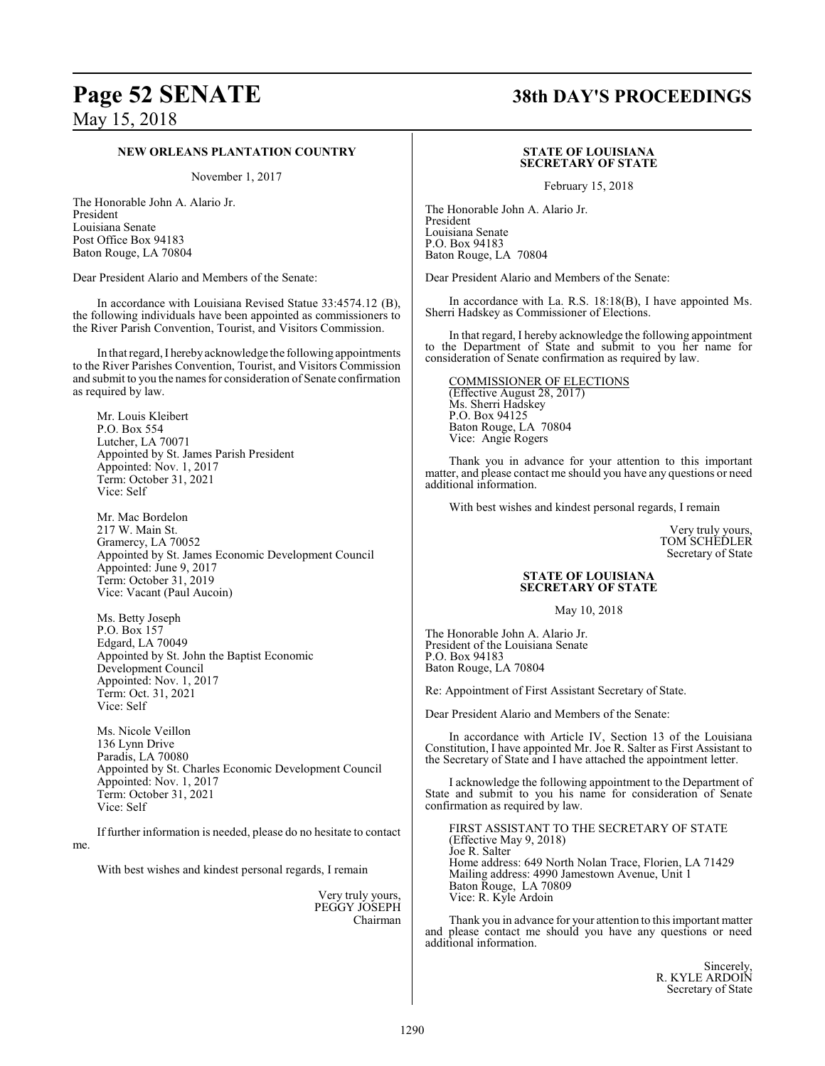**NEW ORLEANS PLANTATION COUNTRY**

November 1, 2017

The Honorable John A. Alario Jr.
President
Louisiana Senate
Post Office Box 94183
Baton Rouge, LA 70804

Dear President Alario and Members of the Senate:

In accordance with Louisiana Revised Statue 33:4574.12 (B), the following individuals have been appointed as commissioners to the River Parish Convention, Tourist, and Visitors Commission.

In that regard, I hereby acknowledge the following appointments to the River Parishes Convention, Tourist, and Visitors Commission and submit to you the names for consideration of Senate confirmation as required by law.

Mr. Louis Kleibert
P.O. Box 554
Lutcher, LA 70071
Appointed by St. James Parish President
Appointed: Nov. 1, 2017
Term: October 31, 2021
Vice: Self

Mr. Mac Bordelon
217 W. Main St.
Gramercy, LA 70052
Appointed by St. James Economic Development Council
Appointed: June 9, 2017
Term: October 31, 2019
Vice: Vacant (Paul Aucoin)

Ms. Betty Joseph
P.O. Box 157
Edgard, LA 70049
Appointed by St. John the Baptist Economic Development Council
Appointed: Nov. 1, 2017
Term: Oct. 31, 2021
Vice: Self

Ms. Nicole Veillon
136 Lynn Drive
Paradis, LA 70080
Appointed by St. Charles Economic Development Council
Appointed: Nov. 1, 2017
Term: October 31, 2021
Vice: Self

If further information is needed, please do no hesitate to contact me.

With best wishes and kindest personal regards, I remain

Very truly yours,
PEGGY JOSEPH
Chairman

**STATE OF LOUISIANA**
**SECRETARY OF STATE**

February 15, 2018

The Honorable John A. Alario Jr.
President
Louisiana Senate
P.O. Box 94183
Baton Rouge, LA 70804

Dear President Alario and Members of the Senate:

In accordance with La. R.S. 18:18(B), I have appointed Ms. Sherri Hadskey as Commissioner of Elections.

In that regard, I hereby acknowledge the following appointment to the Department of State and submit to you her name for consideration of Senate confirmation as required by law.

COMMISSIONER OF ELECTIONS
(Effective August 28, 2017)
Ms. Sherri Hadskey
P.O. Box 94125
Baton Rouge, LA 70804
Vice: Angie Rogers

Thank you in advance for your attention to this important matter, and please contact me should you have any questions or need additional information.

With best wishes and kindest personal regards, I remain

Very truly yours,
TOM SCHEDLER
Secretary of State

**STATE OF LOUISIANA**
**SECRETARY OF STATE**

May 10, 2018

The Honorable John A. Alario Jr.
President of the Louisiana Senate
P.O. Box 94183
Baton Rouge, LA 70804

Re: Appointment of First Assistant Secretary of State.

Dear President Alario and Members of the Senate:

In accordance with Article IV, Section 13 of the Louisiana Constitution, I have appointed Mr. Joe R. Salter as First Assistant to the Secretary of State and I have attached the appointment letter.

I acknowledge the following appointment to the Department of State and submit to you his name for consideration of Senate confirmation as required by law.

FIRST ASSISTANT TO THE SECRETARY OF STATE
(Effective May 9, 2018)
Joe R. Salter
Home address: 649 North Nolan Trace, Florien, LA 71429
Mailing address: 4990 Jamestown Avenue, Unit 1
Baton Rouge, LA 70809
Vice: R. Kyle Ardoin

Thank you in advance for your attention to this important matter and please contact me should you have any questions or need additional information.

Sincerely,
R. KYLE ARDOIN
Secretary of State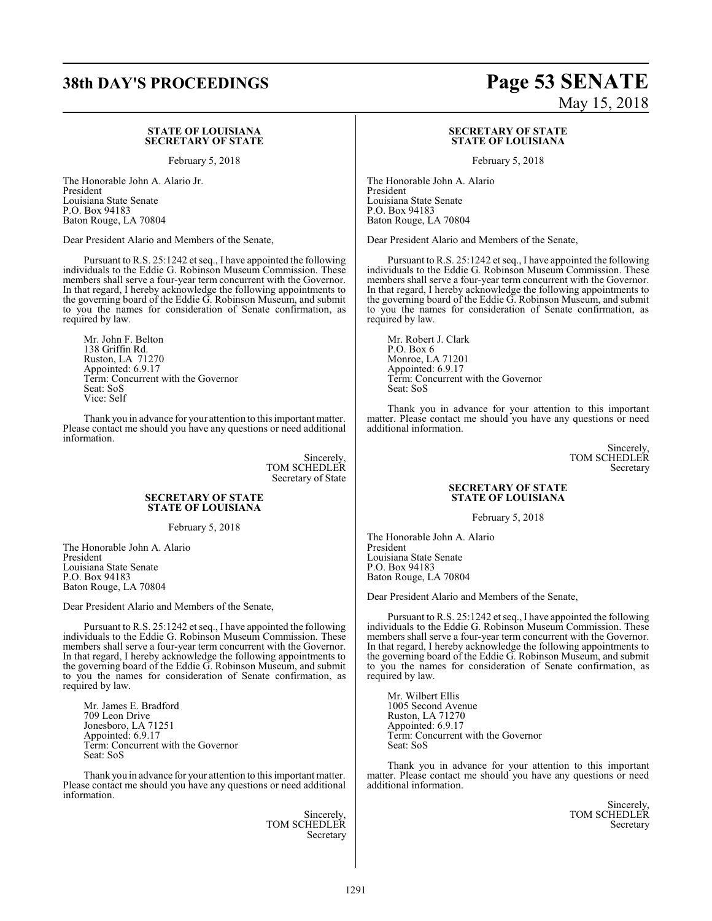#### STATE OF LOUISIANA
#### SECRETARY OF STATE

February 5, 2018

The Honorable John A. Alario Jr.
President
Louisiana State Senate
P.O. Box 94183
Baton Rouge, LA 70804

Dear President Alario and Members of the Senate,

Pursuant to R.S. 25:1242 et seq., I have appointed the following individuals to the Eddie G. Robinson Museum Commission. These members shall serve a four-year term concurrent with the Governor. In that regard, I hereby acknowledge the following appointments to the governing board of the Eddie G. Robinson Museum, and submit to you the names for consideration of Senate confirmation, as required by law.

Mr. John F. Belton
138 Griffin Rd.
Ruston, LA 71270
Appointed: 6.9.17
Term: Concurrent with the Governor
Seat: SoS
Vice: Self

Thank you in advance for your attention to this important matter. Please contact me should you have any questions or need additional information.

Sincerely,
TOM SCHEDLER
Secretary of State

#### SECRETARY OF STATE
#### STATE OF LOUISIANA

February 5, 2018

The Honorable John A. Alario
President
Louisiana State Senate
P.O. Box 94183
Baton Rouge, LA 70804

Dear President Alario and Members of the Senate,

Pursuant to R.S. 25:1242 et seq., I have appointed the following individuals to the Eddie G. Robinson Museum Commission. These members shall serve a four-year term concurrent with the Governor. In that regard, I hereby acknowledge the following appointments to the governing board of the Eddie G. Robinson Museum, and submit to you the names for consideration of Senate confirmation, as required by law.

Mr. James E. Bradford
709 Leon Drive
Jonesboro, LA 71251
Appointed: 6.9.17
Term: Concurrent with the Governor
Seat: SoS

Thank you in advance for your attention to this important matter. Please contact me should you have any questions or need additional information.

Sincerely,
TOM SCHEDLER
Secretary

#### SECRETARY OF STATE
#### STATE OF LOUISIANA

February 5, 2018

The Honorable John A. Alario
President
Louisiana State Senate
P.O. Box 94183
Baton Rouge, LA 70804

Dear President Alario and Members of the Senate,

Pursuant to R.S. 25:1242 et seq., I have appointed the following individuals to the Eddie G. Robinson Museum Commission. These members shall serve a four-year term concurrent with the Governor. In that regard, I hereby acknowledge the following appointments to the governing board of the Eddie G. Robinson Museum, and submit to you the names for consideration of Senate confirmation, as required by law.

Mr. Robert J. Clark
P.O. Box 6
Monroe, LA 71201
Appointed: 6.9.17
Term: Concurrent with the Governor
Seat: SoS

Thank you in advance for your attention to this important matter. Please contact me should you have any questions or need additional information.

Sincerely,
TOM SCHEDLER
Secretary

#### SECRETARY OF STATE
#### STATE OF LOUISIANA

February 5, 2018

The Honorable John A. Alario
President
Louisiana State Senate
P.O. Box 94183
Baton Rouge, LA 70804

Dear President Alario and Members of the Senate,

Pursuant to R.S. 25:1242 et seq., I have appointed the following individuals to the Eddie G. Robinson Museum Commission. These members shall serve a four-year term concurrent with the Governor. In that regard, I hereby acknowledge the following appointments to the governing board of the Eddie G. Robinson Museum, and submit to you the names for consideration of Senate confirmation, as required by law.

Mr. Wilbert Ellis
1005 Second Avenue
Ruston, LA 71270
Appointed: 6.9.17
Term: Concurrent with the Governor
Seat: SoS

Thank you in advance for your attention to this important matter. Please contact me should you have any questions or need additional information.

Sincerely,
TOM SCHEDLER
Secretary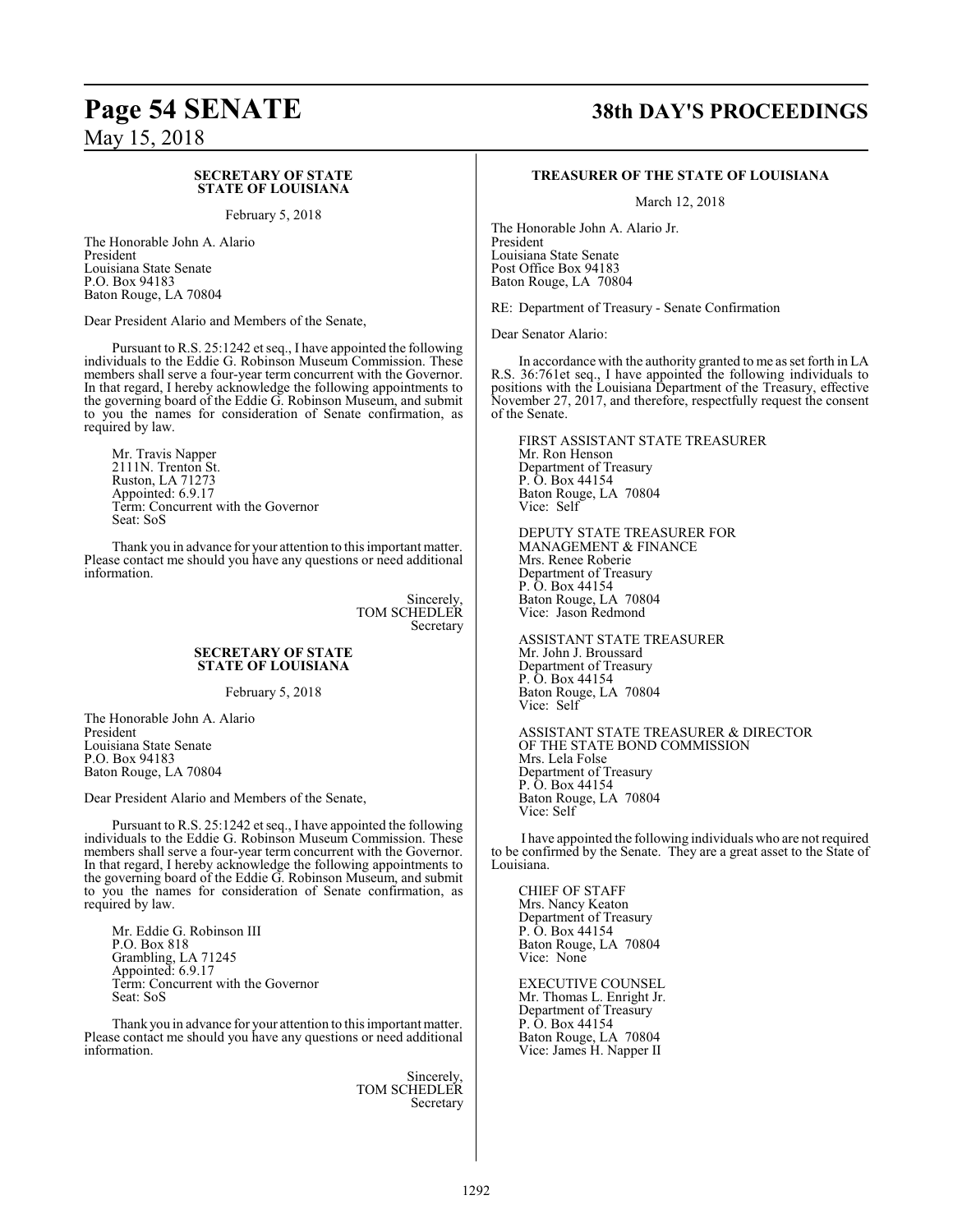**SECRETARY OF STATE**
**STATE OF LOUISIANA**

February 5, 2018

The Honorable John A. Alario
President
Louisiana State Senate
P.O. Box 94183
Baton Rouge, LA 70804

Dear President Alario and Members of the Senate,

Pursuant to R.S. 25:1242 et seq., I have appointed the following individuals to the Eddie G. Robinson Museum Commission. These members shall serve a four-year term concurrent with the Governor. In that regard, I hereby acknowledge the following appointments to the governing board of the Eddie G. Robinson Museum, and submit to you the names for consideration of Senate confirmation, as required by law.

Mr. Travis Napper
2111N. Trenton St.
Ruston, LA 71273
Appointed: 6.9.17
Term: Concurrent with the Governor
Seat: SoS

Thank you in advance for your attention to this important matter. Please contact me should you have any questions or need additional information.

Sincerely,
TOM SCHEDLER
Secretary

**SECRETARY OF STATE**
**STATE OF LOUISIANA**

February 5, 2018

The Honorable John A. Alario
President
Louisiana State Senate
P.O. Box 94183
Baton Rouge, LA 70804

Dear President Alario and Members of the Senate,

Pursuant to R.S. 25:1242 et seq., I have appointed the following individuals to the Eddie G. Robinson Museum Commission. These members shall serve a four-year term concurrent with the Governor. In that regard, I hereby acknowledge the following appointments to the governing board of the Eddie G. Robinson Museum, and submit to you the names for consideration of Senate confirmation, as required by law.

Mr. Eddie G. Robinson III
P.O. Box 818
Grambling, LA 71245
Appointed: 6.9.17
Term: Concurrent with the Governor
Seat: SoS

Thank you in advance for your attention to this important matter. Please contact me should you have any questions or need additional information.

Sincerely,
TOM SCHEDLER
Secretary

**TREASURER OF THE STATE OF LOUISIANA**

March 12, 2018

The Honorable John A. Alario Jr.
President
Louisiana State Senate
Post Office Box 94183
Baton Rouge, LA 70804

RE: Department of Treasury - Senate Confirmation

Dear Senator Alario:

In accordance with the authority granted to me as set forth in LA R.S. 36:761et seq., I have appointed the following individuals to positions with the Louisiana Department of the Treasury, effective November 27, 2017, and therefore, respectfully request the consent of the Senate.

FIRST ASSISTANT STATE TREASURER
Mr. Ron Henson
Department of Treasury
P. O. Box 44154
Baton Rouge, LA 70804
Vice: Self

DEPUTY STATE TREASURER FOR MANAGEMENT & FINANCE
Mrs. Renee Roberie
Department of Treasury
P. O. Box 44154
Baton Rouge, LA 70804
Vice: Jason Redmond

ASSISTANT STATE TREASURER
Mr. John J. Broussard
Department of Treasury
P. O. Box 44154
Baton Rouge, LA 70804
Vice: Self

ASSISTANT STATE TREASURER & DIRECTOR OF THE STATE BOND COMMISSION
Mrs. Lela Folse
Department of Treasury
P. O. Box 44154
Baton Rouge, LA 70804
Vice: Self

I have appointed the following individuals who are not required to be confirmed by the Senate. They are a great asset to the State of Louisiana.

CHIEF OF STAFF
Mrs. Nancy Keaton
Department of Treasury
P. O. Box 44154
Baton Rouge, LA 70804
Vice: None

EXECUTIVE COUNSEL
Mr. Thomas L. Enright Jr.
Department of Treasury
P. O. Box 44154
Baton Rouge, LA 70804
Vice: James H. Napper II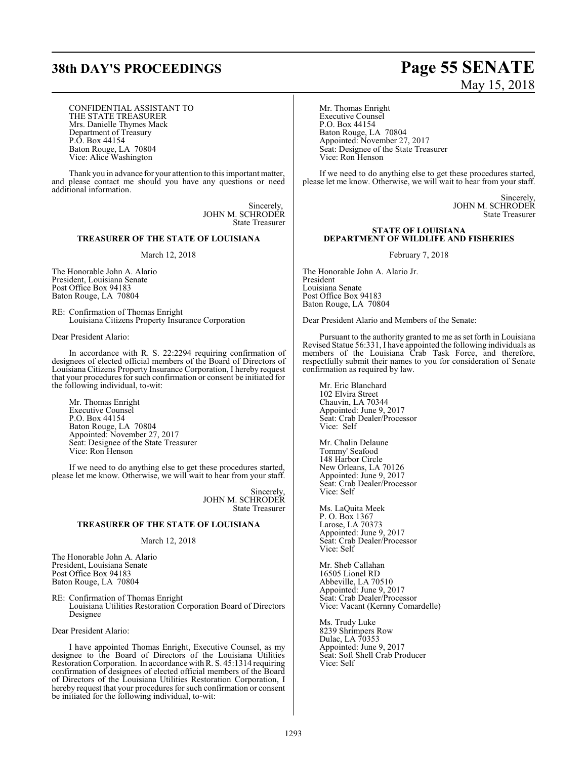CONFIDENTIAL ASSISTANT TO
THE STATE TREASURER
Mrs. Danielle Thymes Mack
Department of Treasury
P.O. Box 44154
Baton Rouge, LA 70804
Vice: Alice Washington

Thank you in advance for your attention to this important matter, and please contact me should you have any questions or need additional information.

Sincerely,
JOHN M. SCHRODER
State Treasurer

**TREASURER OF THE STATE OF LOUISIANA**

March 12, 2018

The Honorable John A. Alario
President, Louisiana Senate
Post Office Box 94183
Baton Rouge, LA 70804

RE: Confirmation of Thomas Enright
Louisiana Citizens Property Insurance Corporation

Dear President Alario:

In accordance with R. S. 22:2294 requiring confirmation of designees of elected official members of the Board of Directors of Louisiana Citizens Property Insurance Corporation, I hereby request that your procedures for such confirmation or consent be initiated for the following individual, to-wit:

Mr. Thomas Enright
Executive Counsel
P.O. Box 44154
Baton Rouge, LA 70804
Appointed: November 27, 2017
Seat: Designee of the State Treasurer
Vice: Ron Henson

If we need to do anything else to get these procedures started, please let me know. Otherwise, we will wait to hear from your staff.

Sincerely,
JOHN M. SCHRODER
State Treasurer

**TREASURER OF THE STATE OF LOUISIANA**

March 12, 2018

The Honorable John A. Alario
President, Louisiana Senate
Post Office Box 94183
Baton Rouge, LA 70804

RE: Confirmation of Thomas Enright
Louisiana Utilities Restoration Corporation Board of Directors Designee

Dear President Alario:

I have appointed Thomas Enright, Executive Counsel, as my designee to the Board of Directors of the Louisiana Utilities Restoration Corporation. In accordance with R. S. 45:1314 requiring confirmation of designees of elected official members of the Board of Directors of the Louisiana Utilities Restoration Corporation, I hereby request that your procedures for such confirmation or consent be initiated for the following individual, to-wit:

Mr. Thomas Enright
Executive Counsel
P.O. Box 44154
Baton Rouge, LA 70804
Appointed: November 27, 2017
Seat: Designee of the State Treasurer
Vice: Ron Henson

If we need to do anything else to get these procedures started, please let me know. Otherwise, we will wait to hear from your staff.

Sincerely,
JOHN M. SCHRODER
State Treasurer

**STATE OF LOUISIANA**
**DEPARTMENT OF WILDLIFE AND FISHERIES**

February 7, 2018

The Honorable John A. Alario Jr.
President
Louisiana Senate
Post Office Box 94183
Baton Rouge, LA 70804

Dear President Alario and Members of the Senate:

Pursuant to the authority granted to me as set forth in Louisiana Revised Statue 56:331, I have appointed the following individuals as members of the Louisiana Crab Task Force, and therefore, respectfully submit their names to you for consideration of Senate confirmation as required by law.

Mr. Eric Blanchard
102 Elvira Street
Chauvin, LA 70344
Appointed: June 9, 2017
Seat: Crab Dealer/Processor
Vice: Self

Mr. Chalin Delaune
Tommy' Seafood
148 Harbor Circle
New Orleans, LA 70126
Appointed: June 9, 2017
Seat: Crab Dealer/Processor
Vice: Self

Ms. LaQuita Meek
P. O. Box 1367
Larose, LA 70373
Appointed: June 9, 2017
Seat: Crab Dealer/Processor
Vice: Self

Mr. Sheb Callahan
16505 Lionel RD
Abbeville, LA 70510
Appointed: June 9, 2017
Seat: Crab Dealer/Processor
Vice: Vacant (Kernny Comardelle)

Ms. Trudy Luke
8239 Shrimpers Row
Dulac, LA 70353
Appointed: June 9, 2017
Seat: Soft Shell Crab Producer
Vice: Self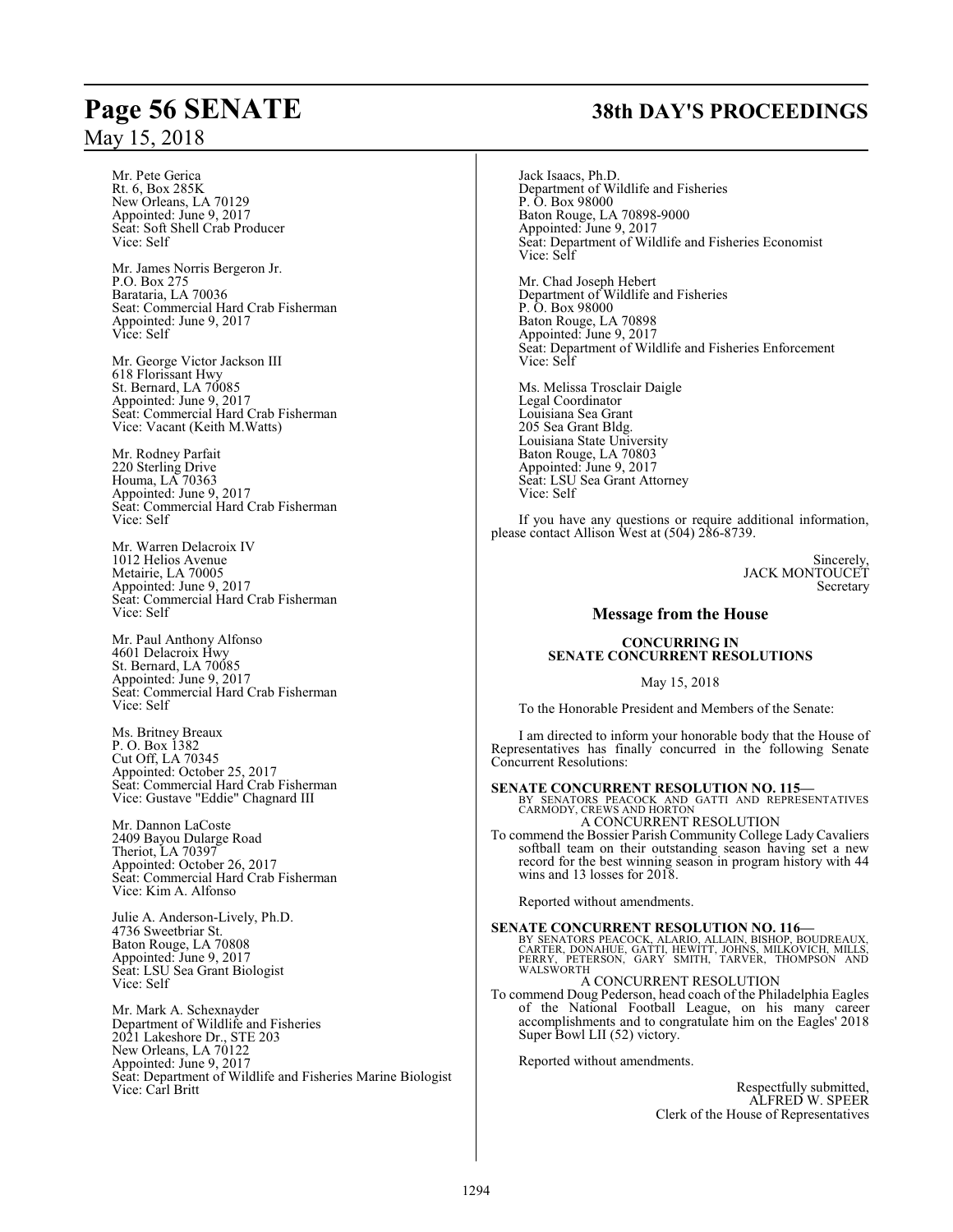Mr. Pete Gerica
Rt. 6, Box 285K
New Orleans, LA 70129
Appointed: June 9, 2017
Seat: Soft Shell Crab Producer
Vice: Self

Mr. James Norris Bergeron Jr.
P.O. Box 275
Barataria, LA 70036
Seat: Commercial Hard Crab Fisherman
Appointed: June 9, 2017
Vice: Self

Mr. George Victor Jackson III
618 Florissant Hwy
St. Bernard, LA 70085
Appointed: June 9, 2017
Seat: Commercial Hard Crab Fisherman
Vice: Vacant (Keith M.Watts)

Mr. Rodney Parfait
220 Sterling Drive
Houma, LA 70363
Appointed: June 9, 2017
Seat: Commercial Hard Crab Fisherman
Vice: Self

Mr. Warren Delacroix IV
1012 Helios Avenue
Metairie, LA 70005
Appointed: June 9, 2017
Seat: Commercial Hard Crab Fisherman
Vice: Self

Mr. Paul Anthony Alfonso
4601 Delacroix Hwy
St. Bernard, LA 70085
Appointed: June 9, 2017
Seat: Commercial Hard Crab Fisherman
Vice: Self

Ms. Britney Breaux
P. O. Box 1382
Cut Off, LA 70345
Appointed: October 25, 2017
Seat: Commercial Hard Crab Fisherman
Vice: Gustave "Eddie" Chagnard III

Mr. Dannon LaCoste
2409 Bayou Dularge Road
Theriot, LA 70397
Appointed: October 26, 2017
Seat: Commercial Hard Crab Fisherman
Vice: Kim A. Alfonso

Julie A. Anderson-Lively, Ph.D.
4736 Sweetbriar St.
Baton Rouge, LA 70808
Appointed: June 9, 2017
Seat: LSU Sea Grant Biologist
Vice: Self

Mr. Mark A. Schexnayder
Department of Wildlife and Fisheries
2021 Lakeshore Dr., STE 203
New Orleans, LA 70122
Appointed: June 9, 2017
Seat: Department of Wildlife and Fisheries Marine Biologist
Vice: Carl Britt

Jack Isaacs, Ph.D.
Department of Wildlife and Fisheries
P. O. Box 98000
Baton Rouge, LA 70898-9000
Appointed: June 9, 2017
Seat: Department of Wildlife and Fisheries Economist
Vice: Self

Mr. Chad Joseph Hebert
Department of Wildlife and Fisheries
P. O. Box 98000
Baton Rouge, LA 70898
Appointed: June 9, 2017
Seat: Department of Wildlife and Fisheries Enforcement
Vice: Self

Ms. Melissa Trosclair Daigle
Legal Coordinator
Louisiana Sea Grant
205 Sea Grant Bldg.
Louisiana State University
Baton Rouge, LA 70803
Appointed: June 9, 2017
Seat: LSU Sea Grant Attorney
Vice: Self

If you have any questions or require additional information, please contact Allison West at (504) 286-8739.

Sincerely,
JACK MONTOUCET
Secretary

## Message from the House

**CONCURRING IN SENATE CONCURRENT RESOLUTIONS**

May 15, 2018

To the Honorable President and Members of the Senate:

I am directed to inform your honorable body that the House of Representatives has finally concurred in the following Senate Concurrent Resolutions:

**SENATE CONCURRENT RESOLUTION NO. 115—**
BY SENATORS PEACOCK AND GATTI AND REPRESENTATIVES CARMODY, CREWS AND HORTON
A CONCURRENT RESOLUTION
To commend the Bossier Parish Community College Lady Cavaliers softball team on their outstanding season having set a new record for the best winning season in program history with 44 wins and 13 losses for 2018.

Reported without amendments.

**SENATE CONCURRENT RESOLUTION NO. 116—**
BY SENATORS PEACOCK, ALARIO, ALLAIN, BISHOP, BOUDREAUX, CARTER, DONAHUE, GATTI, HEWITT, JOHNS, MILKOVICH, MILLS, PERRY, PETERSON, GARY SMITH, TARVER, THOMPSON AND WALSWORTH
A CONCURRENT RESOLUTION
To commend Doug Pederson, head coach of the Philadelphia Eagles of the National Football League, on his many career accomplishments and to congratulate him on the Eagles' 2018 Super Bowl LII (52) victory.

Reported without amendments.

Respectfully submitted,
ALFRED W. SPEER
Clerk of the House of Representatives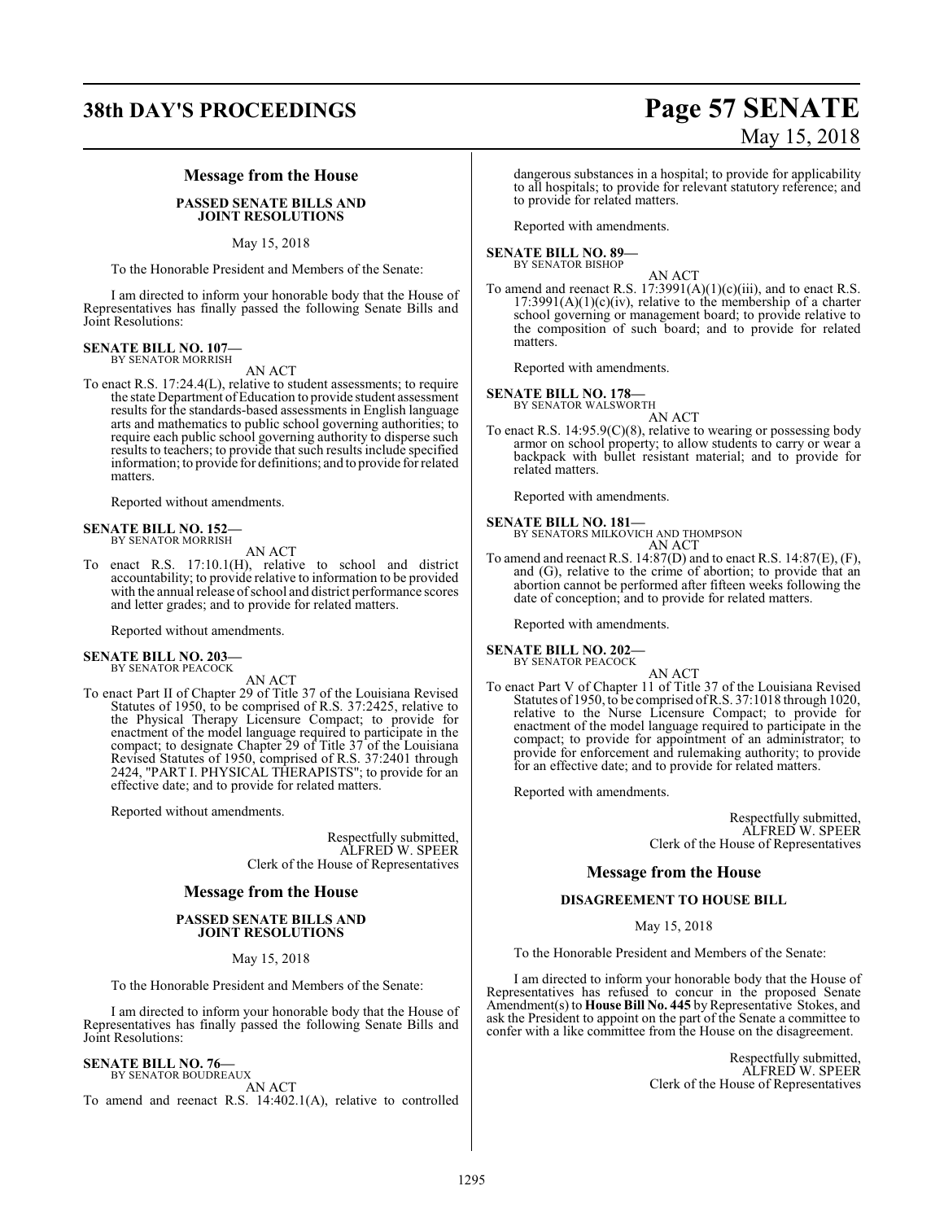## Message from the House

### PASSED SENATE BILLS AND JOINT RESOLUTIONS

May 15, 2018

To the Honorable President and Members of the Senate:

I am directed to inform your honorable body that the House of Representatives has finally passed the following Senate Bills and Joint Resolutions:

**SENATE BILL NO. 107—**
BY SENATOR MORRISH

AN ACT

To enact R.S. 17:24.4(L), relative to student assessments; to require the state Department of Education to provide student assessment results for the standards-based assessments in English language arts and mathematics to public school governing authorities; to require each public school governing authority to disperse such results to teachers; to provide that such results include specified information; to provide for definitions; and to provide for related matters.

Reported without amendments.

**SENATE BILL NO. 152—**
BY SENATOR MORRISH

AN ACT

To enact R.S. 17:10.1(H), relative to school and district accountability; to provide relative to information to be provided with the annual release of school and district performance scores and letter grades; and to provide for related matters.

Reported without amendments.

**SENATE BILL NO. 203—**
BY SENATOR PEACOCK

AN ACT

To enact Part II of Chapter 29 of Title 37 of the Louisiana Revised Statutes of 1950, to be comprised of R.S. 37:2425, relative to the Physical Therapy Licensure Compact; to provide for enactment of the model language required to participate in the compact; to designate Chapter 29 of Title 37 of the Louisiana Revised Statutes of 1950, comprised of R.S. 37:2401 through 2424, "PART I. PHYSICAL THERAPISTS"; to provide for an effective date; and to provide for related matters.

Reported without amendments.

Respectfully submitted,
ALFRED W. SPEER
Clerk of the House of Representatives

## Message from the House

### PASSED SENATE BILLS AND JOINT RESOLUTIONS

May 15, 2018

To the Honorable President and Members of the Senate:

I am directed to inform your honorable body that the House of Representatives has finally passed the following Senate Bills and Joint Resolutions:

**SENATE BILL NO. 76—**
BY SENATOR BOUDREAUX

AN ACT

To amend and reenact R.S. 14:402.1(A), relative to controlled dangerous substances in a hospital; to provide for applicability to all hospitals; to provide for relevant statutory reference; and to provide for related matters.

Reported with amendments.

**SENATE BILL NO. 89—**
BY SENATOR BISHOP

AN ACT

To amend and reenact R.S. 17:3991(A)(1)(c)(iii), and to enact R.S. 17:3991(A)(1)(c)(iv), relative to the membership of a charter school governing or management board; to provide relative to the composition of such board; and to provide for related matters.

Reported with amendments.

**SENATE BILL NO. 178—**
BY SENATOR WALSWORTH

AN ACT

To enact R.S. 14:95.9(C)(8), relative to wearing or possessing body armor on school property; to allow students to carry or wear a backpack with bullet resistant material; and to provide for related matters.

Reported with amendments.

**SENATE BILL NO. 181—**
BY SENATORS MILKOVICH AND THOMPSON

AN ACT

To amend and reenact R.S. 14:87(D) and to enact R.S. 14:87(E), (F), and (G), relative to the crime of abortion; to provide that an abortion cannot be performed after fifteen weeks following the date of conception; and to provide for related matters.

Reported with amendments.

**SENATE BILL NO. 202—**
BY SENATOR PEACOCK

AN ACT

To enact Part V of Chapter 11 of Title 37 of the Louisiana Revised Statutes of 1950, to be comprised of R.S. 37:1018 through 1020, relative to the Nurse Licensure Compact; to provide for enactment of the model language required to participate in the compact; to provide for appointment of an administrator; to provide for enforcement and rulemaking authority; to provide for an effective date; and to provide for related matters.

Reported with amendments.

Respectfully submitted,
ALFRED W. SPEER
Clerk of the House of Representatives

## Message from the House

### DISAGREEMENT TO HOUSE BILL

May 15, 2018

To the Honorable President and Members of the Senate:

I am directed to inform your honorable body that the House of Representatives has refused to concur in the proposed Senate Amendment(s) to **House Bill No. 445** by Representative Stokes, and ask the President to appoint on the part of the Senate a committee to confer with a like committee from the House on the disagreement.

Respectfully submitted,
ALFRED W. SPEER
Clerk of the House of Representatives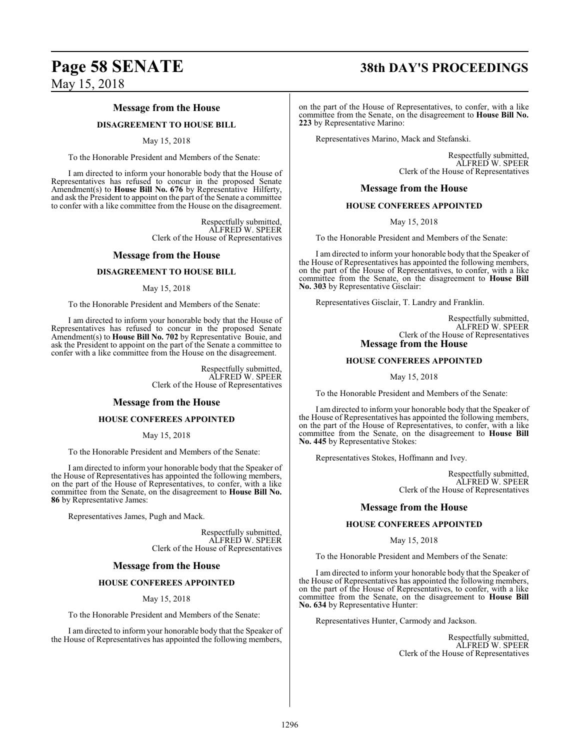## Message from the House

### DISAGREEMENT TO HOUSE BILL

May 15, 2018

To the Honorable President and Members of the Senate:

I am directed to inform your honorable body that the House of Representatives has refused to concur in the proposed Senate Amendment(s) to **House Bill No. 676** by Representative Hilferty, and ask the President to appoint on the part of the Senate a committee to confer with a like committee from the House on the disagreement.

Respectfully submitted,
ALFRED W. SPEER
Clerk of the House of Representatives

## Message from the House

### DISAGREEMENT TO HOUSE BILL

May 15, 2018

To the Honorable President and Members of the Senate:

I am directed to inform your honorable body that the House of Representatives has refused to concur in the proposed Senate Amendment(s) to **House Bill No. 702** by Representative Bouie, and ask the President to appoint on the part of the Senate a committee to confer with a like committee from the House on the disagreement.

Respectfully submitted,
ALFRED W. SPEER
Clerk of the House of Representatives

## Message from the House

### HOUSE CONFEREES APPOINTED

May 15, 2018

To the Honorable President and Members of the Senate:

I am directed to inform your honorable body that the Speaker of the House of Representatives has appointed the following members, on the part of the House of Representatives, to confer, with a like committee from the Senate, on the disagreement to **House Bill No. 86** by Representative James:

Representatives James, Pugh and Mack.

Respectfully submitted,
ALFRED W. SPEER
Clerk of the House of Representatives

## Message from the House

### HOUSE CONFEREES APPOINTED

May 15, 2018

To the Honorable President and Members of the Senate:

I am directed to inform your honorable body that the Speaker of the House of Representatives has appointed the following members, on the part of the House of Representatives, to confer, with a like committee from the Senate, on the disagreement to **House Bill No. 223** by Representative Marino:

Representatives Marino, Mack and Stefanski.

Respectfully submitted,
ALFRED W. SPEER
Clerk of the House of Representatives

## Message from the House

### HOUSE CONFEREES APPOINTED

May 15, 2018

To the Honorable President and Members of the Senate:

I am directed to inform your honorable body that the Speaker of the House of Representatives has appointed the following members, on the part of the House of Representatives, to confer, with a like committee from the Senate, on the disagreement to **House Bill No. 303** by Representative Gisclair:

Representatives Gisclair, T. Landry and Franklin.

Respectfully submitted,
ALFRED W. SPEER
Clerk of the House of Representatives

## Message from the House

### HOUSE CONFEREES APPOINTED

May 15, 2018

To the Honorable President and Members of the Senate:

I am directed to inform your honorable body that the Speaker of the House of Representatives has appointed the following members, on the part of the House of Representatives, to confer, with a like committee from the Senate, on the disagreement to **House Bill No. 445** by Representative Stokes:

Representatives Stokes, Hoffmann and Ivey.

Respectfully submitted,
ALFRED W. SPEER
Clerk of the House of Representatives

## Message from the House

### HOUSE CONFEREES APPOINTED

May 15, 2018

To the Honorable President and Members of the Senate:

I am directed to inform your honorable body that the Speaker of the House of Representatives has appointed the following members, on the part of the House of Representatives, to confer, with a like committee from the Senate, on the disagreement to **House Bill No. 634** by Representative Hunter:

Representatives Hunter, Carmody and Jackson.

Respectfully submitted,
ALFRED W. SPEER
Clerk of the House of Representatives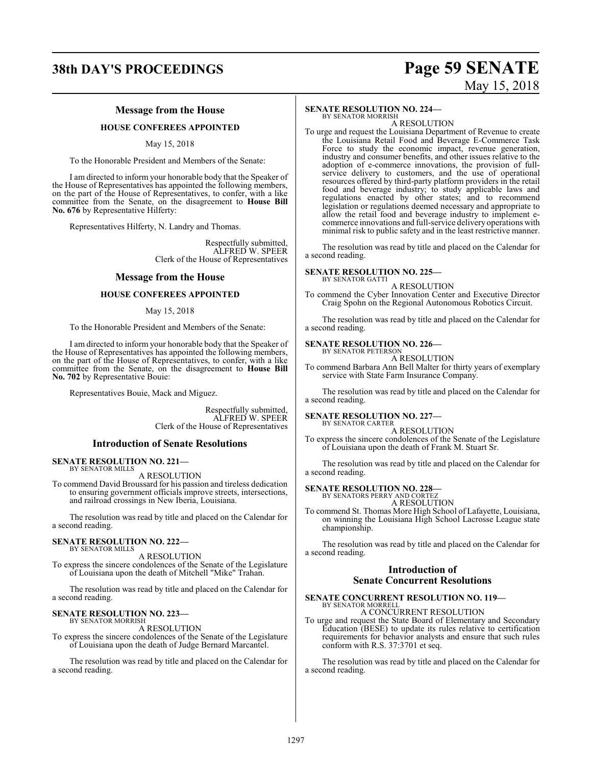## Message from the House

### HOUSE CONFEREES APPOINTED

May 15, 2018

To the Honorable President and Members of the Senate:

I am directed to inform your honorable body that the Speaker of the House of Representatives has appointed the following members, on the part of the House of Representatives, to confer, with a like committee from the Senate, on the disagreement to **House Bill No. 676** by Representative Hilferty:

Representatives Hilferty, N. Landry and Thomas.

Respectfully submitted,
ALFRED W. SPEER
Clerk of the House of Representatives

## Message from the House

### HOUSE CONFEREES APPOINTED

May 15, 2018

To the Honorable President and Members of the Senate:

I am directed to inform your honorable body that the Speaker of the House of Representatives has appointed the following members, on the part of the House of Representatives, to confer, with a like committee from the Senate, on the disagreement to **House Bill No. 702** by Representative Bouie:

Representatives Bouie, Mack and Miguez.

Respectfully submitted,
ALFRED W. SPEER
Clerk of the House of Representatives

## Introduction of Senate Resolutions

**SENATE RESOLUTION NO. 221—**
BY SENATOR MILLS

A RESOLUTION

To commend David Broussard for his passion and tireless dedication to ensuring government officials improve streets, intersections, and railroad crossings in New Iberia, Louisiana.

The resolution was read by title and placed on the Calendar for a second reading.

**SENATE RESOLUTION NO. 222—**
BY SENATOR MILLS

A RESOLUTION

To express the sincere condolences of the Senate of the Legislature of Louisiana upon the death of Mitchell "Mike" Trahan.

The resolution was read by title and placed on the Calendar for a second reading.

**SENATE RESOLUTION NO. 223—**
BY SENATOR MORRISH

A RESOLUTION

To express the sincere condolences of the Senate of the Legislature of Louisiana upon the death of Judge Bernard Marcantel.

The resolution was read by title and placed on the Calendar for a second reading.

**SENATE RESOLUTION NO. 224—**
BY SENATOR MORRISH

A RESOLUTION

To urge and request the Louisiana Department of Revenue to create the Louisiana Retail Food and Beverage E-Commerce Task Force to study the economic impact, revenue generation, industry and consumer benefits, and other issues relative to the adoption of e-commerce innovations, the provision of full-service delivery to customers, and the use of operational resources offered by third-party platform providers in the retail food and beverage industry; to study applicable laws and regulations enacted by other states; and to recommend legislation or regulations deemed necessary and appropriate to allow the retail food and beverage industry to implement e-commerce innovations and full-service delivery operations with minimal risk to public safety and in the least restrictive manner.

The resolution was read by title and placed on the Calendar for a second reading.

**SENATE RESOLUTION NO. 225—**
BY SENATOR GATTI

A RESOLUTION

To commend the Cyber Innovation Center and Executive Director Craig Spohn on the Regional Autonomous Robotics Circuit.

The resolution was read by title and placed on the Calendar for a second reading.

**SENATE RESOLUTION NO. 226—**
BY SENATOR PETERSON

A RESOLUTION

To commend Barbara Ann Bell Malter for thirty years of exemplary service with State Farm Insurance Company.

The resolution was read by title and placed on the Calendar for a second reading.

**SENATE RESOLUTION NO. 227—**
BY SENATOR CARTER

A RESOLUTION

To express the sincere condolences of the Senate of the Legislature of Louisiana upon the death of Frank M. Stuart Sr.

The resolution was read by title and placed on the Calendar for a second reading.

**SENATE RESOLUTION NO. 228—**
BY SENATORS PERRY AND CORTEZ

A RESOLUTION

To commend St. Thomas More High School of Lafayette, Louisiana, on winning the Louisiana High School Lacrosse League state championship.

The resolution was read by title and placed on the Calendar for a second reading.

## Introduction of Senate Concurrent Resolutions

**SENATE CONCURRENT RESOLUTION NO. 119—**
BY SENATOR MORRELL

A CONCURRENT RESOLUTION

To urge and request the State Board of Elementary and Secondary Education (BESE) to update its rules relative to certification requirements for behavior analysts and ensure that such rules conform with R.S. 37:3701 et seq.

The resolution was read by title and placed on the Calendar for a second reading.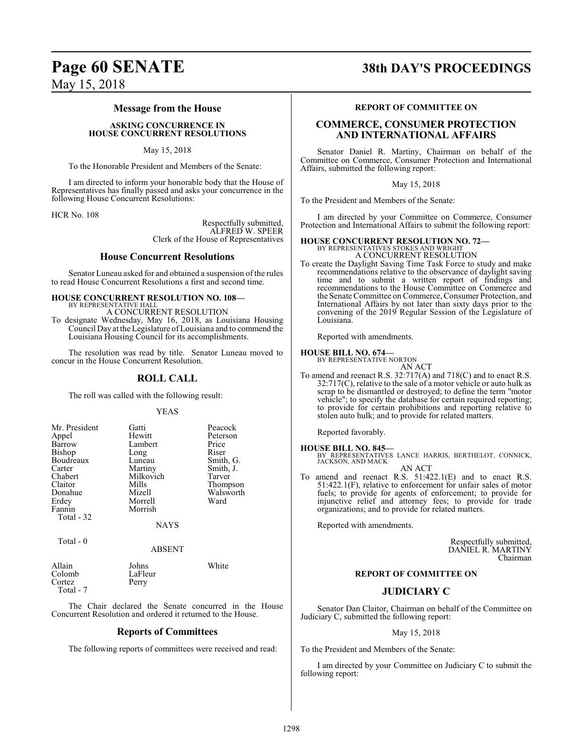## Message from the House

### ASKING CONCURRENCE IN HOUSE CONCURRENT RESOLUTIONS

May 15, 2018

To the Honorable President and Members of the Senate:

I am directed to inform your honorable body that the House of Representatives has finally passed and asks your concurrence in the following House Concurrent Resolutions:

HCR No. 108

Respectfully submitted,
ALFRED W. SPEER
Clerk of the House of Representatives

## House Concurrent Resolutions

Senator Luneau asked for and obtained a suspension of the rules to read House Concurrent Resolutions a first and second time.

**HOUSE CONCURRENT RESOLUTION NO. 108—**
BY REPRESENTATIVE HALL
A CONCURRENT RESOLUTION

To designate Wednesday, May 16, 2018, as Louisiana Housing Council Day at the Legislature of Louisiana and to commend the Louisiana Housing Council for its accomplishments.

The resolution was read by title. Senator Luneau moved to concur in the House Concurrent Resolution.

## ROLL CALL

The roll was called with the following result:

YEAS

| | | |
|---|---|---|
| Mr. President | Gatti | Peacock |
| Appel | Hewitt | Peterson |
| Barrow | Lambert | Price |
| Bishop | Long | Riser |
| Boudreaux | Luneau | Smith, G. |
| Carter | Martiny | Smith, J. |
| Chabert | Milkovich | Tarver |
| Claitor | Mills | Thompson |
| Donahue | Mizell | Walsworth |
| Erdey | Morrell | Ward |
| Fannin | Morrish | |

Total - 32

NAYS

Total - 0

ABSENT

| | | |
|---|---|---|
| Allain | Johns | White |
| Colomb | LaFleur | |
| Cortez | Perry | |

Total - 7

The Chair declared the Senate concurred in the House Concurrent Resolution and ordered it returned to the House.

## Reports of Committees

The following reports of committees were received and read:

### REPORT OF COMMITTEE ON

## COMMERCE, CONSUMER PROTECTION AND INTERNATIONAL AFFAIRS

Senator Daniel R. Martiny, Chairman on behalf of the Committee on Commerce, Consumer Protection and International Affairs, submitted the following report:

May 15, 2018

To the President and Members of the Senate:

I am directed by your Committee on Commerce, Consumer Protection and International Affairs to submit the following report:

**HOUSE CONCURRENT RESOLUTION NO. 72—**
BY REPRESENTATIVES STOKES AND WRIGHT
A CONCURRENT RESOLUTION

To create the Daylight Saving Time Task Force to study and make recommendations relative to the observance of daylight saving time and to submit a written report of findings and recommendations to the House Committee on Commerce and the Senate Committee on Commerce, Consumer Protection, and International Affairs by not later than sixty days prior to the convening of the 2019 Regular Session of the Legislature of Louisiana.

Reported with amendments.

**HOUSE BILL NO. 674—**
BY REPRESENTATIVE NORTON
AN ACT

To amend and reenact R.S. 32:717(A) and 718(C) and to enact R.S. 32:717(C), relative to the sale of a motor vehicle or auto hulk as scrap to be dismantled or destroyed; to define the term "motor vehicle"; to specify the database for certain required reporting; to provide for certain prohibitions and reporting relative to stolen auto hulk; and to provide for related matters.

Reported favorably.

**HOUSE BILL NO. 845—**
BY REPRESENTATIVES LANCE HARRIS, BERTHELOT, CONNICK, JACKSON, AND MACK
AN ACT

To amend and reenact R.S. 51:422.1(E) and to enact R.S. 51:422.1(F), relative to enforcement for unfair sales of motor fuels; to provide for agents of enforcement; to provide for injunctive relief and attorney fees; to provide for trade organizations; and to provide for related matters.

Reported with amendments.

Respectfully submitted,
DANIEL R. MARTINY
Chairman

### REPORT OF COMMITTEE ON

## JUDICIARY C

Senator Dan Claitor, Chairman on behalf of the Committee on Judiciary C, submitted the following report:

May 15, 2018

To the President and Members of the Senate:

I am directed by your Committee on Judiciary C to submit the following report: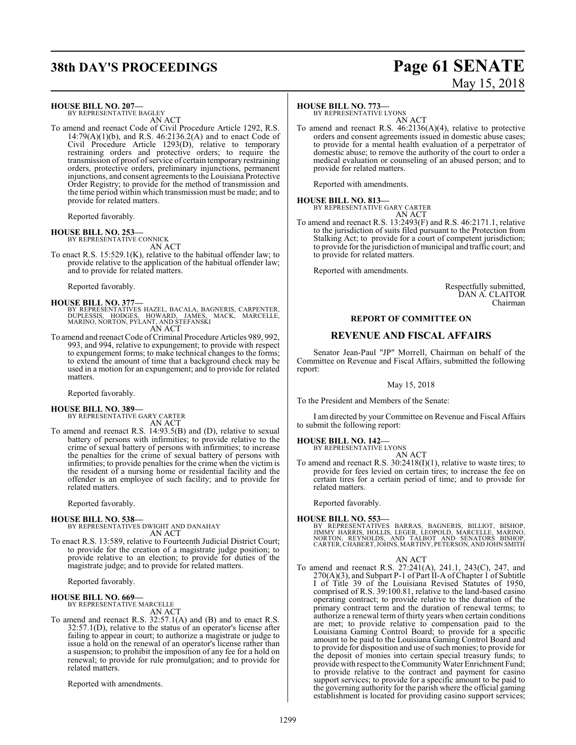**HOUSE BILL NO. 207—**
BY REPRESENTATIVE BAGLEY
AN ACT

To amend and reenact Code of Civil Procedure Article 1292, R.S. 14:79(A)(1)(b), and R.S. 46:2136.2(A) and to enact Code of Civil Procedure Article 1293(D), relative to temporary restraining orders and protective orders; to require the transmission of proof of service of certain temporary restraining orders, protective orders, preliminary injunctions, permanent injunctions, and consent agreements to the Louisiana Protective Order Registry; to provide for the method of transmission and the time period within which transmission must be made; and to provide for related matters.

Reported favorably.

**HOUSE BILL NO. 253—**
BY REPRESENTATIVE CONNICK
AN ACT

To enact R.S. 15:529.1(K), relative to the habitual offender law; to provide relative to the application of the habitual offender law; and to provide for related matters.

Reported favorably.

**HOUSE BILL NO. 377—**
BY REPRESENTATIVES HAZEL, BACALA, BAGNERIS, CARPENTER, DUPLESSIS, HODGES, HOWARD, JAMES, MACK, MARCELLE, MARINO, NORTON, PYLANT, AND STEFANSKI
AN ACT

To amend and reenact Code of Criminal Procedure Articles 989, 992, 993, and 994, relative to expungement; to provide with respect to expungement forms; to make technical changes to the forms; to extend the amount of time that a background check may be used in a motion for an expungement; and to provide for related matters.

Reported favorably.

**HOUSE BILL NO. 389—**
BY REPRESENTATIVE GARY CARTER
AN ACT

To amend and reenact R.S. 14:93.5(B) and (D), relative to sexual battery of persons with infirmities; to provide relative to the crime of sexual battery of persons with infirmities; to increase the penalties for the crime of sexual battery of persons with infirmities; to provide penalties for the crime when the victim is the resident of a nursing home or residential facility and the offender is an employee of such facility; and to provide for related matters.

Reported favorably.

**HOUSE BILL NO. 538—**
BY REPRESENTATIVES DWIGHT AND DANAHAY
AN ACT

To enact R.S. 13:589, relative to Fourteenth Judicial District Court; to provide for the creation of a magistrate judge position; to provide relative to an election; to provide for duties of the magistrate judge; and to provide for related matters.

Reported favorably.

**HOUSE BILL NO. 669—**
BY REPRESENTATIVE MARCELLE
AN ACT

To amend and reenact R.S. 32:57.1(A) and (B) and to enact R.S. 32:57.1(D), relative to the status of an operator's license after failing to appear in court; to authorize a magistrate or judge to issue a hold on the renewal of an operator's license rather than a suspension; to prohibit the imposition of any fee for a hold on renewal; to provide for rule promulgation; and to provide for related matters.

Reported with amendments.

**HOUSE BILL NO. 773—**
BY REPRESENTATIVE LYONS
AN ACT

To amend and reenact R.S. 46:2136(A)(4), relative to protective orders and consent agreements issued in domestic abuse cases; to provide for a mental health evaluation of a perpetrator of domestic abuse; to remove the authority of the court to order a medical evaluation or counseling of an abused person; and to provide for related matters.

Reported with amendments.

**HOUSE BILL NO. 813—**
BY REPRESENTATIVE GARY CARTER
AN ACT

To amend and reenact R.S. 13:2493(F) and R.S. 46:2171.1, relative to the jurisdiction of suits filed pursuant to the Protection from Stalking Act; to provide for a court of competent jurisdiction; to provide for the jurisdiction of municipal and traffic court; and to provide for related matters.

Reported with amendments.

Respectfully submitted,
DAN A. CLAITOR
Chairman

## REPORT OF COMMITTEE ON

## REVENUE AND FISCAL AFFAIRS

Senator Jean-Paul "JP" Morrell, Chairman on behalf of the Committee on Revenue and Fiscal Affairs, submitted the following report:

May 15, 2018

To the President and Members of the Senate:

I am directed by your Committee on Revenue and Fiscal Affairs to submit the following report:

**HOUSE BILL NO. 142—**
BY REPRESENTATIVE LYONS
AN ACT

To amend and reenact R.S. 30:2418(I)(1), relative to waste tires; to provide for fees levied on certain tires; to increase the fee on certain tires for a certain period of time; and to provide for related matters.

Reported favorably.

**HOUSE BILL NO. 553—**
BY REPRESENTATIVES BARRAS, BAGNERIS, BILLIOT, BISHOP, JIMMY HARRIS, HOLLIS, LEGER, LEOPOLD, MARCELLE, MARINO, NORTON, REYNOLDS, AND TALBOT AND SENATORS BISHOP, CARTER, CHABERT, JOHNS, MARTINY, PETERSON, AND JOHN SMITH
AN ACT

To amend and reenact R.S. 27:241(A), 241.1, 243(C), 247, and 270(A)(3), and Subpart P-1 of Part II-A of Chapter 1 of Subtitle I of Title 39 of the Louisiana Revised Statutes of 1950, comprised of R.S. 39:100.81, relative to the land-based casino operating contract; to provide relative to the duration of the primary contract term and the duration of renewal terms; to authorize a renewal term of thirty years when certain conditions are met; to provide relative to compensation paid to the Louisiana Gaming Control Board; to provide for a specific amount to be paid to the Louisiana Gaming Control Board and to provide for disposition and use of such monies; to provide for the deposit of monies into certain special treasury funds; to provide with respect to the Community Water Enrichment Fund; to provide relative to the contract and payment for casino support services; to provide for a specific amount to be paid to the governing authority for the parish where the official gaming establishment is located for providing casino support services;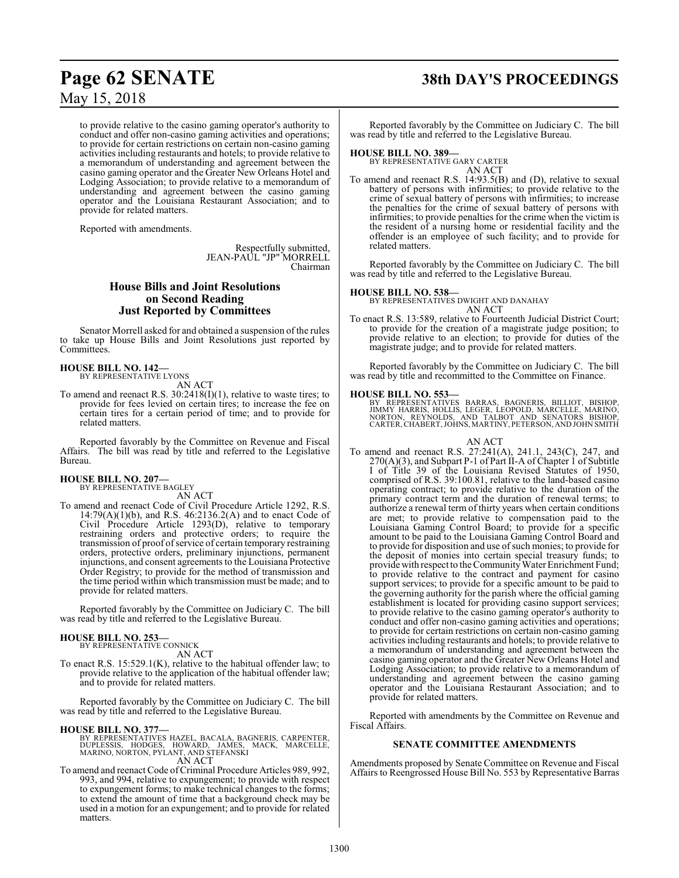to provide relative to the casino gaming operator's authority to conduct and offer non-casino gaming activities and operations; to provide for certain restrictions on certain non-casino gaming activities including restaurants and hotels; to provide relative to a memorandum of understanding and agreement between the casino gaming operator and the Greater New Orleans Hotel and Lodging Association; to provide relative to a memorandum of understanding and agreement between the casino gaming operator and the Louisiana Restaurant Association; and to provide for related matters.

Reported with amendments.

Respectfully submitted,
JEAN-PAUL "JP" MORRELL
Chairman

## House Bills and Joint Resolutions on Second Reading Just Reported by Committees

Senator Morrell asked for and obtained a suspension of the rules to take up House Bills and Joint Resolutions just reported by Committees.

**HOUSE BILL NO. 142—**
BY REPRESENTATIVE LYONS
AN ACT

To amend and reenact R.S. 30:2418(I)(1), relative to waste tires; to provide for fees levied on certain tires; to increase the fee on certain tires for a certain period of time; and to provide for related matters.

Reported favorably by the Committee on Revenue and Fiscal Affairs. The bill was read by title and referred to the Legislative Bureau.

**HOUSE BILL NO. 207—**
BY REPRESENTATIVE BAGLEY
AN ACT

To amend and reenact Code of Civil Procedure Article 1292, R.S. 14:79(A)(1)(b), and R.S. 46:2136.2(A) and to enact Code of Civil Procedure Article 1293(D), relative to temporary restraining orders and protective orders; to require the transmission of proof of service of certain temporary restraining orders, protective orders, preliminary injunctions, permanent injunctions, and consent agreements to the Louisiana Protective Order Registry; to provide for the method of transmission and the time period within which transmission must be made; and to provide for related matters.

Reported favorably by the Committee on Judiciary C. The bill was read by title and referred to the Legislative Bureau.

**HOUSE BILL NO. 253—**
BY REPRESENTATIVE CONNICK
AN ACT

To enact R.S. 15:529.1(K), relative to the habitual offender law; to provide relative to the application of the habitual offender law; and to provide for related matters.

Reported favorably by the Committee on Judiciary C. The bill was read by title and referred to the Legislative Bureau.

**HOUSE BILL NO. 377—**
BY REPRESENTATIVES HAZEL, BACALA, BAGNERIS, CARPENTER, DUPLESSIS, HODGES, HOWARD, JAMES, MACK, MARCELLE, MARINO, NORTON, PYLANT, AND STEFANSKI
AN ACT

To amend and reenact Code of Criminal Procedure Articles 989, 992, 993, and 994, relative to expungement; to provide with respect to expungement forms; to make technical changes to the forms; to extend the amount of time that a background check may be used in a motion for an expungement; and to provide for related matters.

Reported favorably by the Committee on Judiciary C. The bill was read by title and referred to the Legislative Bureau.

**HOUSE BILL NO. 389—**
BY REPRESENTATIVE GARY CARTER
AN ACT

To amend and reenact R.S. 14:93.5(B) and (D), relative to sexual battery of persons with infirmities; to provide relative to the crime of sexual battery of persons with infirmities; to increase the penalties for the crime of sexual battery of persons with infirmities; to provide penalties for the crime when the victim is the resident of a nursing home or residential facility and the offender is an employee of such facility; and to provide for related matters.

Reported favorably by the Committee on Judiciary C. The bill was read by title and referred to the Legislative Bureau.

**HOUSE BILL NO. 538—**
BY REPRESENTATIVES DWIGHT AND DANAHAY
AN ACT

To enact R.S. 13:589, relative to Fourteenth Judicial District Court; to provide for the creation of a magistrate judge position; to provide relative to an election; to provide for duties of the magistrate judge; and to provide for related matters.

Reported favorably by the Committee on Judiciary C. The bill was read by title and recommitted to the Committee on Finance.

**HOUSE BILL NO. 553—**
BY REPRESENTATIVES BARRAS, BAGNERIS, BILLIOT, BISHOP, JIMMY HARRIS, HOLLIS, LEGER, LEOPOLD, MARCELLE, MARINO, NORTON, REYNOLDS, AND TALBOT AND SENATORS BISHOP, CARTER, CHABERT, JOHNS, MARTINY, PETERSON, AND JOHN SMITH
AN ACT

To amend and reenact R.S. 27:241(A), 241.1, 243(C), 247, and 270(A)(3), and Subpart P-1 of Part II-A of Chapter 1 of Subtitle I of Title 39 of the Louisiana Revised Statutes of 1950, comprised of R.S. 39:100.81, relative to the land-based casino operating contract; to provide relative to the duration of the primary contract term and the duration of renewal terms; to authorize a renewal term of thirty years when certain conditions are met; to provide relative to compensation paid to the Louisiana Gaming Control Board; to provide for a specific amount to be paid to the Louisiana Gaming Control Board and to provide for disposition and use of such monies; to provide for the deposit of monies into certain special treasury funds; to provide with respect to the Community Water Enrichment Fund; to provide relative to the contract and payment for casino support services; to provide for a specific amount to be paid to the governing authority for the parish where the official gaming establishment is located for providing casino support services; to provide relative to the casino gaming operator's authority to conduct and offer non-casino gaming activities and operations; to provide for certain restrictions on certain non-casino gaming activities including restaurants and hotels; to provide relative to a memorandum of understanding and agreement between the casino gaming operator and the Greater New Orleans Hotel and Lodging Association; to provide relative to a memorandum of understanding and agreement between the casino gaming operator and the Louisiana Restaurant Association; and to provide for related matters.

Reported with amendments by the Committee on Revenue and Fiscal Affairs.

### SENATE COMMITTEE AMENDMENTS

Amendments proposed by Senate Committee on Revenue and Fiscal Affairs to Reengrossed House Bill No. 553 by Representative Barras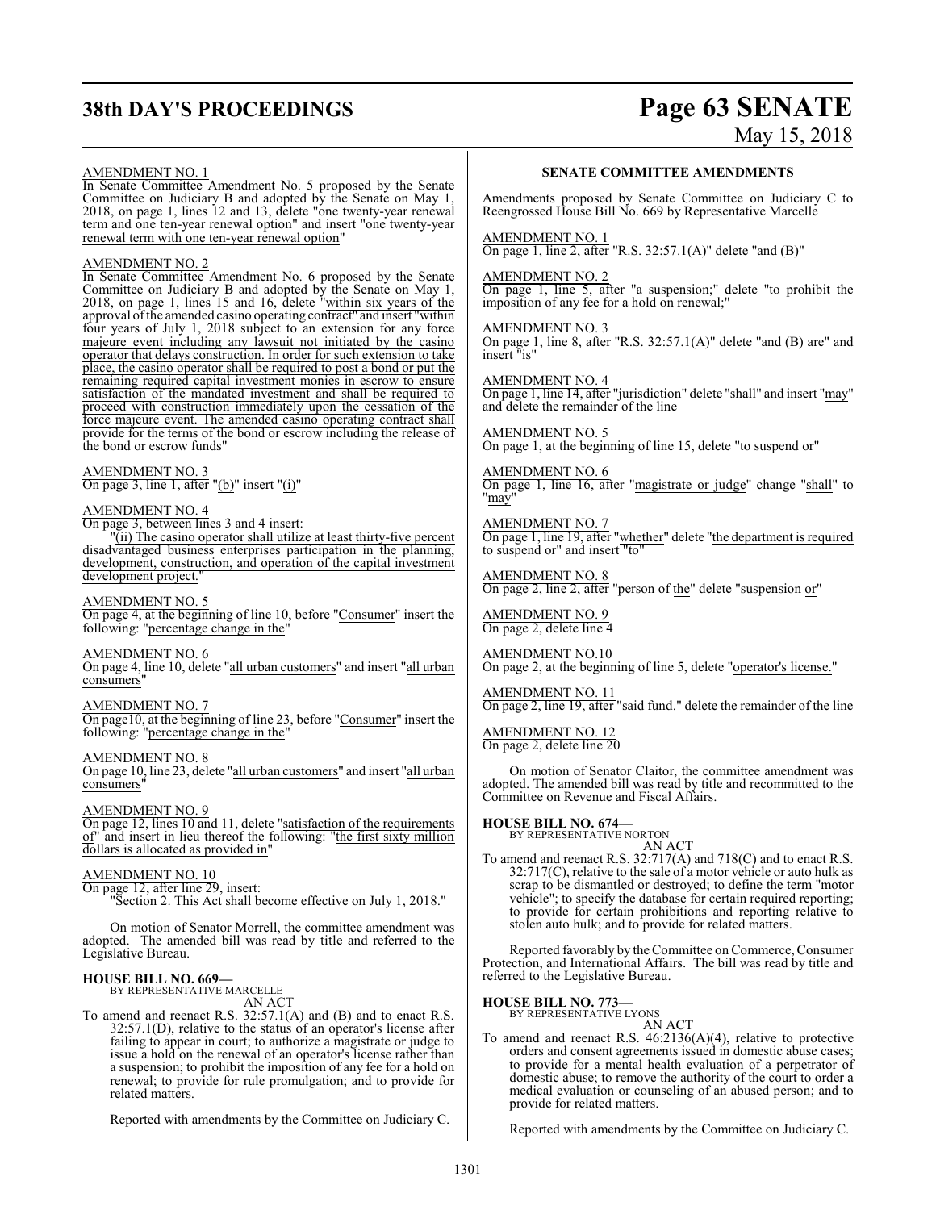AMENDMENT NO. 1

In Senate Committee Amendment No. 5 proposed by the Senate Committee on Judiciary B and adopted by the Senate on May 1, 2018, on page 1, lines 12 and 13, delete "one twenty-year renewal term and one ten-year renewal option" and insert "one twenty-year renewal term with one ten-year renewal option"

AMENDMENT NO. 2

In Senate Committee Amendment No. 6 proposed by the Senate Committee on Judiciary B and adopted by the Senate on May 1, 2018, on page 1, lines 15 and 16, delete "within six years of the approval of the amended casino operating contract" and insert "within four years of July 1, 2018 subject to an extension for any force majeure event including any lawsuit not initiated by the casino operator that delays construction. In order for such extension to take place, the casino operator shall be required to post a bond or put the remaining required capital investment monies in escrow to ensure satisfaction of the mandated investment and shall be required to proceed with construction immediately upon the cessation of the force majeure event. The amended casino operating contract shall provide for the terms of the bond or escrow including the release of the bond or escrow funds"

AMENDMENT NO. 3

On page 3, line 1, after "(b)" insert "(i)"

AMENDMENT NO. 4

On page 3, between lines 3 and 4 insert:

"(ii) The casino operator shall utilize at least thirty-five percent disadvantaged business enterprises participation in the planning, development, construction, and operation of the capital investment development project."

AMENDMENT NO. 5

On page 4, at the beginning of line 10, before "Consumer" insert the following: "percentage change in the"

AMENDMENT NO. 6

On page 4, line 10, delete "all urban customers" and insert "all urban consumers"

AMENDMENT NO. 7

On page10, at the beginning of line 23, before "Consumer" insert the following: "percentage change in the"

AMENDMENT NO. 8

On page 10, line 23, delete "all urban customers" and insert "all urban consumers"

AMENDMENT NO. 9

On page 12, lines 10 and 11, delete "satisfaction of the requirements of" and insert in lieu thereof the following: "the first sixty million dollars is allocated as provided in"

AMENDMENT NO. 10

On page 12, after line 29, insert:

"Section 2. This Act shall become effective on July 1, 2018."

On motion of Senator Morrell, the committee amendment was adopted. The amended bill was read by title and referred to the Legislative Bureau.

**HOUSE BILL NO. 669—**
BY REPRESENTATIVE MARCELLE

AN ACT

To amend and reenact R.S. 32:57.1(A) and (B) and to enact R.S. 32:57.1(D), relative to the status of an operator's license after failing to appear in court; to authorize a magistrate or judge to issue a hold on the renewal of an operator's license rather than a suspension; to prohibit the imposition of any fee for a hold on renewal; to provide for rule promulgation; and to provide for related matters.

Reported with amendments by the Committee on Judiciary C.

**SENATE COMMITTEE AMENDMENTS**

Amendments proposed by Senate Committee on Judiciary C to Reengrossed House Bill No. 669 by Representative Marcelle

AMENDMENT NO. 1

On page 1, line 2, after "R.S. 32:57.1(A)" delete "and (B)"

AMENDMENT NO. 2

On page 1, line 5, after "a suspension;" delete "to prohibit the imposition of any fee for a hold on renewal;"

AMENDMENT NO. 3

On page 1, line 8, after "R.S. 32:57.1(A)" delete "and (B) are" and insert "is"

AMENDMENT NO. 4

On page 1, line 14, after "jurisdiction" delete "shall" and insert "may" and delete the remainder of the line

AMENDMENT NO. 5

On page 1, at the beginning of line 15, delete "to suspend or"

AMENDMENT NO. 6

On page 1, line 16, after "magistrate or judge" change "shall" to "may"

AMENDMENT NO. 7

On page 1, line 19, after "whether" delete "the department is required to suspend or" and insert "to"

AMENDMENT NO. 8

On page 2, line 2, after "person of the" delete "suspension or"

AMENDMENT NO. 9

On page 2, delete line 4

AMENDMENT NO.10

On page 2, at the beginning of line 5, delete "operator's license."

AMENDMENT NO. 11

On page 2, line 19, after "said fund." delete the remainder of the line

AMENDMENT NO. 12

On page 2, delete line 20

On motion of Senator Claitor, the committee amendment was adopted. The amended bill was read by title and recommitted to the Committee on Revenue and Fiscal Affairs.

**HOUSE BILL NO. 674—**
BY REPRESENTATIVE NORTON

AN ACT

To amend and reenact R.S. 32:717(A) and 718(C) and to enact R.S. 32:717(C), relative to the sale of a motor vehicle or auto hulk as scrap to be dismantled or destroyed; to define the term "motor vehicle"; to specify the database for certain required reporting; to provide for certain prohibitions and reporting relative to stolen auto hulk; and to provide for related matters.

Reported favorably by the Committee on Commerce, Consumer Protection, and International Affairs. The bill was read by title and referred to the Legislative Bureau.

**HOUSE BILL NO. 773—**
BY REPRESENTATIVE LYONS

AN ACT

To amend and reenact R.S. 46:2136(A)(4), relative to protective orders and consent agreements issued in domestic abuse cases; to provide for a mental health evaluation of a perpetrator of domestic abuse; to remove the authority of the court to order a medical evaluation or counseling of an abused person; and to provide for related matters.

Reported with amendments by the Committee on Judiciary C.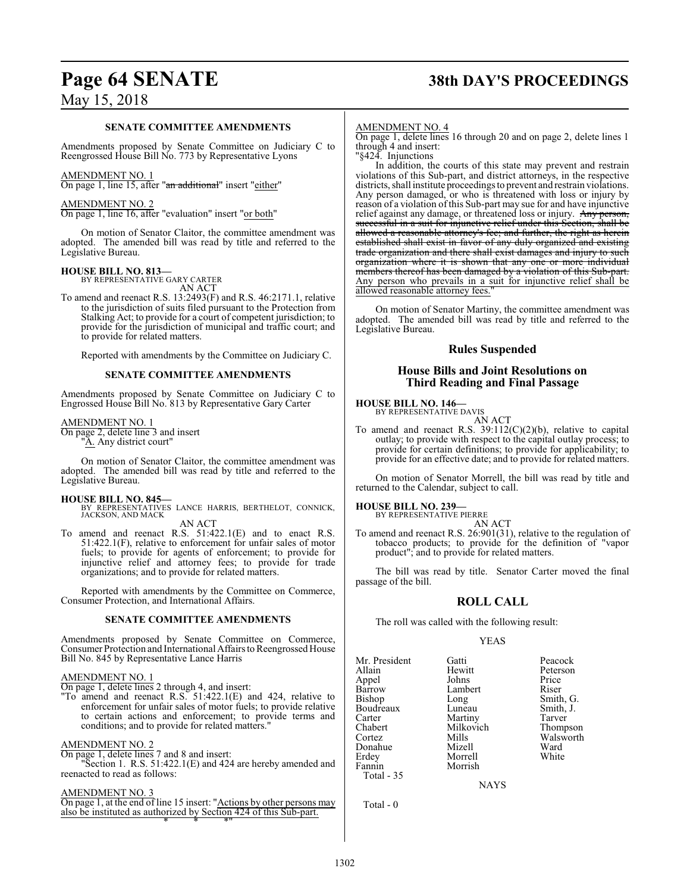**SENATE COMMITTEE AMENDMENTS**

Amendments proposed by Senate Committee on Judiciary C to Reengrossed House Bill No. 773 by Representative Lyons

AMENDMENT NO. 1
On page 1, line 15, after "~~an additional~~" insert "either"

AMENDMENT NO. 2
On page 1, line 16, after "evaluation" insert "or both"

On motion of Senator Claitor, the committee amendment was adopted. The amended bill was read by title and referred to the Legislative Bureau.

**HOUSE BILL NO. 813—**
BY REPRESENTATIVE GARY CARTER
AN ACT

To amend and reenact R.S. 13:2493(F) and R.S. 46:2171.1, relative to the jurisdiction of suits filed pursuant to the Protection from Stalking Act; to provide for a court of competent jurisdiction; to provide for the jurisdiction of municipal and traffic court; and to provide for related matters.

Reported with amendments by the Committee on Judiciary C.

**SENATE COMMITTEE AMENDMENTS**

Amendments proposed by Senate Committee on Judiciary C to Engrossed House Bill No. 813 by Representative Gary Carter

AMENDMENT NO. 1
On page 2, delete line 3 and insert
"A. Any district court"

On motion of Senator Claitor, the committee amendment was adopted. The amended bill was read by title and referred to the Legislative Bureau.

**HOUSE BILL NO. 845—**
BY REPRESENTATIVES LANCE HARRIS, BERTHELOT, CONNICK, JACKSON, AND MACK
AN ACT

To amend and reenact R.S. 51:422.1(E) and to enact R.S. 51:422.1(F), relative to enforcement for unfair sales of motor fuels; to provide for agents of enforcement; to provide for injunctive relief and attorney fees; to provide for trade organizations; and to provide for related matters.

Reported with amendments by the Committee on Commerce, Consumer Protection, and International Affairs.

**SENATE COMMITTEE AMENDMENTS**

Amendments proposed by Senate Committee on Commerce, Consumer Protection and International Affairs to Reengrossed House Bill No. 845 by Representative Lance Harris

AMENDMENT NO. 1
On page 1, delete lines 2 through 4, and insert:
"To amend and reenact R.S. 51:422.1(E) and 424, relative to enforcement for unfair sales of motor fuels; to provide relative to certain actions and enforcement; to provide terms and conditions; and to provide for related matters."

AMENDMENT NO. 2
On page 1, delete lines 7 and 8 and insert:
"Section 1. R.S. 51:422.1(E) and 424 are hereby amended and reenacted to read as follows:

AMENDMENT NO. 3
On page 1, at the end of line 15 insert: "Actions by other persons may also be instituted as authorized by Section 424 of this Sub-part.
\* \* \*"

AMENDMENT NO. 4
On page 1, delete lines 16 through 20 and on page 2, delete lines 1 through 4 and insert:
"§424. Injunctions

In addition, the courts of this state may prevent and restrain violations of this Sub-part, and district attorneys, in the respective districts, shall institute proceedings to prevent and restrain violations. Any person damaged, or who is threatened with loss or injury by reason of a violation of this Sub-part may sue for and have injunctive relief against any damage, or threatened loss or injury. ~~Any person, successful in a suit for injunctive relief under this Section, shall be allowed a reasonable attorney's fee; and further, the right as herein established shall exist in favor of any duly organized and existing trade organization and there shall exist damages and injury to such organization where it is shown that any one or more individual members thereof has been damaged by a violation of this Sub-part.~~ Any person who prevails in a suit for injunctive relief shall be allowed reasonable attorney fees."

On motion of Senator Martiny, the committee amendment was adopted. The amended bill was read by title and referred to the Legislative Bureau.

## Rules Suspended

## House Bills and Joint Resolutions on Third Reading and Final Passage

**HOUSE BILL NO. 146—**
BY REPRESENTATIVE DAVIS
AN ACT

To amend and reenact R.S. 39:112(C)(2)(b), relative to capital outlay; to provide with respect to the capital outlay process; to provide for certain definitions; to provide for applicability; to provide for an effective date; and to provide for related matters.

On motion of Senator Morrell, the bill was read by title and returned to the Calendar, subject to call.

**HOUSE BILL NO. 239—**
BY REPRESENTATIVE PIERRE
AN ACT

To amend and reenact R.S. 26:901(31), relative to the regulation of tobacco products; to provide for the definition of "vapor product"; and to provide for related matters.

The bill was read by title. Senator Carter moved the final passage of the bill.

## ROLL CALL

The roll was called with the following result:

YEAS

| | | |
|---|---|---|
| Mr. President | Gatti | Peacock |
| Allain | Hewitt | Peterson |
| Appel | Johns | Price |
| Barrow | Lambert | Riser |
| Bishop | Long | Smith, G. |
| Boudreaux | Luneau | Smith, J. |
| Carter | Martiny | Tarver |
| Chabert | Milkovich | Thompson |
| Cortez | Mills | Walsworth |
| Donahue | Mizell | Ward |
| Erdey | Morrell | White |
| Fannin | Morrish | |

Total - 35

NAYS

Total - 0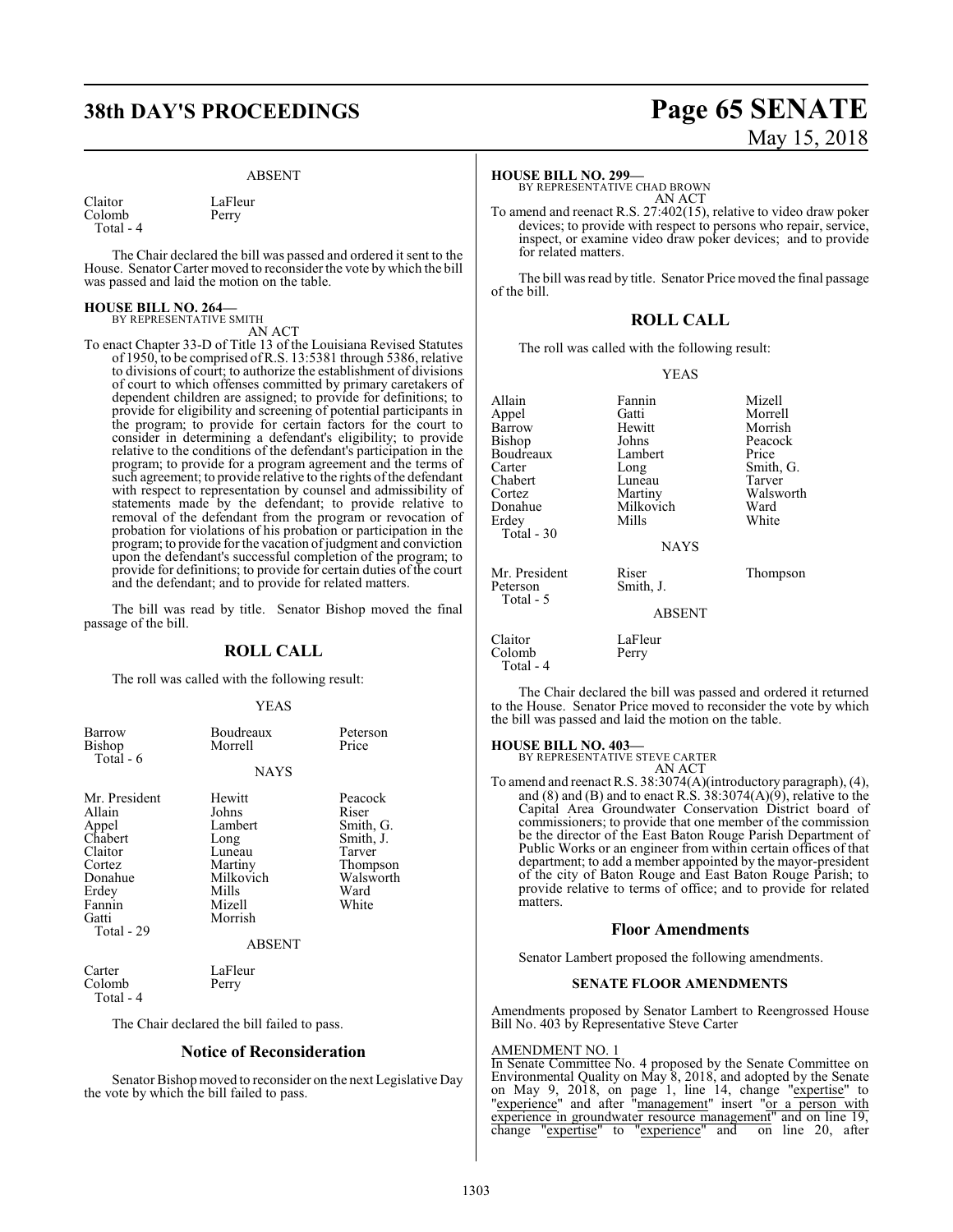ABSENT

| | |
|---|---|
| Claitor | LaFleur |
| Colomb | Perry |
| Total - 4 | |

The Chair declared the bill was passed and ordered it sent to the House. Senator Carter moved to reconsider the vote by which the bill was passed and laid the motion on the table.

**HOUSE BILL NO. 264—**
BY REPRESENTATIVE SMITH
AN ACT

To enact Chapter 33-D of Title 13 of the Louisiana Revised Statutes of 1950, to be comprised of R.S. 13:5381 through 5386, relative to divisions of court; to authorize the establishment of divisions of court to which offenses committed by primary caretakers of dependent children are assigned; to provide for definitions; to provide for eligibility and screening of potential participants in the program; to provide for certain factors for the court to consider in determining a defendant's eligibility; to provide relative to the conditions of the defendant's participation in the program; to provide for a program agreement and the terms of such agreement; to provide relative to the rights of the defendant with respect to representation by counsel and admissibility of statements made by the defendant; to provide relative to removal of the defendant from the program or revocation of probation for violations of his probation or participation in the program; to provide for the vacation of judgment and conviction upon the defendant's successful completion of the program; to provide for definitions; to provide for certain duties of the court and the defendant; and to provide for related matters.

The bill was read by title. Senator Bishop moved the final passage of the bill.

## ROLL CALL

The roll was called with the following result:

YEAS

| | | |
|---|---|---|
| Barrow | Boudreaux | Peterson |
| Bishop | Morrell | Price |
| Total - 6 | | |

NAYS

| | | |
|---|---|---|
| Mr. President | Hewitt | Peacock |
| Allain | Johns | Riser |
| Appel | Lambert | Smith, G. |
| Chabert | Long | Smith, J. |
| Claitor | Luneau | Tarver |
| Cortez | Martiny | Thompson |
| Donahue | Milkovich | Walsworth |
| Erdey | Mills | Ward |
| Fannin | Mizell | White |
| Gatti | Morrish | |
| Total - 29 | | |

ABSENT

| | |
|---|---|
| Carter | LaFleur |
| Colomb | Perry |
| Total - 4 | |

The Chair declared the bill failed to pass.

## Notice of Reconsideration

Senator Bishop moved to reconsider on the next Legislative Day the vote by which the bill failed to pass.

**HOUSE BILL NO. 299—**
BY REPRESENTATIVE CHAD BROWN
AN ACT

To amend and reenact R.S. 27:402(15), relative to video draw poker devices; to provide with respect to persons who repair, service, inspect, or examine video draw poker devices; and to provide for related matters.

The bill was read by title. Senator Price moved the final passage of the bill.

## ROLL CALL

The roll was called with the following result:

YEAS

| | | |
|---|---|---|
| Allain | Fannin | Mizell |
| Appel | Gatti | Morrell |
| Barrow | Hewitt | Morrish |
| Bishop | Johns | Peacock |
| Boudreaux | Lambert | Price |
| Carter | Long | Smith, G. |
| Chabert | Luneau | Tarver |
| Cortez | Martiny | Walsworth |
| Donahue | Milkovich | Ward |
| Erdey | Mills | White |
| Total - 30 | | |

NAYS

| | | |
|---|---|---|
| Mr. President | Riser | Thompson |
| Peterson | Smith, J. | |
| Total - 5 | | |

ABSENT

| | |
|---|---|
| Claitor | LaFleur |
| Colomb | Perry |
| Total - 4 | |

The Chair declared the bill was passed and ordered it returned to the House. Senator Price moved to reconsider the vote by which the bill was passed and laid the motion on the table.

**HOUSE BILL NO. 403—**
BY REPRESENTATIVE STEVE CARTER
AN ACT

To amend and reenact R.S. 38:3074(A)(introductory paragraph), (4), and (8) and (B) and to enact R.S. 38:3074(A)(9), relative to the Capital Area Groundwater Conservation District board of commissioners; to provide that one member of the commission be the director of the East Baton Rouge Parish Department of Public Works or an engineer from within certain offices of that department; to add a member appointed by the mayor-president of the city of Baton Rouge and East Baton Rouge Parish; to provide relative to terms of office; and to provide for related matters.

## Floor Amendments

Senator Lambert proposed the following amendments.

### SENATE FLOOR AMENDMENTS

Amendments proposed by Senator Lambert to Reengrossed House Bill No. 403 by Representative Steve Carter

AMENDMENT NO. 1
In Senate Committee No. 4 proposed by the Senate Committee on Environmental Quality on May 8, 2018, and adopted by the Senate on May 9, 2018, on page 1, line 14, change "expertise" to "experience" and after "management" insert "or a person with experience in groundwater resource management" and on line 19, change "expertise" to "experience" and on line 20, after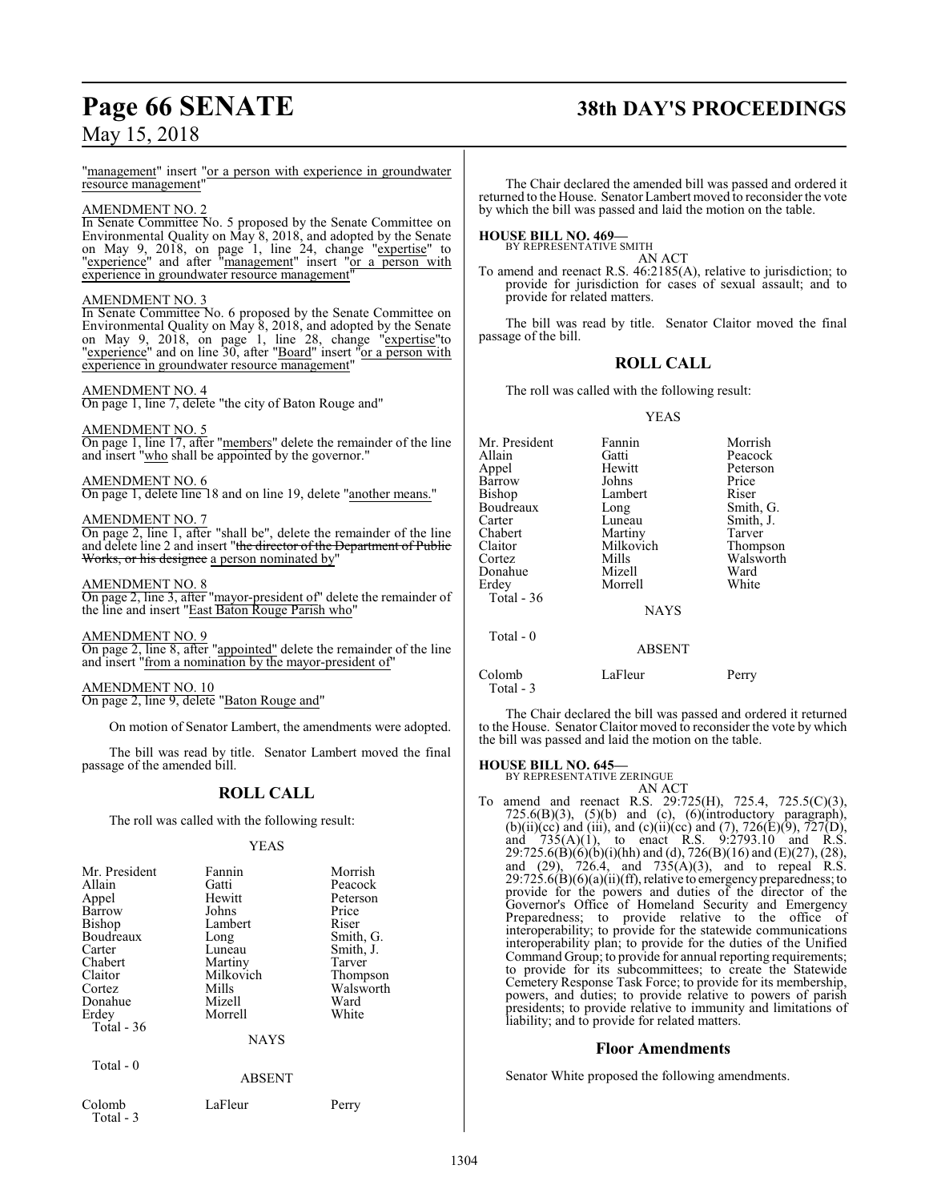"management" insert "or a person with experience in groundwater resource management"

AMENDMENT NO. 2

In Senate Committee No. 5 proposed by the Senate Committee on Environmental Quality on May 8, 2018, and adopted by the Senate on May 9, 2018, on page 1, line 24, change "expertise" to "experience" and after "management" insert "or a person with experience in groundwater resource management"

AMENDMENT NO. 3

In Senate Committee No. 6 proposed by the Senate Committee on Environmental Quality on May 8, 2018, and adopted by the Senate on May 9, 2018, on page 1, line 28, change "expertise"to "experience" and on line 30, after "Board" insert "or a person with experience in groundwater resource management"

AMENDMENT NO. 4

On page 1, line 7, delete "the city of Baton Rouge and"

AMENDMENT NO. 5

On page 1, line 17, after "members" delete the remainder of the line and insert "who shall be appointed by the governor."

AMENDMENT NO. 6

On page 1, delete line 18 and on line 19, delete "another means."

AMENDMENT NO. 7

On page 2, line 1, after "shall be", delete the remainder of the line and delete line 2 and insert "~~the director of the Department of Public Works, or his designee~~ a person nominated by"

AMENDMENT NO. 8

On page 2, line 3, after "mayor-president of" delete the remainder of the line and insert "East Baton Rouge Parish who"

AMENDMENT NO. 9

On page 2, line 8, after "appointed" delete the remainder of the line and insert "from a nomination by the mayor-president of"

AMENDMENT NO. 10

On page 2, line 9, delete "Baton Rouge and"

On motion of Senator Lambert, the amendments were adopted.

The bill was read by title. Senator Lambert moved the final passage of the amended bill.

## ROLL CALL

The roll was called with the following result:

YEAS

| | | |
|---|---|---|
| Mr. President | Fannin | Morrish |
| Allain | Gatti | Peacock |
| Appel | Hewitt | Peterson |
| Barrow | Johns | Price |
| Bishop | Lambert | Riser |
| Boudreaux | Long | Smith, G. |
| Carter | Luneau | Smith, J. |
| Chabert | Martiny | Tarver |
| Claitor | Milkovich | Thompson |
| Cortez | Mills | Walsworth |
| Donahue | Mizell | Ward |
| Erdey | Morrell | White |

Total - 36

NAYS

Total - 0

ABSENT

| | | |
|---|---|---|
| Colomb | LaFleur | Perry |

Total - 3

The Chair declared the amended bill was passed and ordered it returned to the House. Senator Lambert moved to reconsider the vote by which the bill was passed and laid the motion on the table.

**HOUSE BILL NO. 469—**
BY REPRESENTATIVE SMITH

AN ACT

To amend and reenact R.S. 46:2185(A), relative to jurisdiction; to provide for jurisdiction for cases of sexual assault; and to provide for related matters.

The bill was read by title. Senator Claitor moved the final passage of the bill.

## ROLL CALL

The roll was called with the following result:

YEAS

| | | |
|---|---|---|
| Mr. President | Fannin | Morrish |
| Allain | Gatti | Peacock |
| Appel | Hewitt | Peterson |
| Barrow | Johns | Price |
| Bishop | Lambert | Riser |
| Boudreaux | Long | Smith, G. |
| Carter | Luneau | Smith, J. |
| Chabert | Martiny | Tarver |
| Claitor | Milkovich | Thompson |
| Cortez | Mills | Walsworth |
| Donahue | Mizell | Ward |
| Erdey | Morrell | White |

Total - 36

NAYS

Total - 0

ABSENT

| | | |
|---|---|---|
| Colomb | LaFleur | Perry |

Total - 3

The Chair declared the bill was passed and ordered it returned to the House. Senator Claitor moved to reconsider the vote by which the bill was passed and laid the motion on the table.

**HOUSE BILL NO. 645—**
BY REPRESENTATIVE ZERINGUE

AN ACT

To amend and reenact R.S. 29:725(H), 725.4, 725.5(C)(3), 725.6(B)(3), (5)(b) and (c), (6)(introductory paragraph), (b)(ii)(cc) and (iii), and (c)(ii)(cc) and (7), 726(E)(9), 727(D), and 735(A)(1), to enact R.S. 9:2793.10 and R.S. 29:725.6(B)(6)(b)(i)(hh) and (d), 726(B)(16) and (E)(27), (28), and (29), 726.4, and 735(A)(3), and to repeal R.S. 29:725.6(B)(6)(a)(ii)(ff), relative to emergency preparedness; to provide for the powers and duties of the director of the Governor's Office of Homeland Security and Emergency Preparedness; to provide relative to the office of interoperability; to provide for the statewide communications interoperability plan; to provide for the duties of the Unified Command Group; to provide for annual reporting requirements; to provide for its subcommittees; to create the Statewide Cemetery Response Task Force; to provide for its membership, powers, and duties; to provide relative to powers of parish presidents; to provide relative to immunity and limitations of liability; and to provide for related matters.

## Floor Amendments

Senator White proposed the following amendments.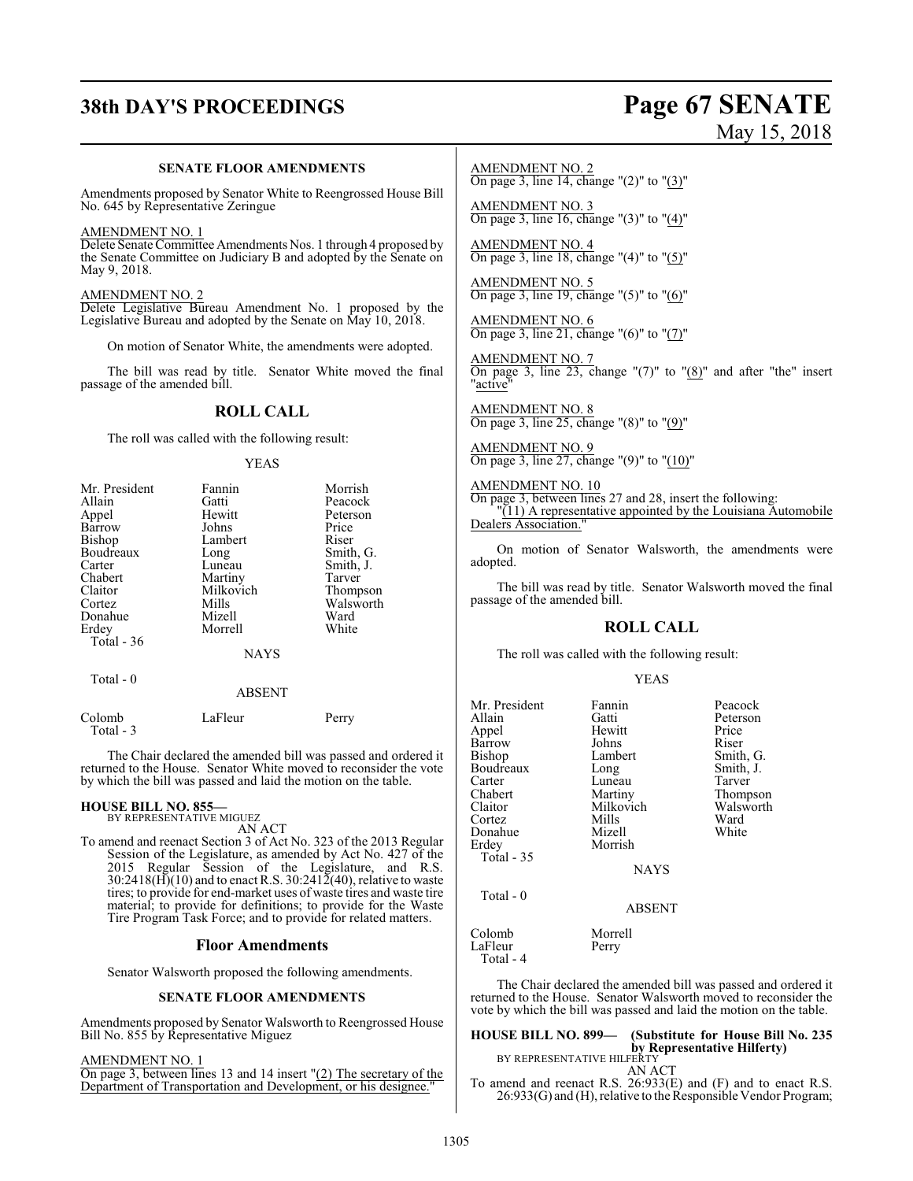### SENATE FLOOR AMENDMENTS

Amendments proposed by Senator White to Reengrossed House Bill No. 645 by Representative Zeringue

AMENDMENT NO. 1
Delete Senate Committee Amendments Nos. 1 through 4 proposed by the Senate Committee on Judiciary B and adopted by the Senate on May 9, 2018.

AMENDMENT NO. 2
Delete Legislative Bureau Amendment No. 1 proposed by the Legislative Bureau and adopted by the Senate on May 10, 2018.

On motion of Senator White, the amendments were adopted.

The bill was read by title. Senator White moved the final passage of the amended bill.

## ROLL CALL

The roll was called with the following result:

YEAS

| | | |
|---|---|---|
| Mr. President | Fannin | Morrish |
| Allain | Gatti | Peacock |
| Appel | Hewitt | Peterson |
| Barrow | Johns | Price |
| Bishop | Lambert | Riser |
| Boudreaux | Long | Smith, G. |
| Carter | Luneau | Smith, J. |
| Chabert | Martiny | Tarver |
| Claitor | Milkovich | Thompson |
| Cortez | Mills | Walsworth |
| Donahue | Mizell | Ward |
| Erdey | Morrell | White |
| Total - 36 | | |

NAYS

Total - 0

ABSENT

| | | |
|---|---|---|
| Colomb | LaFleur | Perry |
| Total - 3 | | |

The Chair declared the amended bill was passed and ordered it returned to the House. Senator White moved to reconsider the vote by which the bill was passed and laid the motion on the table.

**HOUSE BILL NO. 855—**
BY REPRESENTATIVE MIGUEZ
AN ACT

To amend and reenact Section 3 of Act No. 323 of the 2013 Regular Session of the Legislature, as amended by Act No. 427 of the 2015 Regular Session of the Legislature, and R.S. 30:2418(H)(10) and to enact R.S. 30:2412(40), relative to waste tires; to provide for end-market uses of waste tires and waste tire material; to provide for definitions; to provide for the Waste Tire Program Task Force; and to provide for related matters.

## Floor Amendments

Senator Walsworth proposed the following amendments.

### SENATE FLOOR AMENDMENTS

Amendments proposed by Senator Walsworth to Reengrossed House Bill No. 855 by Representative Miguez

AMENDMENT NO. 1
On page 3, between lines 13 and 14 insert "(2) The secretary of the Department of Transportation and Development, or his designee."

AMENDMENT NO. 2
On page 3, line 14, change "(2)" to "(3)"

AMENDMENT NO. 3
On page 3, line 16, change "(3)" to "(4)"

AMENDMENT NO. 4
On page 3, line 18, change "(4)" to "(5)"

AMENDMENT NO. 5
On page 3, line 19, change "(5)" to "(6)"

AMENDMENT NO. 6
On page 3, line 21, change "(6)" to "(7)"

AMENDMENT NO. 7
On page 3, line 23, change "(7)" to "(8)" and after "the" insert "active"

AMENDMENT NO. 8
On page 3, line 25, change "(8)" to "(9)"

AMENDMENT NO. 9
On page 3, line 27, change "(9)" to "(10)"

AMENDMENT NO. 10
On page 3, between lines 27 and 28, insert the following:
"(11) A representative appointed by the Louisiana Automobile Dealers Association."

On motion of Senator Walsworth, the amendments were adopted.

The bill was read by title. Senator Walsworth moved the final passage of the amended bill.

## ROLL CALL

The roll was called with the following result:

YEAS

| | | |
|---|---|---|
| Mr. President | Fannin | Peacock |
| Allain | Gatti | Peterson |
| Appel | Hewitt | Price |
| Barrow | Johns | Riser |
| Bishop | Lambert | Smith, G. |
| Boudreaux | Long | Smith, J. |
| Carter | Luneau | Tarver |
| Chabert | Martiny | Thompson |
| Claitor | Milkovich | Walsworth |
| Cortez | Mills | Ward |
| Donahue | Mizell | White |
| Erdey | Morrish | |
| Total - 35 | | |

NAYS

Total - 0

ABSENT

| | |
|---|---|
| Colomb | Morrell |
| LaFleur | Perry |
| Total - 4 | |

The Chair declared the amended bill was passed and ordered it returned to the House. Senator Walsworth moved to reconsider the vote by which the bill was passed and laid the motion on the table.

**HOUSE BILL NO. 899— (Substitute for House Bill No. 235 by Representative Hilferty)**
BY REPRESENTATIVE HILFERTY
AN ACT

To amend and reenact R.S. 26:933(E) and (F) and to enact R.S. 26:933(G) and (H), relative to the Responsible Vendor Program;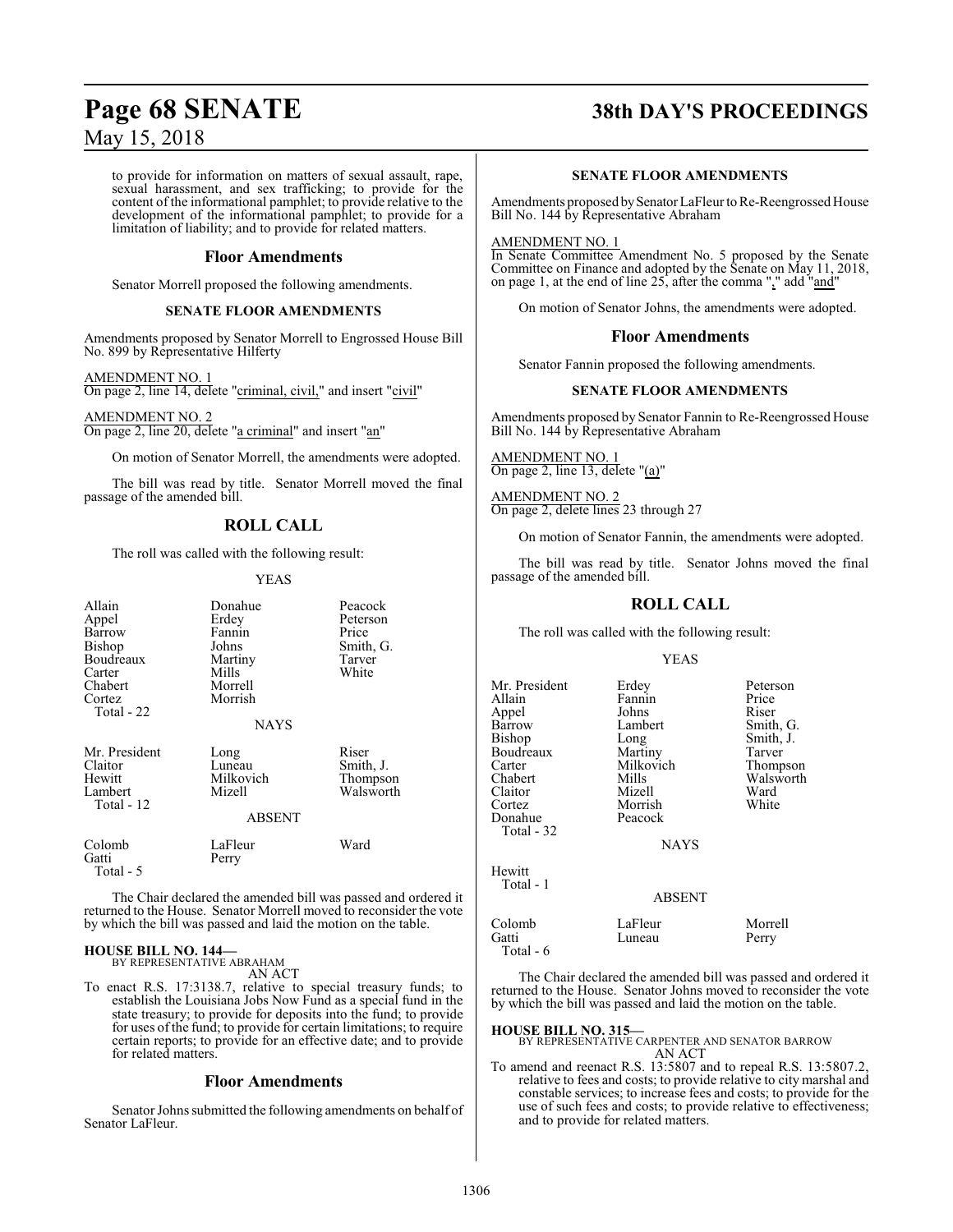to provide for information on matters of sexual assault, rape, sexual harassment, and sex trafficking; to provide for the content of the informational pamphlet; to provide relative to the development of the informational pamphlet; to provide for a limitation of liability; and to provide for related matters.

## Floor Amendments

Senator Morrell proposed the following amendments.

### SENATE FLOOR AMENDMENTS

Amendments proposed by Senator Morrell to Engrossed House Bill No. 899 by Representative Hilferty

AMENDMENT NO. 1
On page 2, line 14, delete "criminal, civil," and insert "civil"

AMENDMENT NO. 2
On page 2, line 20, delete "a criminal" and insert "an"

On motion of Senator Morrell, the amendments were adopted.

The bill was read by title. Senator Morrell moved the final passage of the amended bill.

## ROLL CALL

The roll was called with the following result:

YEAS

| | | |
|---|---|---|
| Allain | Donahue | Peacock |
| Appel | Erdey | Peterson |
| Barrow | Fannin | Price |
| Bishop | Johns | Smith, G. |
| Boudreaux | Martiny | Tarver |
| Carter | Mills | White |
| Chabert | Morrell | |
| Cortez | Morrish | |
| Total - 22 | | |

NAYS

| | | |
|---|---|---|
| Mr. President | Long | Riser |
| Claitor | Luneau | Smith, J. |
| Hewitt | Milkovich | Thompson |
| Lambert | Mizell | Walsworth |
| Total - 12 | | |

ABSENT

| | | |
|---|---|---|
| Colomb | LaFleur | Ward |
| Gatti | Perry | |
| Total - 5 | | |

The Chair declared the amended bill was passed and ordered it returned to the House. Senator Morrell moved to reconsider the vote by which the bill was passed and laid the motion on the table.

**HOUSE BILL NO. 144—**
BY REPRESENTATIVE ABRAHAM
AN ACT

To enact R.S. 17:3138.7, relative to special treasury funds; to establish the Louisiana Jobs Now Fund as a special fund in the state treasury; to provide for deposits into the fund; to provide for uses of the fund; to provide for certain limitations; to require certain reports; to provide for an effective date; and to provide for related matters.

## Floor Amendments

Senator Johns submitted the following amendments on behalf of Senator LaFleur.

### SENATE FLOOR AMENDMENTS

Amendments proposed by Senator LaFleur to Re-Reengrossed House Bill No. 144 by Representative Abraham

AMENDMENT NO. 1
In Senate Committee Amendment No. 5 proposed by the Senate Committee on Finance and adopted by the Senate on May 11, 2018, on page 1, at the end of line 25, after the comma "," add "and"

On motion of Senator Johns, the amendments were adopted.

## Floor Amendments

Senator Fannin proposed the following amendments.

### SENATE FLOOR AMENDMENTS

Amendments proposed by Senator Fannin to Re-Reengrossed House Bill No. 144 by Representative Abraham

AMENDMENT NO. 1
On page 2, line 13, delete "(a)"

AMENDMENT NO. 2
On page 2, delete lines 23 through 27

On motion of Senator Fannin, the amendments were adopted.

The bill was read by title. Senator Johns moved the final passage of the amended bill.

## ROLL CALL

The roll was called with the following result:

YEAS

| | | |
|---|---|---|
| Mr. President | Erdey | Peterson |
| Allain | Fannin | Price |
| Appel | Johns | Riser |
| Barrow | Lambert | Smith, G. |
| Bishop | Long | Smith, J. |
| Boudreaux | Martiny | Tarver |
| Carter | Milkovich | Thompson |
| Chabert | Mills | Walsworth |
| Claitor | Mizell | Ward |
| Cortez | Morrish | White |
| Donahue | Peacock | |
| Total - 32 | | |

NAYS

Hewitt
Total - 1

ABSENT

| | | |
|---|---|---|
| Colomb | LaFleur | Morrell |
| Gatti | Luneau | Perry |
| Total - 6 | | |

The Chair declared the amended bill was passed and ordered it returned to the House. Senator Johns moved to reconsider the vote by which the bill was passed and laid the motion on the table.

**HOUSE BILL NO. 315—**
BY REPRESENTATIVE CARPENTER AND SENATOR BARROW
AN ACT

To amend and reenact R.S. 13:5807 and to repeal R.S. 13:5807.2, relative to fees and costs; to provide relative to city marshal and constable services; to increase fees and costs; to provide for the use of such fees and costs; to provide relative to effectiveness; and to provide for related matters.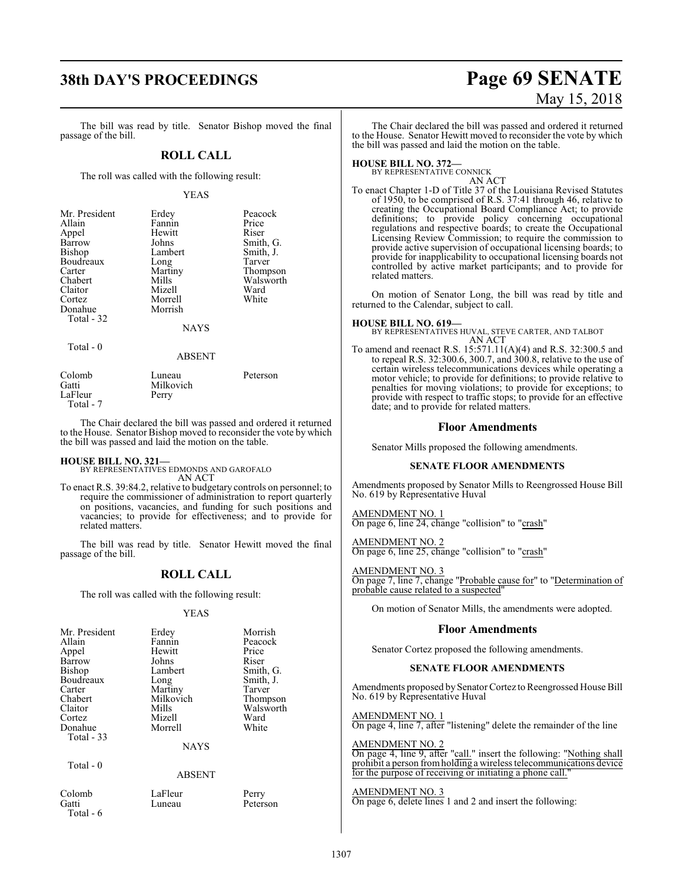The bill was read by title. Senator Bishop moved the final passage of the bill.

## ROLL CALL

The roll was called with the following result:

YEAS

| | | |
|---|---|---|
| Mr. President | Erdey | Peacock |
| Allain | Fannin | Price |
| Appel | Hewitt | Riser |
| Barrow | Johns | Smith, G. |
| Bishop | Lambert | Smith, J. |
| Boudreaux | Long | Tarver |
| Carter | Martiny | Thompson |
| Chabert | Mills | Walsworth |
| Claitor | Mizell | Ward |
| Cortez | Morrell | White |
| Donahue | Morrish | |

Total - 32

NAYS

Total - 0

ABSENT

| | | |
|---|---|---|
| Colomb | Luneau | Peterson |
| Gatti | Milkovich | |
| LaFleur | Perry | |

Total - 7

The Chair declared the bill was passed and ordered it returned to the House. Senator Bishop moved to reconsider the vote by which the bill was passed and laid the motion on the table.

**HOUSE BILL NO. 321—**
BY REPRESENTATIVES EDMONDS AND GAROFALO
AN ACT

To enact R.S. 39:84.2, relative to budgetary controls on personnel; to require the commissioner of administration to report quarterly on positions, vacancies, and funding for such positions and vacancies; to provide for effectiveness; and to provide for related matters.

The bill was read by title. Senator Hewitt moved the final passage of the bill.

## ROLL CALL

The roll was called with the following result:

YEAS

| | | |
|---|---|---|
| Mr. President | Erdey | Morrish |
| Allain | Fannin | Peacock |
| Appel | Hewitt | Price |
| Barrow | Johns | Riser |
| Bishop | Lambert | Smith, G. |
| Boudreaux | Long | Smith, J. |
| Carter | Martiny | Tarver |
| Chabert | Milkovich | Thompson |
| Claitor | Mills | Walsworth |
| Cortez | Mizell | Ward |
| Donahue | Morrell | White |

Total - 33

NAYS

Total - 0

ABSENT

| | | |
|---|---|---|
| Colomb | LaFleur | Perry |
| Gatti | Luneau | Peterson |

Total - 6

The Chair declared the bill was passed and ordered it returned to the House. Senator Hewitt moved to reconsider the vote by which the bill was passed and laid the motion on the table.

**HOUSE BILL NO. 372—**
BY REPRESENTATIVE CONNICK
AN ACT

To enact Chapter 1-D of Title 37 of the Louisiana Revised Statutes of 1950, to be comprised of R.S. 37:41 through 46, relative to creating the Occupational Board Compliance Act; to provide definitions; to provide policy concerning occupational regulations and respective boards; to create the Occupational Licensing Review Commission; to require the commission to provide active supervision of occupational licensing boards; to provide for inapplicability to occupational licensing boards not controlled by active market participants; and to provide for related matters.

On motion of Senator Long, the bill was read by title and returned to the Calendar, subject to call.

**HOUSE BILL NO. 619—**
BY REPRESENTATIVES HUVAL, STEVE CARTER, AND TALBOT
AN ACT

To amend and reenact R.S. 15:571.11(A)(4) and R.S. 32:300.5 and to repeal R.S. 32:300.6, 300.7, and 300.8, relative to the use of certain wireless telecommunications devices while operating a motor vehicle; to provide for definitions; to provide relative to penalties for moving violations; to provide for exceptions; to provide with respect to traffic stops; to provide for an effective date; and to provide for related matters.

## Floor Amendments

Senator Mills proposed the following amendments.

### SENATE FLOOR AMENDMENTS

Amendments proposed by Senator Mills to Reengrossed House Bill No. 619 by Representative Huval

AMENDMENT NO. 1
On page 6, line 24, change "collision" to "crash"

AMENDMENT NO. 2
On page 6, line 25, change "collision" to "crash"

AMENDMENT NO. 3
On page 7, line 7, change "Probable cause for" to "Determination of probable cause related to a suspected"

On motion of Senator Mills, the amendments were adopted.

## Floor Amendments

Senator Cortez proposed the following amendments.

### SENATE FLOOR AMENDMENTS

Amendments proposed by Senator Cortez to Reengrossed House Bill No. 619 by Representative Huval

AMENDMENT NO. 1
On page 4, line 7, after "listening" delete the remainder of the line

AMENDMENT NO. 2
On page 4, line 9, after "call." insert the following: "Nothing shall prohibit a person from holding a wireless telecommunications device for the purpose of receiving or initiating a phone call."

AMENDMENT NO. 3
On page 6, delete lines 1 and 2 and insert the following: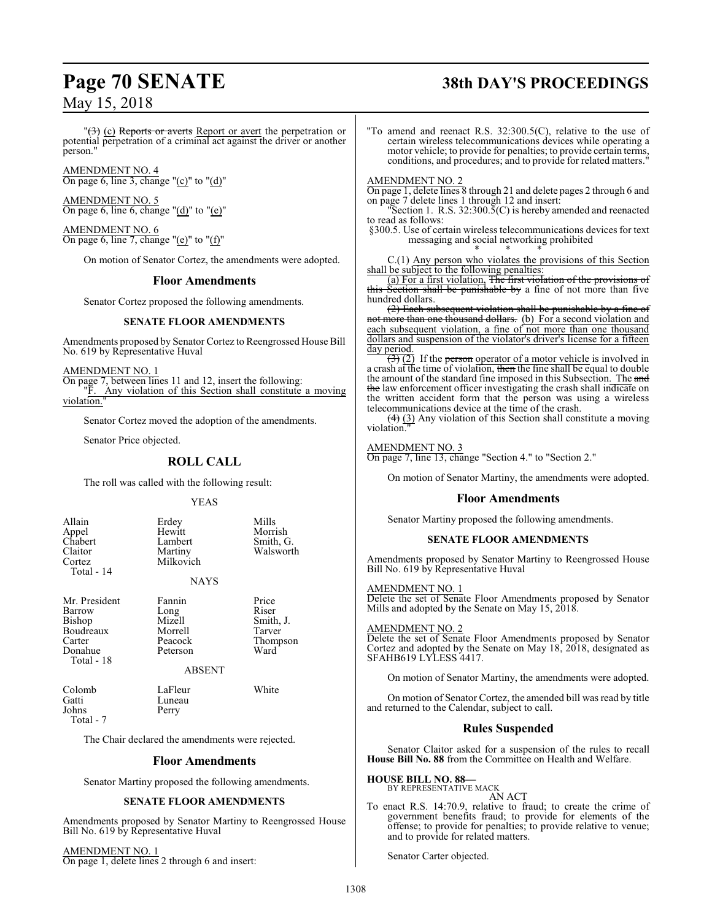"~~(3)~~ (c) ~~Reports or averts~~ Report or avert the perpetration or potential perpetration of a criminal act against the driver or another person."

AMENDMENT NO. 4
On page 6, line 3, change "(c)" to "(d)"

AMENDMENT NO. 5
On page 6, line 6, change "(d)" to "(e)"

AMENDMENT NO. 6
On page 6, line 7, change "(e)" to "(f)"

On motion of Senator Cortez, the amendments were adopted.

## Floor Amendments

Senator Cortez proposed the following amendments.

### SENATE FLOOR AMENDMENTS

Amendments proposed by Senator Cortez to Reengrossed House Bill No. 619 by Representative Huval

AMENDMENT NO. 1
On page 7, between lines 11 and 12, insert the following:
"F. Any violation of this Section shall constitute a moving violation."

Senator Cortez moved the adoption of the amendments.

Senator Price objected.

## ROLL CALL

The roll was called with the following result:

YEAS

| | | |
|---|---|---|
| Allain | Erdey | Mills |
| Appel | Hewitt | Morrish |
| Chabert | Lambert | Smith, G. |
| Claitor | Martiny | Walsworth |
| Cortez | Milkovich | |
| Total - 14 | | |

NAYS

| | | |
|---|---|---|
| Mr. President | Fannin | Price |
| Barrow | Long | Riser |
| Bishop | Mizell | Smith, J. |
| Boudreaux | Morrell | Tarver |
| Carter | Peacock | Thompson |
| Donahue | Peterson | Ward |
| Total - 18 | | |

ABSENT

| | | |
|---|---|---|
| Colomb | LaFleur | White |
| Gatti | Luneau | |
| Johns | Perry | |
| Total - 7 | | |

The Chair declared the amendments were rejected.

## Floor Amendments

Senator Martiny proposed the following amendments.

### SENATE FLOOR AMENDMENTS

Amendments proposed by Senator Martiny to Reengrossed House Bill No. 619 by Representative Huval

AMENDMENT NO. 1
On page 1, delete lines 2 through 6 and insert:

"To amend and reenact R.S. 32:300.5(C), relative to the use of certain wireless telecommunications devices while operating a motor vehicle; to provide for penalties; to provide certain terms, conditions, and procedures; and to provide for related matters."

AMENDMENT NO. 2
On page 1, delete lines 8 through 21 and delete pages 2 through 6 and on page 7 delete lines 1 through 12 and insert:

"Section 1. R.S. 32:300.5(C) is hereby amended and reenacted to read as follows:

§300.5. Use of certain wireless telecommunications devices for text messaging and social networking prohibited

\* \* \*

C.(1) Any person who violates the provisions of this Section shall be subject to the following penalties:

(a) For a first violation, ~~The first violation of the provisions of this Section shall be punishable by~~ a fine of not more than five hundred dollars.

~~(2) Each subsequent violation shall be punishable by a fine of not more than one thousand dollars.~~ (b) For a second violation and each subsequent violation, a fine of not more than one thousand dollars and suspension of the violator's driver's license for a fifteen day period.

~~(3)~~ (2) If the ~~person~~ operator of a motor vehicle is involved in a crash at the time of violation, ~~then~~ the fine shall be equal to double the amount of the standard fine imposed in this Subsection. The ~~and the~~ law enforcement officer investigating the crash shall indicate on the written accident form that the person was using a wireless telecommunications device at the time of the crash.

~~(4)~~ (3) Any violation of this Section shall constitute a moving violation."

AMENDMENT NO. 3
On page 7, line 13, change "Section 4." to "Section 2."

On motion of Senator Martiny, the amendments were adopted.

## Floor Amendments

Senator Martiny proposed the following amendments.

### SENATE FLOOR AMENDMENTS

Amendments proposed by Senator Martiny to Reengrossed House Bill No. 619 by Representative Huval

AMENDMENT NO. 1
Delete the set of Senate Floor Amendments proposed by Senator Mills and adopted by the Senate on May 15, 2018.

AMENDMENT NO. 2
Delete the set of Senate Floor Amendments proposed by Senator Cortez and adopted by the Senate on May 18, 2018, designated as SFAHB619 LYLESS 4417.

On motion of Senator Martiny, the amendments were adopted.

On motion of Senator Cortez, the amended bill was read by title and returned to the Calendar, subject to call.

## Rules Suspended

Senator Claitor asked for a suspension of the rules to recall **House Bill No. 88** from the Committee on Health and Welfare.

**HOUSE BILL NO. 88—**
BY REPRESENTATIVE MACK

AN ACT

To enact R.S. 14:70.9, relative to fraud; to create the crime of government benefits fraud; to provide for elements of the offense; to provide for penalties; to provide relative to venue; and to provide for related matters.

Senator Carter objected.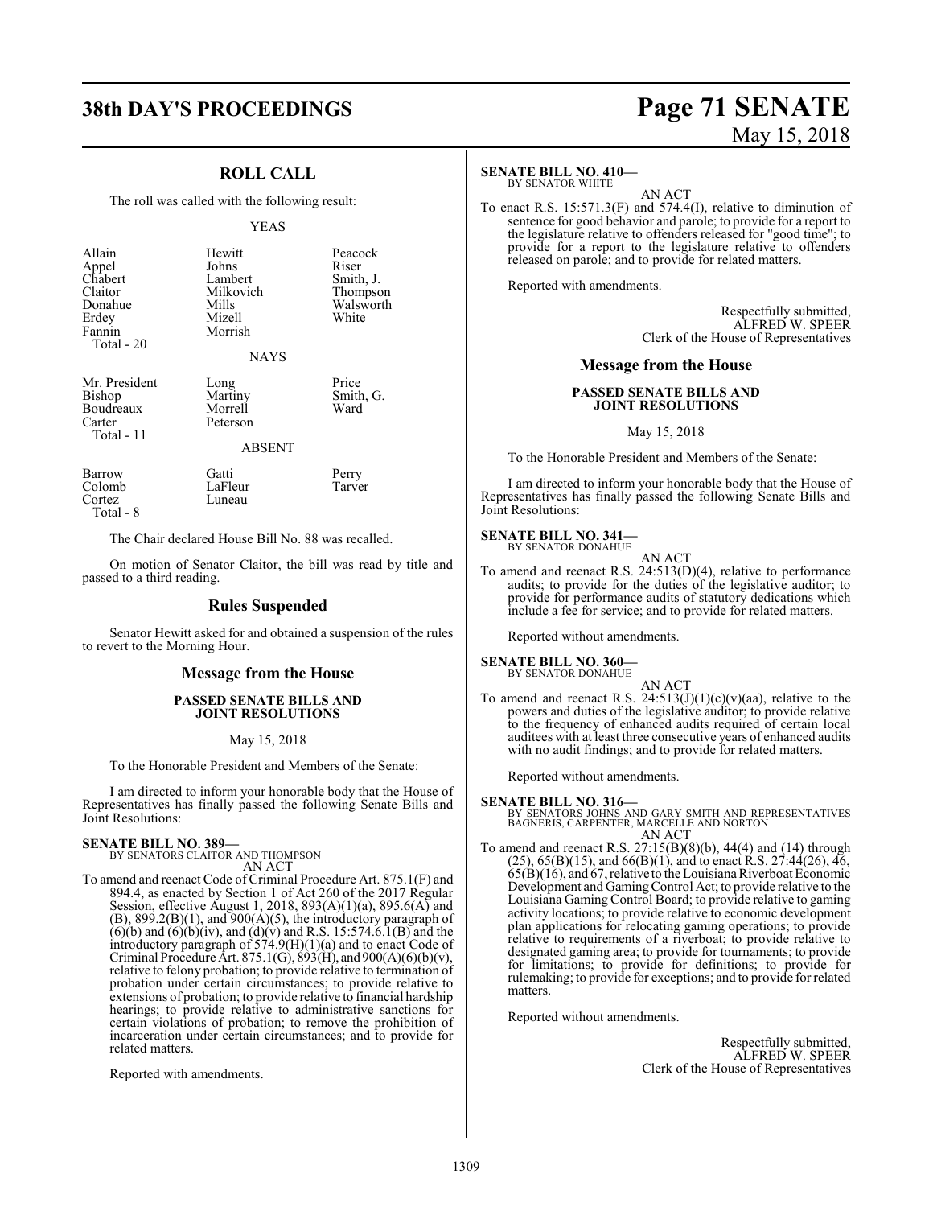## ROLL CALL

The roll was called with the following result:

YEAS

| | | |
|---|---|---|
| Allain | Hewitt | Peacock |
| Appel | Johns | Riser |
| Chabert | Lambert | Smith, J. |
| Claitor | Milkovich | Thompson |
| Donahue | Mills | Walsworth |
| Erdey | Mizell | White |
| Fannin | Morrish | |
| Total - 20 | | |

NAYS

| | | |
|---|---|---|
| Mr. President | Long | Price |
| Bishop | Martiny | Smith, G. |
| Boudreaux | Morrell | Ward |
| Carter | Peterson | |
| Total - 11 | | |

ABSENT

| | | |
|---|---|---|
| Barrow | Gatti | Perry |
| Colomb | LaFleur | Tarver |
| Cortez | Luneau | |
| Total - 8 | | |

The Chair declared House Bill No. 88 was recalled.

On motion of Senator Claitor, the bill was read by title and passed to a third reading.

## Rules Suspended

Senator Hewitt asked for and obtained a suspension of the rules to revert to the Morning Hour.

## Message from the House

### PASSED SENATE BILLS AND JOINT RESOLUTIONS

May 15, 2018

To the Honorable President and Members of the Senate:

I am directed to inform your honorable body that the House of Representatives has finally passed the following Senate Bills and Joint Resolutions:

**SENATE BILL NO. 389—**
BY SENATORS CLAITOR AND THOMPSON

AN ACT

To amend and reenact Code of Criminal Procedure Art. 875.1(F) and 894.4, as enacted by Section 1 of Act 260 of the 2017 Regular Session, effective August 1, 2018, 893(A)(1)(a), 895.6(A) and (B), 899.2(B)(1), and 900(A)(5), the introductory paragraph of (6)(b) and (6)(b)(iv), and (d)(v) and R.S. 15:574.6.1(B) and the introductory paragraph of 574.9(H)(1)(a) and to enact Code of Criminal Procedure Art. 875.1(G), 893(H), and 900(A)(6)(b)(v), relative to felony probation; to provide relative to termination of probation under certain circumstances; to provide relative to extensions of probation; to provide relative to financial hardship hearings; to provide relative to administrative sanctions for certain violations of probation; to remove the prohibition of incarceration under certain circumstances; and to provide for related matters.

Reported with amendments.

**SENATE BILL NO. 410—**
BY SENATOR WHITE

AN ACT

To enact R.S. 15:571.3(F) and 574.4(I), relative to diminution of sentence for good behavior and parole; to provide for a report to the legislature relative to offenders released for "good time"; to provide for a report to the legislature relative to offenders released on parole; and to provide for related matters.

Reported with amendments.

Respectfully submitted,
ALFRED W. SPEER
Clerk of the House of Representatives

## Message from the House

### PASSED SENATE BILLS AND JOINT RESOLUTIONS

May 15, 2018

To the Honorable President and Members of the Senate:

I am directed to inform your honorable body that the House of Representatives has finally passed the following Senate Bills and Joint Resolutions:

**SENATE BILL NO. 341—**
BY SENATOR DONAHUE

AN ACT

To amend and reenact R.S. 24:513(D)(4), relative to performance audits; to provide for the duties of the legislative auditor; to provide for performance audits of statutory dedications which include a fee for service; and to provide for related matters.

Reported without amendments.

**SENATE BILL NO. 360—**
BY SENATOR DONAHUE

AN ACT

To amend and reenact R.S. 24:513(J)(1)(c)(v)(aa), relative to the powers and duties of the legislative auditor; to provide relative to the frequency of enhanced audits required of certain local auditees with at least three consecutive years of enhanced audits with no audit findings; and to provide for related matters.

Reported without amendments.

**SENATE BILL NO. 316—**
BY SENATORS JOHNS AND GARY SMITH AND REPRESENTATIVES BAGNERIS, CARPENTER, MARCELLE AND NORTON

AN ACT

To amend and reenact R.S. 27:15(B)(8)(b), 44(4) and (14) through (25), 65(B)(15), and 66(B)(1), and to enact R.S. 27:44(26), 46, 65(B)(16), and 67, relative to the Louisiana Riverboat Economic Development and Gaming Control Act; to provide relative to the Louisiana Gaming Control Board; to provide relative to gaming activity locations; to provide relative to economic development plan applications for relocating gaming operations; to provide relative to requirements of a riverboat; to provide relative to designated gaming area; to provide for tournaments; to provide for limitations; to provide for definitions; to provide for rulemaking; to provide for exceptions; and to provide for related matters.

Reported without amendments.

Respectfully submitted,
ALFRED W. SPEER
Clerk of the House of Representatives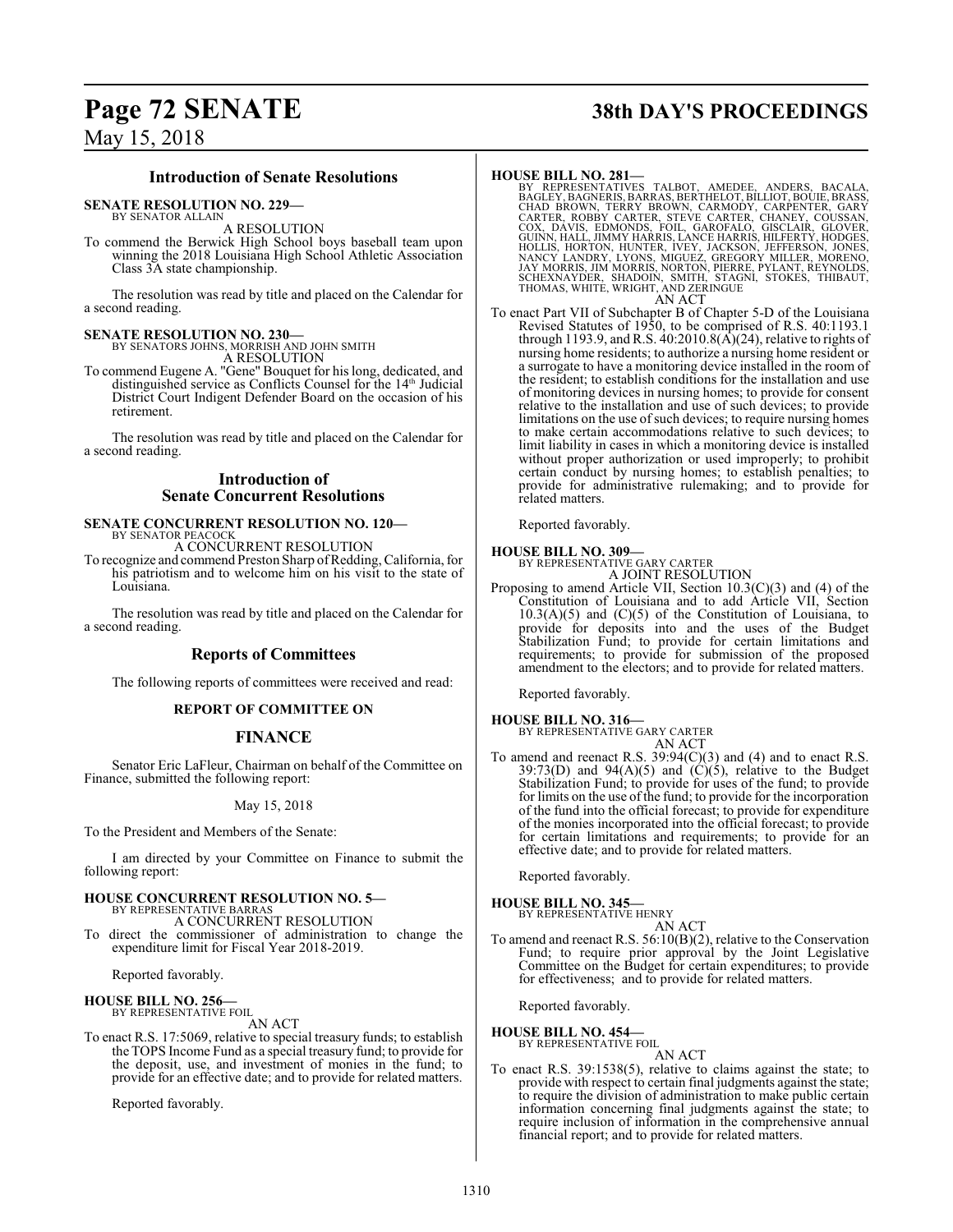## Introduction of Senate Resolutions

**SENATE RESOLUTION NO. 229—**
BY SENATOR ALLAIN
A RESOLUTION

To commend the Berwick High School boys baseball team upon winning the 2018 Louisiana High School Athletic Association Class 3A state championship.

The resolution was read by title and placed on the Calendar for a second reading.

**SENATE RESOLUTION NO. 230—**
BY SENATORS JOHNS, MORRISH AND JOHN SMITH
A RESOLUTION

To commend Eugene A. "Gene" Bouquet for his long, dedicated, and distinguished service as Conflicts Counsel for the 14th Judicial District Court Indigent Defender Board on the occasion of his retirement.

The resolution was read by title and placed on the Calendar for a second reading.

## Introduction of Senate Concurrent Resolutions

**SENATE CONCURRENT RESOLUTION NO. 120—**
BY SENATOR PEACOCK
A CONCURRENT RESOLUTION

To recognize and commend Preston Sharp of Redding, California, for his patriotism and to welcome him on his visit to the state of Louisiana.

The resolution was read by title and placed on the Calendar for a second reading.

## Reports of Committees

The following reports of committees were received and read:

### REPORT OF COMMITTEE ON

### FINANCE

Senator Eric LaFleur, Chairman on behalf of the Committee on Finance, submitted the following report:

May 15, 2018

To the President and Members of the Senate:

I am directed by your Committee on Finance to submit the following report:

**HOUSE CONCURRENT RESOLUTION NO. 5—**
BY REPRESENTATIVE BARRAS
A CONCURRENT RESOLUTION

To direct the commissioner of administration to change the expenditure limit for Fiscal Year 2018-2019.

Reported favorably.

**HOUSE BILL NO. 256—**
BY REPRESENTATIVE FOIL
AN ACT

To enact R.S. 17:5069, relative to special treasury funds; to establish the TOPS Income Fund as a special treasury fund; to provide for the deposit, use, and investment of monies in the fund; to provide for an effective date; and to provide for related matters.

Reported favorably.

**HOUSE BILL NO. 281—**
BY REPRESENTATIVES TALBOT, AMEDEE, ANDERS, BACALA, BAGLEY, BAGNERIS, BARRAS, BERTHELOT, BILLIOT, BOUIE, BRASS, CHAD BROWN, TERRY BROWN, CARMODY, CARPENTER, GARY CARTER, ROBBY CARTER, STEVE CARTER, CHANEY, COUSSAN, COX, DAVIS, EDMONDS, FOIL, GAROFALO, GISCLAIR, GLOVER, GUINN, HALL, JIMMY HARRIS, LANCE HARRIS, HILFERTY, HODGES, HOLLIS, HORTON, HUNTER, IVEY, JACKSON, JEFFERSON, JONES, NANCY LANDRY, LYONS, MIGUEZ, GREGORY MILLER, MORENO, JAY MORRIS, JIM MORRIS, NORTON, PIERRE, PYLANT, REYNOLDS, SCHEXNAYDER, SHADOIN, SMITH, STAGNI, STOKES, THIBAUT, THOMAS, WHITE, WRIGHT, AND ZERINGUE
AN ACT

To enact Part VII of Subchapter B of Chapter 5-D of the Louisiana Revised Statutes of 1950, to be comprised of R.S. 40:1193.1 through 1193.9, and R.S. 40:2010.8(A)(24), relative to rights of nursing home residents; to authorize a nursing home resident or a surrogate to have a monitoring device installed in the room of the resident; to establish conditions for the installation and use of monitoring devices in nursing homes; to provide for consent relative to the installation and use of such devices; to provide limitations on the use of such devices; to require nursing homes to make certain accommodations relative to such devices; to limit liability in cases in which a monitoring device is installed without proper authorization or used improperly; to prohibit certain conduct by nursing homes; to establish penalties; to provide for administrative rulemaking; and to provide for related matters.

Reported favorably.

**HOUSE BILL NO. 309—**
BY REPRESENTATIVE GARY CARTER
A JOINT RESOLUTION

Proposing to amend Article VII, Section 10.3(C)(3) and (4) of the Constitution of Louisiana and to add Article VII, Section 10.3(A)(5) and (C)(5) of the Constitution of Louisiana, to provide for deposits into and the uses of the Budget Stabilization Fund; to provide for certain limitations and requirements; to provide for submission of the proposed amendment to the electors; and to provide for related matters.

Reported favorably.

**HOUSE BILL NO. 316—**
BY REPRESENTATIVE GARY CARTER
AN ACT

To amend and reenact R.S. 39:94(C)(3) and (4) and to enact R.S. 39:73(D) and 94(A)(5) and (C)(5), relative to the Budget Stabilization Fund; to provide for uses of the fund; to provide for limits on the use of the fund; to provide for the incorporation of the fund into the official forecast; to provide for expenditure of the monies incorporated into the official forecast; to provide for certain limitations and requirements; to provide for an effective date; and to provide for related matters.

Reported favorably.

**HOUSE BILL NO. 345—**
BY REPRESENTATIVE HENRY
AN ACT

To amend and reenact R.S. 56:10(B)(2), relative to the Conservation Fund; to require prior approval by the Joint Legislative Committee on the Budget for certain expenditures; to provide for effectiveness; and to provide for related matters.

Reported favorably.

**HOUSE BILL NO. 454—**
BY REPRESENTATIVE FOIL
AN ACT

To enact R.S. 39:1538(5), relative to claims against the state; to provide with respect to certain final judgments against the state; to require the division of administration to make public certain information concerning final judgments against the state; to require inclusion of information in the comprehensive annual financial report; and to provide for related matters.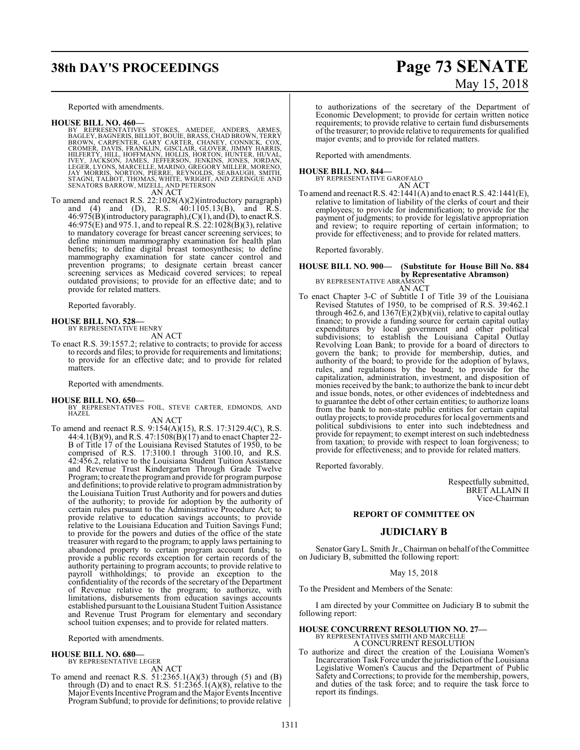Reported with amendments.

**HOUSE BILL NO. 460—**
BY REPRESENTATIVES STOKES, AMEDEE, ANDERS, ARMES, BAGLEY, BAGNERIS, BILLIOT, BOUIE, BRASS, CHAD BROWN, TERRY BROWN, CARPENTER, GARY CARTER, CHANEY, CONNICK, COX, CROMER, DAVIS, FRANKLIN, GISCLAIR, GLOVER, JIMMY HARRIS, HILFERTY, HILL, HOFFMANN, HOLLIS, HORTON, HUNTER, HUVAL, IVEY, JACKSON, JAMES, JEFFERSON, JENKINS, JONES, JORDAN, LEGER, LYONS, MARCELLE, MARINO, GREGORY MILLER, MORENO, JAY MORRIS, NORTON, PIERRE, REYNOLDS, SEABAUGH, SMITH, STAGNI, TALBOT, THOMAS, WHITE, WRIGHT, AND ZERINGUE AND SENATORS BARROW, MIZELL, AND PETERSON
AN ACT

To amend and reenact R.S. 22:1028(A)(2)(introductory paragraph) and (4) and (D), R.S. 40:1105.13(B), and R.S. 46:975(B)(introductory paragraph),(C)(1), and (D), to enact R.S. 46:975(E) and 975.1, and to repeal R.S. 22:1028(B)(3), relative to mandatory coverage for breast cancer screening services; to define minimum mammography examination for health plan benefits; to define digital breast tomosynthesis; to define mammography examination for state cancer control and prevention programs; to designate certain breast cancer screening services as Medicaid covered services; to repeal outdated provisions; to provide for an effective date; and to provide for related matters.

Reported favorably.

**HOUSE BILL NO. 528—**
BY REPRESENTATIVE HENRY
AN ACT

To enact R.S. 39:1557.2; relative to contracts; to provide for access to records and files; to provide for requirements and limitations; to provide for an effective date; and to provide for related matters.

Reported with amendments.

**HOUSE BILL NO. 650—**
BY REPRESENTATIVES FOIL, STEVE CARTER, EDMONDS, AND HAZEL
AN ACT

To amend and reenact R.S. 9:154(A)(15), R.S. 17:3129.4(C), R.S. 44:4.1(B)(9), and R.S. 47:1508(B)(17) and to enact Chapter 22-B of Title 17 of the Louisiana Revised Statutes of 1950, to be comprised of R.S. 17:3100.1 through 3100.10, and R.S. 42:456.2, relative to the Louisiana Student Tuition Assistance and Revenue Trust Kindergarten Through Grade Twelve Program; to create the program and provide for program purpose and definitions; to provide relative to program administration by the Louisiana Tuition Trust Authority and for powers and duties of the authority; to provide for adoption by the authority of certain rules pursuant to the Administrative Procedure Act; to provide relative to education savings accounts; to provide relative to the Louisiana Education and Tuition Savings Fund; to provide for the powers and duties of the office of the state treasurer with regard to the program; to apply laws pertaining to abandoned property to certain program account funds; to provide a public records exception for certain records of the authority pertaining to program accounts; to provide relative to payroll withholdings; to provide an exception to the confidentiality of the records of the secretary of the Department of Revenue relative to the program; to authorize, with limitations, disbursements from education savings accounts established pursuant to the Louisiana Student Tuition Assistance and Revenue Trust Program for elementary and secondary school tuition expenses; and to provide for related matters.

Reported with amendments.

**HOUSE BILL NO. 680—**
BY REPRESENTATIVE LEGER
AN ACT

To amend and reenact R.S. 51:2365.1(A)(3) through (5) and (B) through (D) and to enact R.S. 51:2365.1(A)(8), relative to the Major Events Incentive Program and the Major Events Incentive Program Subfund; to provide for definitions; to provide relative to authorizations of the secretary of the Department of Economic Development; to provide for certain written notice requirements; to provide relative to certain fund disbursements of the treasurer; to provide relative to requirements for qualified major events; and to provide for related matters.

Reported with amendments.

**HOUSE BILL NO. 844—**
BY REPRESENTATIVE GAROFALO
AN ACT

To amend and reenact R.S. 42:1441(A) and to enact R.S. 42:1441(E), relative to limitation of liability of the clerks of court and their employees; to provide for indemnification; to provide for the payment of judgments; to provide for legislative appropriation and review; to require reporting of certain information; to provide for effectiveness; and to provide for related matters.

Reported favorably.

**HOUSE BILL NO. 900— (Substitute for House Bill No. 884 by Representative Abramson)**
BY REPRESENTATIVE ABRAMSON
AN ACT

To enact Chapter 3-C of Subtitle I of Title 39 of the Louisiana Revised Statutes of 1950, to be comprised of R.S. 39:462.1 through 462.6, and 1367(E)(2)(b)(vii), relative to capital outlay finance; to provide a funding source for certain capital outlay expenditures by local government and other political subdivisions; to establish the Louisiana Capital Outlay Revolving Loan Bank; to provide for a board of directors to govern the bank; to provide for membership, duties, and authority of the board; to provide for the adoption of bylaws, rules, and regulations by the board; to provide for the capitalization, administration, investment, and disposition of monies received by the bank; to authorize the bank to incur debt and issue bonds, notes, or other evidences of indebtedness and to guarantee the debt of other certain entities; to authorize loans from the bank to non-state public entities for certain capital outlay projects; to provide procedures for local governments and political subdivisions to enter into such indebtedness and provide for repayment; to exempt interest on such indebtedness from taxation; to provide with respect to loan forgiveness; to provide for effectiveness; and to provide for related matters.

Reported favorably.

Respectfully submitted,
BRET ALLAIN II
Vice-Chairman

**REPORT OF COMMITTEE ON**

## JUDICIARY B

Senator Gary L. Smith Jr., Chairman on behalf of the Committee on Judiciary B, submitted the following report:

May 15, 2018

To the President and Members of the Senate:

I am directed by your Committee on Judiciary B to submit the following report:

**HOUSE CONCURRENT RESOLUTION NO. 27—**
BY REPRESENTATIVES SMITH AND MARCELLE
A CONCURRENT RESOLUTION

To authorize and direct the creation of the Louisiana Women's Incarceration Task Force under the jurisdiction of the Louisiana Legislative Women's Caucus and the Department of Public Safety and Corrections; to provide for the membership, powers, and duties of the task force; and to require the task force to report its findings.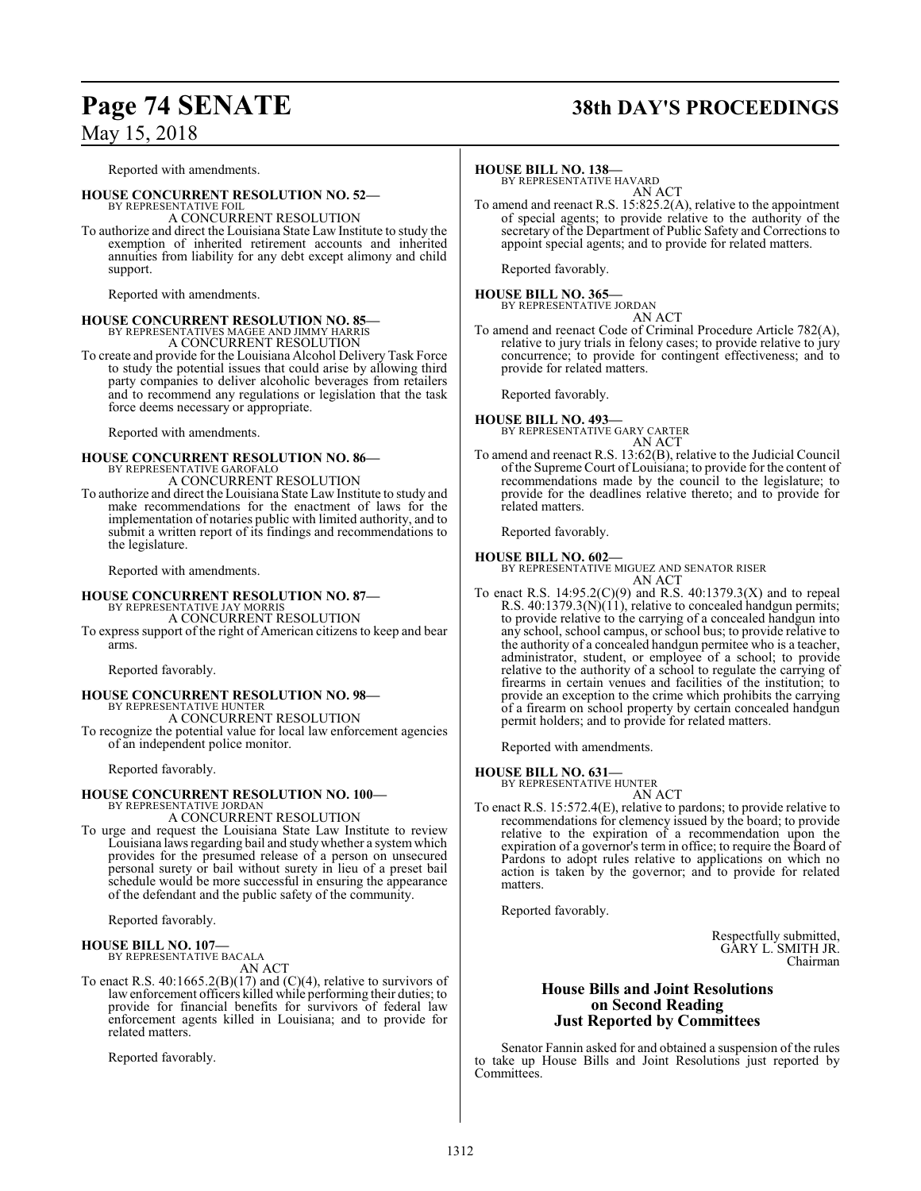Reported with amendments.

**HOUSE CONCURRENT RESOLUTION NO. 52—**
BY REPRESENTATIVE FOIL
A CONCURRENT RESOLUTION

To authorize and direct the Louisiana State Law Institute to study the exemption of inherited retirement accounts and inherited annuities from liability for any debt except alimony and child support.

Reported with amendments.

**HOUSE CONCURRENT RESOLUTION NO. 85—**
BY REPRESENTATIVES MAGEE AND JIMMY HARRIS
A CONCURRENT RESOLUTION

To create and provide for the Louisiana Alcohol Delivery Task Force to study the potential issues that could arise by allowing third party companies to deliver alcoholic beverages from retailers and to recommend any regulations or legislation that the task force deems necessary or appropriate.

Reported with amendments.

**HOUSE CONCURRENT RESOLUTION NO. 86—**
BY REPRESENTATIVE GAROFALO
A CONCURRENT RESOLUTION

To authorize and direct the Louisiana State Law Institute to study and make recommendations for the enactment of laws for the implementation of notaries public with limited authority, and to submit a written report of its findings and recommendations to the legislature.

Reported with amendments.

**HOUSE CONCURRENT RESOLUTION NO. 87—**
BY REPRESENTATIVE JAY MORRIS
A CONCURRENT RESOLUTION

To express support of the right of American citizens to keep and bear arms.

Reported favorably.

**HOUSE CONCURRENT RESOLUTION NO. 98—**
BY REPRESENTATIVE HUNTER
A CONCURRENT RESOLUTION

To recognize the potential value for local law enforcement agencies of an independent police monitor.

Reported favorably.

**HOUSE CONCURRENT RESOLUTION NO. 100—**
BY REPRESENTATIVE JORDAN
A CONCURRENT RESOLUTION

To urge and request the Louisiana State Law Institute to review Louisiana laws regarding bail and study whether a system which provides for the presumed release of a person on unsecured personal surety or bail without surety in lieu of a preset bail schedule would be more successful in ensuring the appearance of the defendant and the public safety of the community.

Reported favorably.

**HOUSE BILL NO. 107—**
BY REPRESENTATIVE BACALA
AN ACT

To enact R.S. 40:1665.2(B)(17) and (C)(4), relative to survivors of law enforcement officers killed while performing their duties; to provide for financial benefits for survivors of federal law enforcement agents killed in Louisiana; and to provide for related matters.

Reported favorably.

**HOUSE BILL NO. 138—**
BY REPRESENTATIVE HAVARD
AN ACT

To amend and reenact R.S. 15:825.2(A), relative to the appointment of special agents; to provide relative to the authority of the secretary of the Department of Public Safety and Corrections to appoint special agents; and to provide for related matters.

Reported favorably.

**HOUSE BILL NO. 365—**
BY REPRESENTATIVE JORDAN
AN ACT

To amend and reenact Code of Criminal Procedure Article 782(A), relative to jury trials in felony cases; to provide relative to jury concurrence; to provide for contingent effectiveness; and to provide for related matters.

Reported favorably.

**HOUSE BILL NO. 493—**
BY REPRESENTATIVE GARY CARTER
AN ACT

To amend and reenact R.S. 13:62(B), relative to the Judicial Council of the Supreme Court of Louisiana; to provide for the content of recommendations made by the council to the legislature; to provide for the deadlines relative thereto; and to provide for related matters.

Reported favorably.

**HOUSE BILL NO. 602—**
BY REPRESENTATIVE MIGUEZ AND SENATOR RISER
AN ACT

To enact R.S. 14:95.2(C)(9) and R.S. 40:1379.3(X) and to repeal R.S. 40:1379.3(N)(11), relative to concealed handgun permits; to provide relative to the carrying of a concealed handgun into any school, school campus, or school bus; to provide relative to the authority of a concealed handgun permitee who is a teacher, administrator, student, or employee of a school; to provide relative to the authority of a school to regulate the carrying of firearms in certain venues and facilities of the institution; to provide an exception to the crime which prohibits the carrying of a firearm on school property by certain concealed handgun permit holders; and to provide for related matters.

Reported with amendments.

**HOUSE BILL NO. 631—**
BY REPRESENTATIVE HUNTER
AN ACT

To enact R.S. 15:572.4(E), relative to pardons; to provide relative to recommendations for clemency issued by the board; to provide relative to the expiration of a recommendation upon the expiration of a governor's term in office; to require the Board of Pardons to adopt rules relative to applications on which no action is taken by the governor; and to provide for related matters.

Reported favorably.

Respectfully submitted,
GARY L. SMITH JR.
Chairman

## House Bills and Joint Resolutions on Second Reading Just Reported by Committees

Senator Fannin asked for and obtained a suspension of the rules to take up House Bills and Joint Resolutions just reported by Committees.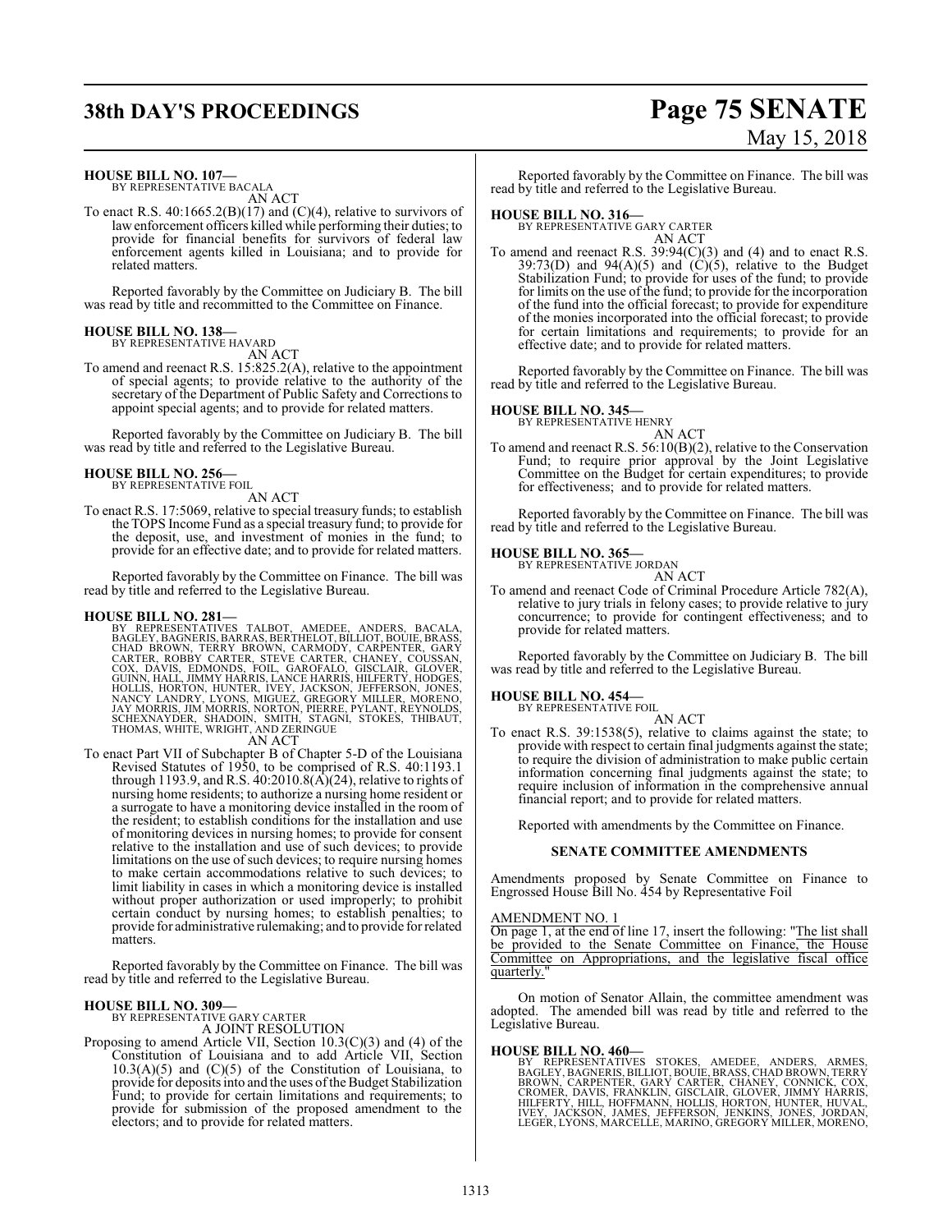**HOUSE BILL NO. 107—**
BY REPRESENTATIVE BACALA

AN ACT

To enact R.S. 40:1665.2(B)(17) and (C)(4), relative to survivors of law enforcement officers killed while performing their duties; to provide for financial benefits for survivors of federal law enforcement agents killed in Louisiana; and to provide for related matters.

Reported favorably by the Committee on Judiciary B. The bill was read by title and recommitted to the Committee on Finance.

**HOUSE BILL NO. 138—**
BY REPRESENTATIVE HAVARD

AN ACT

To amend and reenact R.S. 15:825.2(A), relative to the appointment of special agents; to provide relative to the authority of the secretary of the Department of Public Safety and Corrections to appoint special agents; and to provide for related matters.

Reported favorably by the Committee on Judiciary B. The bill was read by title and referred to the Legislative Bureau.

**HOUSE BILL NO. 256—**
BY REPRESENTATIVE FOIL

AN ACT

To enact R.S. 17:5069, relative to special treasury funds; to establish the TOPS Income Fund as a special treasury fund; to provide for the deposit, use, and investment of monies in the fund; to provide for an effective date; and to provide for related matters.

Reported favorably by the Committee on Finance. The bill was read by title and referred to the Legislative Bureau.

**HOUSE BILL NO. 281—**
BY REPRESENTATIVES TALBOT, AMEDEE, ANDERS, BACALA, BAGLEY, BAGNERIS, BARRAS, BERTHELOT, BILLIOT, BOUIE, BRASS, CHAD BROWN, TERRY BROWN, CARMODY, CARPENTER, GARY CARTER, ROBBY CARTER, STEVE CARTER, CHANEY, COUSSAN, COX, DAVIS, EDMONDS, FOIL, GAROFALO, GISCLAIR, GLOVER, GUINN, HALL, JIMMY HARRIS, LANCE HARRIS, HILFERTY, HODGES, HOLLIS, HORTON, HUNTER, IVEY, JACKSON, JEFFERSON, JONES, NANCY LANDRY, LYONS, MIGUEZ, GREGORY MILLER, MORENO, JAY MORRIS, JIM MORRIS, NORTON, PIERRE, PYLANT, REYNOLDS, SCHEXNAYDER, SHADOIN, SMITH, STAGNI, STOKES, THIBAUT, THOMAS, WHITE, WRIGHT, AND ZERINGUE

AN ACT

To enact Part VII of Subchapter B of Chapter 5-D of the Louisiana Revised Statutes of 1950, to be comprised of R.S. 40:1193.1 through 1193.9, and R.S. 40:2010.8(A)(24), relative to rights of nursing home residents; to authorize a nursing home resident or a surrogate to have a monitoring device installed in the room of the resident; to establish conditions for the installation and use of monitoring devices in nursing homes; to provide for consent relative to the installation and use of such devices; to provide limitations on the use of such devices; to require nursing homes to make certain accommodations relative to such devices; to limit liability in cases in which a monitoring device is installed without proper authorization or used improperly; to prohibit certain conduct by nursing homes; to establish penalties; to provide for administrative rulemaking; and to provide for related matters.

Reported favorably by the Committee on Finance. The bill was read by title and referred to the Legislative Bureau.

**HOUSE BILL NO. 309—**
BY REPRESENTATIVE GARY CARTER

A JOINT RESOLUTION

Proposing to amend Article VII, Section 10.3(C)(3) and (4) of the Constitution of Louisiana and to add Article VII, Section 10.3(A)(5) and (C)(5) of the Constitution of Louisiana, to provide for deposits into and the uses of the Budget Stabilization Fund; to provide for certain limitations and requirements; to provide for submission of the proposed amendment to the electors; and to provide for related matters.

Reported favorably by the Committee on Finance. The bill was read by title and referred to the Legislative Bureau.

**HOUSE BILL NO. 316—**
BY REPRESENTATIVE GARY CARTER

AN ACT

To amend and reenact R.S. 39:94(C)(3) and (4) and to enact R.S. 39:73(D) and 94(A)(5) and (C)(5), relative to the Budget Stabilization Fund; to provide for uses of the fund; to provide for limits on the use of the fund; to provide for the incorporation of the fund into the official forecast; to provide for expenditure of the monies incorporated into the official forecast; to provide for certain limitations and requirements; to provide for an effective date; and to provide for related matters.

Reported favorably by the Committee on Finance. The bill was read by title and referred to the Legislative Bureau.

**HOUSE BILL NO. 345—**
BY REPRESENTATIVE HENRY

AN ACT

To amend and reenact R.S. 56:10(B)(2), relative to the Conservation Fund; to require prior approval by the Joint Legislative Committee on the Budget for certain expenditures; to provide for effectiveness; and to provide for related matters.

Reported favorably by the Committee on Finance. The bill was read by title and referred to the Legislative Bureau.

**HOUSE BILL NO. 365—**
BY REPRESENTATIVE JORDAN

AN ACT

To amend and reenact Code of Criminal Procedure Article 782(A), relative to jury trials in felony cases; to provide relative to jury concurrence; to provide for contingent effectiveness; and to provide for related matters.

Reported favorably by the Committee on Judiciary B. The bill was read by title and referred to the Legislative Bureau.

**HOUSE BILL NO. 454—**
BY REPRESENTATIVE FOIL

AN ACT

To enact R.S. 39:1538(5), relative to claims against the state; to provide with respect to certain final judgments against the state; to require the division of administration to make public certain information concerning final judgments against the state; to require inclusion of information in the comprehensive annual financial report; and to provide for related matters.

Reported with amendments by the Committee on Finance.

**SENATE COMMITTEE AMENDMENTS**

Amendments proposed by Senate Committee on Finance to Engrossed House Bill No. 454 by Representative Foil

AMENDMENT NO. 1
On page 1, at the end of line 17, insert the following: "The list shall be provided to the Senate Committee on Finance, the House Committee on Appropriations, and the legislative fiscal office quarterly."

On motion of Senator Allain, the committee amendment was adopted. The amended bill was read by title and referred to the Legislative Bureau.

**HOUSE BILL NO. 460—**
BY REPRESENTATIVES STOKES, AMEDEE, ANDERS, ARMES, BAGLEY, BAGNERIS, BILLIOT, BOUIE, BRASS, CHAD BROWN, TERRY BROWN, CARPENTER, GARY CARTER, CHANEY, CONNICK, COX, CROMER, DAVIS, FRANKLIN, GISCLAIR, GLOVER, JIMMY HARRIS, HILFERTY, HILL, HOFFMANN, HOLLIS, HORTON, HUNTER, HUVAL, IVEY, JACKSON, JAMES, JEFFERSON, JENKINS, JONES, JORDAN, LEGER, LYONS, MARCELLE, MARINO, GREGORY MILLER, MORENO,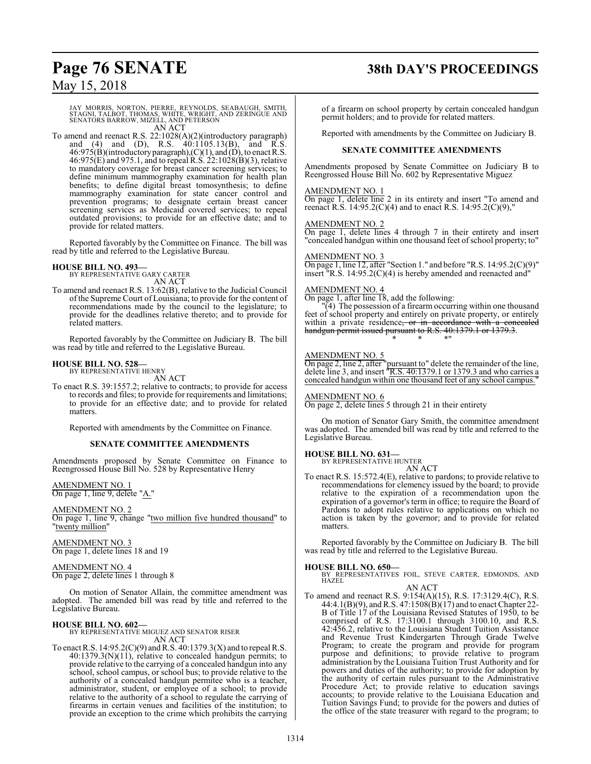JAY MORRIS, NORTON, PIERRE, REYNOLDS, SEABAUGH, SMITH, STAGNI, TALBOT, THOMAS, WHITE, WRIGHT, AND ZERINGUE AND SENATORS BARROW, MIZELL, AND PETERSON

AN ACT

To amend and reenact R.S. 22:1028(A)(2)(introductory paragraph) and (4) and (D), R.S. 40:1105.13(B), and R.S. 46:975(B)(introductory paragraph),(C)(1), and (D), to enact R.S. 46:975(E) and 975.1, and to repeal R.S. 22:1028(B)(3), relative to mandatory coverage for breast cancer screening services; to define minimum mammography examination for health plan benefits; to define digital breast tomosynthesis; to define mammography examination for state cancer control and prevention programs; to designate certain breast cancer screening services as Medicaid covered services; to repeal outdated provisions; to provide for an effective date; and to provide for related matters.

Reported favorably by the Committee on Finance. The bill was read by title and referred to the Legislative Bureau.

**HOUSE BILL NO. 493—**
BY REPRESENTATIVE GARY CARTER

AN ACT

To amend and reenact R.S. 13:62(B), relative to the Judicial Council of the Supreme Court of Louisiana; to provide for the content of recommendations made by the council to the legislature; to provide for the deadlines relative thereto; and to provide for related matters.

Reported favorably by the Committee on Judiciary B. The bill was read by title and referred to the Legislative Bureau.

**HOUSE BILL NO. 528—**
BY REPRESENTATIVE HENRY

AN ACT

To enact R.S. 39:1557.2; relative to contracts; to provide for access to records and files; to provide for requirements and limitations; to provide for an effective date; and to provide for related matters.

Reported with amendments by the Committee on Finance.

**SENATE COMMITTEE AMENDMENTS**

Amendments proposed by Senate Committee on Finance to Reengrossed House Bill No. 528 by Representative Henry

AMENDMENT NO. 1
On page 1, line 9, delete "A."

AMENDMENT NO. 2
On page 1, line 9, change "two million five hundred thousand" to "twenty million"

AMENDMENT NO. 3
On page 1, delete lines 18 and 19

AMENDMENT NO. 4
On page 2, delete lines 1 through 8

On motion of Senator Allain, the committee amendment was adopted. The amended bill was read by title and referred to the Legislative Bureau.

**HOUSE BILL NO. 602—**
BY REPRESENTATIVE MIGUEZ AND SENATOR RISER

AN ACT

To enact R.S. 14:95.2(C)(9) and R.S. 40:1379.3(X) and to repeal R.S. 40:1379.3(N)(11), relative to concealed handgun permits; to provide relative to the carrying of a concealed handgun into any school, school campus, or school bus; to provide relative to the authority of a concealed handgun permitee who is a teacher, administrator, student, or employee of a school; to provide relative to the authority of a school to regulate the carrying of firearms in certain venues and facilities of the institution; to provide an exception to the crime which prohibits the carrying of a firearm on school property by certain concealed handgun permit holders; and to provide for related matters.

Reported with amendments by the Committee on Judiciary B.

**SENATE COMMITTEE AMENDMENTS**

Amendments proposed by Senate Committee on Judiciary B to Reengrossed House Bill No. 602 by Representative Miguez

AMENDMENT NO. 1
On page 1, delete line 2 in its entirety and insert "To amend and reenact R.S. 14:95.2(C)(4) and to enact R.S. 14:95.2(C)(9),"

AMENDMENT NO. 2
On page 1, delete lines 4 through 7 in their entirety and insert "concealed handgun within one thousand feet of school property; to"

AMENDMENT NO. 3
On page 1, line 12, after "Section 1." and before "R.S. 14:95.2(C)(9)" insert "R.S. 14:95.2(C)(4) is hereby amended and reenacted and"

AMENDMENT NO. 4
On page 1, after line 18, add the following:

"(4) The possession of a firearm occurring within one thousand feet of school property and entirely on private property, or entirely within a private residence, ~~or in accordance with a concealed handgun permit issued pursuant to R.S. 40:1379.1 or 1379.3~~.

\* \* \*"

AMENDMENT NO. 5
On page 2, line 2, after "pursuant to" delete the remainder of the line, delete line 3, and insert "R.S. 40:1379.1 or 1379.3 and who carries a concealed handgun within one thousand feet of any school campus."

AMENDMENT NO. 6
On page 2, delete lines 5 through 21 in their entirety

On motion of Senator Gary Smith, the committee amendment was adopted. The amended bill was read by title and referred to the Legislative Bureau.

**HOUSE BILL NO. 631—**
BY REPRESENTATIVE HUNTER

AN ACT

To enact R.S. 15:572.4(E), relative to pardons; to provide relative to recommendations for clemency issued by the board; to provide relative to the expiration of a recommendation upon the expiration of a governor's term in office; to require the Board of Pardons to adopt rules relative to applications on which no action is taken by the governor; and to provide for related matters.

Reported favorably by the Committee on Judiciary B. The bill was read by title and referred to the Legislative Bureau.

**HOUSE BILL NO. 650—**
BY REPRESENTATIVES FOIL, STEVE CARTER, EDMONDS, AND HAZEL

AN ACT

To amend and reenact R.S. 9:154(A)(15), R.S. 17:3129.4(C), R.S. 44:4.1(B)(9), and R.S. 47:1508(B)(17) and to enact Chapter 22-B of Title 17 of the Louisiana Revised Statutes of 1950, to be comprised of R.S. 17:3100.1 through 3100.10, and R.S. 42:456.2, relative to the Louisiana Student Tuition Assistance and Revenue Trust Kindergarten Through Grade Twelve Program; to create the program and provide for program purpose and definitions; to provide relative to program administration by the Louisiana Tuition Trust Authority and for powers and duties of the authority; to provide for adoption by the authority of certain rules pursuant to the Administrative Procedure Act; to provide relative to education savings accounts; to provide relative to the Louisiana Education and Tuition Savings Fund; to provide for the powers and duties of the office of the state treasurer with regard to the program; to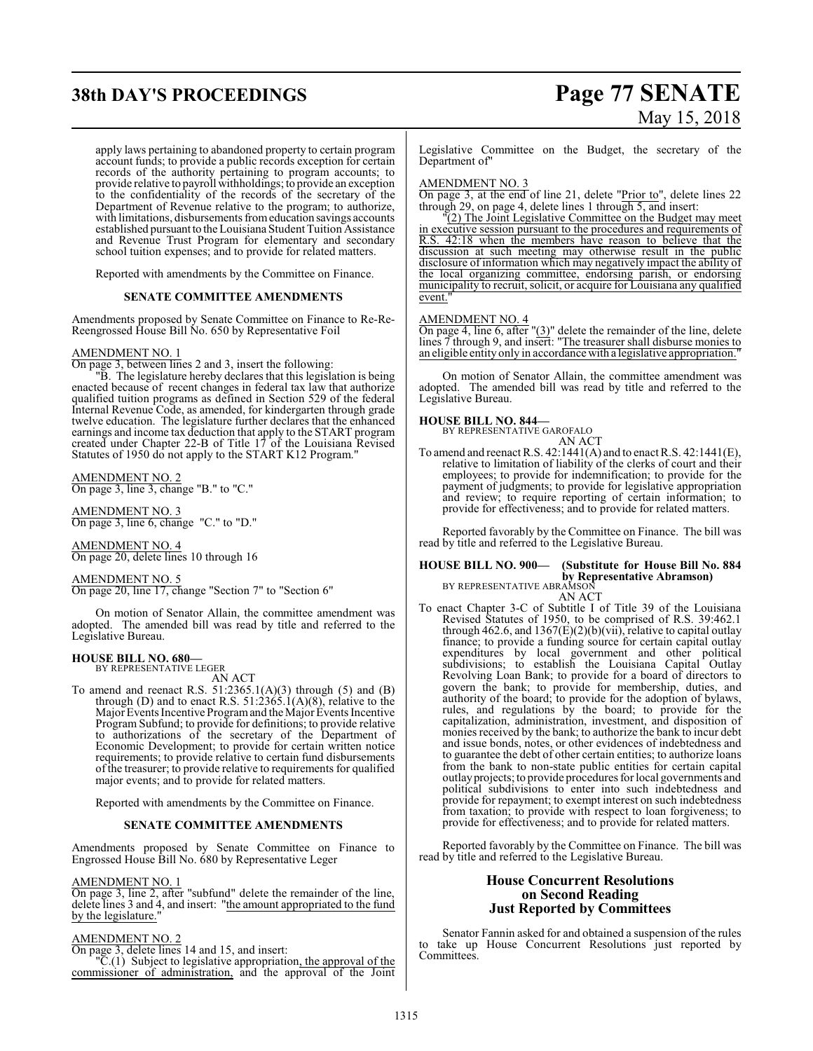apply laws pertaining to abandoned property to certain program account funds; to provide a public records exception for certain records of the authority pertaining to program accounts; to provide relative to payroll withholdings; to provide an exception to the confidentiality of the records of the secretary of the Department of Revenue relative to the program; to authorize, with limitations, disbursements from education savings accounts established pursuant to the Louisiana Student Tuition Assistance and Revenue Trust Program for elementary and secondary school tuition expenses; and to provide for related matters.

Reported with amendments by the Committee on Finance.

**SENATE COMMITTEE AMENDMENTS**

Amendments proposed by Senate Committee on Finance to Re-Re-Reengrossed House Bill No. 650 by Representative Foil

AMENDMENT NO. 1

On page 3, between lines 2 and 3, insert the following:

"B. The legislature hereby declares that this legislation is being enacted because of recent changes in federal tax law that authorize qualified tuition programs as defined in Section 529 of the federal Internal Revenue Code, as amended, for kindergarten through grade twelve education. The legislature further declares that the enhanced earnings and income tax deduction that apply to the START program created under Chapter 22-B of Title 17 of the Louisiana Revised Statutes of 1950 do not apply to the START K12 Program."

AMENDMENT NO. 2

On page 3, line 3, change "B." to "C."

AMENDMENT NO. 3

On page 3, line 6, change "C." to "D."

AMENDMENT NO. 4

On page 20, delete lines 10 through 16

AMENDMENT NO. 5

On page 20, line 17, change "Section 7" to "Section 6"

On motion of Senator Allain, the committee amendment was adopted. The amended bill was read by title and referred to the Legislative Bureau.

**HOUSE BILL NO. 680—**
BY REPRESENTATIVE LEGER

AN ACT

To amend and reenact R.S. 51:2365.1(A)(3) through (5) and (B) through (D) and to enact R.S. 51:2365.1(A)(8), relative to the Major Events Incentive Program and the Major Events Incentive Program Subfund; to provide for definitions; to provide relative to authorizations of the secretary of the Department of Economic Development; to provide for certain written notice requirements; to provide relative to certain fund disbursements of the treasurer; to provide relative to requirements for qualified major events; and to provide for related matters.

Reported with amendments by the Committee on Finance.

**SENATE COMMITTEE AMENDMENTS**

Amendments proposed by Senate Committee on Finance to Engrossed House Bill No. 680 by Representative Leger

AMENDMENT NO. 1

On page 3, line 2, after "subfund" delete the remainder of the line, delete lines 3 and 4, and insert: "the amount appropriated to the fund by the legislature."

AMENDMENT NO. 2

On page 3, delete lines 14 and 15, and insert:

"C.(1) Subject to legislative appropriation, the approval of the commissioner of administration, and the approval of the Joint Legislative Committee on the Budget, the secretary of the Department of"

AMENDMENT NO. 3

On page 3, at the end of line 21, delete "Prior to", delete lines 22 through 29, on page 4, delete lines 1 through 5, and insert:

"(2) The Joint Legislative Committee on the Budget may meet in executive session pursuant to the procedures and requirements of R.S. 42:18 when the members have reason to believe that the discussion at such meeting may otherwise result in the public disclosure of information which may negatively impact the ability of the local organizing committee, endorsing parish, or endorsing municipality to recruit, solicit, or acquire for Louisiana any qualified event."

AMENDMENT NO. 4

On page 4, line 6, after "(3)" delete the remainder of the line, delete lines 7 through 9, and insert: "The treasurer shall disburse monies to an eligible entity only in accordance with a legislative appropriation."

On motion of Senator Allain, the committee amendment was adopted. The amended bill was read by title and referred to the Legislative Bureau.

**HOUSE BILL NO. 844—**
BY REPRESENTATIVE GAROFALO

AN ACT

To amend and reenact R.S. 42:1441(A) and to enact R.S. 42:1441(E), relative to limitation of liability of the clerks of court and their employees; to provide for indemnification; to provide for the payment of judgments; to provide for legislative appropriation and review; to require reporting of certain information; to provide for effectiveness; and to provide for related matters.

Reported favorably by the Committee on Finance. The bill was read by title and referred to the Legislative Bureau.

**HOUSE BILL NO. 900— (Substitute for House Bill No. 884 by Representative Abramson)**
BY REPRESENTATIVE ABRAMSON

AN ACT

To enact Chapter 3-C of Subtitle I of Title 39 of the Louisiana Revised Statutes of 1950, to be comprised of R.S. 39:462.1 through 462.6, and 1367(E)(2)(b)(vii), relative to capital outlay finance; to provide a funding source for certain capital outlay expenditures by local government and other political subdivisions; to establish the Louisiana Capital Outlay Revolving Loan Bank; to provide for a board of directors to govern the bank; to provide for membership, duties, and authority of the board; to provide for the adoption of bylaws, rules, and regulations by the board; to provide for the capitalization, administration, investment, and disposition of monies received by the bank; to authorize the bank to incur debt and issue bonds, notes, or other evidences of indebtedness and to guarantee the debt of other certain entities; to authorize loans from the bank to non-state public entities for certain capital outlay projects; to provide procedures for local governments and political subdivisions to enter into such indebtedness and provide for repayment; to exempt interest on such indebtedness from taxation; to provide with respect to loan forgiveness; to provide for effectiveness; and to provide for related matters.

Reported favorably by the Committee on Finance. The bill was read by title and referred to the Legislative Bureau.

## House Concurrent Resolutions on Second Reading Just Reported by Committees

Senator Fannin asked for and obtained a suspension of the rules to take up House Concurrent Resolutions just reported by Committees.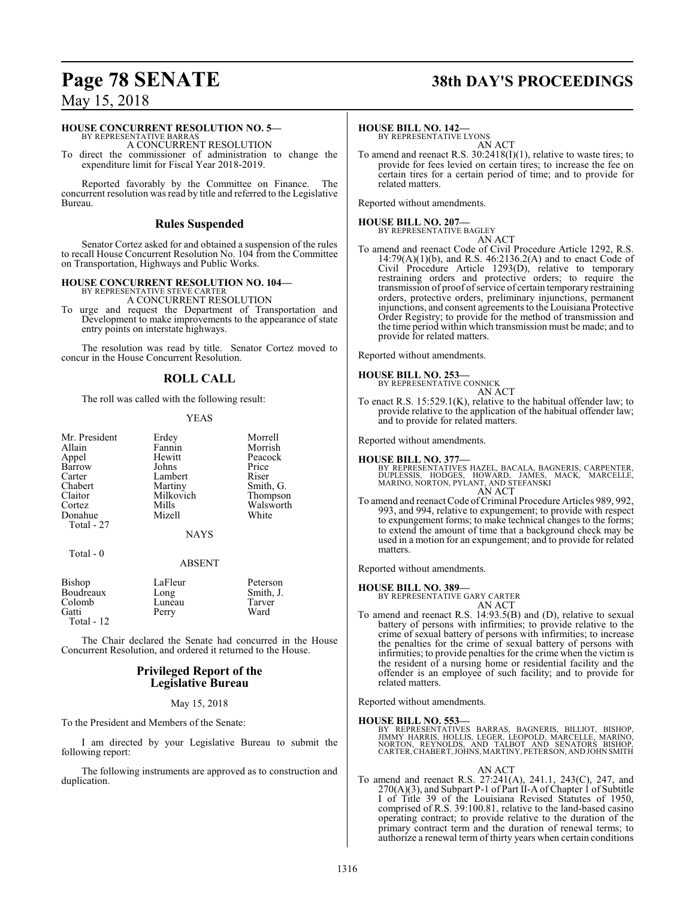**HOUSE CONCURRENT RESOLUTION NO. 5—**
BY REPRESENTATIVE BARRAS
A CONCURRENT RESOLUTION

To direct the commissioner of administration to change the expenditure limit for Fiscal Year 2018-2019.

Reported favorably by the Committee on Finance. The concurrent resolution was read by title and referred to the Legislative Bureau.

## Rules Suspended

Senator Cortez asked for and obtained a suspension of the rules to recall House Concurrent Resolution No. 104 from the Committee on Transportation, Highways and Public Works.

**HOUSE CONCURRENT RESOLUTION NO. 104—**
BY REPRESENTATIVE STEVE CARTER
A CONCURRENT RESOLUTION

To urge and request the Department of Transportation and Development to make improvements to the appearance of state entry points on interstate highways.

The resolution was read by title. Senator Cortez moved to concur in the House Concurrent Resolution.

## ROLL CALL

The roll was called with the following result:

YEAS

| | | |
|---|---|---|
| Mr. President | Erdey | Morrell |
| Allain | Fannin | Morrish |
| Appel | Hewitt | Peacock |
| Barrow | Johns | Price |
| Carter | Lambert | Riser |
| Chabert | Martiny | Smith, G. |
| Claitor | Milkovich | Thompson |
| Cortez | Mills | Walsworth |
| Donahue | Mizell | White |

Total - 27

NAYS

Total - 0

ABSENT

| | | |
|---|---|---|
| Bishop | LaFleur | Peterson |
| Boudreaux | Long | Smith, J. |
| Colomb | Luneau | Tarver |
| Gatti | Perry | Ward |

Total - 12

The Chair declared the Senate had concurred in the House Concurrent Resolution, and ordered it returned to the House.

## Privileged Report of the Legislative Bureau

May 15, 2018

To the President and Members of the Senate:

I am directed by your Legislative Bureau to submit the following report:

The following instruments are approved as to construction and duplication.

**HOUSE BILL NO. 142—**
BY REPRESENTATIVE LYONS
AN ACT

To amend and reenact R.S. 30:2418(I)(1), relative to waste tires; to provide for fees levied on certain tires; to increase the fee on certain tires for a certain period of time; and to provide for related matters.

Reported without amendments.

**HOUSE BILL NO. 207—**
BY REPRESENTATIVE BAGLEY
AN ACT

To amend and reenact Code of Civil Procedure Article 1292, R.S. 14:79(A)(1)(b), and R.S. 46:2136.2(A) and to enact Code of Civil Procedure Article 1293(D), relative to temporary restraining orders and protective orders; to require the transmission of proof of service of certain temporary restraining orders, protective orders, preliminary injunctions, permanent injunctions, and consent agreements to the Louisiana Protective Order Registry; to provide for the method of transmission and the time period within which transmission must be made; and to provide for related matters.

Reported without amendments.

**HOUSE BILL NO. 253—**
BY REPRESENTATIVE CONNICK
AN ACT

To enact R.S. 15:529.1(K), relative to the habitual offender law; to provide relative to the application of the habitual offender law; and to provide for related matters.

Reported without amendments.

**HOUSE BILL NO. 377—**
BY REPRESENTATIVES HAZEL, BACALA, BAGNERIS, CARPENTER, DUPLESSIS, HODGES, HOWARD, JAMES, MACK, MARCELLE, MARINO, NORTON, PYLANT, AND STEFANSKI
AN ACT

To amend and reenact Code of Criminal Procedure Articles 989, 992, 993, and 994, relative to expungement; to provide with respect to expungement forms; to make technical changes to the forms; to extend the amount of time that a background check may be used in a motion for an expungement; and to provide for related matters.

Reported without amendments.

**HOUSE BILL NO. 389—**
BY REPRESENTATIVE GARY CARTER
AN ACT

To amend and reenact R.S. 14:93.5(B) and (D), relative to sexual battery of persons with infirmities; to provide relative to the crime of sexual battery of persons with infirmities; to increase the penalties for the crime of sexual battery of persons with infirmities; to provide penalties for the crime when the victim is the resident of a nursing home or residential facility and the offender is an employee of such facility; and to provide for related matters.

Reported without amendments.

**HOUSE BILL NO. 553—**
BY REPRESENTATIVES BARRAS, BAGNERIS, BILLIOT, BISHOP, JIMMY HARRIS, HOLLIS, LEGER, LEOPOLD, MARCELLE, MARINO, NORTON, REYNOLDS, AND TALBOT AND SENATORS BISHOP, CARTER, CHABERT, JOHNS, MARTINY, PETERSON, AND JOHN SMITH
AN ACT

To amend and reenact R.S. 27:241(A), 241.1, 243(C), 247, and 270(A)(3), and Subpart P-1 of Part II-A of Chapter 1 of Subtitle I of Title 39 of the Louisiana Revised Statutes of 1950, comprised of R.S. 39:100.81, relative to the land-based casino operating contract; to provide relative to the duration of the primary contract term and the duration of renewal terms; to authorize a renewal term of thirty years when certain conditions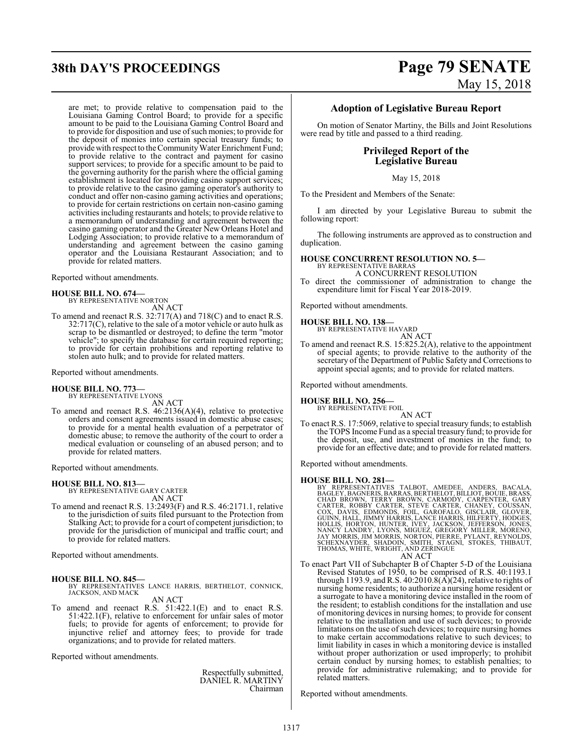are met; to provide relative to compensation paid to the Louisiana Gaming Control Board; to provide for a specific amount to be paid to the Louisiana Gaming Control Board and to provide for disposition and use of such monies; to provide for the deposit of monies into certain special treasury funds; to provide with respect to the Community Water Enrichment Fund; to provide relative to the contract and payment for casino support services; to provide for a specific amount to be paid to the governing authority for the parish where the official gaming establishment is located for providing casino support services; to provide relative to the casino gaming operator's authority to conduct and offer non-casino gaming activities and operations; to provide for certain restrictions on certain non-casino gaming activities including restaurants and hotels; to provide relative to a memorandum of understanding and agreement between the casino gaming operator and the Greater New Orleans Hotel and Lodging Association; to provide relative to a memorandum of understanding and agreement between the casino gaming operator and the Louisiana Restaurant Association; and to provide for related matters.

Reported without amendments.

**HOUSE BILL NO. 674—**
BY REPRESENTATIVE NORTON
AN ACT

To amend and reenact R.S. 32:717(A) and 718(C) and to enact R.S. 32:717(C), relative to the sale of a motor vehicle or auto hulk as scrap to be dismantled or destroyed; to define the term "motor vehicle"; to specify the database for certain required reporting; to provide for certain prohibitions and reporting relative to stolen auto hulk; and to provide for related matters.

Reported without amendments.

**HOUSE BILL NO. 773—**
BY REPRESENTATIVE LYONS
AN ACT

To amend and reenact R.S. 46:2136(A)(4), relative to protective orders and consent agreements issued in domestic abuse cases; to provide for a mental health evaluation of a perpetrator of domestic abuse; to remove the authority of the court to order a medical evaluation or counseling of an abused person; and to provide for related matters.

Reported without amendments.

**HOUSE BILL NO. 813—**
BY REPRESENTATIVE GARY CARTER
AN ACT

To amend and reenact R.S. 13:2493(F) and R.S. 46:2171.1, relative to the jurisdiction of suits filed pursuant to the Protection from Stalking Act; to provide for a court of competent jurisdiction; to provide for the jurisdiction of municipal and traffic court; and to provide for related matters.

Reported without amendments.

**HOUSE BILL NO. 845—**
BY REPRESENTATIVES LANCE HARRIS, BERTHELOT, CONNICK, JACKSON, AND MACK
AN ACT

To amend and reenact R.S. 51:422.1(E) and to enact R.S. 51:422.1(F), relative to enforcement for unfair sales of motor fuels; to provide for agents of enforcement; to provide for injunctive relief and attorney fees; to provide for trade organizations; and to provide for related matters.

Reported without amendments.

Respectfully submitted,
DANIEL R. MARTINY
Chairman

## Adoption of Legislative Bureau Report

On motion of Senator Martiny, the Bills and Joint Resolutions were read by title and passed to a third reading.

## Privileged Report of the Legislative Bureau

May 15, 2018

To the President and Members of the Senate:

I am directed by your Legislative Bureau to submit the following report:

The following instruments are approved as to construction and duplication.

**HOUSE CONCURRENT RESOLUTION NO. 5—**
BY REPRESENTATIVE BARRAS
A CONCURRENT RESOLUTION

To direct the commissioner of administration to change the expenditure limit for Fiscal Year 2018-2019.

Reported without amendments.

**HOUSE BILL NO. 138—**
BY REPRESENTATIVE HAVARD
AN ACT

To amend and reenact R.S. 15:825.2(A), relative to the appointment of special agents; to provide relative to the authority of the secretary of the Department of Public Safety and Corrections to appoint special agents; and to provide for related matters.

Reported without amendments.

**HOUSE BILL NO. 256—**
BY REPRESENTATIVE FOIL
AN ACT

To enact R.S. 17:5069, relative to special treasury funds; to establish the TOPS Income Fund as a special treasury fund; to provide for the deposit, use, and investment of monies in the fund; to provide for an effective date; and to provide for related matters.

Reported without amendments.

**HOUSE BILL NO. 281—**
BY REPRESENTATIVES TALBOT, AMEDEE, ANDERS, BACALA, BAGLEY, BAGNERIS, BARRAS, BERTHELOT, BILLIOT, BOUIE, BRASS, CHAD BROWN, TERRY BROWN, CARMODY, CARPENTER, GARY CARTER, ROBBY CARTER, STEVE CARTER, CHANEY, COUSSAN, COX, DAVIS, EDMONDS, FOIL, GAROFALO, GISCLAIR, GLOVER, GUINN, HALL, JIMMY HARRIS, LANCE HARRIS, HILFERTY, HODGES, HOLLIS, HORTON, HUNTER, IVEY, JACKSON, JEFFERSON, JONES, NANCY LANDRY, LYONS, MIGUEZ, GREGORY MILLER, MORENO, JAY MORRIS, JIM MORRIS, NORTON, PIERRE, PYLANT, REYNOLDS, SCHEXNAYDER, SHADOIN, SMITH, STAGNI, STOKES, THIBAUT, THOMAS, WHITE, WRIGHT, AND ZERINGUE
AN ACT

To enact Part VII of Subchapter B of Chapter 5-D of the Louisiana Revised Statutes of 1950, to be comprised of R.S. 40:1193.1 through 1193.9, and R.S. 40:2010.8(A)(24), relative to rights of nursing home residents; to authorize a nursing home resident or a surrogate to have a monitoring device installed in the room of the resident; to establish conditions for the installation and use of monitoring devices in nursing homes; to provide for consent relative to the installation and use of such devices; to provide limitations on the use of such devices; to require nursing homes to make certain accommodations relative to such devices; to limit liability in cases in which a monitoring device is installed without proper authorization or used improperly; to prohibit certain conduct by nursing homes; to establish penalties; to provide for administrative rulemaking; and to provide for related matters.

Reported without amendments.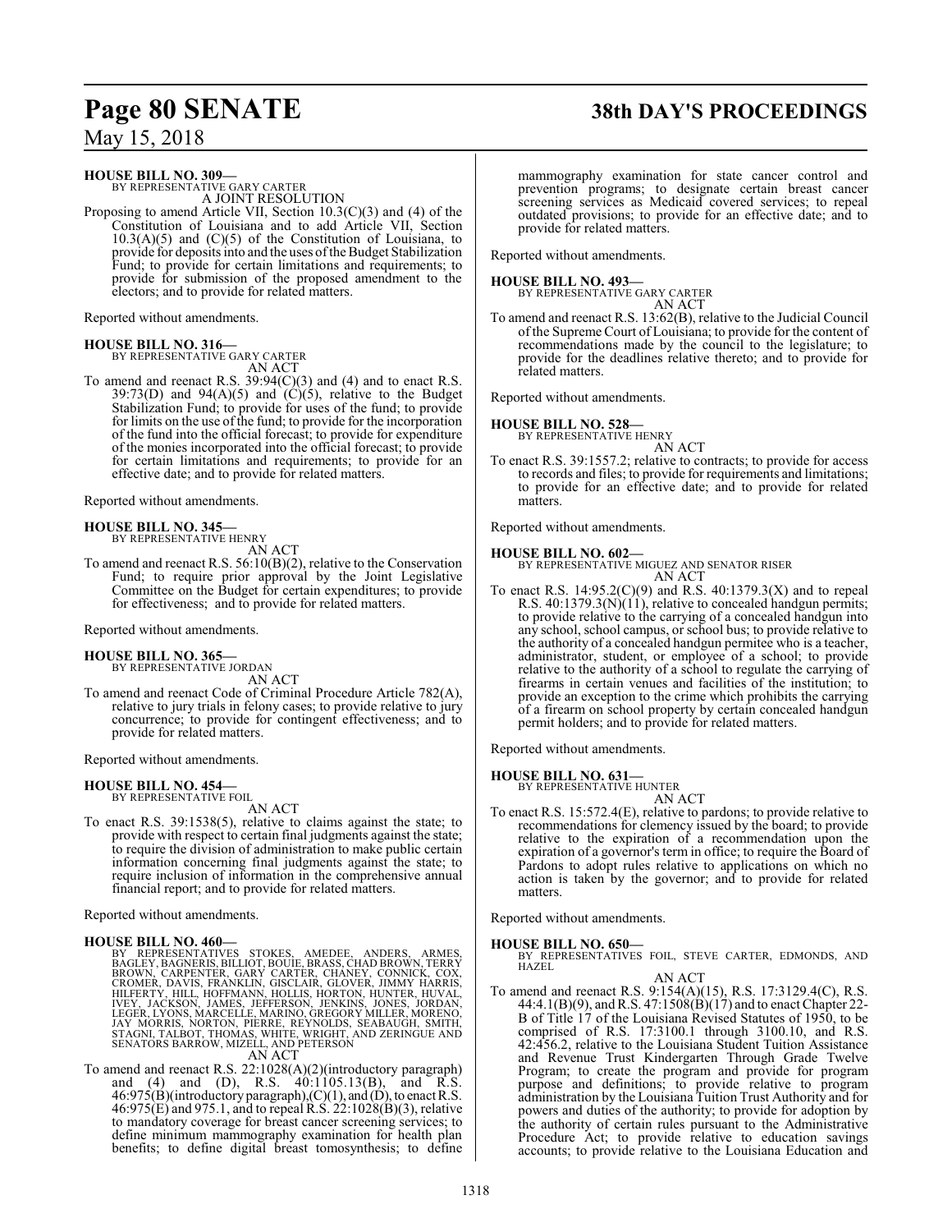**HOUSE BILL NO. 309—**
BY REPRESENTATIVE GARY CARTER
A JOINT RESOLUTION

Proposing to amend Article VII, Section 10.3(C)(3) and (4) of the Constitution of Louisiana and to add Article VII, Section 10.3(A)(5) and (C)(5) of the Constitution of Louisiana, to provide for deposits into and the uses of the Budget Stabilization Fund; to provide for certain limitations and requirements; to provide for submission of the proposed amendment to the electors; and to provide for related matters.

Reported without amendments.

**HOUSE BILL NO. 316—**
BY REPRESENTATIVE GARY CARTER
AN ACT

To amend and reenact R.S. 39:94(C)(3) and (4) and to enact R.S. 39:73(D) and 94(A)(5) and (C)(5), relative to the Budget Stabilization Fund; to provide for uses of the fund; to provide for limits on the use of the fund; to provide for the incorporation of the fund into the official forecast; to provide for expenditure of the monies incorporated into the official forecast; to provide for certain limitations and requirements; to provide for an effective date; and to provide for related matters.

Reported without amendments.

**HOUSE BILL NO. 345—**
BY REPRESENTATIVE HENRY
AN ACT

To amend and reenact R.S. 56:10(B)(2), relative to the Conservation Fund; to require prior approval by the Joint Legislative Committee on the Budget for certain expenditures; to provide for effectiveness; and to provide for related matters.

Reported without amendments.

**HOUSE BILL NO. 365—**
BY REPRESENTATIVE JORDAN
AN ACT

To amend and reenact Code of Criminal Procedure Article 782(A), relative to jury trials in felony cases; to provide relative to jury concurrence; to provide for contingent effectiveness; and to provide for related matters.

Reported without amendments.

**HOUSE BILL NO. 454—**
BY REPRESENTATIVE FOIL
AN ACT

To enact R.S. 39:1538(5), relative to claims against the state; to provide with respect to certain final judgments against the state; to require the division of administration to make public certain information concerning final judgments against the state; to require inclusion of information in the comprehensive annual financial report; and to provide for related matters.

Reported without amendments.

**HOUSE BILL NO. 460—**
BY REPRESENTATIVES STOKES, AMEDEE, ANDERS, ARMES, BAGLEY, BAGNERIS, BILLIOT, BOUIE, BRASS, CHAD BROWN, TERRY BROWN, CARPENTER, GARY CARTER, CHANEY, CONNICK, COX, CROMER, DAVIS, FRANKLIN, GISCLAIR, GLOVER, JIMMY HARRIS, HILFERTY, HILL, HOFFMANN, HOLLIS, HORTON, HUNTER, HUVAL, IVEY, JACKSON, JAMES, JEFFERSON, JENKINS, JONES, JORDAN, LEGER, LYONS, MARCELLE, MARINO, GREGORY MILLER, MORENO, JAY MORRIS, NORTON, PIERRE, REYNOLDS, SEABAUGH, SMITH, STAGNI, TALBOT, THOMAS, WHITE, WRIGHT, AND ZERINGUE AND SENATORS BARROW, MIZELL, AND PETERSON
AN ACT

To amend and reenact R.S. 22:1028(A)(2)(introductory paragraph) and (4) and (D), R.S. 40:1105.13(B), and R.S. 46:975(B)(introductory paragraph),(C)(1), and (D), to enact R.S. 46:975(E) and 975.1, and to repeal R.S. 22:1028(B)(3), relative to mandatory coverage for breast cancer screening services; to define minimum mammography examination for health plan benefits; to define digital breast tomosynthesis; to define mammography examination for state cancer control and prevention programs; to designate certain breast cancer screening services as Medicaid covered services; to repeal outdated provisions; to provide for an effective date; and to provide for related matters.

Reported without amendments.

**HOUSE BILL NO. 493—**
BY REPRESENTATIVE GARY CARTER
AN ACT

To amend and reenact R.S. 13:62(B), relative to the Judicial Council of the Supreme Court of Louisiana; to provide for the content of recommendations made by the council to the legislature; to provide for the deadlines relative thereto; and to provide for related matters.

Reported without amendments.

**HOUSE BILL NO. 528—**
BY REPRESENTATIVE HENRY
AN ACT

To enact R.S. 39:1557.2; relative to contracts; to provide for access to records and files; to provide for requirements and limitations; to provide for an effective date; and to provide for related matters.

Reported without amendments.

**HOUSE BILL NO. 602—**
BY REPRESENTATIVE MIGUEZ AND SENATOR RISER
AN ACT

To enact R.S. 14:95.2(C)(9) and R.S. 40:1379.3(X) and to repeal R.S. 40:1379.3(N)(11), relative to concealed handgun permits; to provide relative to the carrying of a concealed handgun into any school, school campus, or school bus; to provide relative to the authority of a concealed handgun permitee who is a teacher, administrator, student, or employee of a school; to provide relative to the authority of a school to regulate the carrying of firearms in certain venues and facilities of the institution; to provide an exception to the crime which prohibits the carrying of a firearm on school property by certain concealed handgun permit holders; and to provide for related matters.

Reported without amendments.

**HOUSE BILL NO. 631—**
BY REPRESENTATIVE HUNTER
AN ACT

To enact R.S. 15:572.4(E), relative to pardons; to provide relative to recommendations for clemency issued by the board; to provide relative to the expiration of a recommendation upon the expiration of a governor's term in office; to require the Board of Pardons to adopt rules relative to applications on which no action is taken by the governor; and to provide for related matters.

Reported without amendments.

**HOUSE BILL NO. 650—**
BY REPRESENTATIVES FOIL, STEVE CARTER, EDMONDS, AND HAZEL
AN ACT

To amend and reenact R.S. 9:154(A)(15), R.S. 17:3129.4(C), R.S. 44:4.1(B)(9), and R.S. 47:1508(B)(17) and to enact Chapter 22-B of Title 17 of the Louisiana Revised Statutes of 1950, to be comprised of R.S. 17:3100.1 through 3100.10, and R.S. 42:456.2, relative to the Louisiana Student Tuition Assistance and Revenue Trust Kindergarten Through Grade Twelve Program; to create the program and provide for program purpose and definitions; to provide relative to program administration by the Louisiana Tuition Trust Authority and for powers and duties of the authority; to provide for adoption by the authority of certain rules pursuant to the Administrative Procedure Act; to provide relative to education savings accounts; to provide relative to the Louisiana Education and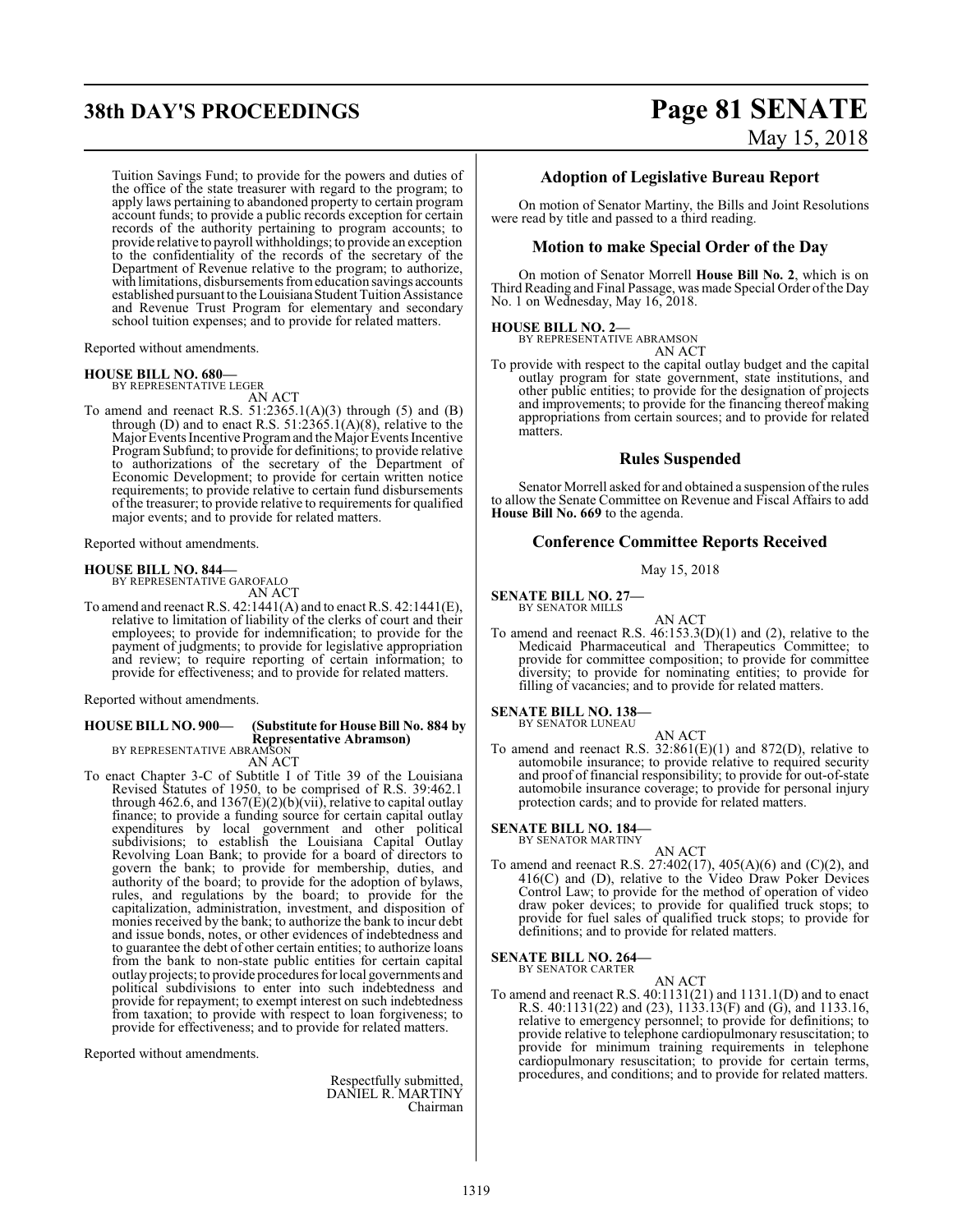Tuition Savings Fund; to provide for the powers and duties of the office of the state treasurer with regard to the program; to apply laws pertaining to abandoned property to certain program account funds; to provide a public records exception for certain records of the authority pertaining to program accounts; to provide relative to payroll withholdings; to provide an exception to the confidentiality of the records of the secretary of the Department of Revenue relative to the program; to authorize, with limitations, disbursements from education savings accounts established pursuant to the Louisiana Student Tuition Assistance and Revenue Trust Program for elementary and secondary school tuition expenses; and to provide for related matters.

Reported without amendments.

**HOUSE BILL NO. 680—**
BY REPRESENTATIVE LEGER
AN ACT

To amend and reenact R.S. 51:2365.1(A)(3) through (5) and (B) through (D) and to enact R.S. 51:2365.1(A)(8), relative to the Major Events Incentive Program and the Major Events Incentive Program Subfund; to provide for definitions; to provide relative to authorizations of the secretary of the Department of Economic Development; to provide for certain written notice requirements; to provide relative to certain fund disbursements of the treasurer; to provide relative to requirements for qualified major events; and to provide for related matters.

Reported without amendments.

**HOUSE BILL NO. 844—**
BY REPRESENTATIVE GAROFALO
AN ACT

To amend and reenact R.S. 42:1441(A) and to enact R.S. 42:1441(E), relative to limitation of liability of the clerks of court and their employees; to provide for indemnification; to provide for the payment of judgments; to provide for legislative appropriation and review; to require reporting of certain information; to provide for effectiveness; and to provide for related matters.

Reported without amendments.

**HOUSE BILL NO. 900— (Substitute for House Bill No. 884 by Representative Abramson)**
BY REPRESENTATIVE ABRAMSON
AN ACT

To enact Chapter 3-C of Subtitle I of Title 39 of the Louisiana Revised Statutes of 1950, to be comprised of R.S. 39:462.1 through 462.6, and 1367(E)(2)(b)(vii), relative to capital outlay finance; to provide a funding source for certain capital outlay expenditures by local government and other political subdivisions; to establish the Louisiana Capital Outlay Revolving Loan Bank; to provide for a board of directors to govern the bank; to provide for membership, duties, and authority of the board; to provide for the adoption of bylaws, rules, and regulations by the board; to provide for the capitalization, administration, investment, and disposition of monies received by the bank; to authorize the bank to incur debt and issue bonds, notes, or other evidences of indebtedness and to guarantee the debt of other certain entities; to authorize loans from the bank to non-state public entities for certain capital outlay projects; to provide procedures for local governments and political subdivisions to enter into such indebtedness and provide for repayment; to exempt interest on such indebtedness from taxation; to provide with respect to loan forgiveness; to provide for effectiveness; and to provide for related matters.

Reported without amendments.

Respectfully submitted,
DANIEL R. MARTINY
Chairman

## Adoption of Legislative Bureau Report

On motion of Senator Martiny, the Bills and Joint Resolutions were read by title and passed to a third reading.

## Motion to make Special Order of the Day

On motion of Senator Morrell **House Bill No. 2**, which is on Third Reading and Final Passage, was made Special Order of the Day No. 1 on Wednesday, May 16, 2018.

**HOUSE BILL NO. 2—**
BY REPRESENTATIVE ABRAMSON
AN ACT

To provide with respect to the capital outlay budget and the capital outlay program for state government, state institutions, and other public entities; to provide for the designation of projects and improvements; to provide for the financing thereof making appropriations from certain sources; and to provide for related matters.

## Rules Suspended

Senator Morrell asked for and obtained a suspension of the rules to allow the Senate Committee on Revenue and Fiscal Affairs to add **House Bill No. 669** to the agenda.

## Conference Committee Reports Received

May 15, 2018

**SENATE BILL NO. 27—**
BY SENATOR MILLS
AN ACT

To amend and reenact R.S. 46:153.3(D)(1) and (2), relative to the Medicaid Pharmaceutical and Therapeutics Committee; to provide for committee composition; to provide for committee diversity; to provide for nominating entities; to provide for filling of vacancies; and to provide for related matters.

**SENATE BILL NO. 138—**
BY SENATOR LUNEAU
AN ACT

To amend and reenact R.S. 32:861(E)(1) and 872(D), relative to automobile insurance; to provide relative to required security and proof of financial responsibility; to provide for out-of-state automobile insurance coverage; to provide for personal injury protection cards; and to provide for related matters.

**SENATE BILL NO. 184—**
BY SENATOR MARTINY
AN ACT

To amend and reenact R.S. 27:402(17), 405(A)(6) and (C)(2), and 416(C) and (D), relative to the Video Draw Poker Devices Control Law; to provide for the method of operation of video draw poker devices; to provide for qualified truck stops; to provide for fuel sales of qualified truck stops; to provide for definitions; and to provide for related matters.

**SENATE BILL NO. 264—**
BY SENATOR CARTER
AN ACT

To amend and reenact R.S. 40:1131(21) and 1131.1(D) and to enact R.S. 40:1131(22) and (23), 1133.13(F) and (G), and 1133.16, relative to emergency personnel; to provide for definitions; to provide relative to telephone cardiopulmonary resuscitation; to provide for minimum training requirements in telephone cardiopulmonary resuscitation; to provide for certain terms, procedures, and conditions; and to provide for related matters.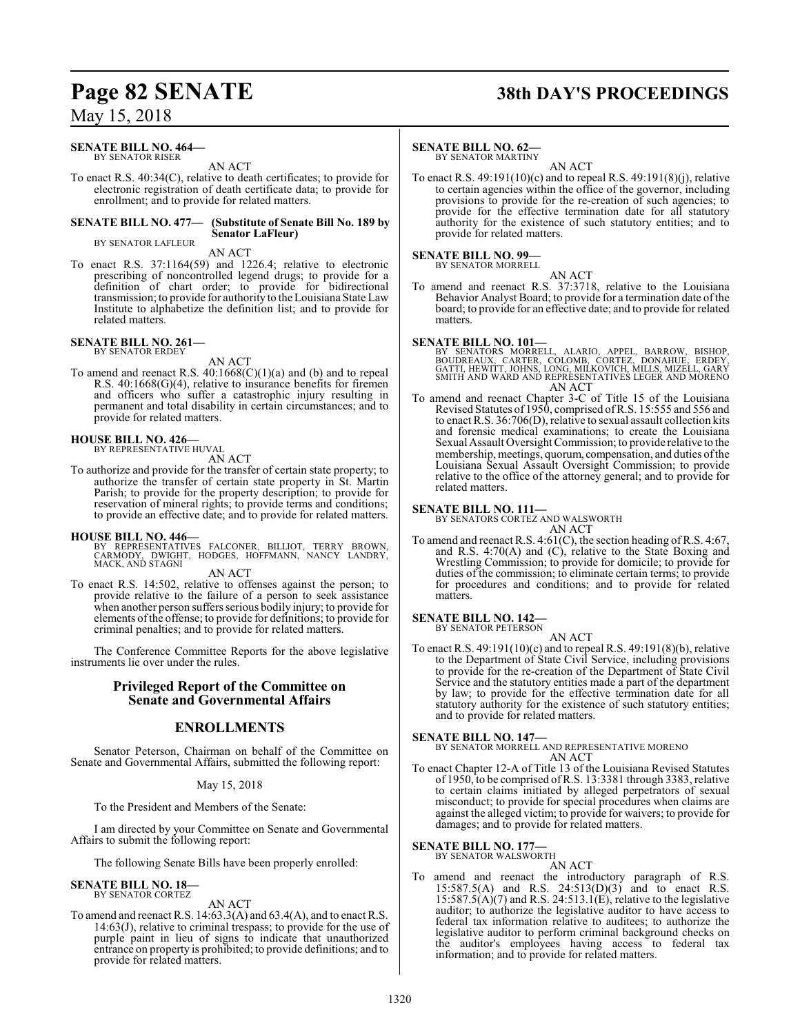**SENATE BILL NO. 464—**
BY SENATOR RISER

AN ACT

To enact R.S. 40:34(C), relative to death certificates; to provide for electronic registration of death certificate data; to provide for enrollment; and to provide for related matters.

**SENATE BILL NO. 477— (Substitute of Senate Bill No. 189 by Senator LaFleur)**
BY SENATOR LAFLEUR

AN ACT

To enact R.S. 37:1164(59) and 1226.4; relative to electronic prescribing of noncontrolled legend drugs; to provide for a definition of chart order; to provide for bidirectional transmission; to provide for authority to the Louisiana State Law Institute to alphabetize the definition list; and to provide for related matters.

**SENATE BILL NO. 261—**
BY SENATOR ERDEY

AN ACT

To amend and reenact R.S. 40:1668(C)(1)(a) and (b) and to repeal R.S. 40:1668(G)(4), relative to insurance benefits for firemen and officers who suffer a catastrophic injury resulting in permanent and total disability in certain circumstances; and to provide for related matters.

**HOUSE BILL NO. 426—**
BY REPRESENTATIVE HUVAL

AN ACT

To authorize and provide for the transfer of certain state property; to authorize the transfer of certain state property in St. Martin Parish; to provide for the property description; to provide for reservation of mineral rights; to provide terms and conditions; to provide an effective date; and to provide for related matters.

**HOUSE BILL NO. 446—**
BY REPRESENTATIVES FALCONER, BILLIOT, TERRY BROWN, CARMODY, DWIGHT, HODGES, HOFFMANN, NANCY LANDRY, MACK, AND STAGNI

AN ACT

To enact R.S. 14:502, relative to offenses against the person; to provide relative to the failure of a person to seek assistance when another person suffers serious bodily injury; to provide for elements of the offense; to provide for definitions; to provide for criminal penalties; and to provide for related matters.

The Conference Committee Reports for the above legislative instruments lie over under the rules.

## Privileged Report of the Committee on Senate and Governmental Affairs

## ENROLLMENTS

Senator Peterson, Chairman on behalf of the Committee on Senate and Governmental Affairs, submitted the following report:

May 15, 2018

To the President and Members of the Senate:

I am directed by your Committee on Senate and Governmental Affairs to submit the following report:

The following Senate Bills have been properly enrolled:

**SENATE BILL NO. 18—**
BY SENATOR CORTEZ

AN ACT

To amend and reenact R.S. 14:63.3(A) and 63.4(A), and to enact R.S. 14:63(J), relative to criminal trespass; to provide for the use of purple paint in lieu of signs to indicate that unauthorized entrance on property is prohibited; to provide definitions; and to provide for related matters.

**SENATE BILL NO. 62—**
BY SENATOR MARTINY

AN ACT

To enact R.S. 49:191(10)(c) and to repeal R.S. 49:191(8)(j), relative to certain agencies within the office of the governor, including provisions to provide for the re-creation of such agencies; to provide for the effective termination date for all statutory authority for the existence of such statutory entities; and to provide for related matters.

**SENATE BILL NO. 99—**
BY SENATOR MORRELL

AN ACT

To amend and reenact R.S. 37:3718, relative to the Louisiana Behavior Analyst Board; to provide for a termination date of the board; to provide for an effective date; and to provide for related matters.

**SENATE BILL NO. 101—**
BY SENATORS MORRELL, ALARIO, APPEL, BARROW, BISHOP, BOUDREAUX, CARTER, COLOMB, CORTEZ, DONAHUE, ERDEY, GATTI, HEWITT, JOHNS, LONG, MILKOVICH, MILLS, MIZELL, GARY SMITH AND WARD AND REPRESENTATIVES LEGER AND MORENO

AN ACT

To amend and reenact Chapter 3-C of Title 15 of the Louisiana Revised Statutes of 1950, comprised of R.S. 15:555 and 556 and to enact R.S. 36:706(D), relative to sexual assault collection kits and forensic medical examinations; to create the Louisiana Sexual Assault Oversight Commission; to provide relative to the membership, meetings, quorum, compensation, and duties of the Louisiana Sexual Assault Oversight Commission; to provide relative to the office of the attorney general; and to provide for related matters.

**SENATE BILL NO. 111—**
BY SENATORS CORTEZ AND WALSWORTH

AN ACT

To amend and reenact R.S. 4:61(C), the section heading of R.S. 4:67, and R.S. 4:70(A) and (C), relative to the State Boxing and Wrestling Commission; to provide for domicile; to provide for duties of the commission; to eliminate certain terms; to provide for procedures and conditions; and to provide for related matters.

**SENATE BILL NO. 142—**
BY SENATOR PETERSON

AN ACT

To enact R.S. 49:191(10)(c) and to repeal R.S. 49:191(8)(b), relative to the Department of State Civil Service, including provisions to provide for the re-creation of the Department of State Civil Service and the statutory entities made a part of the department by law; to provide for the effective termination date for all statutory authority for the existence of such statutory entities; and to provide for related matters.

**SENATE BILL NO. 147—**
BY SENATOR MORRELL AND REPRESENTATIVE MORENO

AN ACT

To enact Chapter 12-A of Title 13 of the Louisiana Revised Statutes of 1950, to be comprised of R.S. 13:3381 through 3383, relative to certain claims initiated by alleged perpetrators of sexual misconduct; to provide for special procedures when claims are against the alleged victim; to provide for waivers; to provide for damages; and to provide for related matters.

**SENATE BILL NO. 177—**
BY SENATOR WALSWORTH

AN ACT

To amend and reenact the introductory paragraph of R.S. 15:587.5(A) and R.S. 24:513(D)(3) and to enact R.S. 15:587.5(A)(7) and R.S. 24:513.1(E), relative to the legislative auditor; to authorize the legislative auditor to have access to federal tax information relative to auditees; to authorize the legislative auditor to perform criminal background checks on the auditor's employees having access to federal tax information; and to provide for related matters.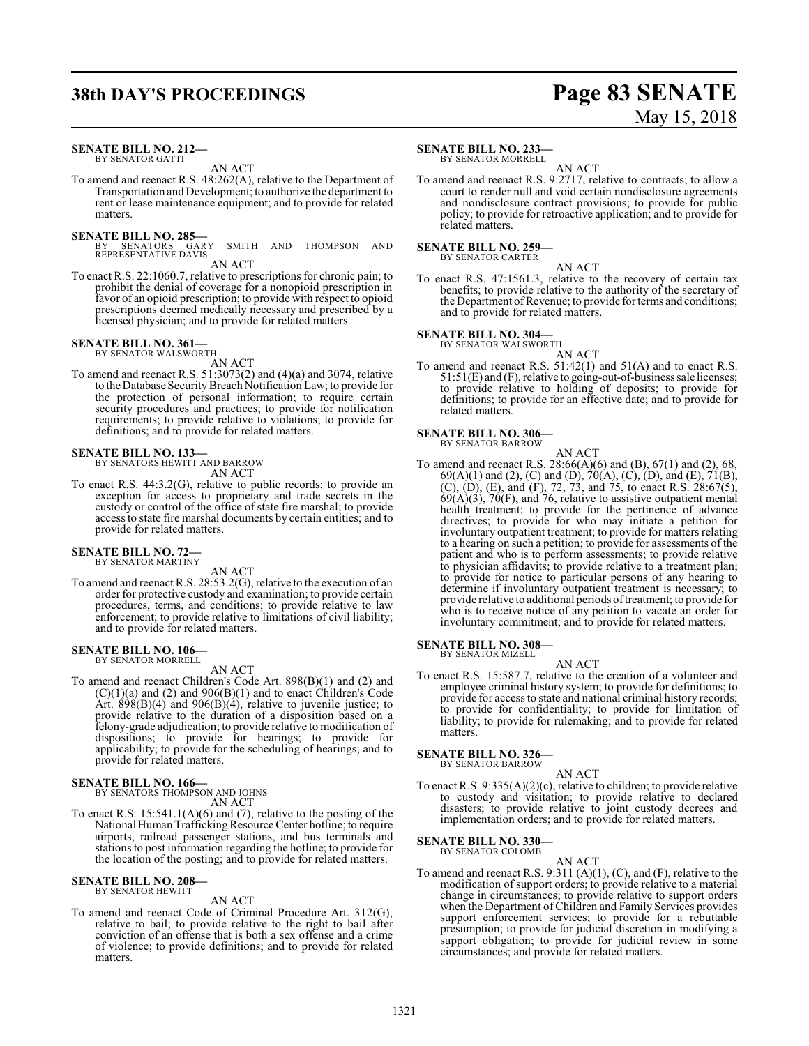**SENATE BILL NO. 212—**
BY SENATOR GATTI

AN ACT

To amend and reenact R.S. 48:262(A), relative to the Department of Transportation and Development; to authorize the department to rent or lease maintenance equipment; and to provide for related matters.

**SENATE BILL NO. 285—**
BY SENATORS GARY SMITH AND THOMPSON AND REPRESENTATIVE DAVIS

AN ACT

To enact R.S. 22:1060.7, relative to prescriptions for chronic pain; to prohibit the denial of coverage for a nonopioid prescription in favor of an opioid prescription; to provide with respect to opioid prescriptions deemed medically necessary and prescribed by a licensed physician; and to provide for related matters.

**SENATE BILL NO. 361—**
BY SENATOR WALSWORTH

AN ACT

To amend and reenact R.S. 51:3073(2) and (4)(a) and 3074, relative to the Database Security Breach Notification Law; to provide for the protection of personal information; to require certain security procedures and practices; to provide for notification requirements; to provide relative to violations; to provide for definitions; and to provide for related matters.

**SENATE BILL NO. 133—**
BY SENATORS HEWITT AND BARROW

AN ACT

To enact R.S. 44:3.2(G), relative to public records; to provide an exception for access to proprietary and trade secrets in the custody or control of the office of state fire marshal; to provide access to state fire marshal documents by certain entities; and to provide for related matters.

**SENATE BILL NO. 72—**
BY SENATOR MARTINY

AN ACT

To amend and reenact R.S. 28:53.2(G), relative to the execution of an order for protective custody and examination; to provide certain procedures, terms, and conditions; to provide relative to law enforcement; to provide relative to limitations of civil liability; and to provide for related matters.

**SENATE BILL NO. 106—**
BY SENATOR MORRELL

AN ACT

To amend and reenact Children's Code Art. 898(B)(1) and (2) and (C)(1)(a) and (2) and 906(B)(1) and to enact Children's Code Art. 898(B)(4) and 906(B)(4), relative to juvenile justice; to provide relative to the duration of a disposition based on a felony-grade adjudication; to provide relative to modification of dispositions; to provide for hearings; to provide for applicability; to provide for the scheduling of hearings; and to provide for related matters.

**SENATE BILL NO. 166—**
BY SENATORS THOMPSON AND JOHNS

AN ACT

To enact R.S. 15:541.1(A)(6) and (7), relative to the posting of the National Human Trafficking Resource Center hotline; to require airports, railroad passenger stations, and bus terminals and stations to post information regarding the hotline; to provide for the location of the posting; and to provide for related matters.

**SENATE BILL NO. 208—**
BY SENATOR HEWITT

AN ACT

To amend and reenact Code of Criminal Procedure Art. 312(G), relative to bail; to provide relative to the right to bail after conviction of an offense that is both a sex offense and a crime of violence; to provide definitions; and to provide for related matters.

**SENATE BILL NO. 233—**
BY SENATOR MORRELL

AN ACT

To amend and reenact R.S. 9:2717, relative to contracts; to allow a court to render null and void certain nondisclosure agreements and nondisclosure contract provisions; to provide for public policy; to provide for retroactive application; and to provide for related matters.

**SENATE BILL NO. 259—**
BY SENATOR CARTER

AN ACT

To enact R.S. 47:1561.3, relative to the recovery of certain tax benefits; to provide relative to the authority of the secretary of the Department of Revenue; to provide for terms and conditions; and to provide for related matters.

**SENATE BILL NO. 304—**
BY SENATOR WALSWORTH

AN ACT

To amend and reenact R.S. 51:42(1) and 51(A) and to enact R.S. 51:51(E) and (F), relative to going-out-of-business sale licenses; to provide relative to holding of deposits; to provide for definitions; to provide for an effective date; and to provide for related matters.

**SENATE BILL NO. 306—**
BY SENATOR BARROW

AN ACT

To amend and reenact R.S. 28:66(A)(6) and (B), 67(1) and (2), 68, 69(A)(1) and (2), (C) and (D), 70(A), (C), (D), and (E), 71(B), (C), (D), (E), and (F), 72, 73, and 75, to enact R.S. 28:67(5), 69(A)(3), 70(F), and 76, relative to assistive outpatient mental health treatment; to provide for the pertinence of advance directives; to provide for who may initiate a petition for involuntary outpatient treatment; to provide for matters relating to a hearing on such a petition; to provide for assessments of the patient and who is to perform assessments; to provide relative to physician affidavits; to provide relative to a treatment plan; to provide for notice to particular persons of any hearing to determine if involuntary outpatient treatment is necessary; to provide relative to additional periods of treatment; to provide for who is to receive notice of any petition to vacate an order for involuntary commitment; and to provide for related matters.

**SENATE BILL NO. 308—**
BY SENATOR MIZELL

AN ACT

To enact R.S. 15:587.7, relative to the creation of a volunteer and employee criminal history system; to provide for definitions; to provide for access to state and national criminal history records; to provide for confidentiality; to provide for limitation of liability; to provide for rulemaking; and to provide for related matters.

**SENATE BILL NO. 326—**
BY SENATOR BARROW

AN ACT

To enact R.S. 9:335(A)(2)(c), relative to children; to provide relative to custody and visitation; to provide relative to declared disasters; to provide relative to joint custody decrees and implementation orders; and to provide for related matters.

**SENATE BILL NO. 330—**
BY SENATOR COLOMB

AN ACT

To amend and reenact R.S. 9:311 (A)(1), (C), and (F), relative to the modification of support orders; to provide relative to a material change in circumstances; to provide relative to support orders when the Department of Children and Family Services provides support enforcement services; to provide for a rebuttable presumption; to provide for judicial discretion in modifying a support obligation; to provide for judicial review in some circumstances; and provide for related matters.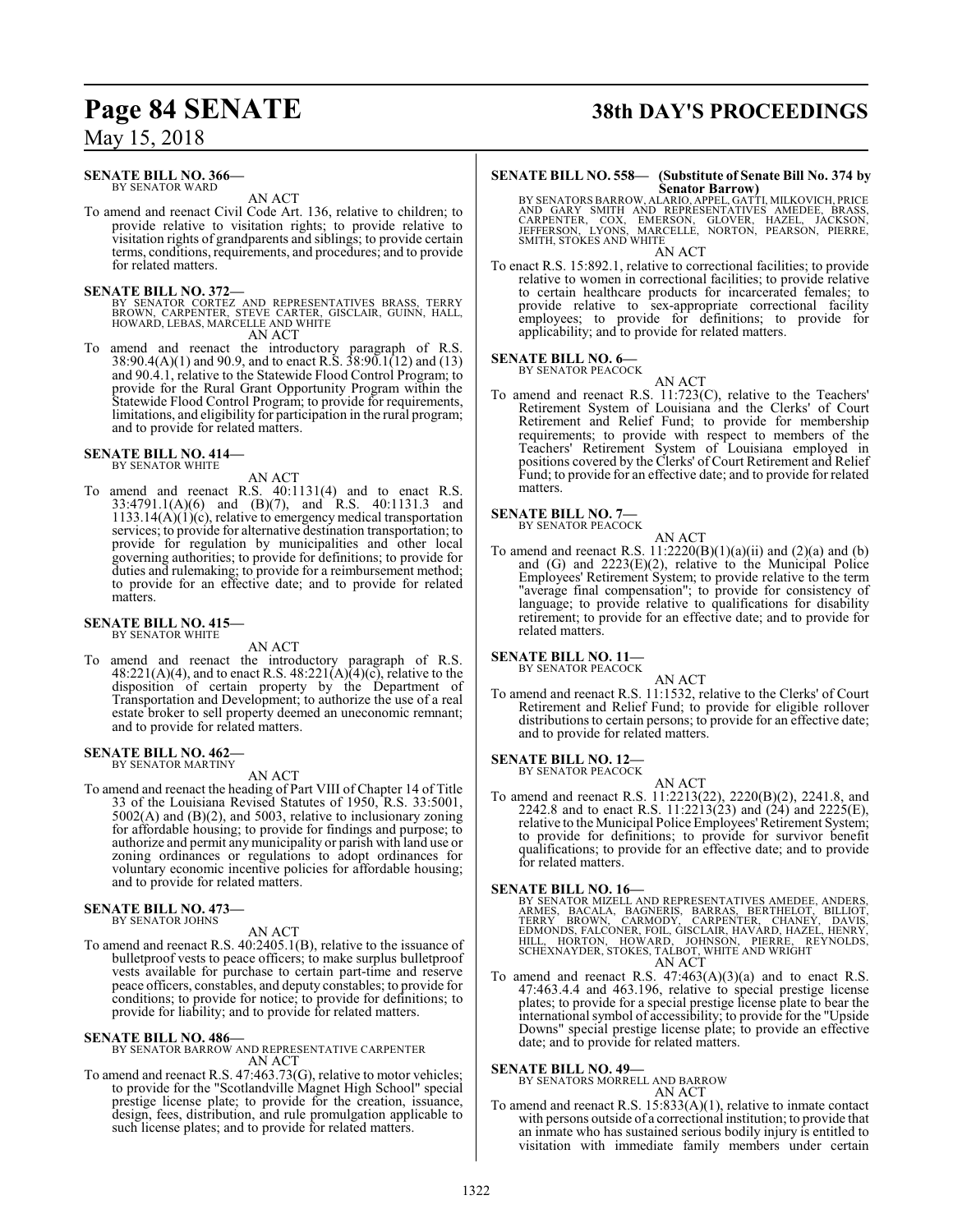**SENATE BILL NO. 366—**
BY SENATOR WARD

AN ACT

To amend and reenact Civil Code Art. 136, relative to children; to provide relative to visitation rights; to provide relative to visitation rights of grandparents and siblings; to provide certain terms, conditions, requirements, and procedures; and to provide for related matters.

**SENATE BILL NO. 372—**
BY SENATOR CORTEZ AND REPRESENTATIVES BRASS, TERRY BROWN, CARPENTER, STEVE CARTER, GISCLAIR, GUINN, HALL, HOWARD, LEBAS, MARCELLE AND WHITE

AN ACT

To amend and reenact the introductory paragraph of R.S. 38:90.4(A)(1) and 90.9, and to enact R.S. 38:90.1(12) and (13) and 90.4.1, relative to the Statewide Flood Control Program; to provide for the Rural Grant Opportunity Program within the Statewide Flood Control Program; to provide for requirements, limitations, and eligibility for participation in the rural program; and to provide for related matters.

**SENATE BILL NO. 414—**
BY SENATOR WHITE

AN ACT

To amend and reenact R.S. 40:1131(4) and to enact R.S. 33:4791.1(A)(6) and (B)(7), and R.S. 40:1131.3 and 1133.14(A)(1)(c), relative to emergency medical transportation services; to provide for alternative destination transportation; to provide for regulation by municipalities and other local governing authorities; to provide for definitions; to provide for duties and rulemaking; to provide for a reimbursement method; to provide for an effective date; and to provide for related matters.

**SENATE BILL NO. 415—**
BY SENATOR WHITE

AN ACT

To amend and reenact the introductory paragraph of R.S. 48:221(A)(4), and to enact R.S. 48:221(A)(4)(c), relative to the disposition of certain property by the Department of Transportation and Development; to authorize the use of a real estate broker to sell property deemed an uneconomic remnant; and to provide for related matters.

**SENATE BILL NO. 462—**
BY SENATOR MARTINY

AN ACT

To amend and reenact the heading of Part VIII of Chapter 14 of Title 33 of the Louisiana Revised Statutes of 1950, R.S. 33:5001, 5002(A) and (B)(2), and 5003, relative to inclusionary zoning for affordable housing; to provide for findings and purpose; to authorize and permit any municipality or parish with land use or zoning ordinances or regulations to adopt ordinances for voluntary economic incentive policies for affordable housing; and to provide for related matters.

**SENATE BILL NO. 473—**
BY SENATOR JOHNS

AN ACT

To amend and reenact R.S. 40:2405.1(B), relative to the issuance of bulletproof vests to peace officers; to make surplus bulletproof vests available for purchase to certain part-time and reserve peace officers, constables, and deputy constables; to provide for conditions; to provide for notice; to provide for definitions; to provide for liability; and to provide for related matters.

**SENATE BILL NO. 486—**
BY SENATOR BARROW AND REPRESENTATIVE CARPENTER

AN ACT

To amend and reenact R.S. 47:463.73(G), relative to motor vehicles; to provide for the "Scotlandville Magnet High School" special prestige license plate; to provide for the creation, issuance, design, fees, distribution, and rule promulgation applicable to such license plates; and to provide for related matters.

**SENATE BILL NO. 558— (Substitute of Senate Bill No. 374 by Senator Barrow)**
BY SENATORS BARROW, ALARIO, APPEL, GATTI, MILKOVICH, PRICE AND GARY SMITH AND REPRESENTATIVES AMEDEE, BRASS, CARPENTER, COX, EMERSON, GLOVER, HAZEL, JACKSON, JEFFERSON, LYONS, MARCELLE, NORTON, PEARSON, PIERRE, SMITH, STOKES AND WHITE

AN ACT

To enact R.S. 15:892.1, relative to correctional facilities; to provide relative to women in correctional facilities; to provide relative to certain healthcare products for incarcerated females; to provide relative to sex-appropriate correctional facility employees; to provide for definitions; to provide for applicability; and to provide for related matters.

**SENATE BILL NO. 6—**
BY SENATOR PEACOCK

AN ACT

To amend and reenact R.S. 11:723(C), relative to the Teachers' Retirement System of Louisiana and the Clerks' of Court Retirement and Relief Fund; to provide for membership requirements; to provide with respect to members of the Teachers' Retirement System of Louisiana employed in positions covered by the Clerks' of Court Retirement and Relief Fund; to provide for an effective date; and to provide for related matters.

**SENATE BILL NO. 7—**
BY SENATOR PEACOCK

AN ACT

To amend and reenact R.S. 11:2220(B)(1)(a)(ii) and (2)(a) and (b) and (G) and 2223(E)(2), relative to the Municipal Police Employees' Retirement System; to provide relative to the term "average final compensation"; to provide for consistency of language; to provide relative to qualifications for disability retirement; to provide for an effective date; and to provide for related matters.

**SENATE BILL NO. 11—**
BY SENATOR PEACOCK

AN ACT

To amend and reenact R.S. 11:1532, relative to the Clerks' of Court Retirement and Relief Fund; to provide for eligible rollover distributions to certain persons; to provide for an effective date; and to provide for related matters.

**SENATE BILL NO. 12—**
BY SENATOR PEACOCK

AN ACT

To amend and reenact R.S. 11:2213(22), 2220(B)(2), 2241.8, and 2242.8 and to enact R.S. 11:2213(23) and (24) and 2225(E), relative to the Municipal Police Employees' Retirement System; to provide for definitions; to provide for survivor benefit qualifications; to provide for an effective date; and to provide for related matters.

**SENATE BILL NO. 16—**
BY SENATOR MIZELL AND REPRESENTATIVES AMEDEE, ANDERS, ARMES, BACALA, BAGNERIS, BARRAS, BERTHELOT, BILLIOT, TERRY BROWN, CARMODY, CARPENTER, CHANEY, DAVIS, EDMONDS, FALCONER, FOIL, GISCLAIR, HAVARD, HAZEL, HENRY, HILL, HORTON, HOWARD, JOHNSON, PIERRE, REYNOLDS, SCHEXNAYDER, STOKES, TALBOT, WHITE AND WRIGHT

AN ACT

To amend and reenact R.S. 47:463(A)(3)(a) and to enact R.S. 47:463.4.4 and 463.196, relative to special prestige license plates; to provide for a special prestige license plate to bear the international symbol of accessibility; to provide for the "Upside Downs" special prestige license plate; to provide an effective date; and to provide for related matters.

**SENATE BILL NO. 49—**
BY SENATORS MORRELL AND BARROW

AN ACT

To amend and reenact R.S. 15:833(A)(1), relative to inmate contact with persons outside of a correctional institution; to provide that an inmate who has sustained serious bodily injury is entitled to visitation with immediate family members under certain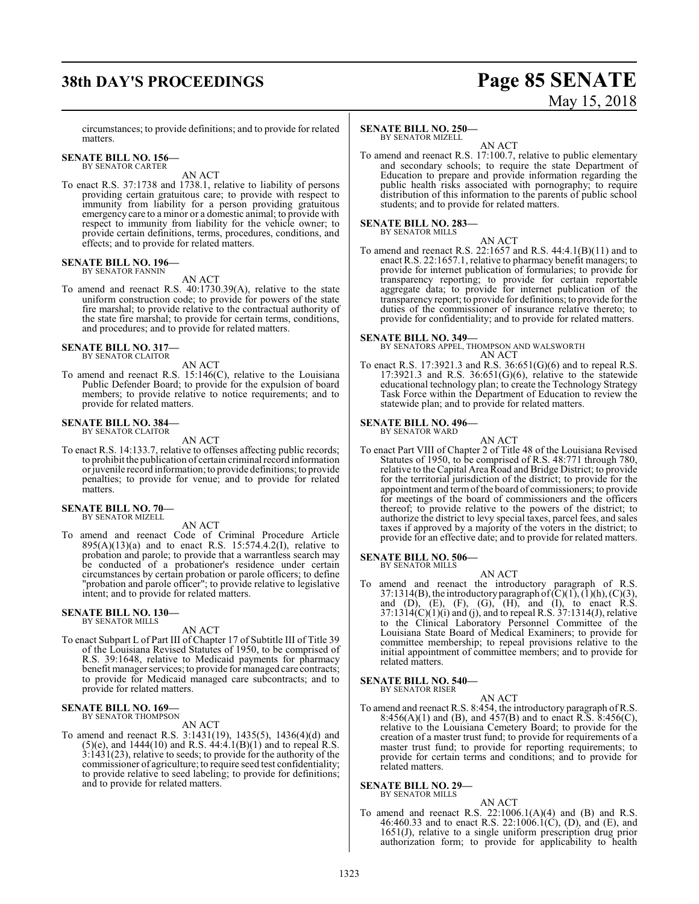circumstances; to provide definitions; and to provide for related matters.

**SENATE BILL NO. 156—**
BY SENATOR CARTER

AN ACT

To enact R.S. 37:1738 and 1738.1, relative to liability of persons providing certain gratuitous care; to provide with respect to immunity from liability for a person providing gratuitous emergency care to a minor or a domestic animal; to provide with respect to immunity from liability for the vehicle owner; to provide certain definitions, terms, procedures, conditions, and effects; and to provide for related matters.

**SENATE BILL NO. 196—**
BY SENATOR FANNIN

AN ACT

To amend and reenact R.S. 40:1730.39(A), relative to the state uniform construction code; to provide for powers of the state fire marshal; to provide relative to the contractual authority of the state fire marshal; to provide for certain terms, conditions, and procedures; and to provide for related matters.

**SENATE BILL NO. 317—**
BY SENATOR CLAITOR

AN ACT

To amend and reenact R.S. 15:146(C), relative to the Louisiana Public Defender Board; to provide for the expulsion of board members; to provide relative to notice requirements; and to provide for related matters.

**SENATE BILL NO. 384—**
BY SENATOR CLAITOR

AN ACT

To enact R.S. 14:133.7, relative to offenses affecting public records; to prohibit the publication of certain criminal record information or juvenile record information; to provide definitions; to provide penalties; to provide for venue; and to provide for related matters.

**SENATE BILL NO. 70—**
BY SENATOR MIZELL

AN ACT

To amend and reenact Code of Criminal Procedure Article 895(A)(13)(a) and to enact R.S. 15:574.4.2(I), relative to probation and parole; to provide that a warrantless search may be conducted of a probationer's residence under certain circumstances by certain probation or parole officers; to define "probation and parole officer"; to provide relative to legislative intent; and to provide for related matters.

**SENATE BILL NO. 130—**
BY SENATOR MILLS

AN ACT

To enact Subpart L of Part III of Chapter 17 of Subtitle III of Title 39 of the Louisiana Revised Statutes of 1950, to be comprised of R.S. 39:1648, relative to Medicaid payments for pharmacy benefit manager services; to provide for managed care contracts; to provide for Medicaid managed care subcontracts; and to provide for related matters.

**SENATE BILL NO. 169—**
BY SENATOR THOMPSON

AN ACT

To amend and reenact R.S. 3:1431(19), 1435(5), 1436(4)(d) and (5)(e), and 1444(10) and R.S. 44:4.1(B)(1) and to repeal R.S. 3:1431(23), relative to seeds; to provide for the authority of the commissioner of agriculture; to require seed test confidentiality; to provide relative to seed labeling; to provide for definitions; and to provide for related matters.

**SENATE BILL NO. 250—**
BY SENATOR MIZELL

AN ACT

To amend and reenact R.S. 17:100.7, relative to public elementary and secondary schools; to require the state Department of Education to prepare and provide information regarding the public health risks associated with pornography; to require distribution of this information to the parents of public school students; and to provide for related matters.

**SENATE BILL NO. 283—**
BY SENATOR MILLS

AN ACT

To amend and reenact R.S. 22:1657 and R.S. 44:4.1(B)(11) and to enact R.S. 22:1657.1, relative to pharmacy benefit managers; to provide for internet publication of formularies; to provide for transparency reporting; to provide for certain reportable aggregate data; to provide for internet publication of the transparency report; to provide for definitions; to provide for the duties of the commissioner of insurance relative thereto; to provide for confidentiality; and to provide for related matters.

**SENATE BILL NO. 349—**
BY SENATORS APPEL, THOMPSON AND WALSWORTH

AN ACT

To enact R.S. 17:3921.3 and R.S. 36:651(G)(6) and to repeal R.S. 17:3921.3 and R.S. 36:651(G)(6), relative to the statewide educational technology plan; to create the Technology Strategy Task Force within the Department of Education to review the statewide plan; and to provide for related matters.

**SENATE BILL NO. 496—**
BY SENATOR WARD

AN ACT

To enact Part VIII of Chapter 2 of Title 48 of the Louisiana Revised Statutes of 1950, to be comprised of R.S. 48:771 through 780, relative to the Capital Area Road and Bridge District; to provide for the territorial jurisdiction of the district; to provide for the appointment and term of the board of commissioners; to provide for meetings of the board of commissioners and the officers thereof; to provide relative to the powers of the district; to authorize the district to levy special taxes, parcel fees, and sales taxes if approved by a majority of the voters in the district; to provide for an effective date; and to provide for related matters.

**SENATE BILL NO. 506—**
BY SENATOR MILLS

AN ACT

To amend and reenact the introductory paragraph of R.S. 37:1314(B), the introductory paragraph of (C)(1), (1)(h), (C)(3), and (D), (E), (F), (G), (H), and (I), to enact R.S. 37:1314(C)(1)(i) and (j), and to repeal R.S. 37:1314(J), relative to the Clinical Laboratory Personnel Committee of the Louisiana State Board of Medical Examiners; to provide for committee membership; to repeal provisions relative to the initial appointment of committee members; and to provide for related matters.

**SENATE BILL NO. 540—**
BY SENATOR RISER

AN ACT

To amend and reenact R.S. 8:454, the introductory paragraph of R.S. 8:456(A)(1) and (B), and 457(B) and to enact R.S. 8:456(C), relative to the Louisiana Cemetery Board; to provide for the creation of a master trust fund; to provide for requirements of a master trust fund; to provide for reporting requirements; to provide for certain terms and conditions; and to provide for related matters.

**SENATE BILL NO. 29—**
BY SENATOR MILLS

AN ACT

To amend and reenact R.S. 22:1006.1(A)(4) and (B) and R.S. 46:460.33 and to enact R.S. 22:1006.1(C), (D), and (E), and 1651(J), relative to a single uniform prescription drug prior authorization form; to provide for applicability to health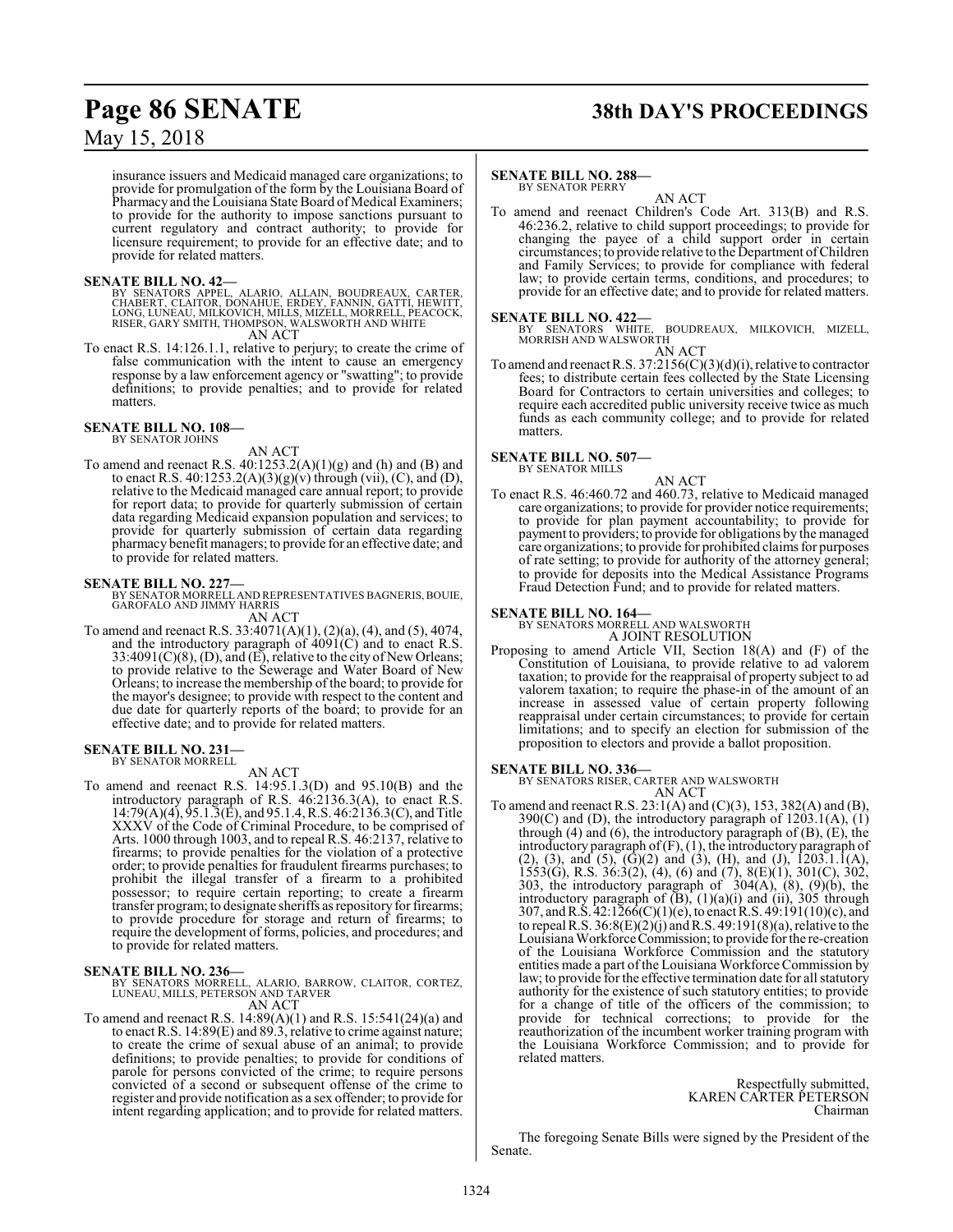insurance issuers and Medicaid managed care organizations; to provide for promulgation of the form by the Louisiana Board of Pharmacy and the Louisiana State Board of Medical Examiners; to provide for the authority to impose sanctions pursuant to current regulatory and contract authority; to provide for licensure requirement; to provide for an effective date; and to provide for related matters.

**SENATE BILL NO. 42—**
BY SENATORS APPEL, ALARIO, ALLAIN, BOUDREAUX, CARTER, CHABERT, CLAITOR, DONAHUE, ERDEY, FANNIN, GATTI, HEWITT, LONG, LUNEAU, MILKOVICH, MILLS, MIZELL, MORRELL, PEACOCK, RISER, GARY SMITH, THOMPSON, WALSWORTH AND WHITE
AN ACT

To enact R.S. 14:126.1.1, relative to perjury; to create the crime of false communication with the intent to cause an emergency response by a law enforcement agency or "swatting"; to provide definitions; to provide penalties; and to provide for related matters.

**SENATE BILL NO. 108—**
BY SENATOR JOHNS
AN ACT

To amend and reenact R.S. 40:1253.2(A)(1)(g) and (h) and (B) and to enact R.S. 40:1253.2(A)(3)(g)(v) through (vii), (C), and (D), relative to the Medicaid managed care annual report; to provide for report data; to provide for quarterly submission of certain data regarding Medicaid expansion population and services; to provide for quarterly submission of certain data regarding pharmacy benefit managers; to provide for an effective date; and to provide for related matters.

**SENATE BILL NO. 227—**
BY SENATOR MORRELL AND REPRESENTATIVES BAGNERIS, BOUIE, GAROFALO AND JIMMY HARRIS
AN ACT

To amend and reenact R.S. 33:4071(A)(1), (2)(a), (4), and (5), 4074, and the introductory paragraph of 4091(C) and to enact R.S. 33:4091(C)(8), (D), and (E), relative to the city of New Orleans; to provide relative to the Sewerage and Water Board of New Orleans; to increase the membership of the board; to provide for the mayor's designee; to provide with respect to the content and due date for quarterly reports of the board; to provide for an effective date; and to provide for related matters.

**SENATE BILL NO. 231—**
BY SENATOR MORRELL
AN ACT

To amend and reenact R.S. 14:95.1.3(D) and 95.10(B) and the introductory paragraph of R.S. 46:2136.3(A), to enact R.S. 14:79(A)(4), 95.1.3(E), and 95.1.4, R.S. 46:2136.3(C), and Title XXXV of the Code of Criminal Procedure, to be comprised of Arts. 1000 through 1003, and to repeal R.S. 46:2137, relative to firearms; to provide penalties for the violation of a protective order; to provide penalties for fraudulent firearms purchases; to prohibit the illegal transfer of a firearm to a prohibited possessor; to require certain reporting; to create a firearm transfer program; to designate sheriffs as repository for firearms; to provide procedure for storage and return of firearms; to require the development of forms, policies, and procedures; and to provide for related matters.

**SENATE BILL NO. 236—**
BY SENATORS MORRELL, ALARIO, BARROW, CLAITOR, CORTEZ, LUNEAU, MILLS, PETERSON AND TARVER
AN ACT

To amend and reenact R.S. 14:89(A)(1) and R.S. 15:541(24)(a) and to enact R.S. 14:89(E) and 89.3, relative to crime against nature; to create the crime of sexual abuse of an animal; to provide definitions; to provide penalties; to provide for conditions of parole for persons convicted of the crime; to require persons convicted of a second or subsequent offense of the crime to register and provide notification as a sex offender; to provide for intent regarding application; and to provide for related matters.

**SENATE BILL NO. 288—**
BY SENATOR PERRY
AN ACT

To amend and reenact Children's Code Art. 313(B) and R.S. 46:236.2, relative to child support proceedings; to provide for changing the payee of a child support order in certain circumstances; to provide relative to the Department of Children and Family Services; to provide for compliance with federal law; to provide certain terms, conditions, and procedures; to provide for an effective date; and to provide for related matters.

**SENATE BILL NO. 422—**
BY SENATORS WHITE, BOUDREAUX, MILKOVICH, MIZELL, MORRISH AND WALSWORTH
AN ACT

To amend and reenact R.S. 37:2156(C)(3)(d)(i), relative to contractor fees; to distribute certain fees collected by the State Licensing Board for Contractors to certain universities and colleges; to require each accredited public university receive twice as much funds as each community college; and to provide for related matters.

**SENATE BILL NO. 507—**
BY SENATOR MILLS
AN ACT

To enact R.S. 46:460.72 and 460.73, relative to Medicaid managed care organizations; to provide for provider notice requirements; to provide for plan payment accountability; to provide for payment to providers; to provide for obligations by the managed care organizations; to provide for prohibited claims for purposes of rate setting; to provide for authority of the attorney general; to provide for deposits into the Medical Assistance Programs Fraud Detection Fund; and to provide for related matters.

**SENATE BILL NO. 164—**
BY SENATORS MORRELL AND WALSWORTH
A JOINT RESOLUTION

Proposing to amend Article VII, Section 18(A) and (F) of the Constitution of Louisiana, to provide relative to ad valorem taxation; to provide for the reappraisal of property subject to ad valorem taxation; to require the phase-in of the amount of an increase in assessed value of certain property following reappraisal under certain circumstances; to provide for certain limitations; and to specify an election for submission of the proposition to electors and provide a ballot proposition.

**SENATE BILL NO. 336—**
BY SENATORS RISER, CARTER AND WALSWORTH
AN ACT

To amend and reenact R.S. 23:1(A) and (C)(3), 153, 382(A) and (B), 390(C) and (D), the introductory paragraph of 1203.1(A), (1) through (4) and (6), the introductory paragraph of (B), (E), the introductory paragraph of (F), (1), the introductory paragraph of (2), (3), and (5), (G)(2) and (3), (H), and (J), 1203.1.1(A), 1553(G), R.S. 36:3(2), (4), (6) and (7), 8(E)(1), 301(C), 302, 303, the introductory paragraph of 304(A), (8), (9)(b), the introductory paragraph of (B), (1)(a)(i) and (ii), 305 through 307, and R.S. 42:1266(C)(1)(e), to enact R.S. 49:191(10)(c), and to repeal R.S. 36:8(E)(2)(j) and R.S. 49:191(8)(a), relative to the Louisiana Workforce Commission; to provide for the re-creation of the Louisiana Workforce Commission and the statutory entities made a part of the Louisiana Workforce Commission by law; to provide for the effective termination date for all statutory authority for the existence of such statutory entities; to provide for a change of title of the officers of the commission; to provide for technical corrections; to provide for the reauthorization of the incumbent worker training program with the Louisiana Workforce Commission; and to provide for related matters.

Respectfully submitted,
KAREN CARTER PETERSON
Chairman

The foregoing Senate Bills were signed by the President of the Senate.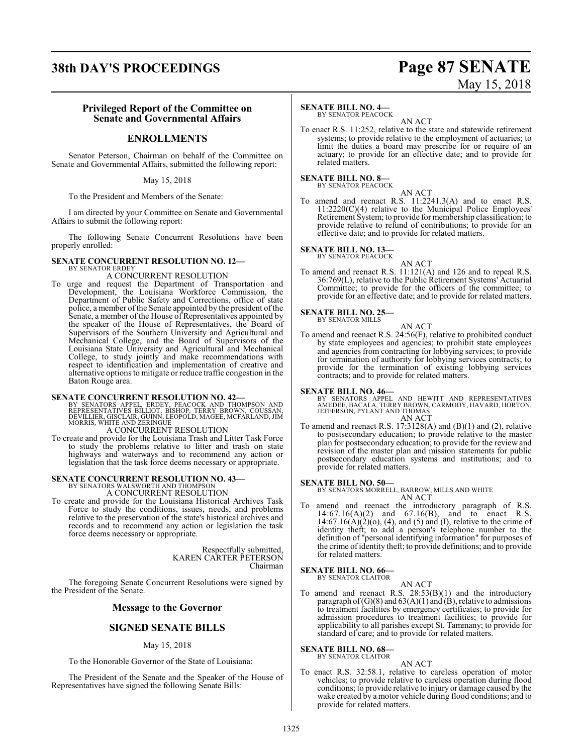## Privileged Report of the Committee on Senate and Governmental Affairs

## ENROLLMENTS

Senator Peterson, Chairman on behalf of the Committee on Senate and Governmental Affairs, submitted the following report:

May 15, 2018

To the President and Members of the Senate:

I am directed by your Committee on Senate and Governmental Affairs to submit the following report:

The following Senate Concurrent Resolutions have been properly enrolled:

**SENATE CONCURRENT RESOLUTION NO. 12—**
BY SENATOR ERDEY
A CONCURRENT RESOLUTION

To urge and request the Department of Transportation and Development, the Louisiana Workforce Commission, the Department of Public Safety and Corrections, office of state police, a member of the Senate appointed by the president of the Senate, a member of the House of Representatives appointed by the speaker of the House of Representatives, the Board of Supervisors of the Southern University and Agricultural and Mechanical College, and the Board of Supervisors of the Louisiana State University and Agricultural and Mechanical College, to study jointly and make recommendations with respect to identification and implementation of creative and alternative options to mitigate or reduce traffic congestion in the Baton Rouge area.

**SENATE CONCURRENT RESOLUTION NO. 42—**
BY SENATORS APPEL, ERDEY, PEACOCK AND THOMPSON AND REPRESENTATIVES BILLIOT, BISHOP, TERRY BROWN, COUSSAN, DEVILLIER, GISCLAIR, GUINN, LEOPOLD, MAGEE, MCFARLAND, JIM MORRIS, WHITE AND ZERINGUE
A CONCURRENT RESOLUTION

To create and provide for the Louisiana Trash and Litter Task Force to study the problems relative to litter and trash on state highways and waterways and to recommend any action or legislation that the task force deems necessary or appropriate.

**SENATE CONCURRENT RESOLUTION NO. 43—**
BY SENATORS WALSWORTH AND THOMPSON
A CONCURRENT RESOLUTION

To create and provide for the Louisiana Historical Archives Task Force to study the conditions, issues, needs, and problems relative to the preservation of the state's historical archives and records and to recommend any action or legislation the task force deems necessary or appropriate.

Respectfully submitted,
KAREN CARTER PETERSON
Chairman

The foregoing Senate Concurrent Resolutions were signed by the President of the Senate.

## Message to the Governor

## SIGNED SENATE BILLS

May 15, 2018

To the Honorable Governor of the State of Louisiana:

The President of the Senate and the Speaker of the House of Representatives have signed the following Senate Bills:

**SENATE BILL NO. 4—**
BY SENATOR PEACOCK
AN ACT

To enact R.S. 11:252, relative to the state and statewide retirement systems; to provide relative to the employment of actuaries; to limit the duties a board may prescribe for or require of an actuary; to provide for an effective date; and to provide for related matters.

**SENATE BILL NO. 8—**
BY SENATOR PEACOCK
AN ACT

To amend and reenact R.S. 11:2241.3(A) and to enact R.S. 11:2220(C)(4) relative to the Municipal Police Employees' Retirement System; to provide for membership classification; to provide relative to refund of contributions; to provide for an effective date; and to provide for related matters.

**SENATE BILL NO. 13—**
BY SENATOR PEACOCK
AN ACT

To amend and reenact R.S. 11:121(A) and 126 and to repeal R.S. 36:769(L), relative to the Public Retirement Systems' Actuarial Committee; to provide for the officers of the committee; to provide for an effective date; and to provide for related matters.

**SENATE BILL NO. 25—**
BY SENATOR MILLS
AN ACT

To amend and reenact R.S. 24:56(F), relative to prohibited conduct by state employees and agencies; to prohibit state employees and agencies from contracting for lobbying services; to provide for termination of authority for lobbying services contracts; to provide for the termination of existing lobbying services contracts; and to provide for related matters.

**SENATE BILL NO. 46—**
BY SENATORS APPEL AND HEWITT AND REPRESENTATIVES AMEDEE, BACALA, TERRY BROWN, CARMODY, HAVARD, HORTON, JEFFERSON, PYLANT AND THOMAS
AN ACT

To amend and reenact R.S. 17:3128(A) and (B)(1) and (2), relative to postsecondary education; to provide relative to the master plan for postsecondary education; to provide for the review and revision of the master plan and mission statements for public postsecondary education systems and institutions; and to provide for related matters.

**SENATE BILL NO. 50—**
BY SENATORS MORRELL, BARROW, MILLS AND WHITE
AN ACT

To amend and reenact the introductory paragraph of R.S. 14:67.16(A)(2) and 67.16(B), and to enact R.S. 14:67.16(A)(2)(o), (4), and (5) and (I), relative to the crime of identity theft; to add a person's telephone number to the definition of "personal identifying information" for purposes of the crime of identity theft; to provide definitions; and to provide for related matters.

**SENATE BILL NO. 66—**
BY SENATOR CLAITOR
AN ACT

To amend and reenact R.S. 28:53(B)(1) and the introductory paragraph of (G)(8) and 63(A)(1) and (B), relative to admissions to treatment facilities by emergency certificates; to provide for admission procedures to treatment facilities; to provide for applicability to all parishes except St. Tammany; to provide for standard of care; and to provide for related matters.

**SENATE BILL NO. 68—**
BY SENATOR CLAITOR
AN ACT

To enact R.S. 32:58.1, relative to careless operation of motor vehicles; to provide relative to careless operation during flood conditions; to provide relative to injury or damage caused by the wake created by a motor vehicle during flood conditions; and to provide for related matters.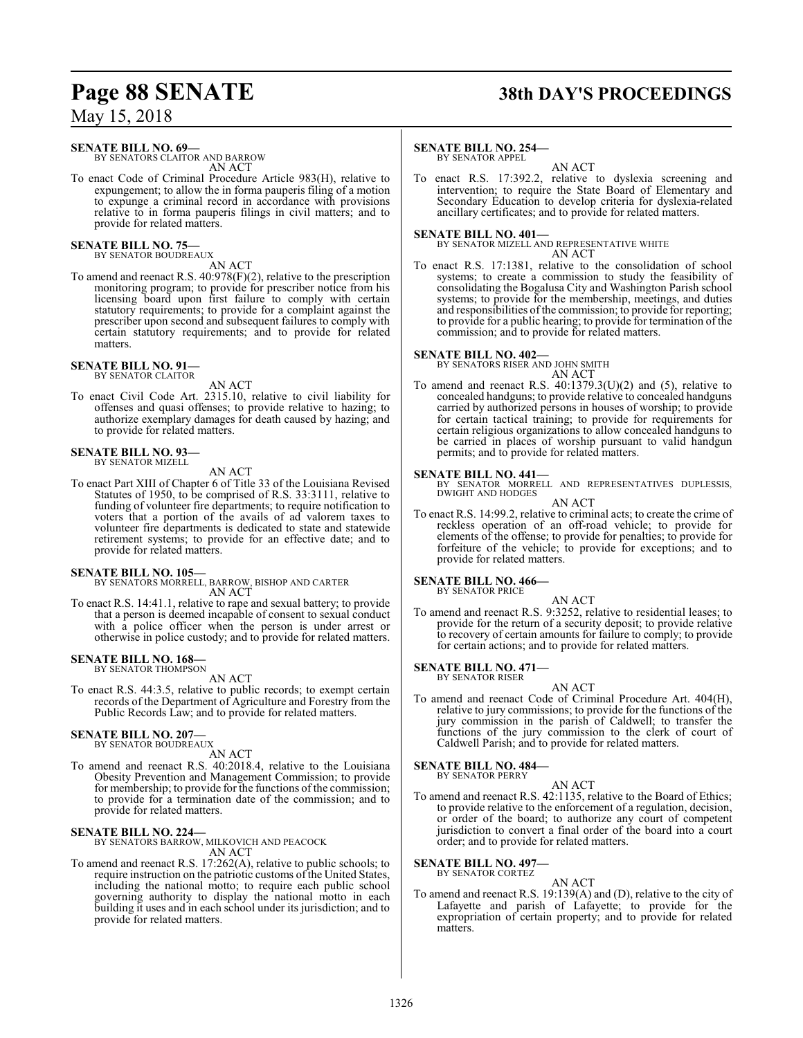**SENATE BILL NO. 69—**
BY SENATORS CLAITOR AND BARROW
AN ACT

To enact Code of Criminal Procedure Article 983(H), relative to expungement; to allow the in forma pauperis filing of a motion to expunge a criminal record in accordance with provisions relative to in forma pauperis filings in civil matters; and to provide for related matters.

**SENATE BILL NO. 75—**
BY SENATOR BOUDREAUX
AN ACT

To amend and reenact R.S. 40:978(F)(2), relative to the prescription monitoring program; to provide for prescriber notice from his licensing board upon first failure to comply with certain statutory requirements; to provide for a complaint against the prescriber upon second and subsequent failures to comply with certain statutory requirements; and to provide for related matters.

**SENATE BILL NO. 91—**
BY SENATOR CLAITOR
AN ACT

To enact Civil Code Art. 2315.10, relative to civil liability for offenses and quasi offenses; to provide relative to hazing; to authorize exemplary damages for death caused by hazing; and to provide for related matters.

**SENATE BILL NO. 93—**
BY SENATOR MIZELL
AN ACT

To enact Part XIII of Chapter 6 of Title 33 of the Louisiana Revised Statutes of 1950, to be comprised of R.S. 33:3111, relative to funding of volunteer fire departments; to require notification to voters that a portion of the avails of ad valorem taxes to volunteer fire departments is dedicated to state and statewide retirement systems; to provide for an effective date; and to provide for related matters.

**SENATE BILL NO. 105—**
BY SENATORS MORRELL, BARROW, BISHOP AND CARTER
AN ACT

To enact R.S. 14:41.1, relative to rape and sexual battery; to provide that a person is deemed incapable of consent to sexual conduct with a police officer when the person is under arrest or otherwise in police custody; and to provide for related matters.

**SENATE BILL NO. 168—**
BY SENATOR THOMPSON
AN ACT

To enact R.S. 44:3.5, relative to public records; to exempt certain records of the Department of Agriculture and Forestry from the Public Records Law; and to provide for related matters.

**SENATE BILL NO. 207—**
BY SENATOR BOUDREAUX
AN ACT

To amend and reenact R.S. 40:2018.4, relative to the Louisiana Obesity Prevention and Management Commission; to provide for membership; to provide for the functions of the commission; to provide for a termination date of the commission; and to provide for related matters.

**SENATE BILL NO. 224—**
BY SENATORS BARROW, MILKOVICH AND PEACOCK
AN ACT

To amend and reenact R.S. 17:262(A), relative to public schools; to require instruction on the patriotic customs of the United States, including the national motto; to require each public school governing authority to display the national motto in each building it uses and in each school under its jurisdiction; and to provide for related matters.

**SENATE BILL NO. 254—**
BY SENATOR APPEL
AN ACT

To enact R.S. 17:392.2, relative to dyslexia screening and intervention; to require the State Board of Elementary and Secondary Education to develop criteria for dyslexia-related ancillary certificates; and to provide for related matters.

**SENATE BILL NO. 401—**
BY SENATOR MIZELL AND REPRESENTATIVE WHITE
AN ACT

To enact R.S. 17:1381, relative to the consolidation of school systems; to create a commission to study the feasibility of consolidating the Bogalusa City and Washington Parish school systems; to provide for the membership, meetings, and duties and responsibilities of the commission; to provide for reporting; to provide for a public hearing; to provide for termination of the commission; and to provide for related matters.

**SENATE BILL NO. 402—**
BY SENATORS RISER AND JOHN SMITH
AN ACT

To amend and reenact R.S. 40:1379.3(U)(2) and (5), relative to concealed handguns; to provide relative to concealed handguns carried by authorized persons in houses of worship; to provide for certain tactical training; to provide for requirements for certain religious organizations to allow concealed handguns to be carried in places of worship pursuant to valid handgun permits; and to provide for related matters.

**SENATE BILL NO. 441—**
BY SENATOR MORRELL AND REPRESENTATIVES DUPLESSIS, DWIGHT AND HODGES
AN ACT

To enact R.S. 14:99.2, relative to criminal acts; to create the crime of reckless operation of an off-road vehicle; to provide for elements of the offense; to provide for penalties; to provide for forfeiture of the vehicle; to provide for exceptions; and to provide for related matters.

**SENATE BILL NO. 466—**
BY SENATOR PRICE
AN ACT

To amend and reenact R.S. 9:3252, relative to residential leases; to provide for the return of a security deposit; to provide relative to recovery of certain amounts for failure to comply; to provide for certain actions; and to provide for related matters.

**SENATE BILL NO. 471—**
BY SENATOR RISER
AN ACT

To amend and reenact Code of Criminal Procedure Art. 404(H), relative to jury commissions; to provide for the functions of the jury commission in the parish of Caldwell; to transfer the functions of the jury commission to the clerk of court of Caldwell Parish; and to provide for related matters.

**SENATE BILL NO. 484—**
BY SENATOR PERRY
AN ACT

To amend and reenact R.S. 42:1135, relative to the Board of Ethics; to provide relative to the enforcement of a regulation, decision, or order of the board; to authorize any court of competent jurisdiction to convert a final order of the board into a court order; and to provide for related matters.

**SENATE BILL NO. 497—**
BY SENATOR CORTEZ
AN ACT

To amend and reenact R.S. 19:139(A) and (D), relative to the city of Lafayette and parish of Lafayette; to provide for the expropriation of certain property; and to provide for related matters.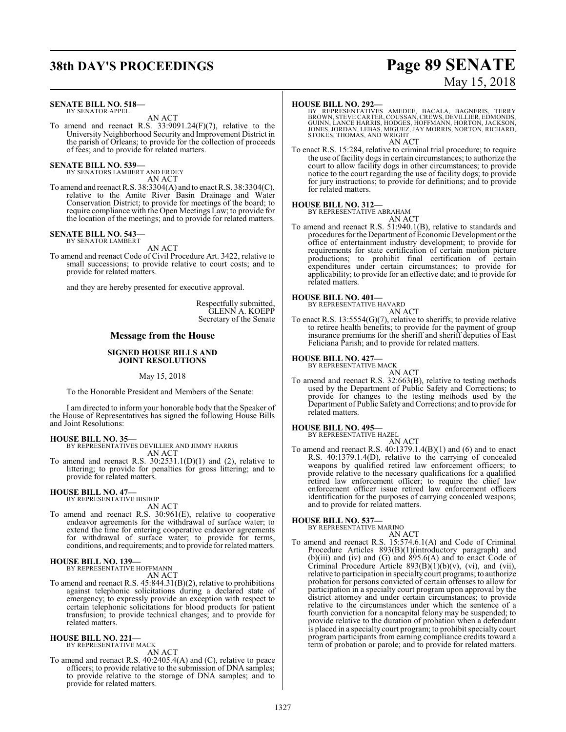**SENATE BILL NO. 518—**
BY SENATOR APPEL

AN ACT

To amend and reenact R.S. 33:9091.24(F)(7), relative to the University Neighborhood Security and Improvement District in the parish of Orleans; to provide for the collection of proceeds of fees; and to provide for related matters.

**SENATE BILL NO. 539—**
BY SENATORS LAMBERT AND ERDEY

AN ACT

To amend and reenact R.S. 38:3304(A) and to enact R.S. 38:3304(C), relative to the Amite River Basin Drainage and Water Conservation District; to provide for meetings of the board; to require compliance with the Open Meetings Law; to provide for the location of the meetings; and to provide for related matters.

**SENATE BILL NO. 543—**
BY SENATOR LAMBERT

AN ACT

To amend and reenact Code of Civil Procedure Art. 3422, relative to small successions; to provide relative to court costs; and to provide for related matters.

and they are hereby presented for executive approval.

Respectfully submitted,
GLENN A. KOEPP
Secretary of the Senate

## Message from the House

### SIGNED HOUSE BILLS AND JOINT RESOLUTIONS

May 15, 2018

To the Honorable President and Members of the Senate:

I am directed to inform your honorable body that the Speaker of the House of Representatives has signed the following House Bills and Joint Resolutions:

**HOUSE BILL NO. 35—**
BY REPRESENTATIVES DEVILLIER AND JIMMY HARRIS

AN ACT

To amend and reenact R.S. 30:2531.1(D)(1) and (2), relative to littering; to provide for penalties for gross littering; and to provide for related matters.

**HOUSE BILL NO. 47—**
BY REPRESENTATIVE BISHOP

AN ACT

To amend and reenact R.S. 30:961(E), relative to cooperative endeavor agreements for the withdrawal of surface water; to extend the time for entering cooperative endeavor agreements for withdrawal of surface water; to provide for terms, conditions, and requirements; and to provide for related matters.

**HOUSE BILL NO. 139—**
BY REPRESENTATIVE HOFFMANN

AN ACT

To amend and reenact R.S. 45:844.31(B)(2), relative to prohibitions against telephonic solicitations during a declared state of emergency; to expressly provide an exception with respect to certain telephonic solicitations for blood products for patient transfusion; to provide technical changes; and to provide for related matters.

**HOUSE BILL NO. 221—**
BY REPRESENTATIVE MACK

AN ACT

To amend and reenact R.S. 40:2405.4(A) and (C), relative to peace officers; to provide relative to the submission of DNA samples; to provide relative to the storage of DNA samples; and to provide for related matters.

**HOUSE BILL NO. 292—**
BY REPRESENTATIVES AMEDEE, BACALA, BAGNERIS, TERRY BROWN, STEVE CARTER, COUSSAN, CREWS, DEVILLIER, EDMONDS, GUINN, LANCE HARRIS, HODGES, HOFFMANN, HORTON, JACKSON, JONES, JORDAN, LEBAS, MIGUEZ, JAY MORRIS, NORTON, RICHARD, STOKES, THOMAS, AND WRIGHT

AN ACT

To enact R.S. 15:284, relative to criminal trial procedure; to require the use of facility dogs in certain circumstances; to authorize the court to allow facility dogs in other circumstances; to provide notice to the court regarding the use of facility dogs; to provide for jury instructions; to provide for definitions; and to provide for related matters.

**HOUSE BILL NO. 312—**
BY REPRESENTATIVE ABRAHAM

AN ACT

To amend and reenact R.S. 51:940.1(B), relative to standards and procedures for the Department of Economic Development or the office of entertainment industry development; to provide for requirements for state certification of certain motion picture productions; to prohibit final certification of certain expenditures under certain circumstances; to provide for applicability; to provide for an effective date; and to provide for related matters.

**HOUSE BILL NO. 401—**
BY REPRESENTATIVE HAVARD

AN ACT

To enact R.S. 13:5554(G)(7), relative to sheriffs; to provide relative to retiree health benefits; to provide for the payment of group insurance premiums for the sheriff and sheriff deputies of East Feliciana Parish; and to provide for related matters.

**HOUSE BILL NO. 427—**
BY REPRESENTATIVE MACK

AN ACT

To amend and reenact R.S. 32:663(B), relative to testing methods used by the Department of Public Safety and Corrections; to provide for changes to the testing methods used by the Department of Public Safety and Corrections; and to provide for related matters.

**HOUSE BILL NO. 495—**
BY REPRESENTATIVE HAZEL

AN ACT

To amend and reenact R.S. 40:1379.1.4(B)(1) and (6) and to enact R.S. 40:1379.1.4(D), relative to the carrying of concealed weapons by qualified retired law enforcement officers; to provide relative to the necessary qualifications for a qualified retired law enforcement officer; to require the chief law enforcement officer issue retired law enforcement officers identification for the purposes of carrying concealed weapons; and to provide for related matters.

**HOUSE BILL NO. 537—**
BY REPRESENTATIVE MARINO

AN ACT

To amend and reenact R.S. 15:574.6.1(A) and Code of Criminal Procedure Articles 893(B)(1)(introductory paragraph) and (b)(iii) and (iv) and (G) and 895.6(A) and to enact Code of Criminal Procedure Article 893(B)(1)(b)(v), (vi), and (vii), relative to participation in specialty court programs; to authorize probation for persons convicted of certain offenses to allow for participation in a specialty court program upon approval by the district attorney and under certain circumstances; to provide relative to the circumstances under which the sentence of a fourth conviction for a noncapital felony may be suspended; to provide relative to the duration of probation when a defendant is placed in a specialty court program; to prohibit specialty court program participants from earning compliance credits toward a term of probation or parole; and to provide for related matters.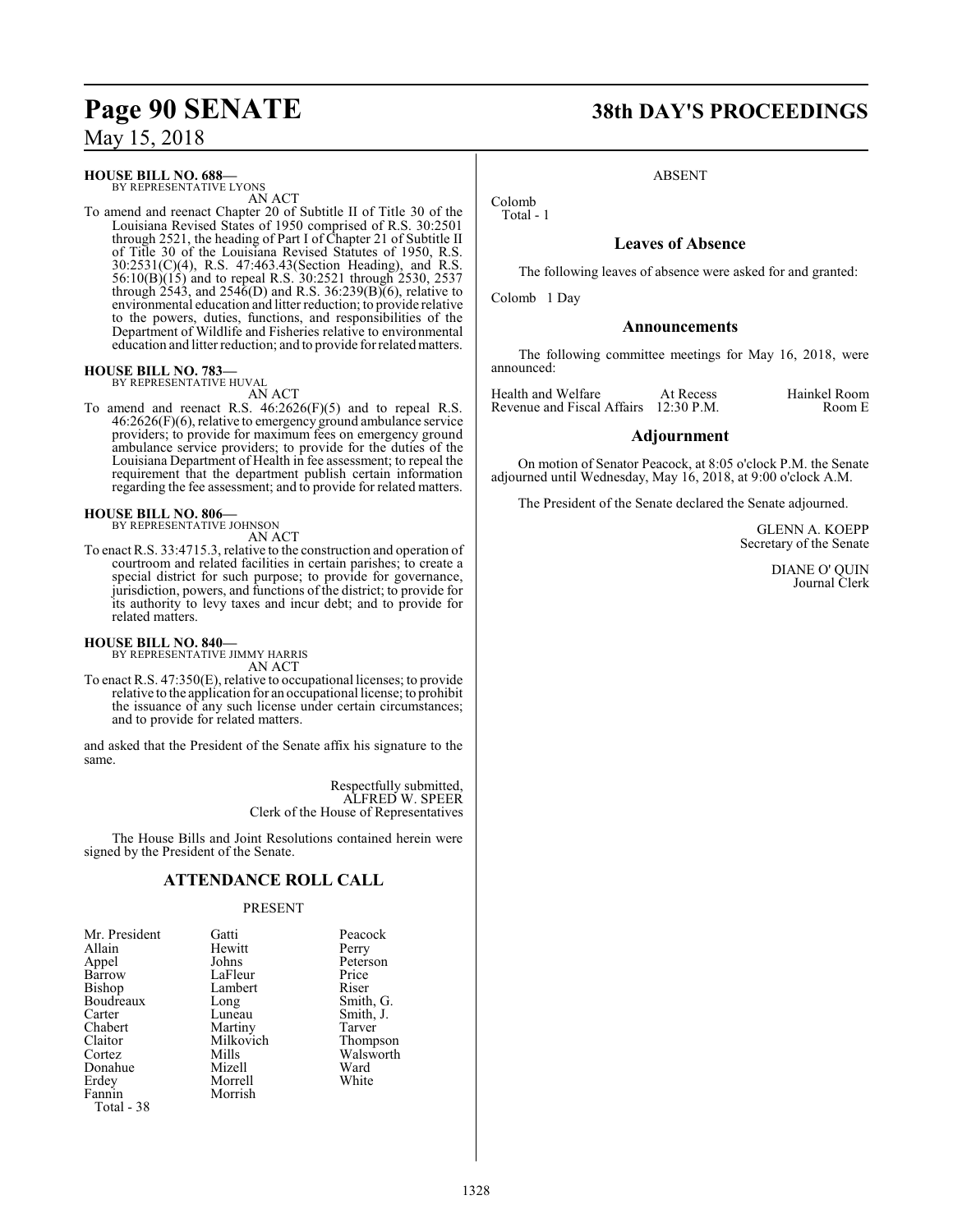**HOUSE BILL NO. 688—**
BY REPRESENTATIVE LYONS

AN ACT

To amend and reenact Chapter 20 of Subtitle II of Title 30 of the Louisiana Revised States of 1950 comprised of R.S. 30:2501 through 2521, the heading of Part I of Chapter 21 of Subtitle II of Title 30 of the Louisiana Revised Statutes of 1950, R.S. 30:2531(C)(4), R.S. 47:463.43(Section Heading), and R.S. 56:10(B)(15) and to repeal R.S. 30:2521 through 2530, 2537 through 2543, and 2546(D) and R.S. 36:239(B)(6), relative to environmental education and litter reduction; to provide relative to the powers, duties, functions, and responsibilities of the Department of Wildlife and Fisheries relative to environmental education and litter reduction; and to provide for related matters.

**HOUSE BILL NO. 783—**
BY REPRESENTATIVE HUVAL

AN ACT

To amend and reenact R.S. 46:2626(F)(5) and to repeal R.S. 46:2626(F)(6), relative to emergency ground ambulance service providers; to provide for maximum fees on emergency ground ambulance service providers; to provide for the duties of the Louisiana Department of Health in fee assessment; to repeal the requirement that the department publish certain information regarding the fee assessment; and to provide for related matters.

**HOUSE BILL NO. 806—**
BY REPRESENTATIVE JOHNSON

AN ACT

To enact R.S. 33:4715.3, relative to the construction and operation of courtroom and related facilities in certain parishes; to create a special district for such purpose; to provide for governance, jurisdiction, powers, and functions of the district; to provide for its authority to levy taxes and incur debt; and to provide for related matters.

**HOUSE BILL NO. 840—**
BY REPRESENTATIVE JIMMY HARRIS

AN ACT

To enact R.S. 47:350(E), relative to occupational licenses; to provide relative to the application for an occupational license; to prohibit the issuance of any such license under certain circumstances; and to provide for related matters.

and asked that the President of the Senate affix his signature to the same.

Respectfully submitted,
ALFRED W. SPEER
Clerk of the House of Representatives

The House Bills and Joint Resolutions contained herein were signed by the President of the Senate.

## ATTENDANCE ROLL CALL

PRESENT

| | | |
|---|---|---|
| Mr. President | Gatti | Peacock |
| Allain | Hewitt | Perry |
| Appel | Johns | Peterson |
| Barrow | LaFleur | Price |
| Bishop | Lambert | Riser |
| Boudreaux | Long | Smith, G. |
| Carter | Luneau | Smith, J. |
| Chabert | Martiny | Tarver |
| Claitor | Milkovich | Thompson |
| Cortez | Mills | Walsworth |
| Donahue | Mizell | Ward |
| Erdey | Morrell | White |
| Fannin | Morrish | |

Total - 38

ABSENT

Colomb
Total - 1

## Leaves of Absence

The following leaves of absence were asked for and granted:

Colomb 1 Day

## Announcements

The following committee meetings for May 16, 2018, were announced:

| | | |
|---|---|---|
| Health and Welfare | At Recess | Hainkel Room |
| Revenue and Fiscal Affairs | 12:30 P.M. | Room E |

## Adjournment

On motion of Senator Peacock, at 8:05 o'clock P.M. the Senate adjourned until Wednesday, May 16, 2018, at 9:00 o'clock A.M.

The President of the Senate declared the Senate adjourned.

GLENN A. KOEPP
Secretary of the Senate

DIANE O' QUIN
Journal Clerk